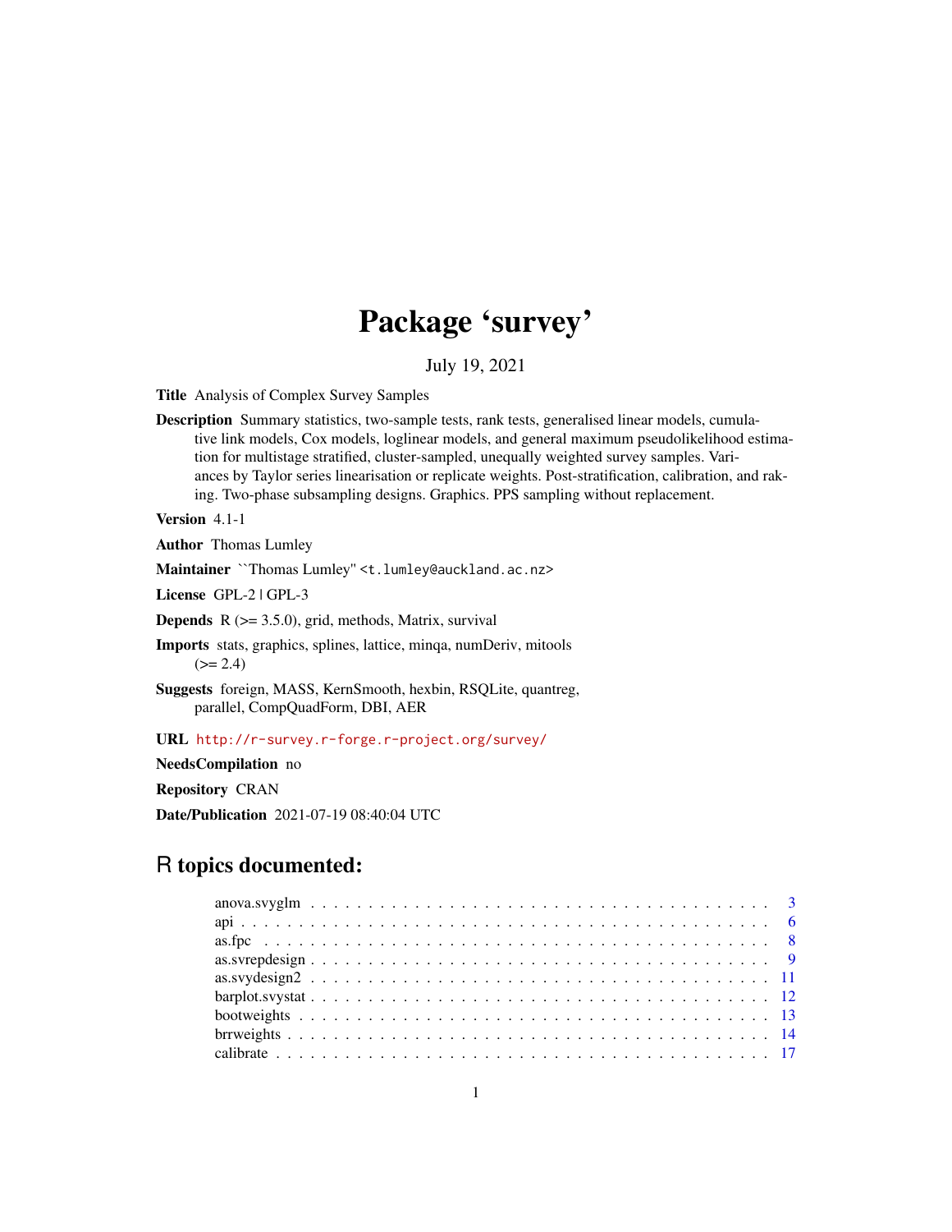# Package 'survey'

July 19, 2021

**Title** Analysis of Complex Survey Samples

**Description** Summary statistics, two-sample tests, rank tests, generalised linear models, cumulative link models, Cox models, loglinear models, and general maximum pseudolikelihood estimation for multistage stratified, cluster-sampled, unequally weighted survey samples. Variances by Taylor series linearisation or replicate weights. Post-stratification, calibration, and raking. Two-phase subsampling designs. Graphics. PPS sampling without replacement.

**Version** 4.1-1

**Author** Thomas Lumley

**Maintainer** ``Thomas Lumley'' <t.lumley@auckland.ac.nz>

**License** GPL-2 | GPL-3

**Depends** R (>= 3.5.0), grid, methods, Matrix, survival

**Imports** stats, graphics, splines, lattice, minqa, numDeriv, mitools (>= 2.4)

**Suggests** foreign, MASS, KernSmooth, hexbin, RSQLite, quantreg, parallel, CompQuadForm, DBI, AER

**URL** http://r-survey.r-forge.r-project.org/survey/

**NeedsCompilation** no

**Repository** CRAN

**Date/Publication** 2021-07-19 08:40:04 UTC

## R topics documented:

anova.svyglm . . . . . . . . . . . . . . . . . . . . . . . . . . . . . . . . . . . . . . 3
api . . . . . . . . . . . . . . . . . . . . . . . . . . . . . . . . . . . . . . . . . . . 6
as.fpc . . . . . . . . . . . . . . . . . . . . . . . . . . . . . . . . . . . . . . . . . . 8
as.svrepdesign . . . . . . . . . . . . . . . . . . . . . . . . . . . . . . . . . . . . . 9
as.svydesign2 . . . . . . . . . . . . . . . . . . . . . . . . . . . . . . . . . . . . . 11
barplot.svystat . . . . . . . . . . . . . . . . . . . . . . . . . . . . . . . . . . . . . 12
bootweights . . . . . . . . . . . . . . . . . . . . . . . . . . . . . . . . . . . . . . 13
brrweights . . . . . . . . . . . . . . . . . . . . . . . . . . . . . . . . . . . . . . . 14
calibrate . . . . . . . . . . . . . . . . . . . . . . . . . . . . . . . . . . . . . . . . 17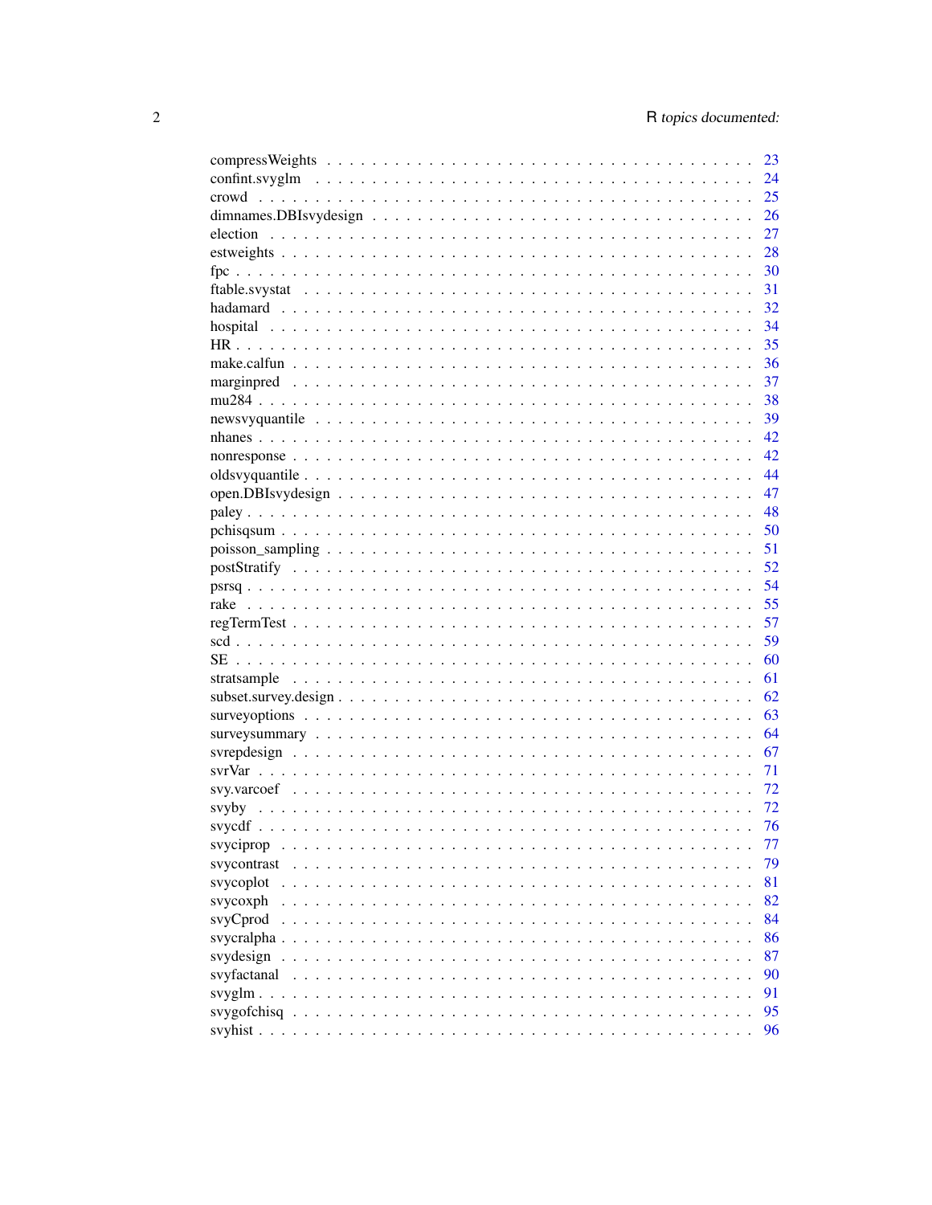| | |
|---|---|
| compressWeights | 23 |
| confint.svyglm | 24 |
| crowd | 25 |
| dimnames.DBIsvydesign | 26 |
| election | 27 |
| estweights | 28 |
| fpc | 30 |
| ftable.svystat | 31 |
| hadamard | 32 |
| hospital | 34 |
| HR | 35 |
| make.calfun | 36 |
| marginpred | 37 |
| mu284 | 38 |
| newsvyquantile | 39 |
| nhanes | 42 |
| nonresponse | 42 |
| oldsvyquantile | 44 |
| open.DBIsvydesign | 47 |
| paley | 48 |
| pchisqsum | 50 |
| poisson_sampling | 51 |
| postStratify | 52 |
| psrsq | 54 |
| rake | 55 |
| regTermTest | 57 |
| scd | 59 |
| SE | 60 |
| stratsample | 61 |
| subset.survey.design | 62 |
| surveyoptions | 63 |
| surveysummary | 64 |
| svrepdesign | 67 |
| svrVar | 71 |
| svy.varcoef | 72 |
| svyby | 72 |
| svycdf | 76 |
| svyciprop | 77 |
| svycontrast | 79 |
| svycoplot | 81 |
| svycoxph | 82 |
| svyCprod | 84 |
| svycralpha | 86 |
| svydesign | 87 |
| svyfactanal | 90 |
| svyglm | 91 |
| svygofchisq | 95 |
| svyhist | 96 |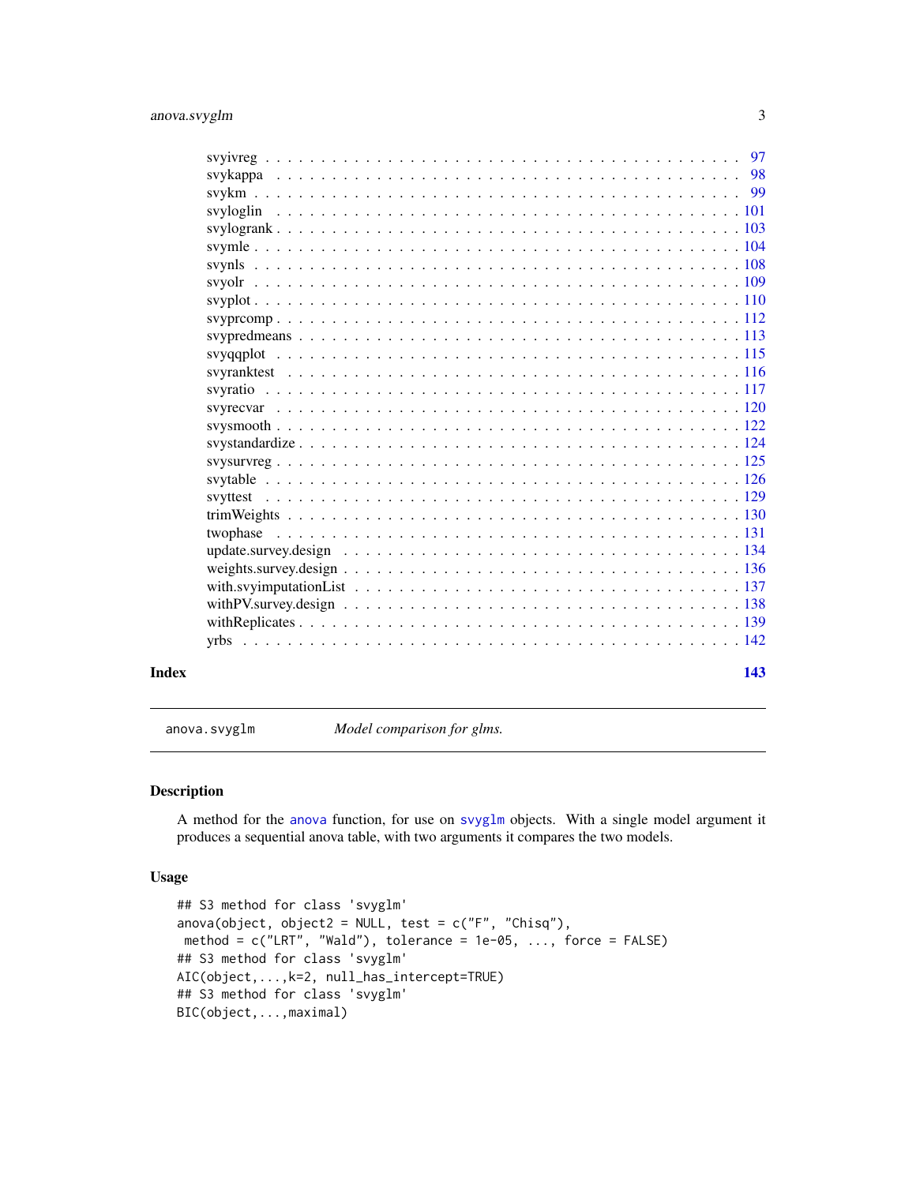svyivreg . . . . . . . . . . . . . . . . . . . . . . . . . . . . . . . . . . . . . . . . 97
svykappa . . . . . . . . . . . . . . . . . . . . . . . . . . . . . . . . . . . . . . . . 98
svykm . . . . . . . . . . . . . . . . . . . . . . . . . . . . . . . . . . . . . . . . . . 99
svyloglin . . . . . . . . . . . . . . . . . . . . . . . . . . . . . . . . . . . . . . . . 101
svylogrank . . . . . . . . . . . . . . . . . . . . . . . . . . . . . . . . . . . . . . . 103
svymle . . . . . . . . . . . . . . . . . . . . . . . . . . . . . . . . . . . . . . . . . 104
svynls . . . . . . . . . . . . . . . . . . . . . . . . . . . . . . . . . . . . . . . . . 108
svyolr . . . . . . . . . . . . . . . . . . . . . . . . . . . . . . . . . . . . . . . . . 109
svyplot . . . . . . . . . . . . . . . . . . . . . . . . . . . . . . . . . . . . . . . . 110
svyprcomp . . . . . . . . . . . . . . . . . . . . . . . . . . . . . . . . . . . . . . . 112
svypredmeans . . . . . . . . . . . . . . . . . . . . . . . . . . . . . . . . . . . . . 113
svyqqplot . . . . . . . . . . . . . . . . . . . . . . . . . . . . . . . . . . . . . . . 115
svyranktest . . . . . . . . . . . . . . . . . . . . . . . . . . . . . . . . . . . . . . 116
svyratio . . . . . . . . . . . . . . . . . . . . . . . . . . . . . . . . . . . . . . . . 117
svyrecvar . . . . . . . . . . . . . . . . . . . . . . . . . . . . . . . . . . . . . . . 120
svysmooth . . . . . . . . . . . . . . . . . . . . . . . . . . . . . . . . . . . . . . . 122
svystandardize . . . . . . . . . . . . . . . . . . . . . . . . . . . . . . . . . . . . 124
svysurvreg . . . . . . . . . . . . . . . . . . . . . . . . . . . . . . . . . . . . . . . 125
svytable . . . . . . . . . . . . . . . . . . . . . . . . . . . . . . . . . . . . . . . . 126
svyttest . . . . . . . . . . . . . . . . . . . . . . . . . . . . . . . . . . . . . . . . 129
trimWeights . . . . . . . . . . . . . . . . . . . . . . . . . . . . . . . . . . . . . . 130
twophase . . . . . . . . . . . . . . . . . . . . . . . . . . . . . . . . . . . . . . . . 131
update.survey.design . . . . . . . . . . . . . . . . . . . . . . . . . . . . . . . . . 134
weights.survey.design . . . . . . . . . . . . . . . . . . . . . . . . . . . . . . . . 136
with.svyimputationList . . . . . . . . . . . . . . . . . . . . . . . . . . . . . . . . 137
withPV.survey.design . . . . . . . . . . . . . . . . . . . . . . . . . . . . . . . . . 138
withReplicates . . . . . . . . . . . . . . . . . . . . . . . . . . . . . . . . . . . . . 139
yrbs . . . . . . . . . . . . . . . . . . . . . . . . . . . . . . . . . . . . . . . . . . 142

**Index** **143**

---

## anova.svyglm — *Model comparison for glms.*

### Description

A method for the `anova` function, for use on `svyglm` objects. With a single model argument it produces a sequential anova table, with two arguments it compares the two models.

### Usage

```
## S3 method for class 'svyglm'
anova(object, object2 = NULL, test = c("F", "Chisq"),
 method = c("LRT", "Wald"), tolerance = 1e-05, ..., force = FALSE)
## S3 method for class 'svyglm'
AIC(object,...,k=2, null_has_intercept=TRUE)
## S3 method for class 'svyglm'
BIC(object,...,maximal)
```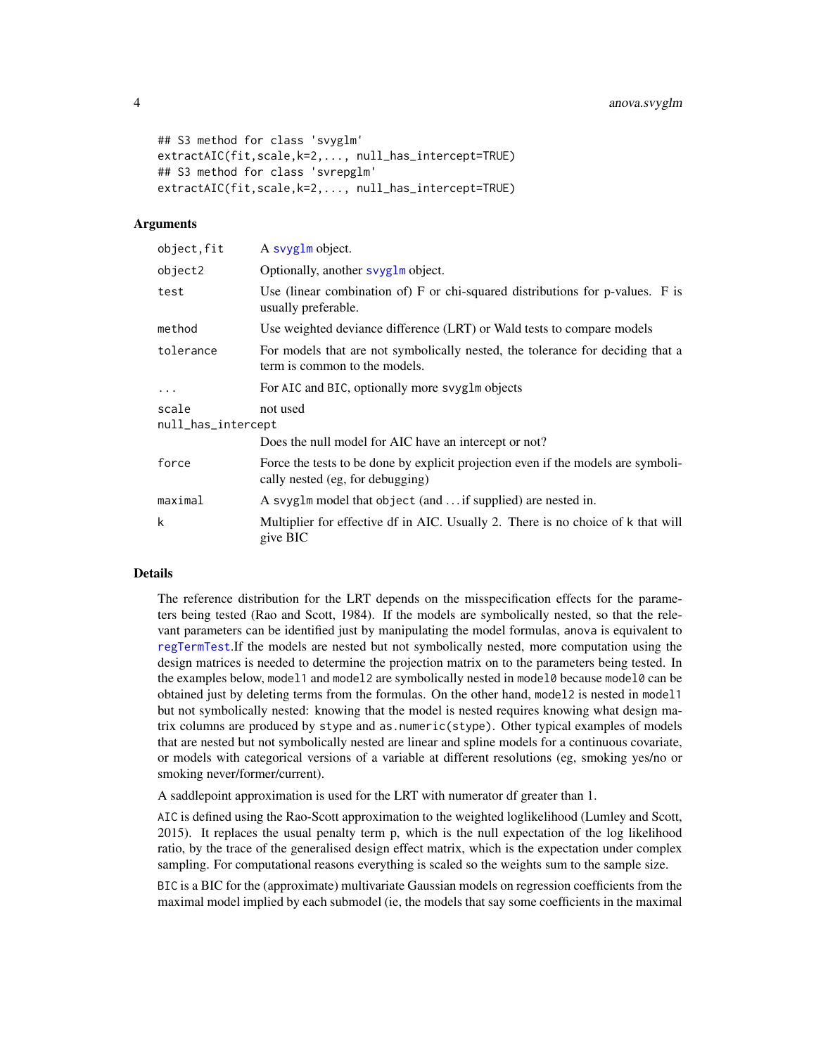```
## S3 method for class 'svyglm'
extractAIC(fit,scale,k=2,..., null_has_intercept=TRUE)
## S3 method for class 'svrepglm'
extractAIC(fit,scale,k=2,..., null_has_intercept=TRUE)
```

## Arguments

| | |
|---|---|
| `object,fit` | A `svyglm` object. |
| `object2` | Optionally, another `svyglm` object. |
| `test` | Use (linear combination of) F or chi-squared distributions for p-values. F is usually preferable. |
| `method` | Use weighted deviance difference (LRT) or Wald tests to compare models |
| `tolerance` | For models that are not symbolically nested, the tolerance for deciding that a term is common to the models. |
| `...` | For `AIC` and `BIC`, optionally more `svyglm` objects |
| `scale` | not used |
| `null_has_intercept` | Does the null model for AIC have an intercept or not? |
| `force` | Force the tests to be done by explicit projection even if the models are symbolically nested (eg, for debugging) |
| `maximal` | A `svyglm` model that `object` (and ... if supplied) are nested in. |
| `k` | Multiplier for effective df in AIC. Usually 2. There is no choice of `k` that will give BIC |

## Details

The reference distribution for the LRT depends on the misspecification effects for the parameters being tested (Rao and Scott, 1984). If the models are symbolically nested, so that the relevant parameters can be identified just by manipulating the model formulas, `anova` is equivalent to `regTermTest`.If the models are nested but not symbolically nested, more computation using the design matrices is needed to determine the projection matrix on to the parameters being tested. In the examples below, `model1` and `model2` are symbolically nested in `model0` because `model0` can be obtained just by deleting terms from the formulas. On the other hand, `model2` is nested in `model1` but not symbolically nested: knowing that the model is nested requires knowing what design matrix columns are produced by `stype` and `as.numeric(stype)`. Other typical examples of models that are nested but not symbolically nested are linear and spline models for a continuous covariate, or models with categorical versions of a variable at different resolutions (eg, smoking yes/no or smoking never/former/current).

A saddlepoint approximation is used for the LRT with numerator df greater than 1.

`AIC` is defined using the Rao-Scott approximation to the weighted loglikelihood (Lumley and Scott, 2015). It replaces the usual penalty term p, which is the null expectation of the log likelihood ratio, by the trace of the generalised design effect matrix, which is the expectation under complex sampling. For computational reasons everything is scaled so the weights sum to the sample size.

`BIC` is a BIC for the (approximate) multivariate Gaussian models on regression coefficients from the maximal model implied by each submodel (ie, the models that say some coefficients in the maximal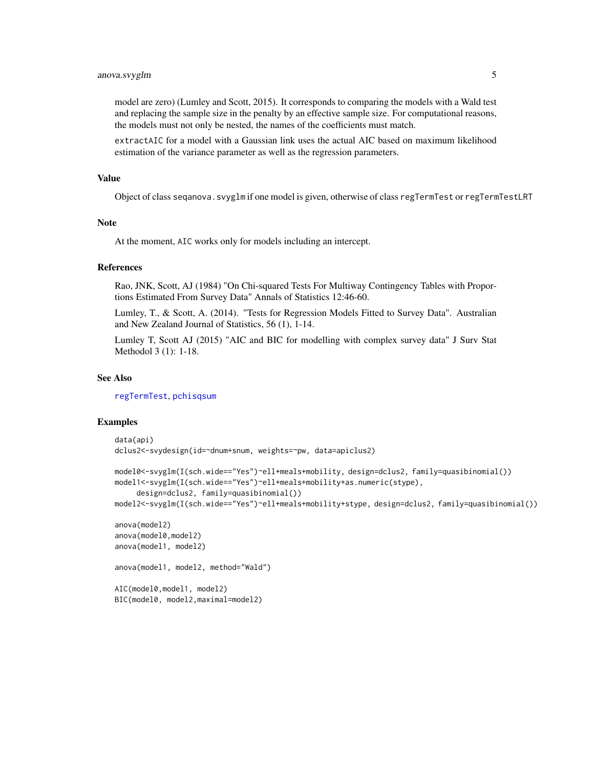model are zero) (Lumley and Scott, 2015). It corresponds to comparing the models with a Wald test and replacing the sample size in the penalty by an effective sample size. For computational reasons, the models must not only be nested, the names of the coefficients must match.

`extractAIC` for a model with a Gaussian link uses the actual AIC based on maximum likelihood estimation of the variance parameter as well as the regression parameters.

## Value

Object of class `seqanova.svyglm` if one model is given, otherwise of class `regTermTest` or `regTermTestLRT`

## Note

At the moment, `AIC` works only for models including an intercept.

## References

Rao, JNK, Scott, AJ (1984) "On Chi-squared Tests For Multiway Contingency Tables with Proportions Estimated From Survey Data" Annals of Statistics 12:46-60.

Lumley, T., & Scott, A. (2014). "Tests for Regression Models Fitted to Survey Data". Australian and New Zealand Journal of Statistics, 56 (1), 1-14.

Lumley T, Scott AJ (2015) "AIC and BIC for modelling with complex survey data" J Surv Stat Methodol 3 (1): 1-18.

## See Also

`regTermTest`, `pchisqsum`

## Examples

```
data(api)
dclus2<-svydesign(id=~dnum+snum, weights=~pw, data=apiclus2)

model0<-svyglm(I(sch.wide=="Yes")~ell+meals+mobility, design=dclus2, family=quasibinomial())
model1<-svyglm(I(sch.wide=="Yes")~ell+meals+mobility+as.numeric(stype),
     design=dclus2, family=quasibinomial())
model2<-svyglm(I(sch.wide=="Yes")~ell+meals+mobility+stype, design=dclus2, family=quasibinomial())

anova(model2)
anova(model0,model2)
anova(model1, model2)

anova(model1, model2, method="Wald")

AIC(model0,model1, model2)
BIC(model0, model2,maximal=model2)
```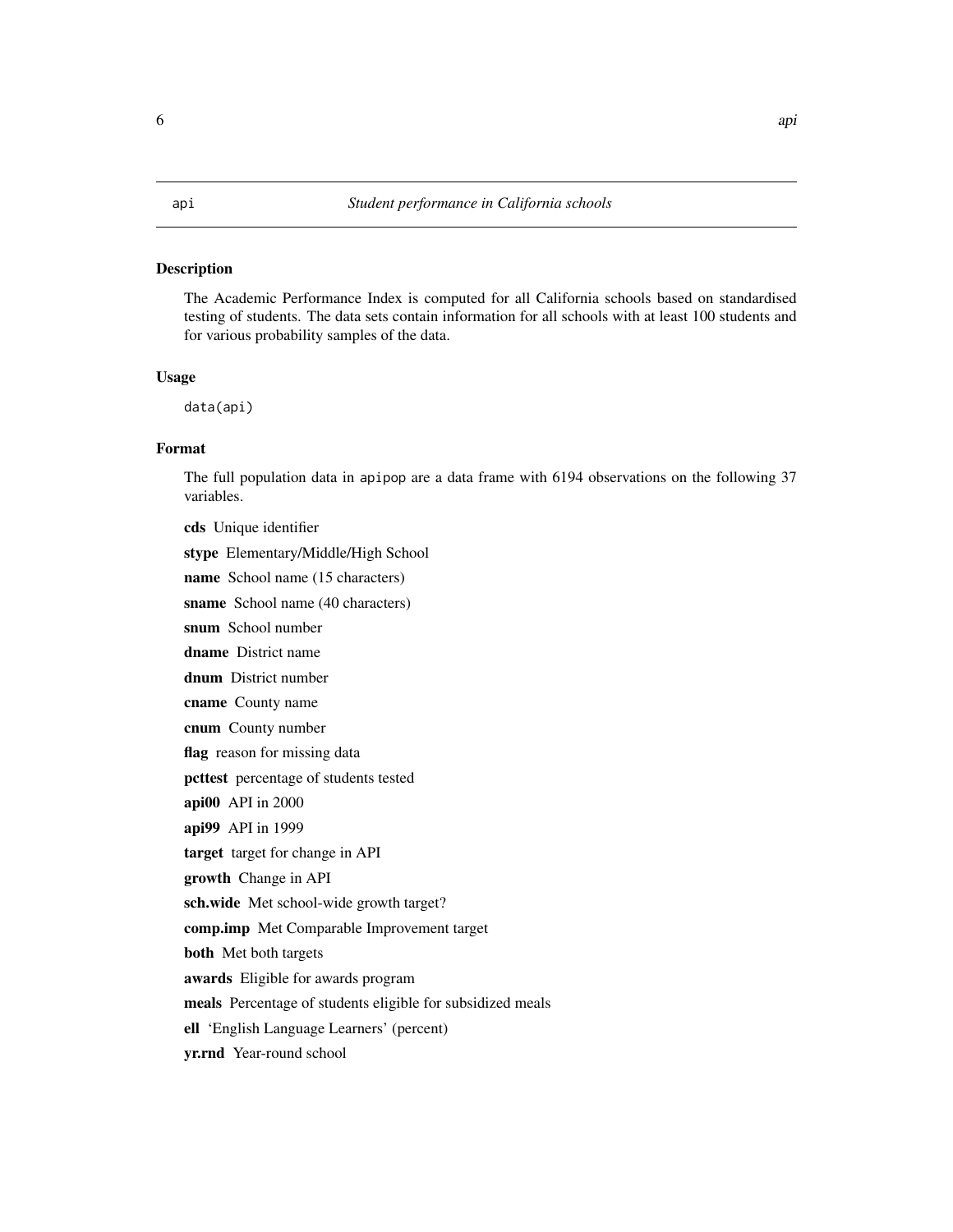api *Student performance in California schools*

### Description

The Academic Performance Index is computed for all California schools based on standardised testing of students. The data sets contain information for all schools with at least 100 students and for various probability samples of the data.

### Usage

```
data(api)
```

### Format

The full population data in `apipop` are a data frame with 6194 observations on the following 37 variables.

**cds** Unique identifier

**stype** Elementary/Middle/High School

**name** School name (15 characters)

**sname** School name (40 characters)

**snum** School number

**dname** District name

**dnum** District number

**cname** County name

**cnum** County number

**flag** reason for missing data

**pcttest** percentage of students tested

**api00** API in 2000

**api99** API in 1999

**target** target for change in API

**growth** Change in API

**sch.wide** Met school-wide growth target?

**comp.imp** Met Comparable Improvement target

**both** Met both targets

**awards** Eligible for awards program

**meals** Percentage of students eligible for subsidized meals

**ell** 'English Language Learners' (percent)

**yr.rnd** Year-round school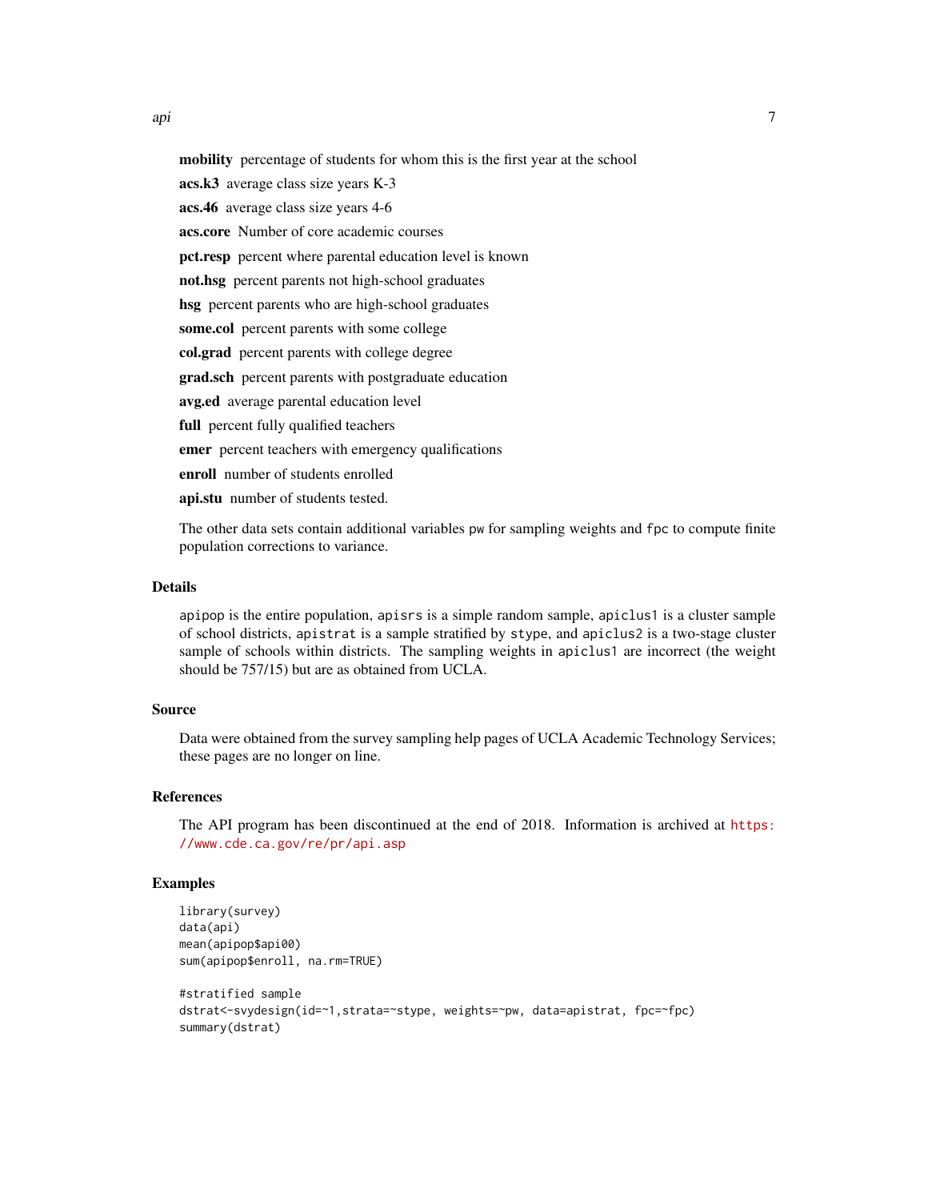**mobility** percentage of students for whom this is the first year at the school

**acs.k3** average class size years K-3

**acs.46** average class size years 4-6

**acs.core** Number of core academic courses

**pct.resp** percent where parental education level is known

**not.hsg** percent parents not high-school graduates

**hsg** percent parents who are high-school graduates

**some.col** percent parents with some college

**col.grad** percent parents with college degree

**grad.sch** percent parents with postgraduate education

**avg.ed** average parental education level

**full** percent fully qualified teachers

**emer** percent teachers with emergency qualifications

**enroll** number of students enrolled

**api.stu** number of students tested.

The other data sets contain additional variables `pw` for sampling weights and `fpc` to compute finite population corrections to variance.

## Details

`apipop` is the entire population, `apisrs` is a simple random sample, `apiclus1` is a cluster sample of school districts, `apistrat` is a sample stratified by `stype`, and `apiclus2` is a two-stage cluster sample of schools within districts. The sampling weights in `apiclus1` are incorrect (the weight should be 757/15) but are as obtained from UCLA.

## Source

Data were obtained from the survey sampling help pages of UCLA Academic Technology Services; these pages are no longer on line.

## References

The API program has been discontinued at the end of 2018. Information is archived at https://www.cde.ca.gov/re/pr/api.asp

## Examples

```
library(survey)
data(api)
mean(apipop$api00)
sum(apipop$enroll, na.rm=TRUE)

#stratified sample
dstrat<-svydesign(id=~1,strata=~stype, weights=~pw, data=apistrat, fpc=~fpc)
summary(dstrat)
```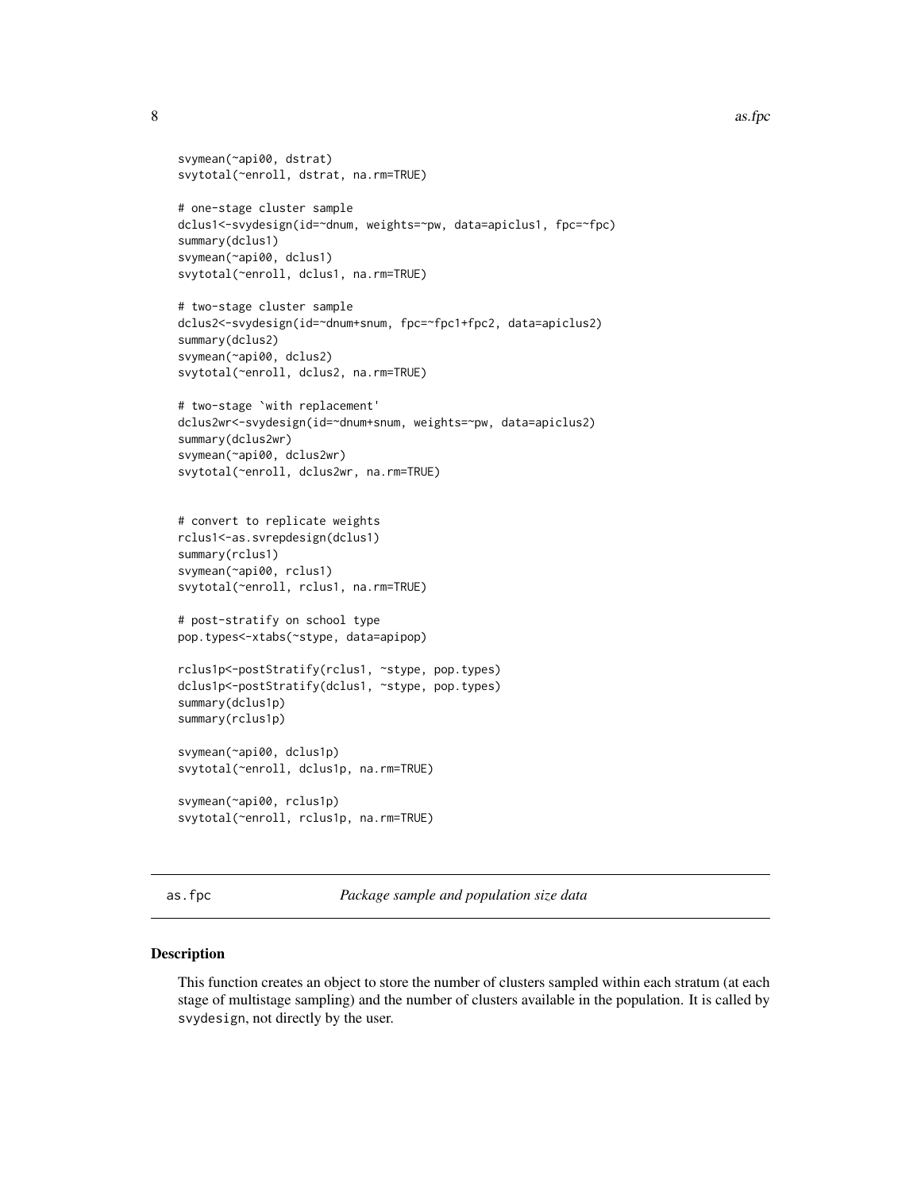```
svymean(~api00, dstrat)
svytotal(~enroll, dstrat, na.rm=TRUE)

# one-stage cluster sample
dclus1<-svydesign(id=~dnum, weights=~pw, data=apiclus1, fpc=~fpc)
summary(dclus1)
svymean(~api00, dclus1)
svytotal(~enroll, dclus1, na.rm=TRUE)

# two-stage cluster sample
dclus2<-svydesign(id=~dnum+snum, fpc=~fpc1+fpc2, data=apiclus2)
summary(dclus2)
svymean(~api00, dclus2)
svytotal(~enroll, dclus2, na.rm=TRUE)

# two-stage `with replacement'
dclus2wr<-svydesign(id=~dnum+snum, weights=~pw, data=apiclus2)
summary(dclus2wr)
svymean(~api00, dclus2wr)
svytotal(~enroll, dclus2wr, na.rm=TRUE)


# convert to replicate weights
rclus1<-as.svrepdesign(dclus1)
summary(rclus1)
svymean(~api00, rclus1)
svytotal(~enroll, rclus1, na.rm=TRUE)

# post-stratify on school type
pop.types<-xtabs(~stype, data=apipop)

rclus1p<-postStratify(rclus1, ~stype, pop.types)
dclus1p<-postStratify(dclus1, ~stype, pop.types)
summary(dclus1p)
summary(rclus1p)

svymean(~api00, dclus1p)
svytotal(~enroll, dclus1p, na.rm=TRUE)

svymean(~api00, rclus1p)
svytotal(~enroll, rclus1p, na.rm=TRUE)
```

## as.fpc — *Package sample and population size data*

### Description

This function creates an object to store the number of clusters sampled within each stratum (at each stage of multistage sampling) and the number of clusters available in the population. It is called by `svydesign`, not directly by the user.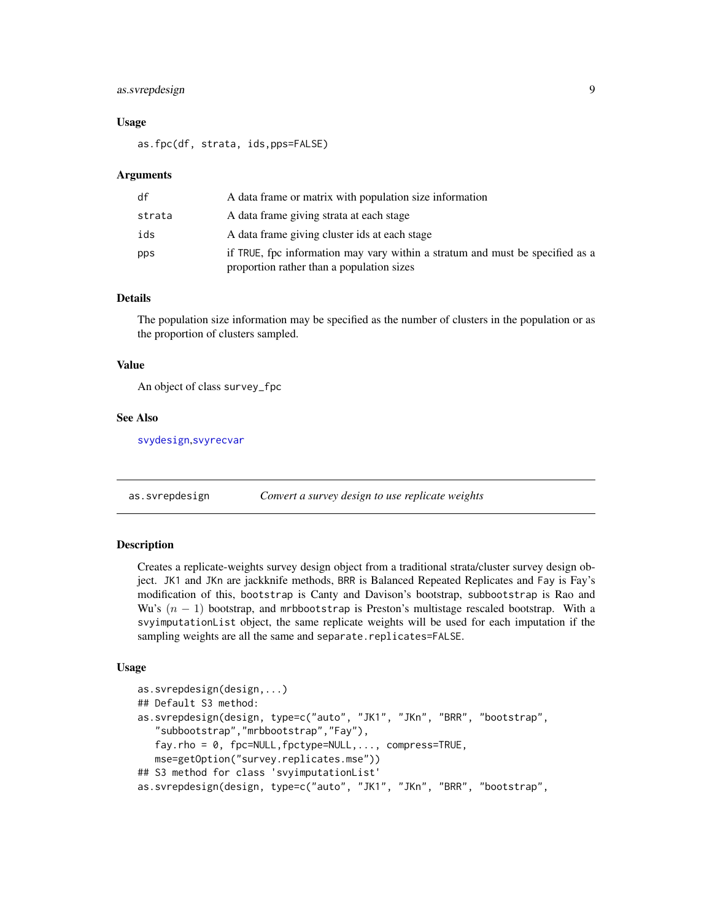### Usage

```
as.fpc(df, strata, ids,pps=FALSE)
```

### Arguments

| | |
|---|---|
| df | A data frame or matrix with population size information |
| strata | A data frame giving strata at each stage |
| ids | A data frame giving cluster ids at each stage |
| pps | if TRUE, fpc information may vary within a stratum and must be specified as a proportion rather than a population sizes |

### Details

The population size information may be specified as the number of clusters in the population or as the proportion of clusters sampled.

### Value

An object of class survey_fpc

### See Also

svydesign,svyrecvar

---

## as.svrepdesign *Convert a survey design to use replicate weights*

### Description

Creates a replicate-weights survey design object from a traditional strata/cluster survey design object. JK1 and JKn are jackknife methods, BRR is Balanced Repeated Replicates and Fay is Fay's modification of this, bootstrap is Canty and Davison's bootstrap, subbootstrap is Rao and Wu's $(n-1)$ bootstrap, and mrbbootstrap is Preston's multistage rescaled bootstrap. With a svyimputationList object, the same replicate weights will be used for each imputation if the sampling weights are all the same and separate.replicates=FALSE.

### Usage

```
as.svrepdesign(design,...)
## Default S3 method:
as.svrepdesign(design, type=c("auto", "JK1", "JKn", "BRR", "bootstrap",
   "subbootstrap","mrbbootstrap","Fay"),
   fay.rho = 0, fpc=NULL,fpctype=NULL,..., compress=TRUE,
   mse=getOption("survey.replicates.mse"))
## S3 method for class 'svyimputationList'
as.svrepdesign(design, type=c("auto", "JK1", "JKn", "BRR", "bootstrap",
```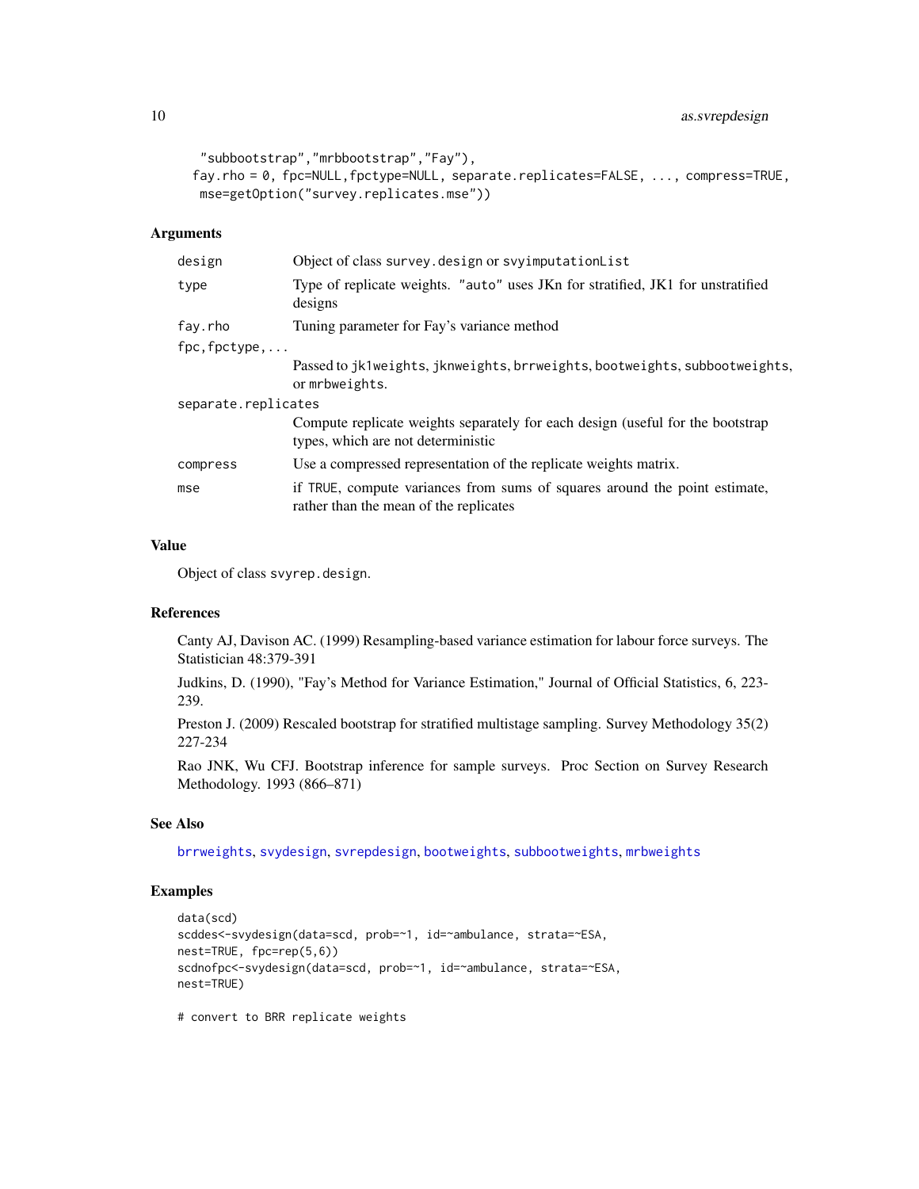```
"subbootstrap","mrbbootstrap","Fay"),
fay.rho = 0, fpc=NULL,fpctype=NULL, separate.replicates=FALSE, ..., compress=TRUE,
 mse=getOption("survey.replicates.mse"))
```

## Arguments

| | |
|---|---|
| design | Object of class survey.design or svyimputationList |
| type | Type of replicate weights. "auto" uses JKn for stratified, JK1 for unstratified designs |
| fay.rho | Tuning parameter for Fay's variance method |
| fpc,fpctype,... | Passed to jk1weights, jknweights, brrweights, bootweights, subbootweights, or mrbweights. |
| separate.replicates | Compute replicate weights separately for each design (useful for the bootstrap types, which are not deterministic |
| compress | Use a compressed representation of the replicate weights matrix. |
| mse | if TRUE, compute variances from sums of squares around the point estimate, rather than the mean of the replicates |

## Value

Object of class svyrep.design.

## References

Canty AJ, Davison AC. (1999) Resampling-based variance estimation for labour force surveys. The Statistician 48:379-391

Judkins, D. (1990), "Fay's Method for Variance Estimation," Journal of Official Statistics, 6, 223-239.

Preston J. (2009) Rescaled bootstrap for stratified multistage sampling. Survey Methodology 35(2) 227-234

Rao JNK, Wu CFJ. Bootstrap inference for sample surveys. Proc Section on Survey Research Methodology. 1993 (866–871)

## See Also

brrweights, svydesign, svrepdesign, bootweights, subbootweights, mrbweights

## Examples

```
data(scd)
scddes<-svydesign(data=scd, prob=~1, id=~ambulance, strata=~ESA,
nest=TRUE, fpc=rep(5,6))
scdnofpc<-svydesign(data=scd, prob=~1, id=~ambulance, strata=~ESA,
nest=TRUE)

# convert to BRR replicate weights
```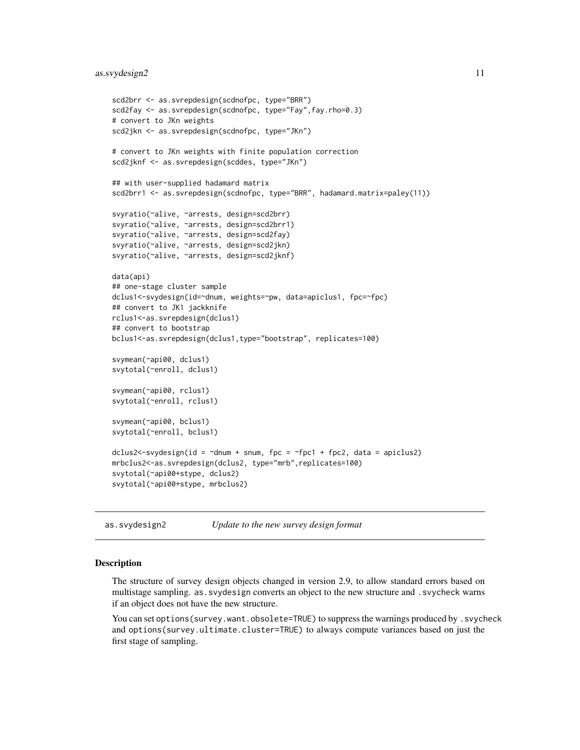```
scd2brr <- as.svrepdesign(scdnofpc, type="BRR")
scd2fay <- as.svrepdesign(scdnofpc, type="Fay",fay.rho=0.3)
# convert to JKn weights
scd2jkn <- as.svrepdesign(scdnofpc, type="JKn")

# convert to JKn weights with finite population correction
scd2jknf <- as.svrepdesign(scddes, type="JKn")

## with user-supplied hadamard matrix
scd2brr1 <- as.svrepdesign(scdnofpc, type="BRR", hadamard.matrix=paley(11))

svyratio(~alive, ~arrests, design=scd2brr)
svyratio(~alive, ~arrests, design=scd2brr1)
svyratio(~alive, ~arrests, design=scd2fay)
svyratio(~alive, ~arrests, design=scd2jkn)
svyratio(~alive, ~arrests, design=scd2jknf)

data(api)
## one-stage cluster sample
dclus1<-svydesign(id=~dnum, weights=~pw, data=apiclus1, fpc=~fpc)
## convert to JK1 jackknife
rclus1<-as.svrepdesign(dclus1)
## convert to bootstrap
bclus1<-as.svrepdesign(dclus1,type="bootstrap", replicates=100)

svymean(~api00, dclus1)
svytotal(~enroll, dclus1)

svymean(~api00, rclus1)
svytotal(~enroll, rclus1)

svymean(~api00, bclus1)
svytotal(~enroll, bclus1)

dclus2<-svydesign(id = ~dnum + snum, fpc = ~fpc1 + fpc2, data = apiclus2)
mrbclus2<-as.svrepdesign(dclus2, type="mrb",replicates=100)
svytotal(~api00+stype, dclus2)
svytotal(~api00+stype, mrbclus2)
```

---

## as.svydesign2 — *Update to the new survey design format*

### Description

The structure of survey design objects changed in version 2.9, to allow standard errors based on multistage sampling. `as.svydesign` converts an object to the new structure and `.svycheck` warns if an object does not have the new structure.

You can set `options(survey.want.obsolete=TRUE)` to suppress the warnings produced by `.svycheck` and `options(survey.ultimate.cluster=TRUE)` to always compute variances based on just the first stage of sampling.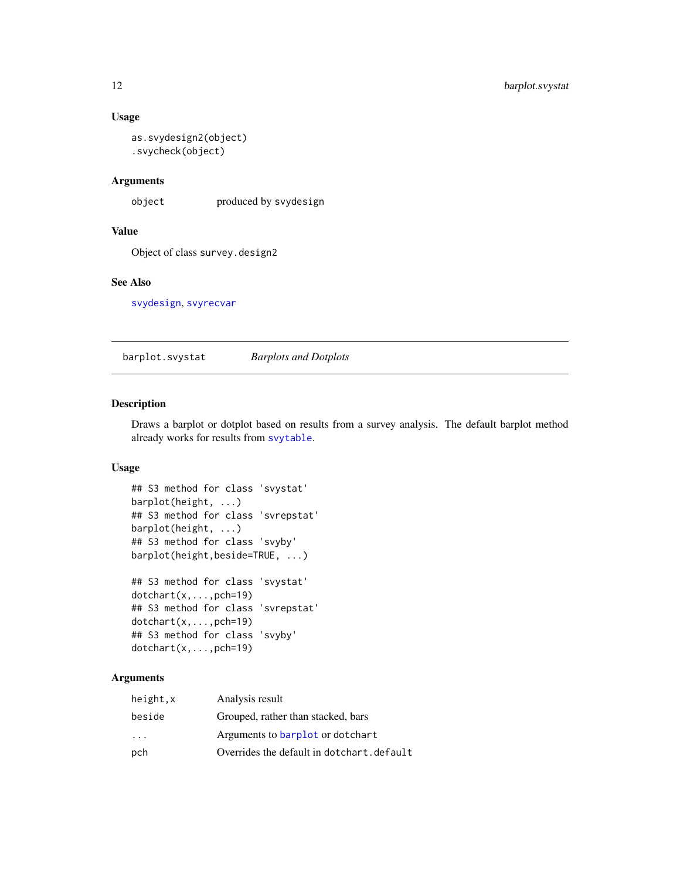### Usage

```
as.svydesign2(object)
.svycheck(object)
```

### Arguments

| | |
|---|---|
| object | produced by svydesign |

### Value

Object of class survey.design2

### See Also

svydesign, svyrecvar

---

## barplot.svystat *Barplots and Dotplots*

### Description

Draws a barplot or dotplot based on results from a survey analysis. The default barplot method already works for results from svytable.

### Usage

```
## S3 method for class 'svystat'
barplot(height, ...)
## S3 method for class 'svrepstat'
barplot(height, ...)
## S3 method for class 'svyby'
barplot(height,beside=TRUE, ...)

## S3 method for class 'svystat'
dotchart(x,...,pch=19)
## S3 method for class 'svrepstat'
dotchart(x,...,pch=19)
## S3 method for class 'svyby'
dotchart(x,...,pch=19)
```

### Arguments

| | |
|---|---|
| height,x | Analysis result |
| beside | Grouped, rather than stacked, bars |
| ... | Arguments to barplot or dotchart |
| pch | Overrides the default in dotchart.default |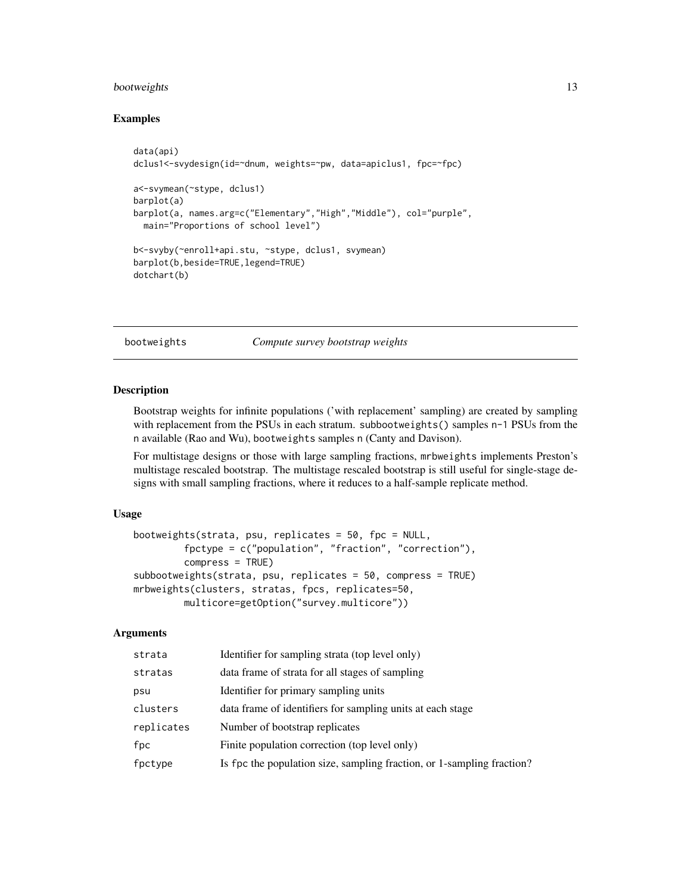## Examples

```
data(api)
dclus1<-svydesign(id=~dnum, weights=~pw, data=apiclus1, fpc=~fpc)

a<-svymean(~stype, dclus1)
barplot(a)
barplot(a, names.arg=c("Elementary","High","Middle"), col="purple",
  main="Proportions of school level")

b<-svyby(~enroll+api.stu, ~stype, dclus1, svymean)
barplot(b,beside=TRUE,legend=TRUE)
dotchart(b)
```

---

# bootweights — *Compute survey bootstrap weights*

---

## Description

Bootstrap weights for infinite populations ('with replacement' sampling) are created by sampling with replacement from the PSUs in each stratum. `subbootweights()` samples `n-1` PSUs from the `n` available (Rao and Wu), `bootweights` samples `n` (Canty and Davison).

For multistage designs or those with large sampling fractions, `mrbweights` implements Preston's multistage rescaled bootstrap. The multistage rescaled bootstrap is still useful for single-stage designs with small sampling fractions, where it reduces to a half-sample replicate method.

## Usage

```
bootweights(strata, psu, replicates = 50, fpc = NULL,
         fpctype = c("population", "fraction", "correction"),
         compress = TRUE)
subbootweights(strata, psu, replicates = 50, compress = TRUE)
mrbweights(clusters, stratas, fpcs, replicates=50,
         multicore=getOption("survey.multicore"))
```

## Arguments

| | |
|---|---|
| `strata` | Identifier for sampling strata (top level only) |
| `stratas` | data frame of strata for all stages of sampling |
| `psu` | Identifier for primary sampling units |
| `clusters` | data frame of identifiers for sampling units at each stage |
| `replicates` | Number of bootstrap replicates |
| `fpc` | Finite population correction (top level only) |
| `fpctype` | Is `fpc` the population size, sampling fraction, or 1-sampling fraction? |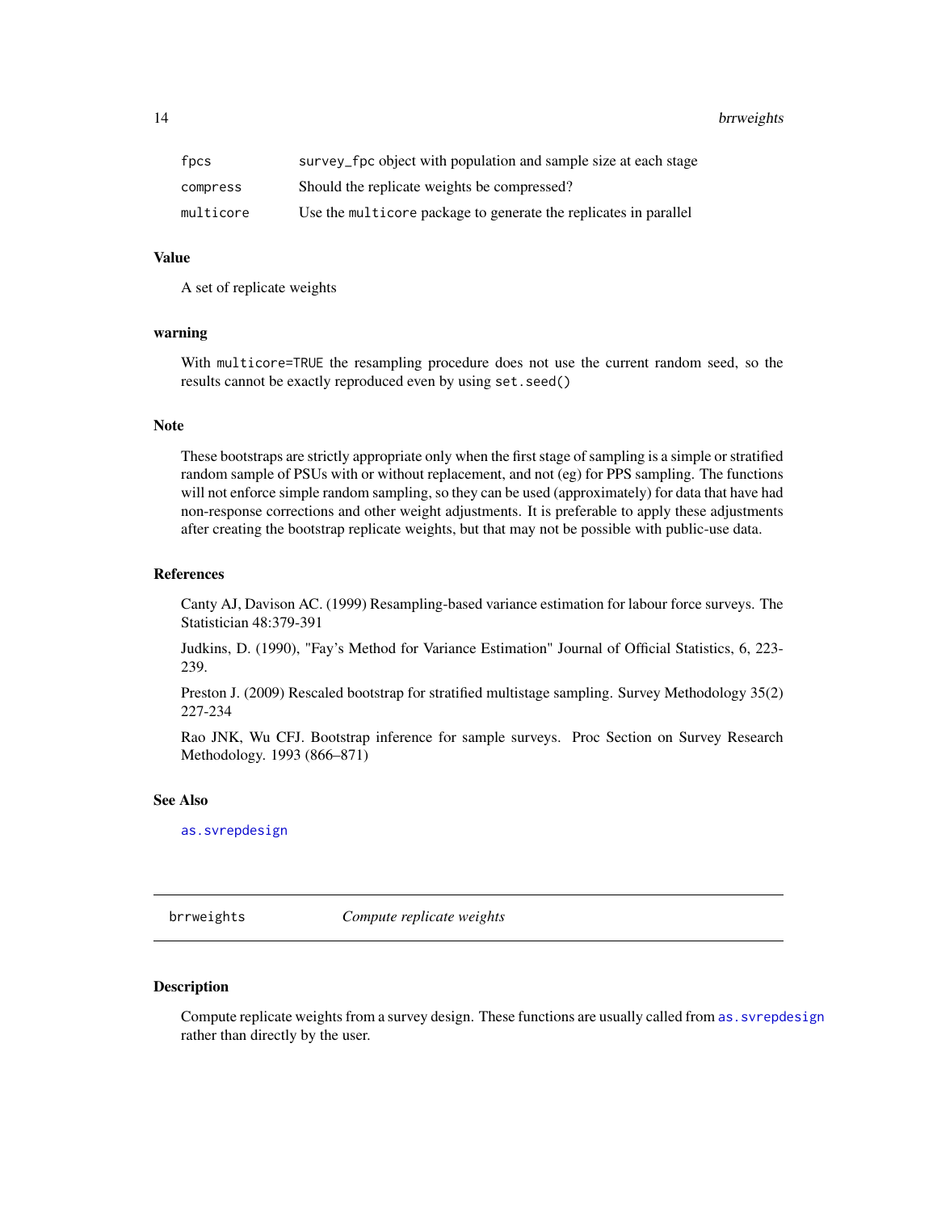| | |
|---|---|
| fpcs | survey_fpc object with population and sample size at each stage |
| compress | Should the replicate weights be compressed? |
| multicore | Use the multicore package to generate the replicates in parallel |

### Value

A set of replicate weights

### warning

With multicore=TRUE the resampling procedure does not use the current random seed, so the results cannot be exactly reproduced even by using set.seed()

### Note

These bootstraps are strictly appropriate only when the first stage of sampling is a simple or stratified random sample of PSUs with or without replacement, and not (eg) for PPS sampling. The functions will not enforce simple random sampling, so they can be used (approximately) for data that have had non-response corrections and other weight adjustments. It is preferable to apply these adjustments after creating the bootstrap replicate weights, but that may not be possible with public-use data.

### References

Canty AJ, Davison AC. (1999) Resampling-based variance estimation for labour force surveys. The Statistician 48:379-391

Judkins, D. (1990), "Fay's Method for Variance Estimation" Journal of Official Statistics, 6, 223-239.

Preston J. (2009) Rescaled bootstrap for stratified multistage sampling. Survey Methodology 35(2) 227-234

Rao JNK, Wu CFJ. Bootstrap inference for sample surveys. Proc Section on Survey Research Methodology. 1993 (866–871)

### See Also

as.svrepdesign

---

## brrweights — *Compute replicate weights*

---

### Description

Compute replicate weights from a survey design. These functions are usually called from as.svrepdesign rather than directly by the user.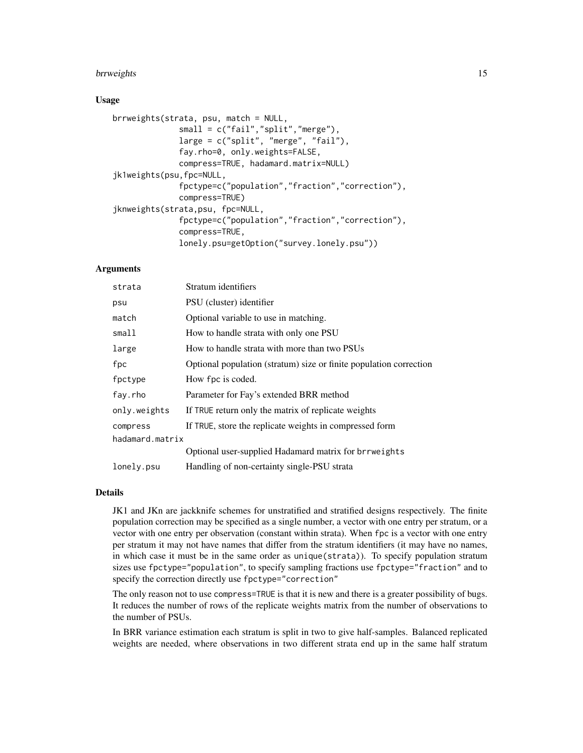### Usage

```
brrweights(strata, psu, match = NULL,
              small = c("fail","split","merge"),
              large = c("split", "merge", "fail"),
              fay.rho=0, only.weights=FALSE,
              compress=TRUE, hadamard.matrix=NULL)
jk1weights(psu,fpc=NULL,
              fpctype=c("population","fraction","correction"),
              compress=TRUE)
jknweights(strata,psu, fpc=NULL,
              fpctype=c("population","fraction","correction"),
              compress=TRUE,
              lonely.psu=getOption("survey.lonely.psu"))
```

### Arguments

| | |
|---|---|
| `strata` | Stratum identifiers |
| `psu` | PSU (cluster) identifier |
| `match` | Optional variable to use in matching. |
| `small` | How to handle strata with only one PSU |
| `large` | How to handle strata with more than two PSUs |
| `fpc` | Optional population (stratum) size or finite population correction |
| `fpctype` | How `fpc` is coded. |
| `fay.rho` | Parameter for Fay's extended BRR method |
| `only.weights` | If `TRUE` return only the matrix of replicate weights |
| `compress` | If `TRUE`, store the replicate weights in compressed form |
| `hadamard.matrix` | Optional user-supplied Hadamard matrix for `brrweights` |
| `lonely.psu` | Handling of non-certainty single-PSU strata |

### Details

JK1 and JKn are jackknife schemes for unstratified and stratified designs respectively. The finite population correction may be specified as a single number, a vector with one entry per stratum, or a vector with one entry per observation (constant within strata). When `fpc` is a vector with one entry per stratum it may not have names that differ from the stratum identifiers (it may have no names, in which case it must be in the same order as `unique(strata)`). To specify population stratum sizes use `fpctype="population"`, to specify sampling fractions use `fpctype="fraction"` and to specify the correction directly use `fpctype="correction"`

The only reason not to use `compress=TRUE` is that it is new and there is a greater possibility of bugs. It reduces the number of rows of the replicate weights matrix from the number of observations to the number of PSUs.

In BRR variance estimation each stratum is split in two to give half-samples. Balanced replicated weights are needed, where observations in two different strata end up in the same half stratum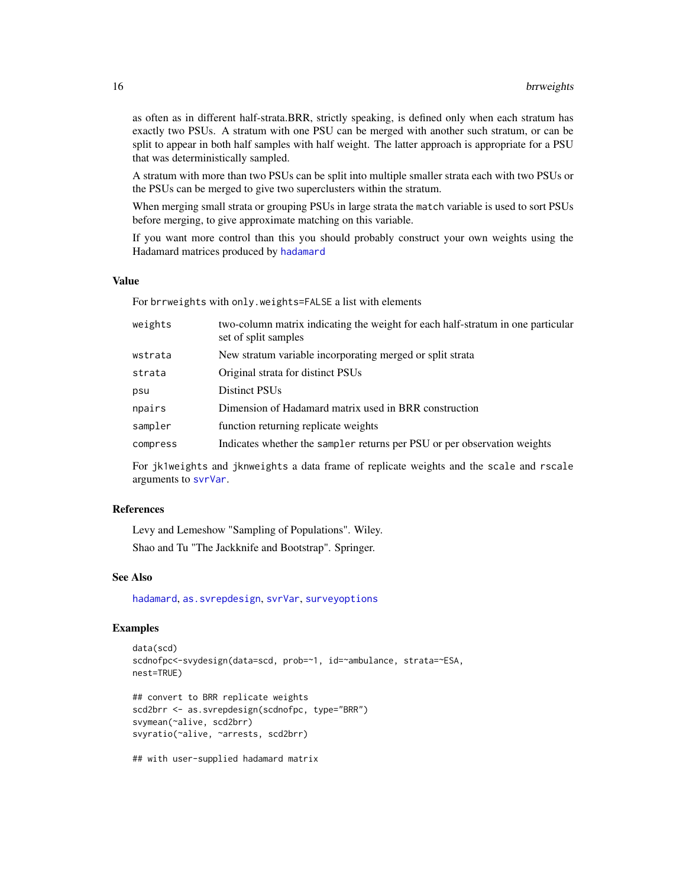as often as in different half-strata.BRR, strictly speaking, is defined only when each stratum has exactly two PSUs. A stratum with one PSU can be merged with another such stratum, or can be split to appear in both half samples with half weight. The latter approach is appropriate for a PSU that was deterministically sampled.

A stratum with more than two PSUs can be split into multiple smaller strata each with two PSUs or the PSUs can be merged to give two superclusters within the stratum.

When merging small strata or grouping PSUs in large strata the `match` variable is used to sort PSUs before merging, to give approximate matching on this variable.

If you want more control than this you should probably construct your own weights using the Hadamard matrices produced by `hadamard`

### Value

For `brrweights` with `only.weights=FALSE` a list with elements

| | |
|---|---|
| `weights` | two-column matrix indicating the weight for each half-stratum in one particular set of split samples |
| `wstrata` | New stratum variable incorporating merged or split strata |
| `strata` | Original strata for distinct PSUs |
| `psu` | Distinct PSUs |
| `npairs` | Dimension of Hadamard matrix used in BRR construction |
| `sampler` | function returning replicate weights |
| `compress` | Indicates whether the `sampler` returns per PSU or per observation weights |

For `jk1weights` and `jknweights` a data frame of replicate weights and the `scale` and `rscale` arguments to `svrVar`.

### References

Levy and Lemeshow "Sampling of Populations". Wiley.

Shao and Tu "The Jackknife and Bootstrap". Springer.

### See Also

`hadamard`, `as.svrepdesign`, `svrVar`, `surveyoptions`

### Examples

```
data(scd)
scdnofpc<-svydesign(data=scd, prob=~1, id=~ambulance, strata=~ESA,
nest=TRUE)

## convert to BRR replicate weights
scd2brr <- as.svrepdesign(scdnofpc, type="BRR")
svymean(~alive, scd2brr)
svyratio(~alive, ~arrests, scd2brr)

## with user-supplied hadamard matrix
```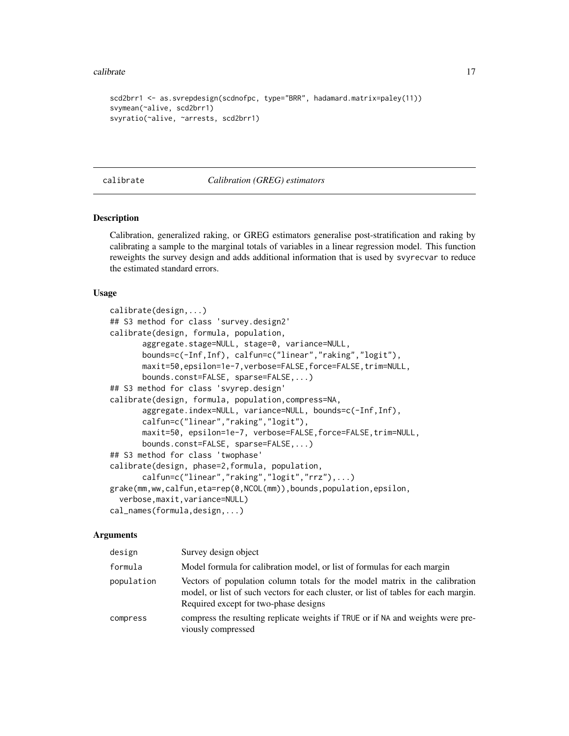```
scd2brr1 <- as.svrepdesign(scdnofpc, type="BRR", hadamard.matrix=paley(11))
svymean(~alive, scd2brr1)
svyratio(~alive, ~arrests, scd2brr1)
```

## calibrate *Calibration (GREG) estimators*

### Description

Calibration, generalized raking, or GREG estimators generalise post-stratification and raking by calibrating a sample to the marginal totals of variables in a linear regression model. This function reweights the survey design and adds additional information that is used by svyrecvar to reduce the estimated standard errors.

### Usage

```
calibrate(design,...)
## S3 method for class 'survey.design2'
calibrate(design, formula, population,
       aggregate.stage=NULL, stage=0, variance=NULL,
       bounds=c(-Inf,Inf), calfun=c("linear","raking","logit"),
       maxit=50,epsilon=1e-7,verbose=FALSE,force=FALSE,trim=NULL,
       bounds.const=FALSE, sparse=FALSE,...)
## S3 method for class 'svyrep.design'
calibrate(design, formula, population,compress=NA,
       aggregate.index=NULL, variance=NULL, bounds=c(-Inf,Inf),
       calfun=c("linear","raking","logit"),
       maxit=50, epsilon=1e-7, verbose=FALSE,force=FALSE,trim=NULL,
       bounds.const=FALSE, sparse=FALSE,...)
## S3 method for class 'twophase'
calibrate(design, phase=2,formula, population,
       calfun=c("linear","raking","logit","rrz"),...)
grake(mm,ww,calfun,eta=rep(0,NCOL(mm)),bounds,population,epsilon,
  verbose,maxit,variance=NULL)
cal_names(formula,design,...)
```

### Arguments

| | |
|---|---|
| design | Survey design object |
| formula | Model formula for calibration model, or list of formulas for each margin |
| population | Vectors of population column totals for the model matrix in the calibration model, or list of such vectors for each cluster, or list of tables for each margin. Required except for two-phase designs |
| compress | compress the resulting replicate weights if TRUE or if NA and weights were previously compressed |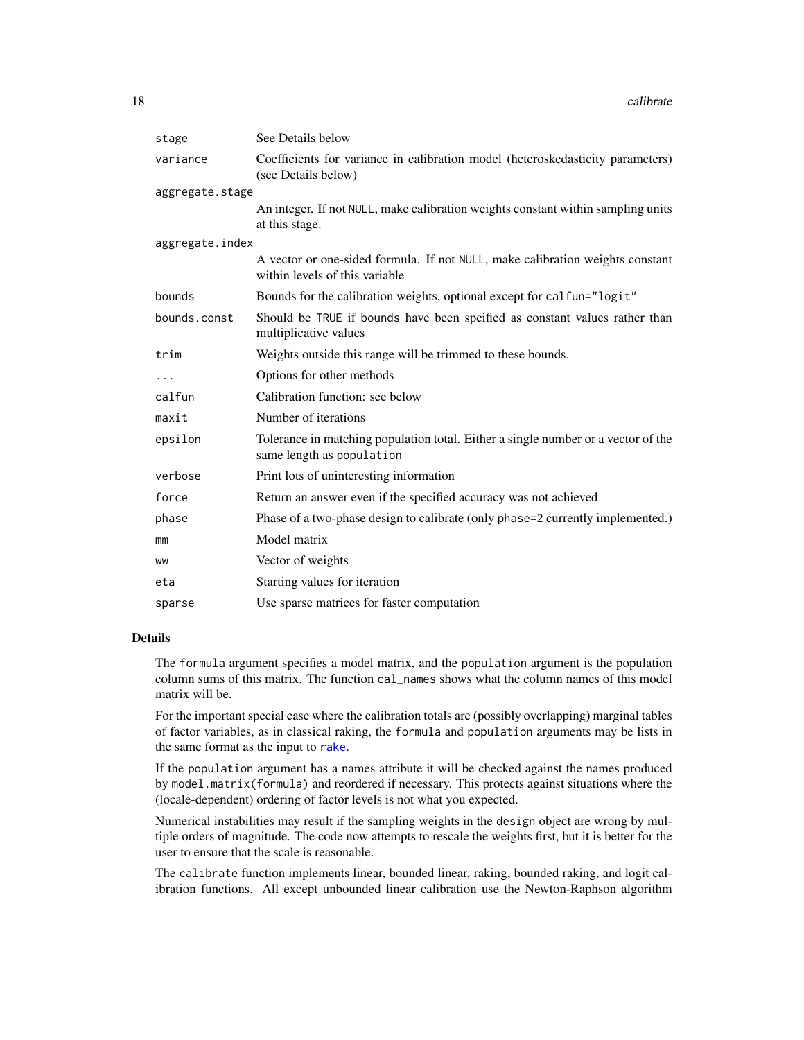| | |
|---|---|
| `stage` | See Details below |
| `variance` | Coefficients for variance in calibration model (heteroskedasticity parameters) (see Details below) |
| `aggregate.stage` | An integer. If not `NULL`, make calibration weights constant within sampling units at this stage. |
| `aggregate.index` | A vector or one-sided formula. If not `NULL`, make calibration weights constant within levels of this variable |
| `bounds` | Bounds for the calibration weights, optional except for `calfun="logit"` |
| `bounds.const` | Should be `TRUE` if bounds have been spcified as constant values rather than multiplicative values |
| `trim` | Weights outside this range will be trimmed to these bounds. |
| `...` | Options for other methods |
| `calfun` | Calibration function: see below |
| `maxit` | Number of iterations |
| `epsilon` | Tolerance in matching population total. Either a single number or a vector of the same length as `population` |
| `verbose` | Print lots of uninteresting information |
| `force` | Return an answer even if the specified accuracy was not achieved |
| `phase` | Phase of a two-phase design to calibrate (only `phase=2` currently implemented.) |
| `mm` | Model matrix |
| `ww` | Vector of weights |
| `eta` | Starting values for iteration |
| `sparse` | Use sparse matrices for faster computation |

## Details

The `formula` argument specifies a model matrix, and the `population` argument is the population column sums of this matrix. The function `cal_names` shows what the column names of this model matrix will be.

For the important special case where the calibration totals are (possibly overlapping) marginal tables of factor variables, as in classical raking, the `formula` and `population` arguments may be lists in the same format as the input to `rake`.

If the `population` argument has a names attribute it will be checked against the names produced by `model.matrix(formula)` and reordered if necessary. This protects against situations where the (locale-dependent) ordering of factor levels is not what you expected.

Numerical instabilities may result if the sampling weights in the `design` object are wrong by multiple orders of magnitude. The code now attempts to rescale the weights first, but it is better for the user to ensure that the scale is reasonable.

The `calibrate` function implements linear, bounded linear, raking, bounded raking, and logit calibration functions. All except unbounded linear calibration use the Newton-Raphson algorithm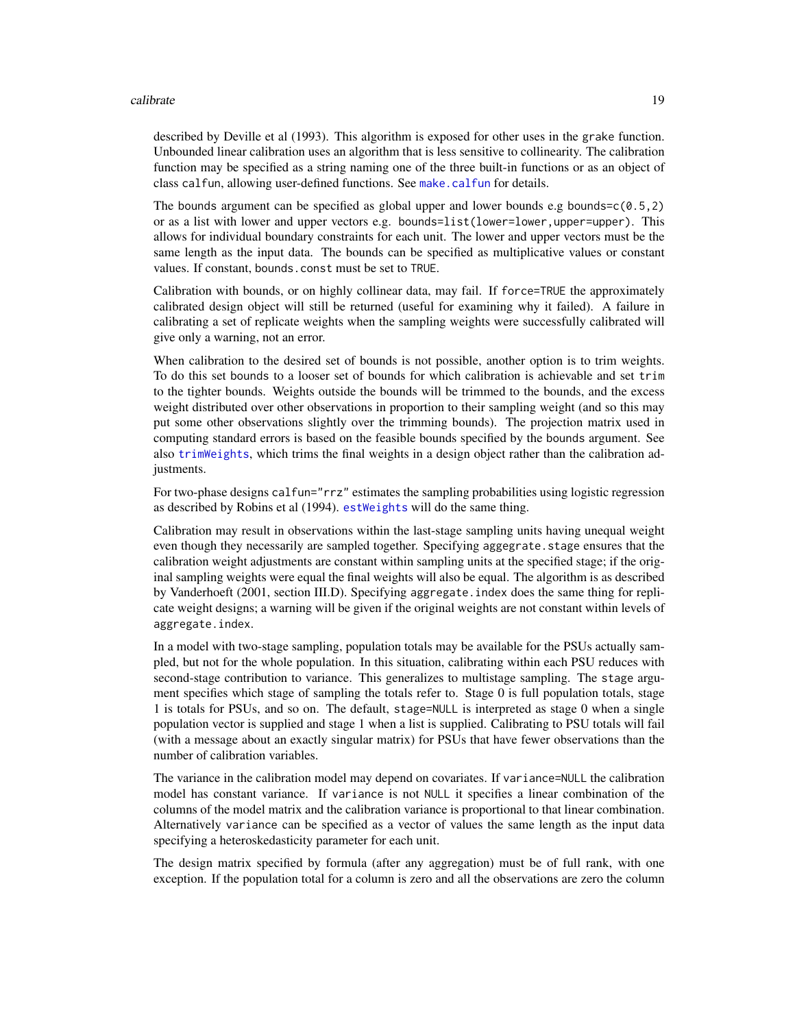described by Deville et al (1993). This algorithm is exposed for other uses in the `grake` function. Unbounded linear calibration uses an algorithm that is less sensitive to collinearity. The calibration function may be specified as a string naming one of the three built-in functions or as an object of class `calfun`, allowing user-defined functions. See `make.calfun` for details.

The `bounds` argument can be specified as global upper and lower bounds e.g `bounds=c(0.5,2)` or as a list with lower and upper vectors e.g. `bounds=list(lower=lower,upper=upper)`. This allows for individual boundary constraints for each unit. The lower and upper vectors must be the same length as the input data. The bounds can be specified as multiplicative values or constant values. If constant, `bounds.const` must be set to `TRUE`.

Calibration with bounds, or on highly collinear data, may fail. If `force=TRUE` the approximately calibrated design object will still be returned (useful for examining why it failed). A failure in calibrating a set of replicate weights when the sampling weights were successfully calibrated will give only a warning, not an error.

When calibration to the desired set of bounds is not possible, another option is to trim weights. To do this set `bounds` to a looser set of bounds for which calibration is achievable and set `trim` to the tighter bounds. Weights outside the bounds will be trimmed to the bounds, and the excess weight distributed over other observations in proportion to their sampling weight (and so this may put some other observations slightly over the trimming bounds). The projection matrix used in computing standard errors is based on the feasible bounds specified by the `bounds` argument. See also `trimWeights`, which trims the final weights in a design object rather than the calibration adjustments.

For two-phase designs `calfun="rrz"` estimates the sampling probabilities using logistic regression as described by Robins et al (1994). `estWeights` will do the same thing.

Calibration may result in observations within the last-stage sampling units having unequal weight even though they necessarily are sampled together. Specifying `aggegrate.stage` ensures that the calibration weight adjustments are constant within sampling units at the specified stage; if the original sampling weights were equal the final weights will also be equal. The algorithm is as described by Vanderhoeft (2001, section III.D). Specifying `aggregate.index` does the same thing for replicate weight designs; a warning will be given if the original weights are not constant within levels of `aggregate.index`.

In a model with two-stage sampling, population totals may be available for the PSUs actually sampled, but not for the whole population. In this situation, calibrating within each PSU reduces with second-stage contribution to variance. This generalizes to multistage sampling. The `stage` argument specifies which stage of sampling the totals refer to. Stage 0 is full population totals, stage 1 is totals for PSUs, and so on. The default, `stage=NULL` is interpreted as stage 0 when a single population vector is supplied and stage 1 when a list is supplied. Calibrating to PSU totals will fail (with a message about an exactly singular matrix) for PSUs that have fewer observations than the number of calibration variables.

The variance in the calibration model may depend on covariates. If `variance=NULL` the calibration model has constant variance. If `variance` is not `NULL` it specifies a linear combination of the columns of the model matrix and the calibration variance is proportional to that linear combination. Alternatively `variance` can be specified as a vector of values the same length as the input data specifying a heteroskedasticity parameter for each unit.

The design matrix specified by formula (after any aggregation) must be of full rank, with one exception. If the population total for a column is zero and all the observations are zero the column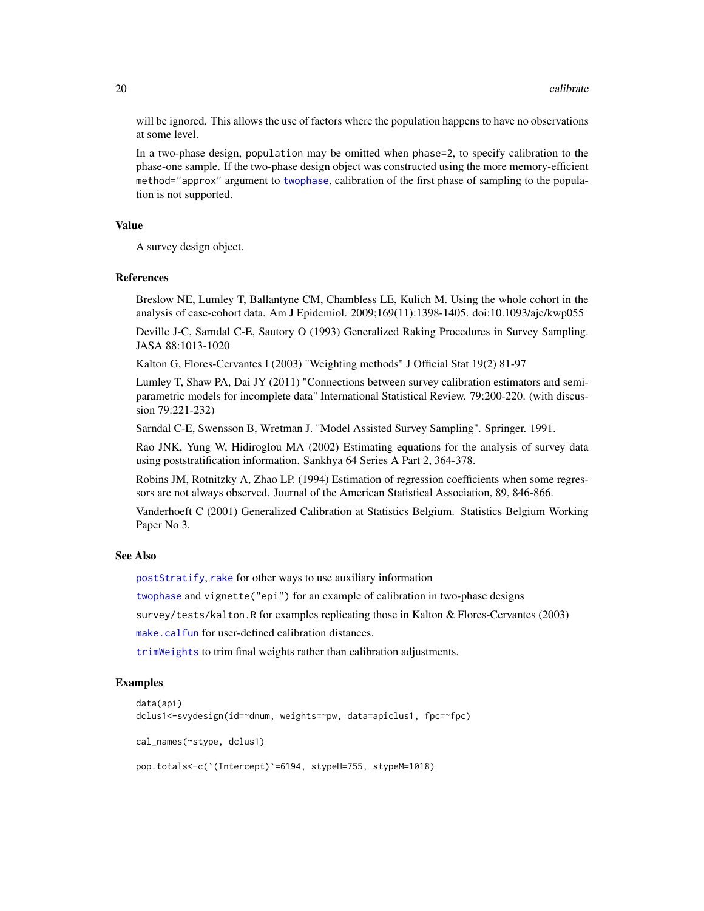will be ignored. This allows the use of factors where the population happens to have no observations at some level.

In a two-phase design, `population` may be omitted when `phase=2`, to specify calibration to the phase-one sample. If the two-phase design object was constructed using the more memory-efficient `method="approx"` argument to `twophase`, calibration of the first phase of sampling to the population is not supported.

## Value

A survey design object.

## References

Breslow NE, Lumley T, Ballantyne CM, Chambless LE, Kulich M. Using the whole cohort in the analysis of case-cohort data. Am J Epidemiol. 2009;169(11):1398-1405. doi:10.1093/aje/kwp055

Deville J-C, Sarndal C-E, Sautory O (1993) Generalized Raking Procedures in Survey Sampling. JASA 88:1013-1020

Kalton G, Flores-Cervantes I (2003) "Weighting methods" J Official Stat 19(2) 81-97

Lumley T, Shaw PA, Dai JY (2011) "Connections between survey calibration estimators and semiparametric models for incomplete data" International Statistical Review. 79:200-220. (with discussion 79:221-232)

Sarndal C-E, Swensson B, Wretman J. "Model Assisted Survey Sampling". Springer. 1991.

Rao JNK, Yung W, Hidiroglou MA (2002) Estimating equations for the analysis of survey data using poststratification information. Sankhya 64 Series A Part 2, 364-378.

Robins JM, Rotnitzky A, Zhao LP. (1994) Estimation of regression coefficients when some regressors are not always observed. Journal of the American Statistical Association, 89, 846-866.

Vanderhoeft C (2001) Generalized Calibration at Statistics Belgium. Statistics Belgium Working Paper No 3.

## See Also

`postStratify`, `rake` for other ways to use auxiliary information

`twophase` and `vignette("epi")` for an example of calibration in two-phase designs

`survey/tests/kalton.R` for examples replicating those in Kalton & Flores-Cervantes (2003)

`make.calfun` for user-defined calibration distances.

`trimWeights` to trim final weights rather than calibration adjustments.

## Examples

```
data(api)
dclus1<-svydesign(id=~dnum, weights=~pw, data=apiclus1, fpc=~fpc)

cal_names(~stype, dclus1)

pop.totals<-c(`(Intercept)`=6194, stypeH=755, stypeM=1018)
```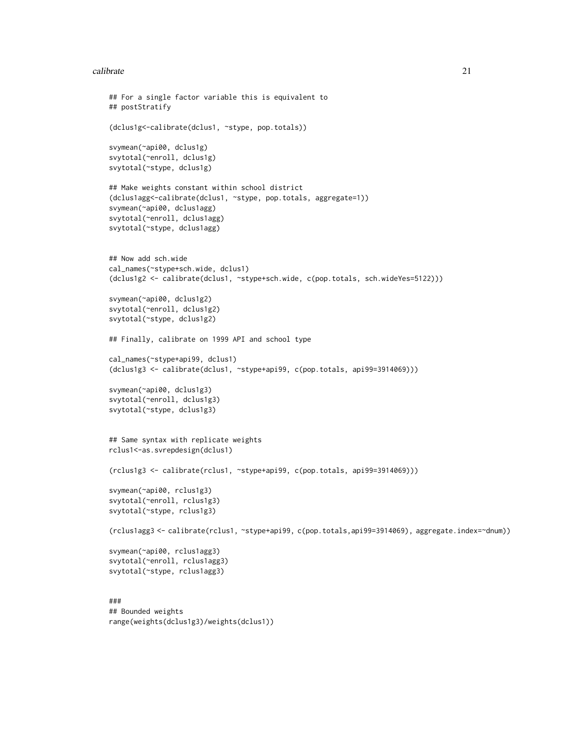```
## For a single factor variable this is equivalent to
## postStratify

(dclus1g<-calibrate(dclus1, ~stype, pop.totals))

svymean(~api00, dclus1g)
svytotal(~enroll, dclus1g)
svytotal(~stype, dclus1g)

## Make weights constant within school district
(dclus1agg<-calibrate(dclus1, ~stype, pop.totals, aggregate=1))
svymean(~api00, dclus1agg)
svytotal(~enroll, dclus1agg)
svytotal(~stype, dclus1agg)


## Now add sch.wide
cal_names(~stype+sch.wide, dclus1)
(dclus1g2 <- calibrate(dclus1, ~stype+sch.wide, c(pop.totals, sch.wideYes=5122)))

svymean(~api00, dclus1g2)
svytotal(~enroll, dclus1g2)
svytotal(~stype, dclus1g2)

## Finally, calibrate on 1999 API and school type

cal_names(~stype+api99, dclus1)
(dclus1g3 <- calibrate(dclus1, ~stype+api99, c(pop.totals, api99=3914069)))

svymean(~api00, dclus1g3)
svytotal(~enroll, dclus1g3)
svytotal(~stype, dclus1g3)


## Same syntax with replicate weights
rclus1<-as.svrepdesign(dclus1)

(rclus1g3 <- calibrate(rclus1, ~stype+api99, c(pop.totals, api99=3914069)))

svymean(~api00, rclus1g3)
svytotal(~enroll, rclus1g3)
svytotal(~stype, rclus1g3)

(rclus1agg3 <- calibrate(rclus1, ~stype+api99, c(pop.totals,api99=3914069), aggregate.index=~dnum))

svymean(~api00, rclus1agg3)
svytotal(~enroll, rclus1agg3)
svytotal(~stype, rclus1agg3)


###
## Bounded weights
range(weights(dclus1g3)/weights(dclus1))
```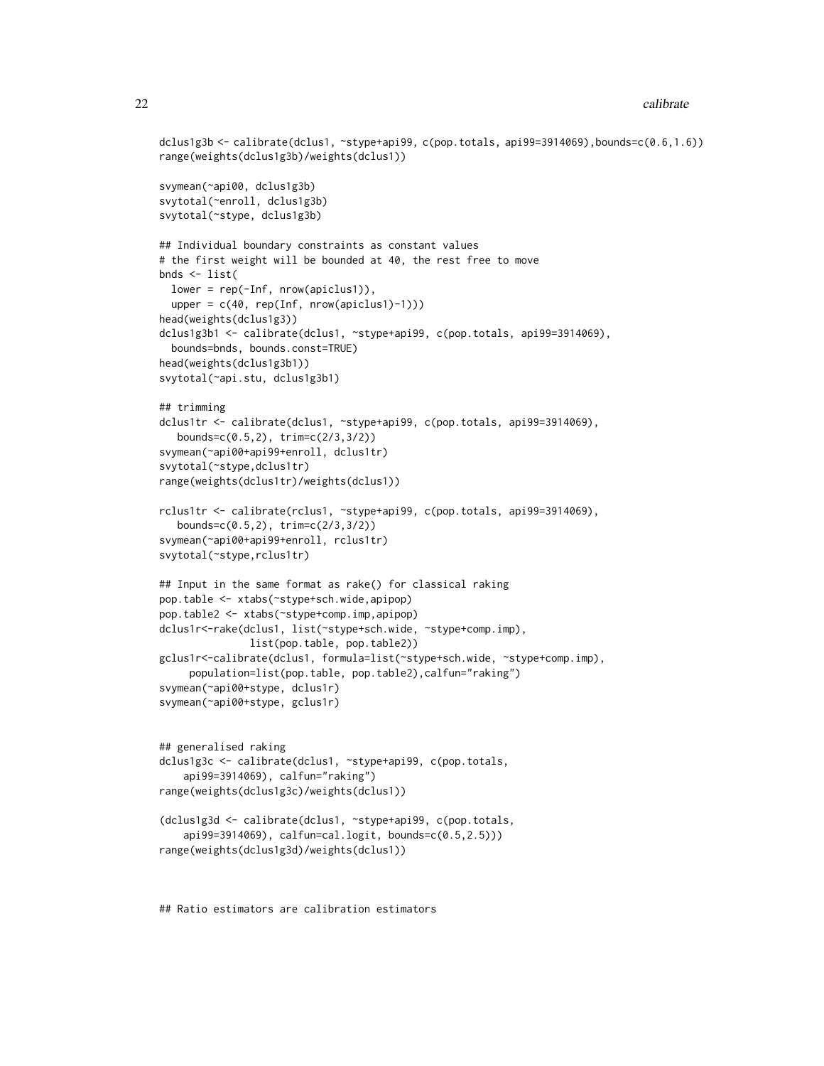```
dclus1g3b <- calibrate(dclus1, ~stype+api99, c(pop.totals, api99=3914069),bounds=c(0.6,1.6))
range(weights(dclus1g3b)/weights(dclus1))

svymean(~api00, dclus1g3b)
svytotal(~enroll, dclus1g3b)
svytotal(~stype, dclus1g3b)

## Individual boundary constraints as constant values
# the first weight will be bounded at 40, the rest free to move
bnds <- list(
  lower = rep(-Inf, nrow(apiclus1)),
  upper = c(40, rep(Inf, nrow(apiclus1)-1)))
head(weights(dclus1g3))
dclus1g3b1 <- calibrate(dclus1, ~stype+api99, c(pop.totals, api99=3914069),
  bounds=bnds, bounds.const=TRUE)
head(weights(dclus1g3b1))
svytotal(~api.stu, dclus1g3b1)

## trimming
dclus1tr <- calibrate(dclus1, ~stype+api99, c(pop.totals, api99=3914069),
   bounds=c(0.5,2), trim=c(2/3,3/2))
svymean(~api00+api99+enroll, dclus1tr)
svytotal(~stype,dclus1tr)
range(weights(dclus1tr)/weights(dclus1))

rclus1tr <- calibrate(rclus1, ~stype+api99, c(pop.totals, api99=3914069),
   bounds=c(0.5,2), trim=c(2/3,3/2))
svymean(~api00+api99+enroll, rclus1tr)
svytotal(~stype,rclus1tr)

## Input in the same format as rake() for classical raking
pop.table <- xtabs(~stype+sch.wide,apipop)
pop.table2 <- xtabs(~stype+comp.imp,apipop)
dclus1r<-rake(dclus1, list(~stype+sch.wide, ~stype+comp.imp),
              list(pop.table, pop.table2))
gclus1r<-calibrate(dclus1, formula=list(~stype+sch.wide, ~stype+comp.imp),
     population=list(pop.table, pop.table2),calfun="raking")
svymean(~api00+stype, dclus1r)
svymean(~api00+stype, gclus1r)


## generalised raking
dclus1g3c <- calibrate(dclus1, ~stype+api99, c(pop.totals,
    api99=3914069), calfun="raking")
range(weights(dclus1g3c)/weights(dclus1))

(dclus1g3d <- calibrate(dclus1, ~stype+api99, c(pop.totals,
    api99=3914069), calfun=cal.logit, bounds=c(0.5,2.5)))
range(weights(dclus1g3d)/weights(dclus1))



## Ratio estimators are calibration estimators
```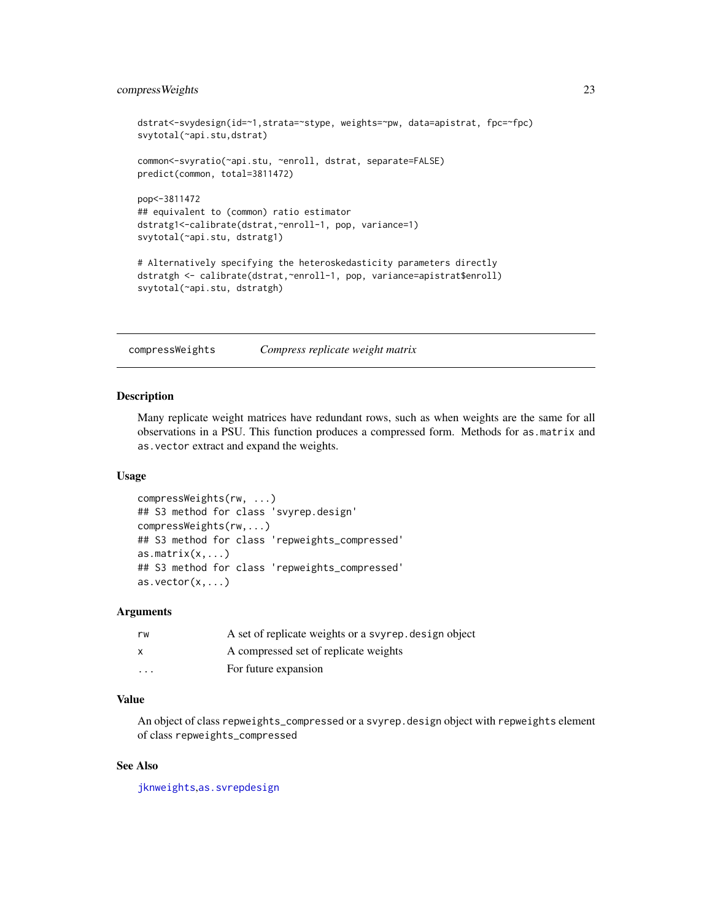```
dstrat<-svydesign(id=~1,strata=~stype, weights=~pw, data=apistrat, fpc=~fpc)
svytotal(~api.stu,dstrat)

common<-svyratio(~api.stu, ~enroll, dstrat, separate=FALSE)
predict(common, total=3811472)

pop<-3811472
## equivalent to (common) ratio estimator
dstratg1<-calibrate(dstrat,~enroll-1, pop, variance=1)
svytotal(~api.stu, dstratg1)

# Alternatively specifying the heteroskedasticity parameters directly
dstratgh <- calibrate(dstrat,~enroll-1, pop, variance=apistrat$enroll)
svytotal(~api.stu, dstratgh)
```

---

## compressWeights — *Compress replicate weight matrix*

---

### Description

Many replicate weight matrices have redundant rows, such as when weights are the same for all observations in a PSU. This function produces a compressed form. Methods for `as.matrix` and `as.vector` extract and expand the weights.

### Usage

```
compressWeights(rw, ...)
## S3 method for class 'svyrep.design'
compressWeights(rw,...)
## S3 method for class 'repweights_compressed'
as.matrix(x,...)
## S3 method for class 'repweights_compressed'
as.vector(x,...)
```

### Arguments

| | |
|---|---|
| `rw` | A set of replicate weights or a `svyrep.design` object |
| `x` | A compressed set of replicate weights |
| `...` | For future expansion |

### Value

An object of class `repweights_compressed` or a `svyrep.design` object with `repweights` element of class `repweights_compressed`

### See Also

`jknweights`,`as.svrepdesign`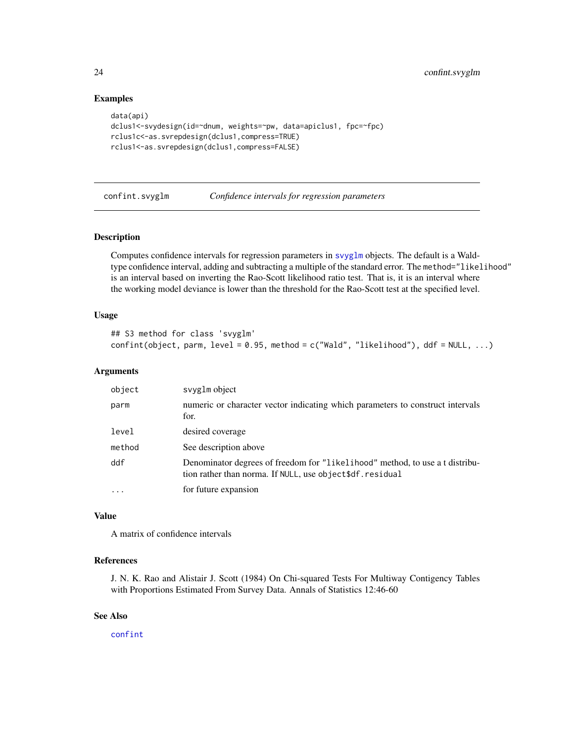## Examples

```
data(api)
dclus1<-svydesign(id=~dnum, weights=~pw, data=apiclus1, fpc=~fpc)
rclus1c<-as.svrepdesign(dclus1,compress=TRUE)
rclus1<-as.svrepdesign(dclus1,compress=FALSE)
```

---

# confint.svyglm *Confidence intervals for regression parameters*

---

## Description

Computes confidence intervals for regression parameters in `svyglm` objects. The default is a Wald-type confidence interval, adding and subtracting a multiple of the standard error. The `method="likelihood"` is an interval based on inverting the Rao-Scott likelihood ratio test. That is, it is an interval where the working model deviance is lower than the threshold for the Rao-Scott test at the specified level.

## Usage

```
## S3 method for class 'svyglm'
confint(object, parm, level = 0.95, method = c("Wald", "likelihood"), ddf = NULL, ...)
```

## Arguments

| | |
|---|---|
| `object` | svyglm object |
| `parm` | numeric or character vector indicating which parameters to construct intervals for. |
| `level` | desired coverage |
| `method` | See description above |
| `ddf` | Denominator degrees of freedom for `"likelihood"` method, to use a t distribution rather than norma. If `NULL`, use `object$df.residual` |
| `...` | for future expansion |

## Value

A matrix of confidence intervals

## References

J. N. K. Rao and Alistair J. Scott (1984) On Chi-squared Tests For Multiway Contigency Tables with Proportions Estimated From Survey Data. Annals of Statistics 12:46-60

## See Also

`confint`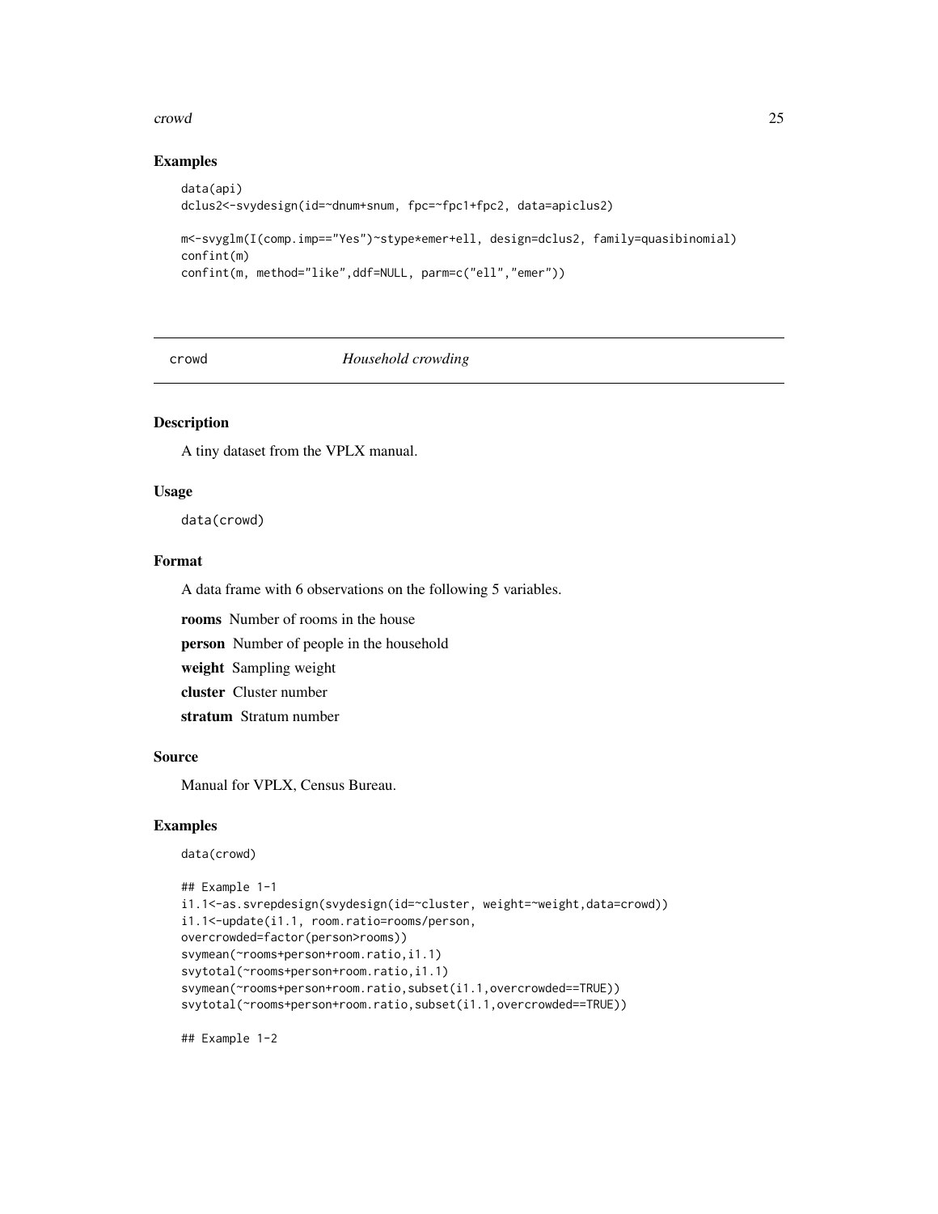### Examples

```
data(api)
dclus2<-svydesign(id=~dnum+snum, fpc=~fpc1+fpc2, data=apiclus2)

m<-svyglm(I(comp.imp=="Yes")~stype*emer+ell, design=dclus2, family=quasibinomial)
confint(m)
confint(m, method="like",ddf=NULL, parm=c("ell","emer"))
```

---

## crowd — *Household crowding*

### Description

A tiny dataset from the VPLX manual.

### Usage

```
data(crowd)
```

### Format

A data frame with 6 observations on the following 5 variables.

**rooms** Number of rooms in the house

**person** Number of people in the household

**weight** Sampling weight

**cluster** Cluster number

**stratum** Stratum number

### Source

Manual for VPLX, Census Bureau.

### Examples

```
data(crowd)

## Example 1-1
i1.1<-as.svrepdesign(svydesign(id=~cluster, weight=~weight,data=crowd))
i1.1<-update(i1.1, room.ratio=rooms/person,
overcrowded=factor(person>rooms))
svymean(~rooms+person+room.ratio,i1.1)
svytotal(~rooms+person+room.ratio,i1.1)
svymean(~rooms+person+room.ratio,subset(i1.1,overcrowded==TRUE))
svytotal(~rooms+person+room.ratio,subset(i1.1,overcrowded==TRUE))

## Example 1-2
```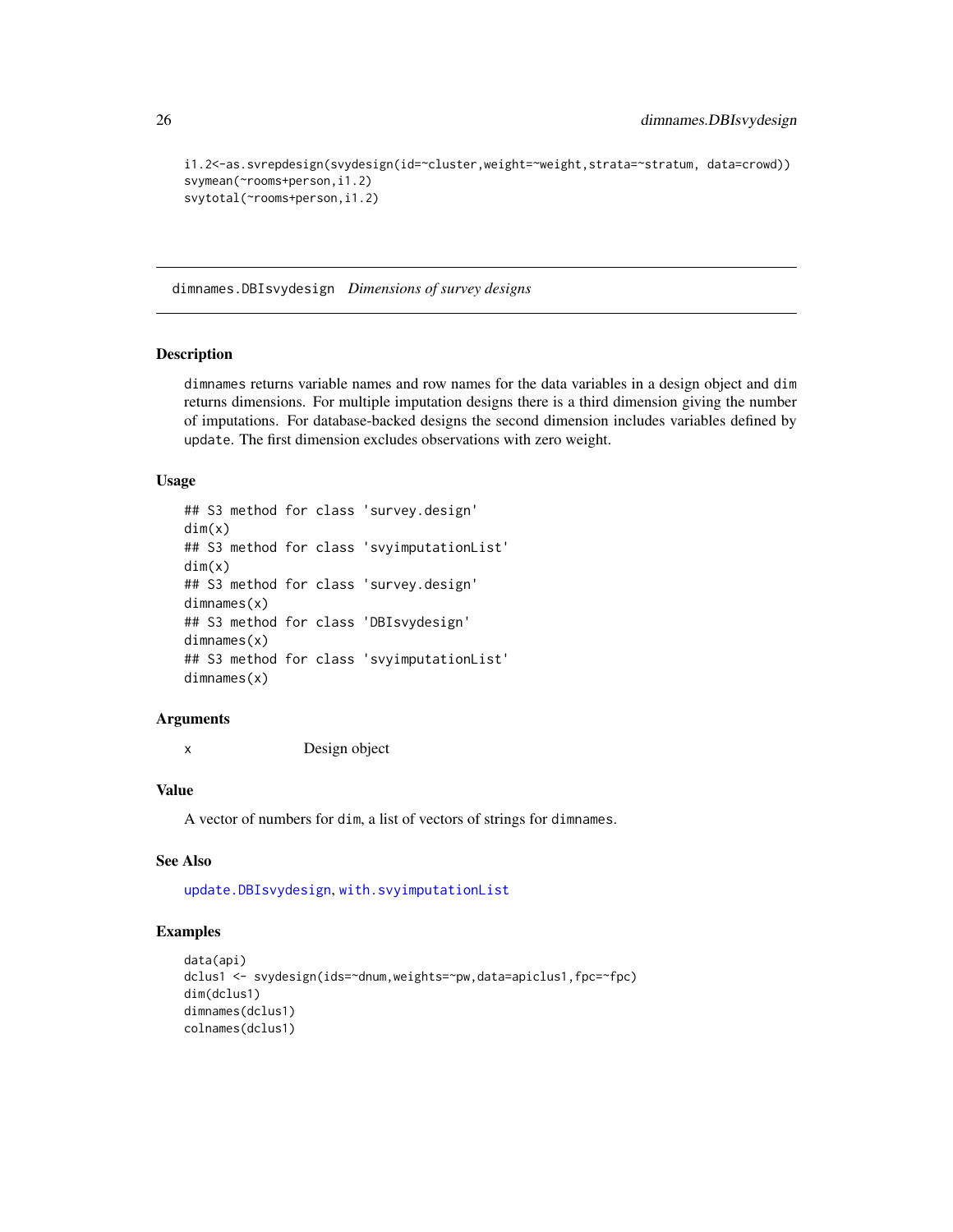```
i1.2<-as.svrepdesign(svydesign(id=~cluster,weight=~weight,strata=~stratum, data=crowd))
svymean(~rooms+person,i1.2)
svytotal(~rooms+person,i1.2)
```

---

## dimnames.DBIsvydesign *Dimensions of survey designs*

---

### Description

dimnames returns variable names and row names for the data variables in a design object and dim returns dimensions. For multiple imputation designs there is a third dimension giving the number of imputations. For database-backed designs the second dimension includes variables defined by update. The first dimension excludes observations with zero weight.

### Usage

```
## S3 method for class 'survey.design'
dim(x)
## S3 method for class 'svyimputationList'
dim(x)
## S3 method for class 'survey.design'
dimnames(x)
## S3 method for class 'DBIsvydesign'
dimnames(x)
## S3 method for class 'svyimputationList'
dimnames(x)
```

### Arguments

| | |
|---|---|
| x | Design object |

### Value

A vector of numbers for dim, a list of vectors of strings for dimnames.

### See Also

update.DBIsvydesign, with.svyimputationList

### Examples

```
data(api)
dclus1 <- svydesign(ids=~dnum,weights=~pw,data=apiclus1,fpc=~fpc)
dim(dclus1)
dimnames(dclus1)
colnames(dclus1)
```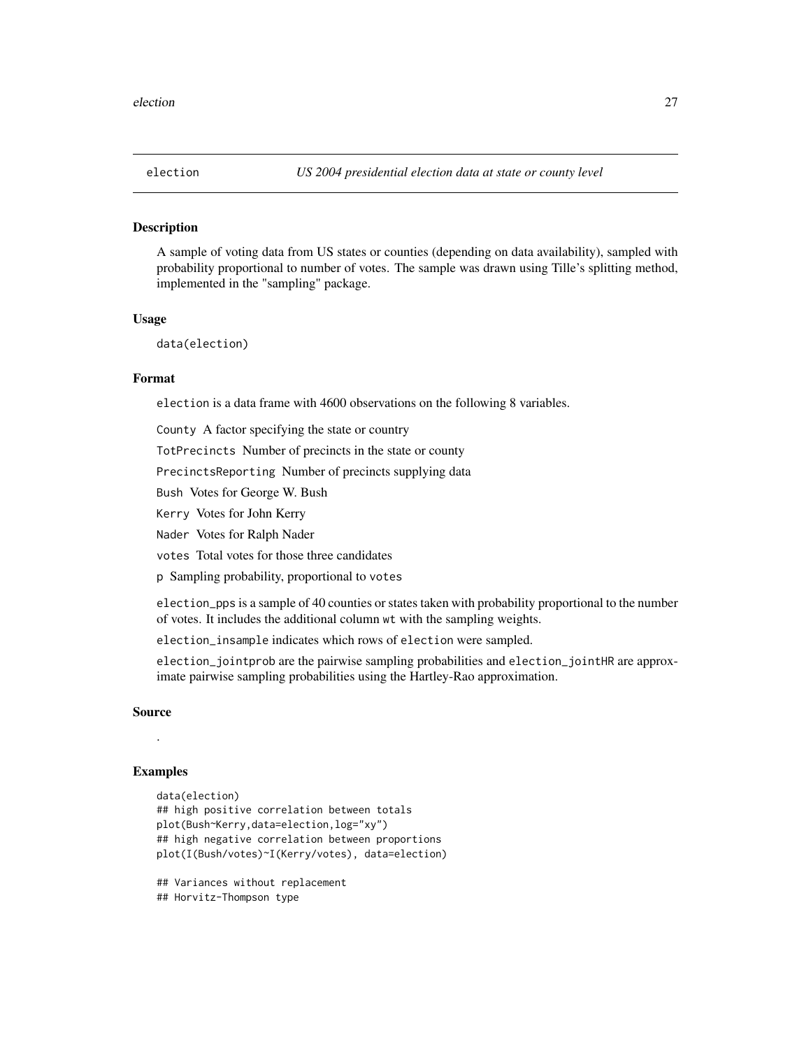# election — *US 2004 presidential election data at state or county level*

## Description

A sample of voting data from US states or counties (depending on data availability), sampled with probability proportional to number of votes. The sample was drawn using Tille's splitting method, implemented in the "sampling" package.

## Usage

```
data(election)
```

## Format

`election` is a data frame with 4600 observations on the following 8 variables.

`County` A factor specifying the state or country

`TotPrecincts` Number of precincts in the state or county

`PrecinctsReporting` Number of precincts supplying data

`Bush` Votes for George W. Bush

`Kerry` Votes for John Kerry

`Nader` Votes for Ralph Nader

`votes` Total votes for those three candidates

`p` Sampling probability, proportional to `votes`

`election_pps` is a sample of 40 counties or states taken with probability proportional to the number of votes. It includes the additional column `wt` with the sampling weights.

`election_insample` indicates which rows of `election` were sampled.

`election_jointprob` are the pairwise sampling probabilities and `election_jointHR` are approximate pairwise sampling probabilities using the Hartley-Rao approximation.

## Source

.

## Examples

```
data(election)
## high positive correlation between totals
plot(Bush~Kerry,data=election,log="xy")
## high negative correlation between proportions
plot(I(Bush/votes)~I(Kerry/votes), data=election)

## Variances without replacement
## Horvitz-Thompson type
```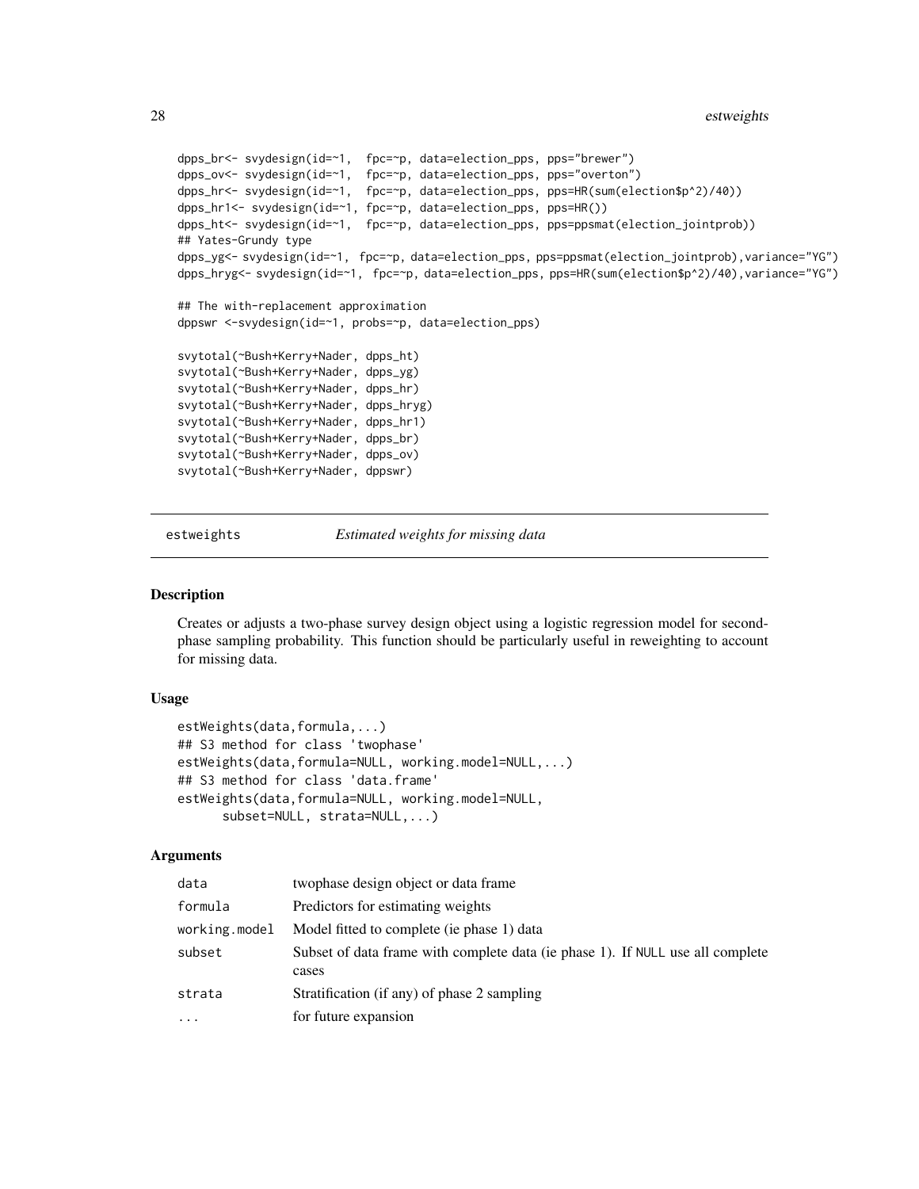```
dpps_br<- svydesign(id=~1,  fpc=~p, data=election_pps, pps="brewer")
dpps_ov<- svydesign(id=~1,  fpc=~p, data=election_pps, pps="overton")
dpps_hr<- svydesign(id=~1,  fpc=~p, data=election_pps, pps=HR(sum(election$p^2)/40))
dpps_hr1<- svydesign(id=~1, fpc=~p, data=election_pps, pps=HR())
dpps_ht<- svydesign(id=~1,  fpc=~p, data=election_pps, pps=ppsmat(election_jointprob))
## Yates-Grundy type
dpps_yg<- svydesign(id=~1,  fpc=~p, data=election_pps, pps=ppsmat(election_jointprob),variance="YG")
dpps_hryg<- svydesign(id=~1,  fpc=~p, data=election_pps, pps=HR(sum(election$p^2)/40),variance="YG")

## The with-replacement approximation
dppswr <-svydesign(id=~1, probs=~p, data=election_pps)

svytotal(~Bush+Kerry+Nader, dpps_ht)
svytotal(~Bush+Kerry+Nader, dpps_yg)
svytotal(~Bush+Kerry+Nader, dpps_hr)
svytotal(~Bush+Kerry+Nader, dpps_hryg)
svytotal(~Bush+Kerry+Nader, dpps_hr1)
svytotal(~Bush+Kerry+Nader, dpps_br)
svytotal(~Bush+Kerry+Nader, dpps_ov)
svytotal(~Bush+Kerry+Nader, dppswr)
```

## estweights — *Estimated weights for missing data*

### Description

Creates or adjusts a two-phase survey design object using a logistic regression model for second-phase sampling probability. This function should be particularly useful in reweighting to account for missing data.

### Usage

```
estWeights(data,formula,...)
## S3 method for class 'twophase'
estWeights(data,formula=NULL, working.model=NULL,...)
## S3 method for class 'data.frame'
estWeights(data,formula=NULL, working.model=NULL,
      subset=NULL, strata=NULL,...)
```

### Arguments

| | |
|---|---|
| data | twophase design object or data frame |
| formula | Predictors for estimating weights |
| working.model | Model fitted to complete (ie phase 1) data |
| subset | Subset of data frame with complete data (ie phase 1). If NULL use all complete cases |
| strata | Stratification (if any) of phase 2 sampling |
| ... | for future expansion |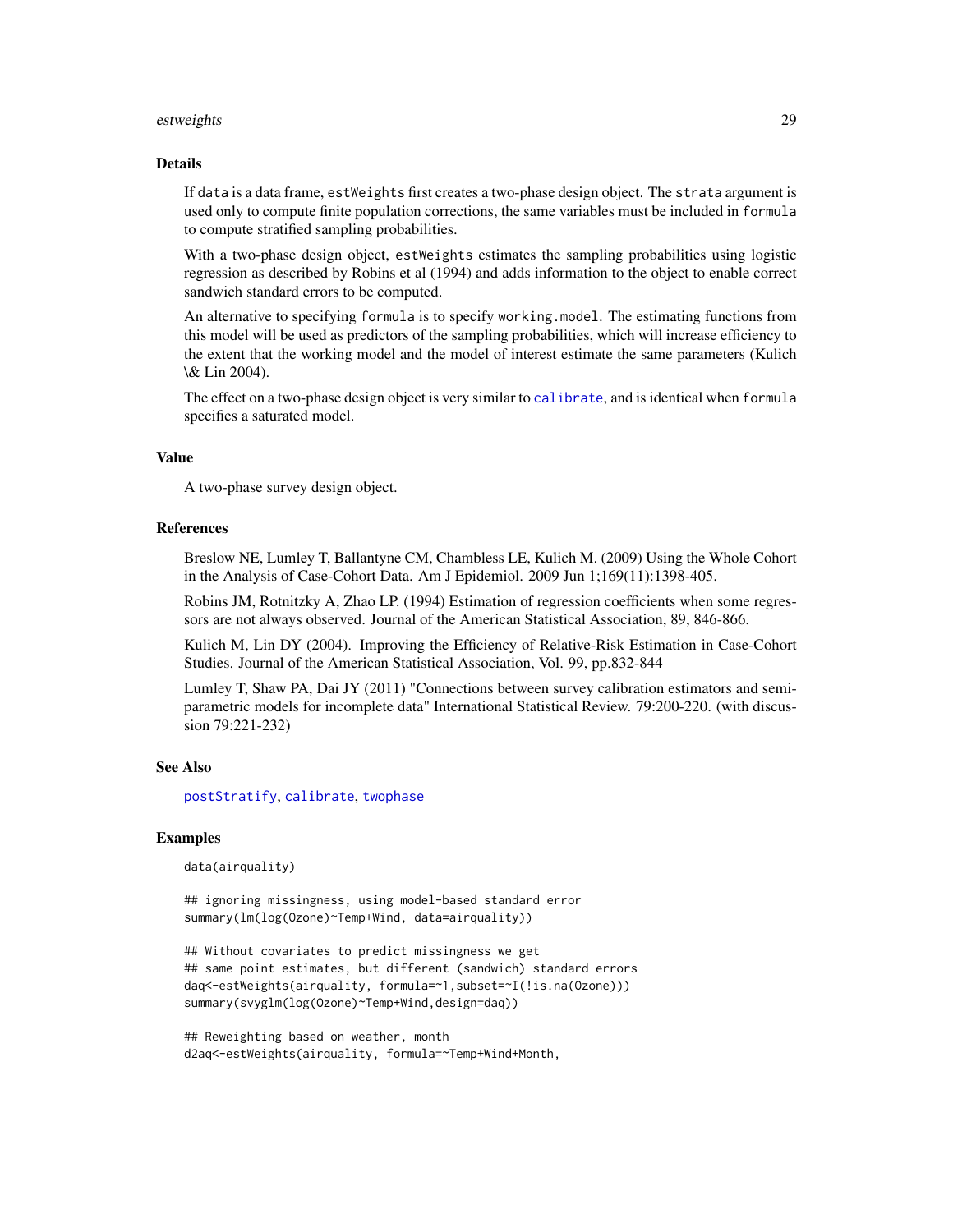## Details

If data is a data frame, estWeights first creates a two-phase design object. The strata argument is used only to compute finite population corrections, the same variables must be included in formula to compute stratified sampling probabilities.

With a two-phase design object, estWeights estimates the sampling probabilities using logistic regression as described by Robins et al (1994) and adds information to the object to enable correct sandwich standard errors to be computed.

An alternative to specifying formula is to specify working.model. The estimating functions from this model will be used as predictors of the sampling probabilities, which will increase efficiency to the extent that the working model and the model of interest estimate the same parameters (Kulich \& Lin 2004).

The effect on a two-phase design object is very similar to calibrate, and is identical when formula specifies a saturated model.

## Value

A two-phase survey design object.

## References

Breslow NE, Lumley T, Ballantyne CM, Chambless LE, Kulich M. (2009) Using the Whole Cohort in the Analysis of Case-Cohort Data. Am J Epidemiol. 2009 Jun 1;169(11):1398-405.

Robins JM, Rotnitzky A, Zhao LP. (1994) Estimation of regression coefficients when some regressors are not always observed. Journal of the American Statistical Association, 89, 846-866.

Kulich M, Lin DY (2004). Improving the Efficiency of Relative-Risk Estimation in Case-Cohort Studies. Journal of the American Statistical Association, Vol. 99, pp.832-844

Lumley T, Shaw PA, Dai JY (2011) "Connections between survey calibration estimators and semiparametric models for incomplete data" International Statistical Review. 79:200-220. (with discussion 79:221-232)

## See Also

postStratify, calibrate, twophase

## Examples

```
data(airquality)

## ignoring missingness, using model-based standard error
summary(lm(log(Ozone)~Temp+Wind, data=airquality))

## Without covariates to predict missingness we get
## same point estimates, but different (sandwich) standard errors
daq<-estWeights(airquality, formula=~1,subset=~I(!is.na(Ozone)))
summary(svyglm(log(Ozone)~Temp+Wind,design=daq))

## Reweighting based on weather, month
d2aq<-estWeights(airquality, formula=~Temp+Wind+Month,
```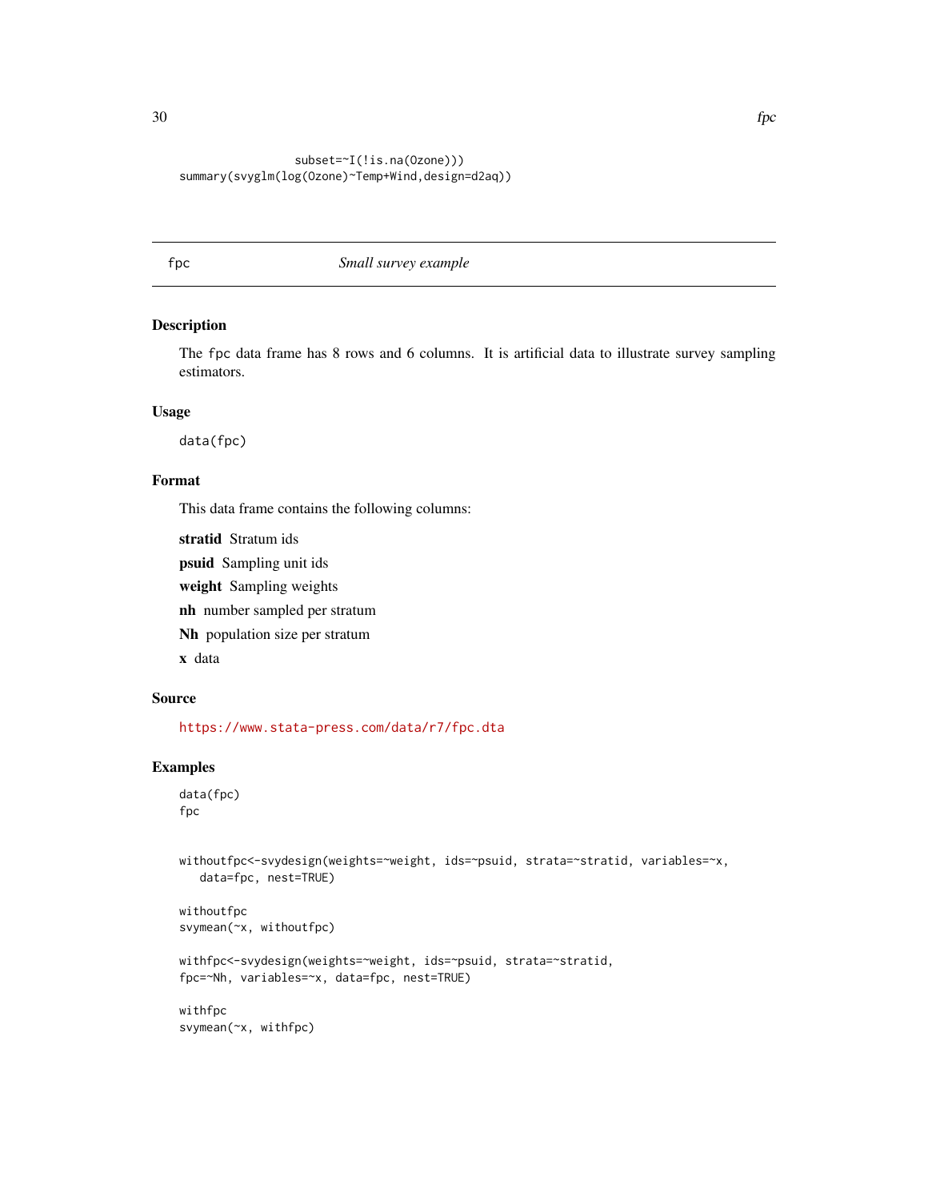```
                subset=~I(!is.na(Ozone)))
summary(svyglm(log(Ozone)~Temp+Wind,design=d2aq))
```

---

fpc *Small survey example*

---

### Description

The fpc data frame has 8 rows and 6 columns. It is artificial data to illustrate survey sampling estimators.

### Usage

```
data(fpc)
```

### Format

This data frame contains the following columns:

**stratid** Stratum ids

**psuid** Sampling unit ids

**weight** Sampling weights

**nh** number sampled per stratum

**Nh** population size per stratum

**x** data

### Source

https://www.stata-press.com/data/r7/fpc.dta

### Examples

```
data(fpc)
fpc


withoutfpc<-svydesign(weights=~weight, ids=~psuid, strata=~stratid, variables=~x,
   data=fpc, nest=TRUE)

withoutfpc
svymean(~x, withoutfpc)

withfpc<-svydesign(weights=~weight, ids=~psuid, strata=~stratid,
fpc=~Nh, variables=~x, data=fpc, nest=TRUE)

withfpc
svymean(~x, withfpc)
```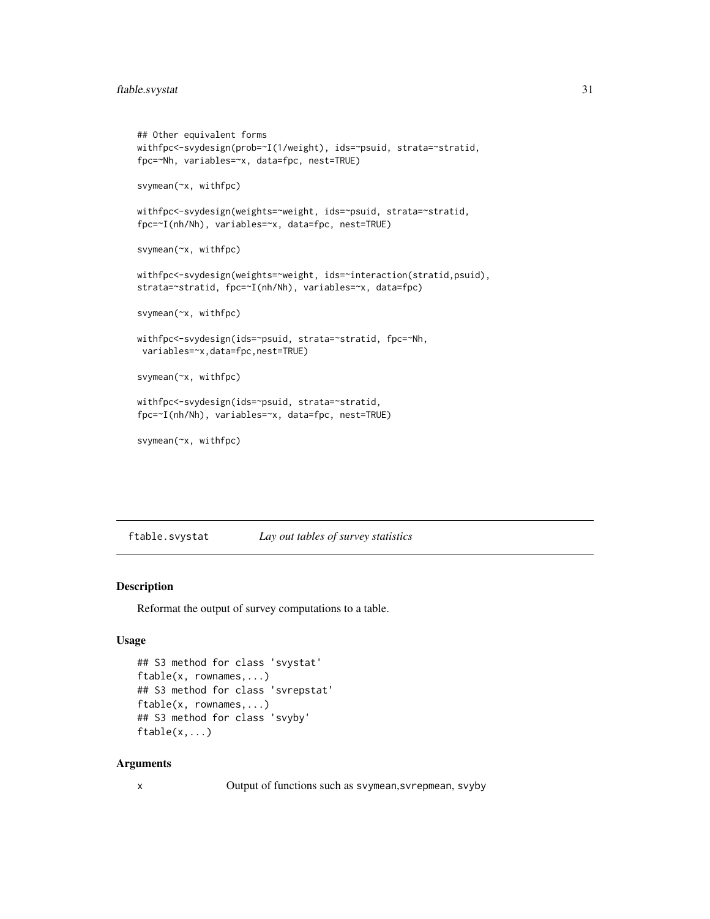```
## Other equivalent forms
withfpc<-svydesign(prob=~I(1/weight), ids=~psuid, strata=~stratid,
fpc=~Nh, variables=~x, data=fpc, nest=TRUE)

svymean(~x, withfpc)

withfpc<-svydesign(weights=~weight, ids=~psuid, strata=~stratid,
fpc=~I(nh/Nh), variables=~x, data=fpc, nest=TRUE)

svymean(~x, withfpc)

withfpc<-svydesign(weights=~weight, ids=~interaction(stratid,psuid),
strata=~stratid, fpc=~I(nh/Nh), variables=~x, data=fpc)

svymean(~x, withfpc)

withfpc<-svydesign(ids=~psuid, strata=~stratid, fpc=~Nh,
 variables=~x,data=fpc,nest=TRUE)

svymean(~x, withfpc)

withfpc<-svydesign(ids=~psuid, strata=~stratid,
fpc=~I(nh/Nh), variables=~x, data=fpc, nest=TRUE)

svymean(~x, withfpc)
```

---

## ftable.svystat *Lay out tables of survey statistics*

### Description

Reformat the output of survey computations to a table.

### Usage

```
## S3 method for class 'svystat'
ftable(x, rownames,...)
## S3 method for class 'svrepstat'
ftable(x, rownames,...)
## S3 method for class 'svyby'
ftable(x,...)
```

### Arguments

x Output of functions such as `svymean`,`svrepmean`, `svyby`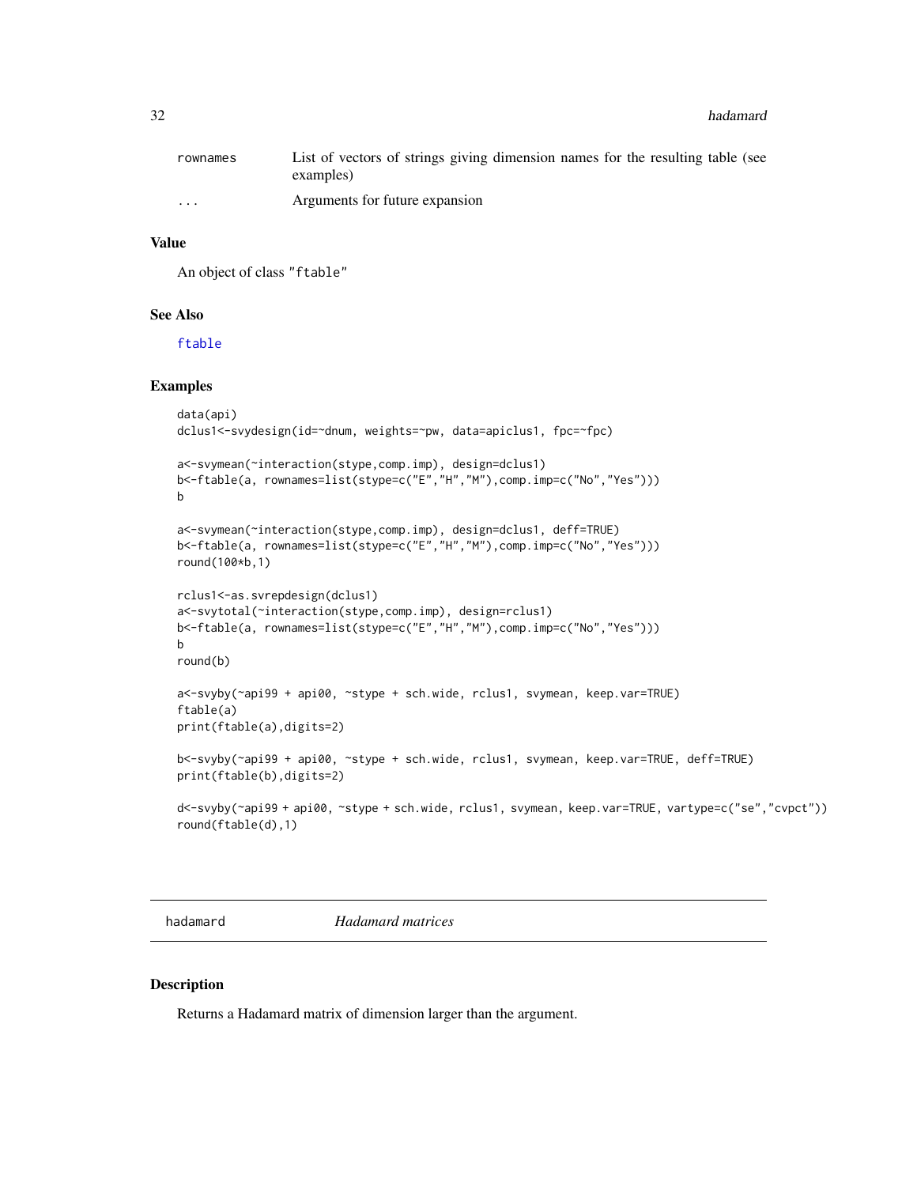| | |
|---|---|
| rownames | List of vectors of strings giving dimension names for the resulting table (see examples) |
| ... | Arguments for future expansion |

### Value

An object of class "ftable"

### See Also

ftable

### Examples

```
data(api)
dclus1<-svydesign(id=~dnum, weights=~pw, data=apiclus1, fpc=~fpc)

a<-svymean(~interaction(stype,comp.imp), design=dclus1)
b<-ftable(a, rownames=list(stype=c("E","H","M"),comp.imp=c("No","Yes")))
b

a<-svymean(~interaction(stype,comp.imp), design=dclus1, deff=TRUE)
b<-ftable(a, rownames=list(stype=c("E","H","M"),comp.imp=c("No","Yes")))
round(100*b,1)

rclus1<-as.svrepdesign(dclus1)
a<-svytotal(~interaction(stype,comp.imp), design=rclus1)
b<-ftable(a, rownames=list(stype=c("E","H","M"),comp.imp=c("No","Yes")))
b
round(b)

a<-svyby(~api99 + api00, ~stype + sch.wide, rclus1, svymean, keep.var=TRUE)
ftable(a)
print(ftable(a),digits=2)

b<-svyby(~api99 + api00, ~stype + sch.wide, rclus1, svymean, keep.var=TRUE, deff=TRUE)
print(ftable(b),digits=2)

d<-svyby(~api99 + api00, ~stype + sch.wide, rclus1, svymean, keep.var=TRUE, vartype=c("se","cvpct"))
round(ftable(d),1)
```

---

## hadamard *Hadamard matrices*

### Description

Returns a Hadamard matrix of dimension larger than the argument.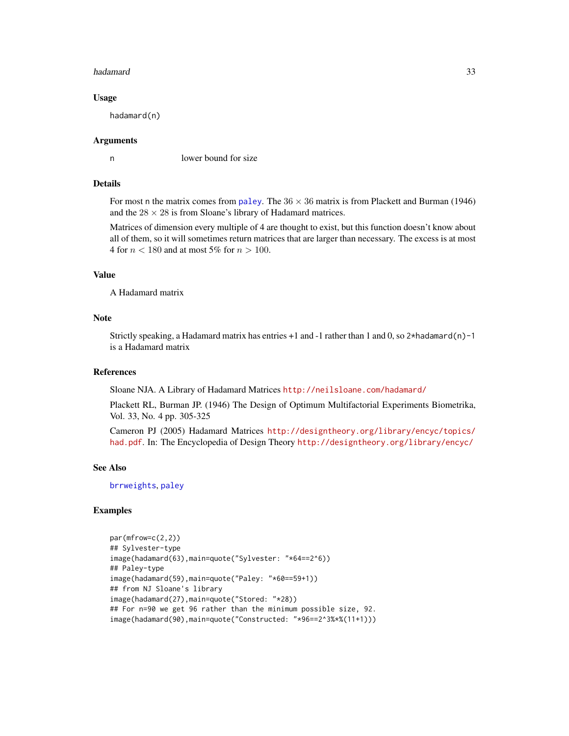### Usage

```
hadamard(n)
```

### Arguments

n lower bound for size

### Details

For most n the matrix comes from paley. The $36 \times 36$ matrix is from Plackett and Burman (1946) and the $28 \times 28$ is from Sloane's library of Hadamard matrices.

Matrices of dimension every multiple of 4 are thought to exist, but this function doesn't know about all of them, so it will sometimes return matrices that are larger than necessary. The excess is at most 4 for $n < 180$ and at most 5% for $n > 100$.

### Value

A Hadamard matrix

### Note

Strictly speaking, a Hadamard matrix has entries +1 and -1 rather than 1 and 0, so `2*hadamard(n)-1` is a Hadamard matrix

### References

Sloane NJA. A Library of Hadamard Matrices http://neilsloane.com/hadamard/

Plackett RL, Burman JP. (1946) The Design of Optimum Multifactorial Experiments Biometrika, Vol. 33, No. 4 pp. 305-325

Cameron PJ (2005) Hadamard Matrices http://designtheory.org/library/encyc/topics/had.pdf. In: The Encyclopedia of Design Theory http://designtheory.org/library/encyc/

### See Also

brrweights, paley

### Examples

```
par(mfrow=c(2,2))
## Sylvester-type
image(hadamard(63),main=quote("Sylvester: "*64==2^6))
## Paley-type
image(hadamard(59),main=quote("Paley: "*60==59+1))
## from NJ Sloane's library
image(hadamard(27),main=quote("Stored: "*28))
## For n=90 we get 96 rather than the minimum possible size, 92.
image(hadamard(90),main=quote("Constructed: "*96==2^3%*%(11+1)))
```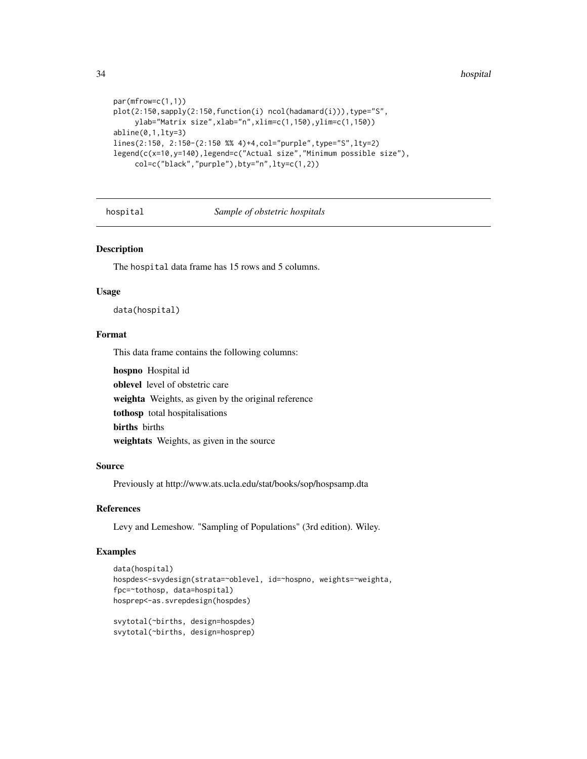```
par(mfrow=c(1,1))
plot(2:150,sapply(2:150,function(i) ncol(hadamard(i))),type="S",
     ylab="Matrix size",xlab="n",xlim=c(1,150),ylim=c(1,150))
abline(0,1,lty=3)
lines(2:150, 2:150-(2:150 %% 4)+4,col="purple",type="S",lty=2)
legend(c(x=10,y=140),legend=c("Actual size","Minimum possible size"),
     col=c("black","purple"),bty="n",lty=c(1,2))
```

---

hospital &nbsp;&nbsp;&nbsp;&nbsp; *Sample of obstetric hospitals*

---

## Description

The hospital data frame has 15 rows and 5 columns.

## Usage

```
data(hospital)
```

## Format

This data frame contains the following columns:

**hospno** Hospital id

**oblevel** level of obstetric care

**weighta** Weights, as given by the original reference

**tothosp** total hospitalisations

**births** births

**weightats** Weights, as given in the source

## Source

Previously at http://www.ats.ucla.edu/stat/books/sop/hospsamp.dta

## References

Levy and Lemeshow. "Sampling of Populations" (3rd edition). Wiley.

## Examples

```
data(hospital)
hospdes<-svydesign(strata=~oblevel, id=~hospno, weights=~weighta,
fpc=~tothosp, data=hospital)
hosprep<-as.svrepdesign(hospdes)

svytotal(~births, design=hospdes)
svytotal(~births, design=hosprep)
```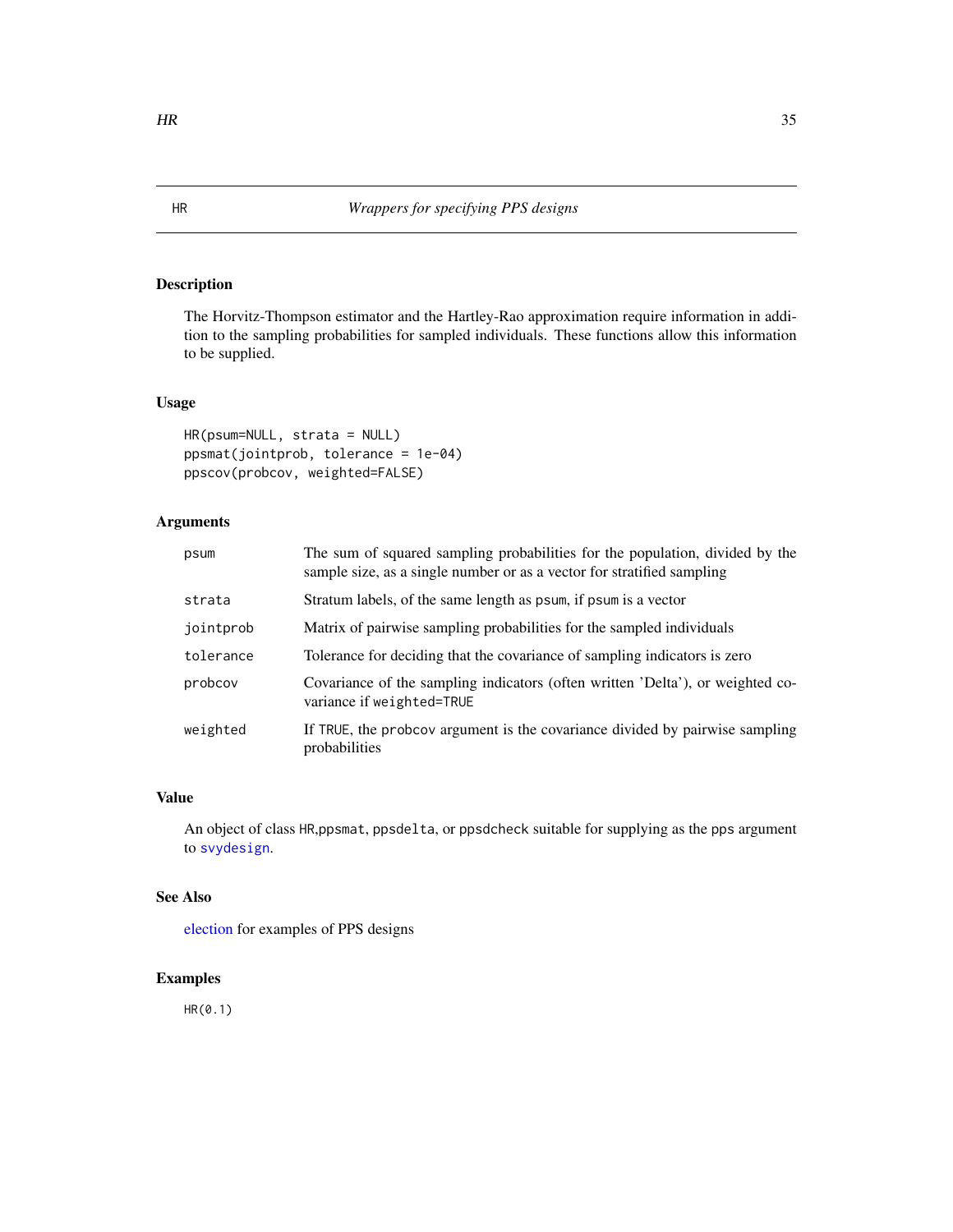# HR *Wrappers for specifying PPS designs*

## Description

The Horvitz-Thompson estimator and the Hartley-Rao approximation require information in addition to the sampling probabilities for sampled individuals. These functions allow this information to be supplied.

## Usage

```
HR(psum=NULL, strata = NULL)
ppsmat(jointprob, tolerance = 1e-04)
ppscov(probcov, weighted=FALSE)
```

## Arguments

| | |
|---|---|
| psum | The sum of squared sampling probabilities for the population, divided by the sample size, as a single number or as a vector for stratified sampling |
| strata | Stratum labels, of the same length as psum, if psum is a vector |
| jointprob | Matrix of pairwise sampling probabilities for the sampled individuals |
| tolerance | Tolerance for deciding that the covariance of sampling indicators is zero |
| probcov | Covariance of the sampling indicators (often written 'Delta'), or weighted covariance if weighted=TRUE |
| weighted | If TRUE, the probcov argument is the covariance divided by pairwise sampling probabilities |

## Value

An object of class HR,ppsmat, ppsdelta, or ppsdcheck suitable for supplying as the pps argument to svydesign.

## See Also

election for examples of PPS designs

## Examples

```
HR(0.1)
```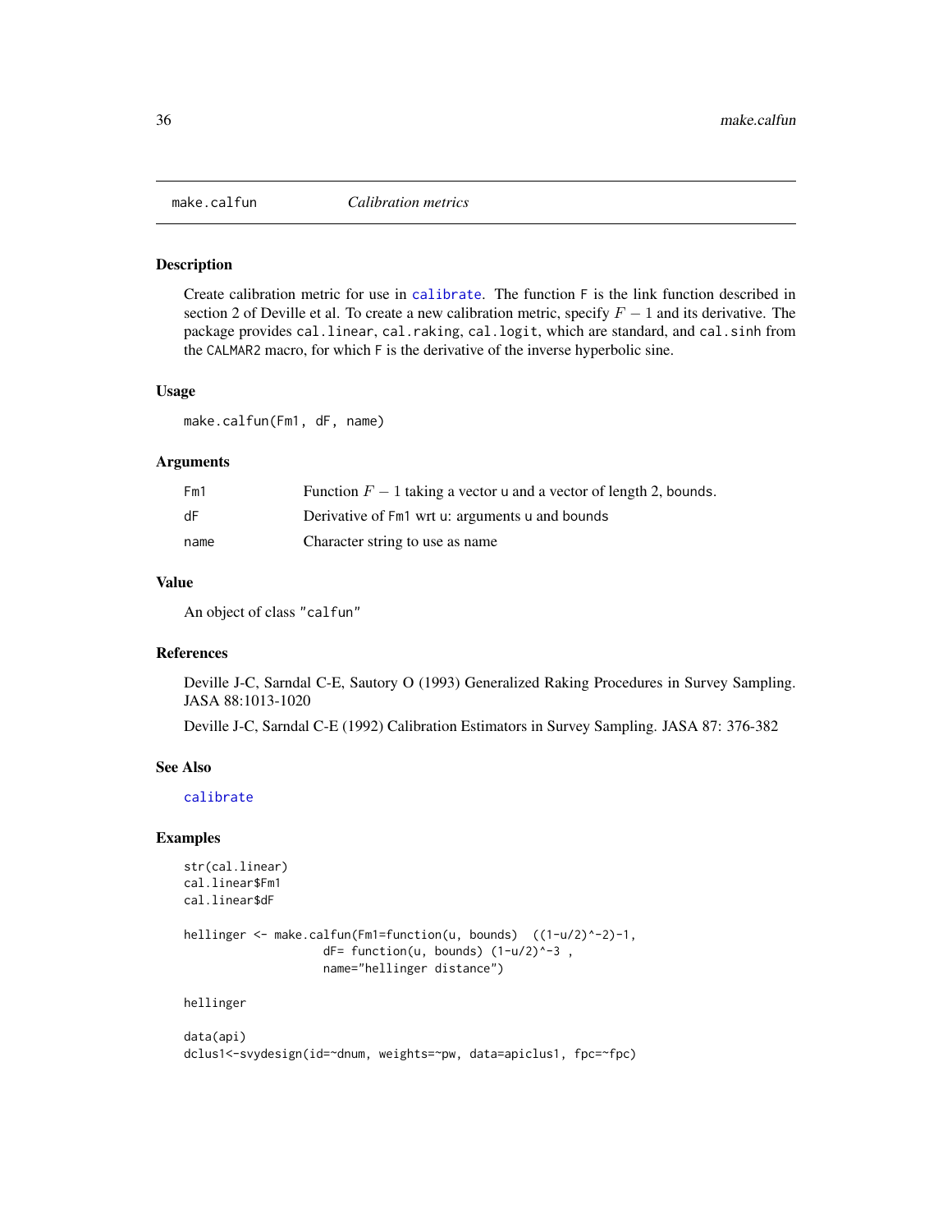## make.calfun *Calibration metrics*

### Description

Create calibration metric for use in `calibrate`. The function `F` is the link function described in section 2 of Deville et al. To create a new calibration metric, specify $F - 1$ and its derivative. The package provides `cal.linear`, `cal.raking`, `cal.logit`, which are standard, and `cal.sinh` from the `CALMAR2` macro, for which `F` is the derivative of the inverse hyperbolic sine.

### Usage

```
make.calfun(Fm1, dF, name)
```

### Arguments

| | |
|---|---|
| `Fm1` | Function $F - 1$ taking a vector `u` and a vector of length 2, `bounds`. |
| `dF` | Derivative of `Fm1` wrt `u`: arguments `u` and `bounds` |
| `name` | Character string to use as name |

### Value

An object of class `"calfun"`

### References

Deville J-C, Sarndal C-E, Sautory O (1993) Generalized Raking Procedures in Survey Sampling. JASA 88:1013-1020

Deville J-C, Sarndal C-E (1992) Calibration Estimators in Survey Sampling. JASA 87: 376-382

### See Also

`calibrate`

### Examples

```
str(cal.linear)
cal.linear$Fm1
cal.linear$dF

hellinger <- make.calfun(Fm1=function(u, bounds)  ((1-u/2)^-2)-1,
                    dF= function(u, bounds) (1-u/2)^-3 ,
                    name="hellinger distance")

hellinger

data(api)
dclus1<-svydesign(id=~dnum, weights=~pw, data=apiclus1, fpc=~fpc)
```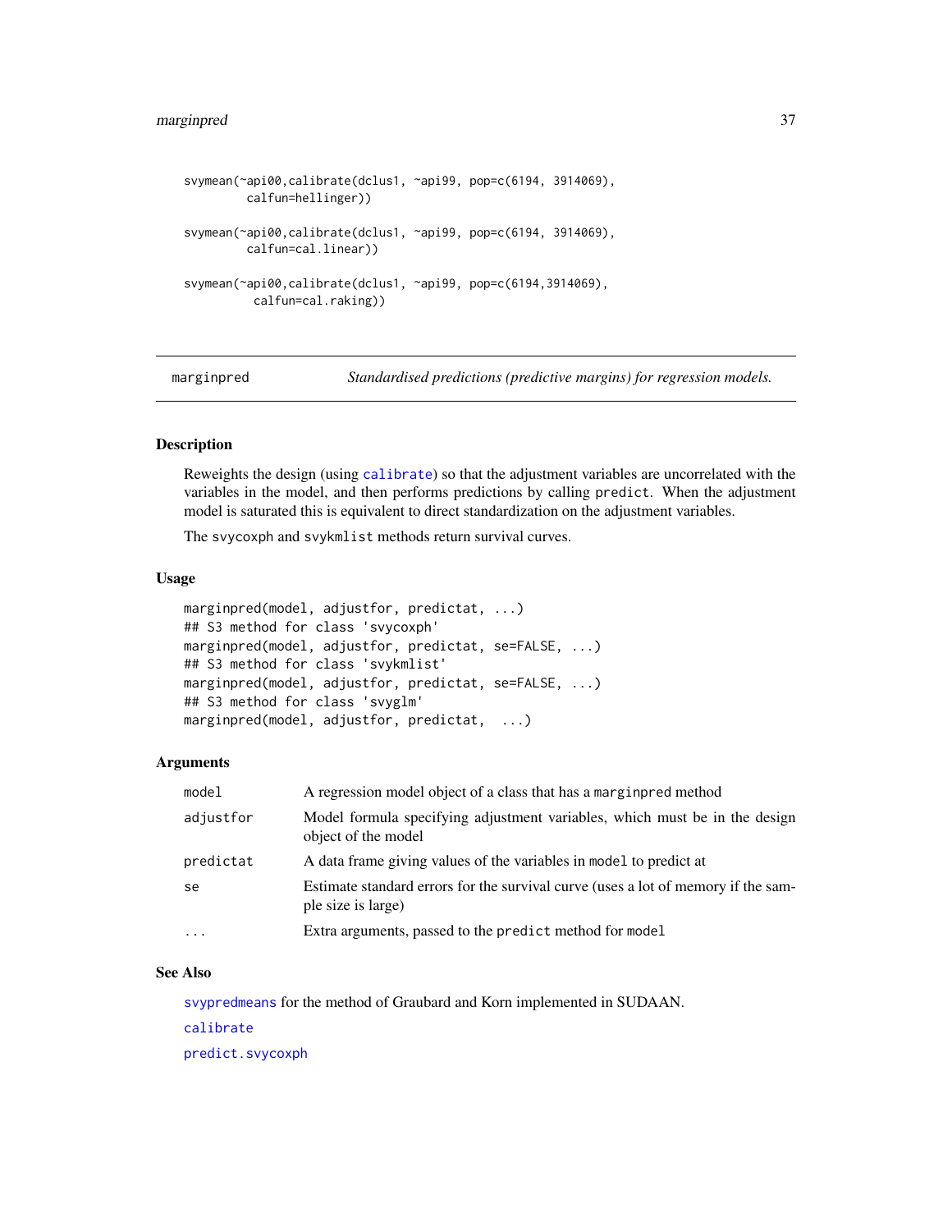```
svymean(~api00,calibrate(dclus1, ~api99, pop=c(6194, 3914069),
        calfun=hellinger))

svymean(~api00,calibrate(dclus1, ~api99, pop=c(6194, 3914069),
        calfun=cal.linear))

svymean(~api00,calibrate(dclus1, ~api99, pop=c(6194,3914069),
         calfun=cal.raking))
```

## marginpred — *Standardised predictions (predictive margins) for regression models.*

### Description

Reweights the design (using `calibrate`) so that the adjustment variables are uncorrelated with the variables in the model, and then performs predictions by calling `predict`. When the adjustment model is saturated this is equivalent to direct standardization on the adjustment variables.

The `svycoxph` and `svykmlist` methods return survival curves.

### Usage

```
marginpred(model, adjustfor, predictat, ...)
## S3 method for class 'svycoxph'
marginpred(model, adjustfor, predictat, se=FALSE, ...)
## S3 method for class 'svykmlist'
marginpred(model, adjustfor, predictat, se=FALSE, ...)
## S3 method for class 'svyglm'
marginpred(model, adjustfor, predictat,  ...)
```

### Arguments

| | |
|---|---|
| `model` | A regression model object of a class that has a `marginpred` method |
| `adjustfor` | Model formula specifying adjustment variables, which must be in the design object of the model |
| `predictat` | A data frame giving values of the variables in `model` to predict at |
| `se` | Estimate standard errors for the survival curve (uses a lot of memory if the sample size is large) |
| `...` | Extra arguments, passed to the `predict` method for `model` |

### See Also

`svypredmeans` for the method of Graubard and Korn implemented in SUDAAN.

`calibrate`

`predict.svycoxph`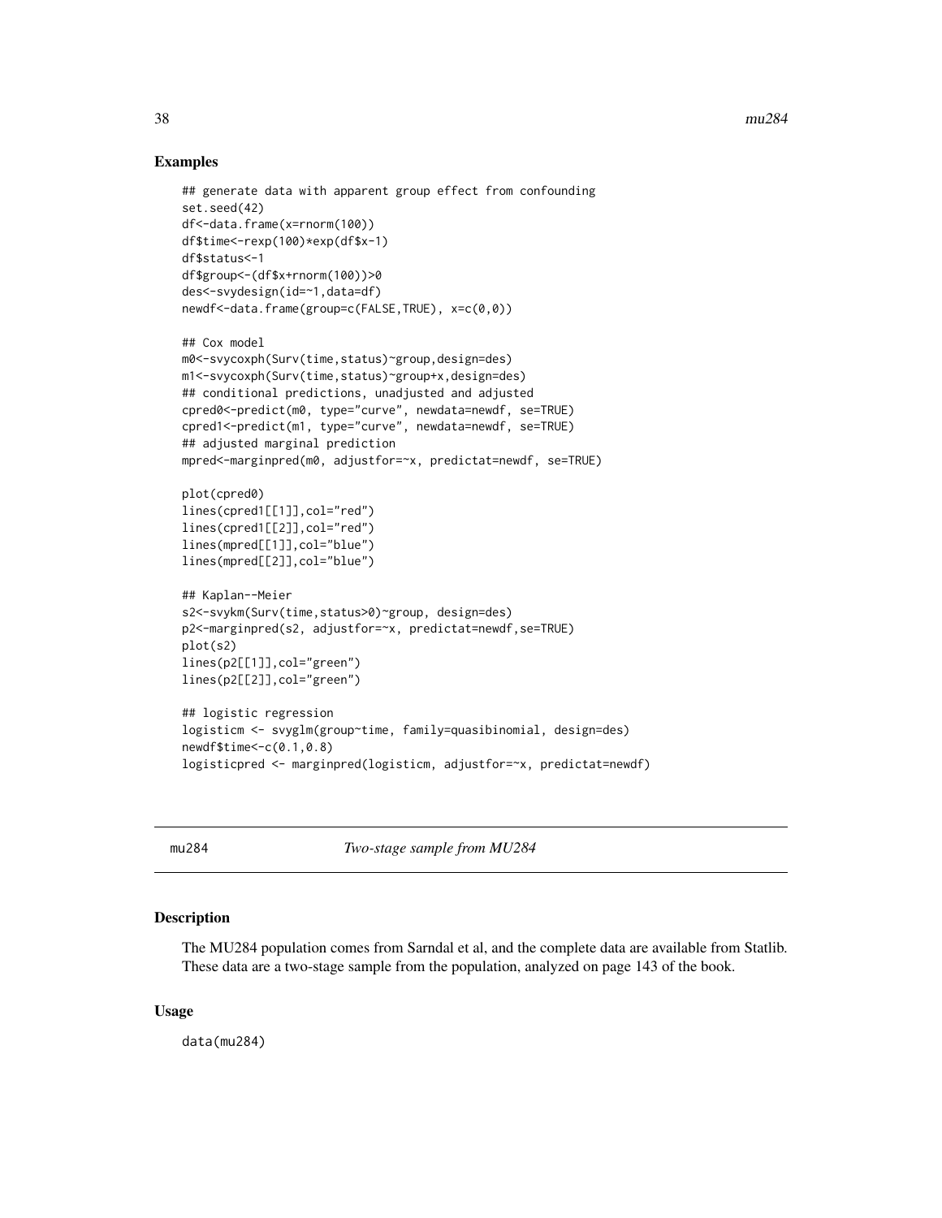## Examples

```
## generate data with apparent group effect from confounding
set.seed(42)
df<-data.frame(x=rnorm(100))
df$time<-rexp(100)*exp(df$x-1)
df$status<-1
df$group<-(df$x+rnorm(100))>0
des<-svydesign(id=~1,data=df)
newdf<-data.frame(group=c(FALSE,TRUE), x=c(0,0))

## Cox model
m0<-svycoxph(Surv(time,status)~group,design=des)
m1<-svycoxph(Surv(time,status)~group+x,design=des)
## conditional predictions, unadjusted and adjusted
cpred0<-predict(m0, type="curve", newdata=newdf, se=TRUE)
cpred1<-predict(m1, type="curve", newdata=newdf, se=TRUE)
## adjusted marginal prediction
mpred<-marginpred(m0, adjustfor=~x, predictat=newdf, se=TRUE)

plot(cpred0)
lines(cpred1[[1]],col="red")
lines(cpred1[[2]],col="red")
lines(mpred[[1]],col="blue")
lines(mpred[[2]],col="blue")

## Kaplan--Meier
s2<-svykm(Surv(time,status>0)~group, design=des)
p2<-marginpred(s2, adjustfor=~x, predictat=newdf,se=TRUE)
plot(s2)
lines(p2[[1]],col="green")
lines(p2[[2]],col="green")

## logistic regression
logisticm <- svyglm(group~time, family=quasibinomial, design=des)
newdf$time<-c(0.1,0.8)
logisticpred <- marginpred(logisticm, adjustfor=~x, predictat=newdf)
```

---

mu284 *Two-stage sample from MU284*

---

## Description

The MU284 population comes from Sarndal et al, and the complete data are available from Statlib. These data are a two-stage sample from the population, analyzed on page 143 of the book.

## Usage

```
data(mu284)
```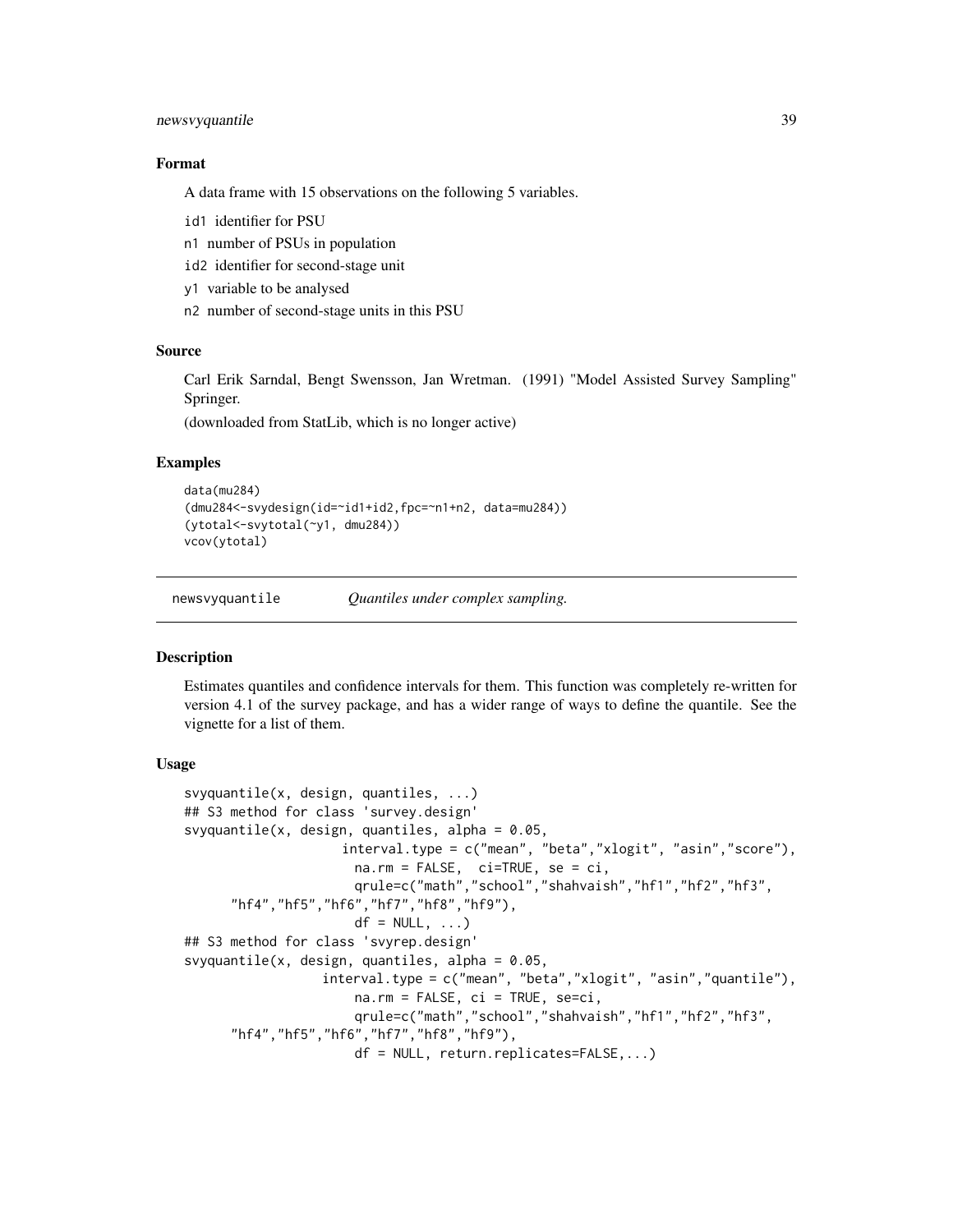### Format

A data frame with 15 observations on the following 5 variables.

- `id1` identifier for PSU
- `n1` number of PSUs in population
- `id2` identifier for second-stage unit
- `y1` variable to be analysed
- `n2` number of second-stage units in this PSU

### Source

Carl Erik Sarndal, Bengt Swensson, Jan Wretman. (1991) "Model Assisted Survey Sampling" Springer.

(downloaded from StatLib, which is no longer active)

### Examples

```
data(mu284)
(dmu284<-svydesign(id=~id1+id2,fpc=~n1+n2, data=mu284))
(ytotal<-svytotal(~y1, dmu284))
vcov(ytotal)
```

---

## newsvyquantile *Quantiles under complex sampling.*

### Description

Estimates quantiles and confidence intervals for them. This function was completely re-written for version 4.1 of the survey package, and has a wider range of ways to define the quantile. See the vignette for a list of them.

### Usage

```
svyquantile(x, design, quantiles, ...)
## S3 method for class 'survey.design'
svyquantile(x, design, quantiles, alpha = 0.05,
                    interval.type = c("mean", "beta","xlogit", "asin","score"),
                      na.rm = FALSE,  ci=TRUE, se = ci,
                      qrule=c("math","school","shahvaish","hf1","hf2","hf3",
      "hf4","hf5","hf6","hf7","hf8","hf9"),
                      df = NULL, ...)
## S3 method for class 'svyrep.design'
svyquantile(x, design, quantiles, alpha = 0.05,
                  interval.type = c("mean", "beta","xlogit", "asin","quantile"),
                      na.rm = FALSE, ci = TRUE, se=ci,
                      qrule=c("math","school","shahvaish","hf1","hf2","hf3",
      "hf4","hf5","hf6","hf7","hf8","hf9"),
                      df = NULL, return.replicates=FALSE,...)
```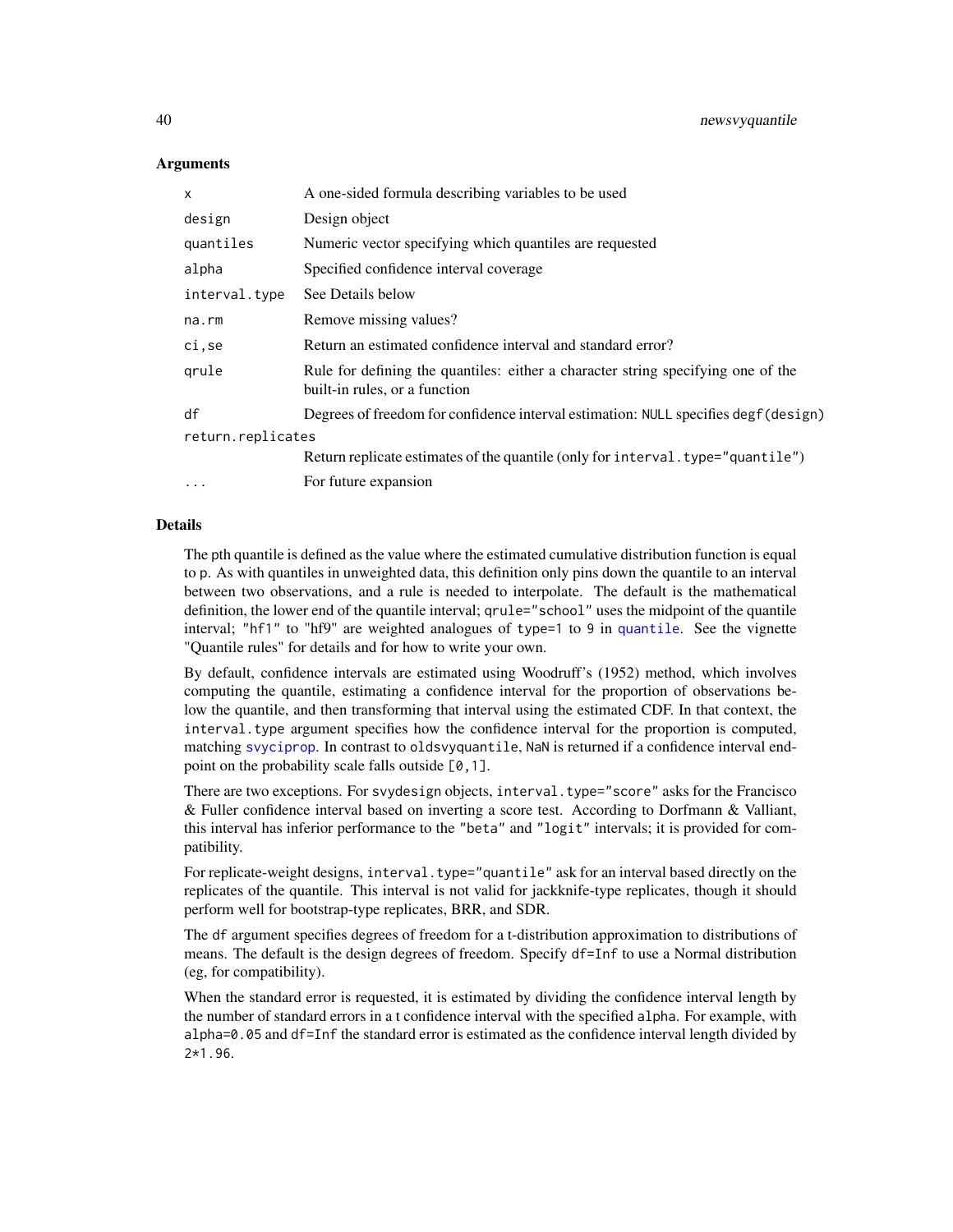### Arguments

| | |
|---|---|
| `x` | A one-sided formula describing variables to be used |
| `design` | Design object |
| `quantiles` | Numeric vector specifying which quantiles are requested |
| `alpha` | Specified confidence interval coverage |
| `interval.type` | See Details below |
| `na.rm` | Remove missing values? |
| `ci,se` | Return an estimated confidence interval and standard error? |
| `qrule` | Rule for defining the quantiles: either a character string specifying one of the built-in rules, or a function |
| `df` | Degrees of freedom for confidence interval estimation: `NULL` specifies `degf(design)` |
| `return.replicates` | Return replicate estimates of the quantile (only for `interval.type="quantile"`) |
| `...` | For future expansion |

### Details

The pth quantile is defined as the value where the estimated cumulative distribution function is equal to p. As with quantiles in unweighted data, this definition only pins down the quantile to an interval between two observations, and a rule is needed to interpolate. The default is the mathematical definition, the lower end of the quantile interval; `qrule="school"` uses the midpoint of the quantile interval; `"hf1"` to "hf9" are weighted analogues of `type=1` to `9` in `quantile`. See the vignette "Quantile rules" for details and for how to write your own.

By default, confidence intervals are estimated using Woodruff's (1952) method, which involves computing the quantile, estimating a confidence interval for the proportion of observations below the quantile, and then transforming that interval using the estimated CDF. In that context, the `interval.type` argument specifies how the confidence interval for the proportion is computed, matching `svyciprop`. In contrast to `oldsvyquantile`, `NaN` is returned if a confidence interval endpoint on the probability scale falls outside `[0,1]`.

There are two exceptions. For `svydesign` objects, `interval.type="score"` asks for the Francisco & Fuller confidence interval based on inverting a score test. According to Dorfmann & Valliant, this interval has inferior performance to the `"beta"` and `"logit"` intervals; it is provided for compatibility.

For replicate-weight designs, `interval.type="quantile"` ask for an interval based directly on the replicates of the quantile. This interval is not valid for jackknife-type replicates, though it should perform well for bootstrap-type replicates, BRR, and SDR.

The `df` argument specifies degrees of freedom for a t-distribution approximation to distributions of means. The default is the design degrees of freedom. Specify `df=Inf` to use a Normal distribution (eg, for compatibility).

When the standard error is requested, it is estimated by dividing the confidence interval length by the number of standard errors in a t confidence interval with the specified `alpha`. For example, with `alpha=0.05` and `df=Inf` the standard error is estimated as the confidence interval length divided by `2*1.96`.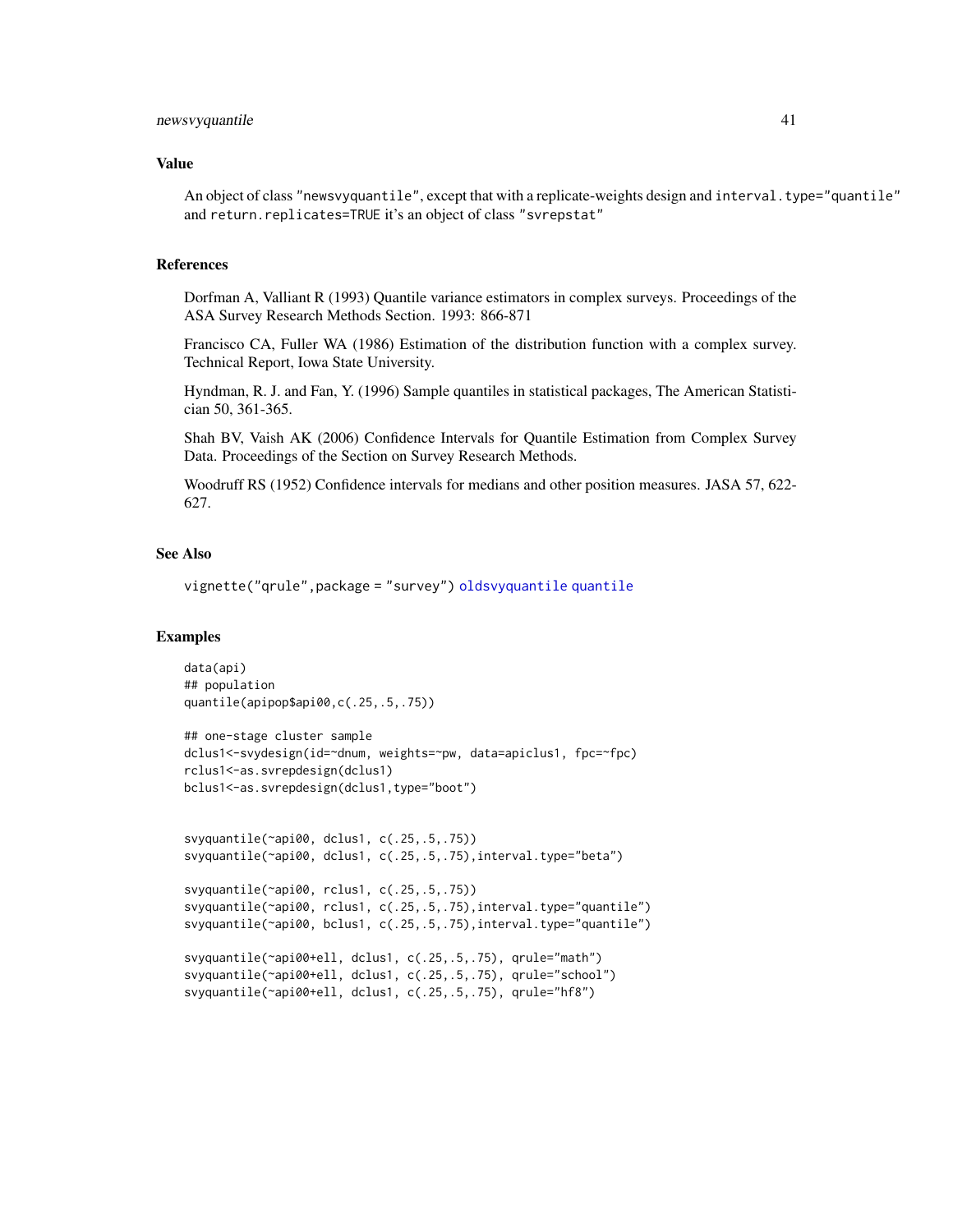### Value

An object of class "newsvyquantile", except that with a replicate-weights design and interval.type="quantile" and return.replicates=TRUE it's an object of class "svrepstat"

### References

Dorfman A, Valliant R (1993) Quantile variance estimators in complex surveys. Proceedings of the ASA Survey Research Methods Section. 1993: 866-871

Francisco CA, Fuller WA (1986) Estimation of the distribution function with a complex survey. Technical Report, Iowa State University.

Hyndman, R. J. and Fan, Y. (1996) Sample quantiles in statistical packages, The American Statistician 50, 361-365.

Shah BV, Vaish AK (2006) Confidence Intervals for Quantile Estimation from Complex Survey Data. Proceedings of the Section on Survey Research Methods.

Woodruff RS (1952) Confidence intervals for medians and other position measures. JASA 57, 622-627.

### See Also

vignette("qrule",package = "survey") oldsvyquantile quantile

### Examples

```
data(api)
## population
quantile(apipop$api00,c(.25,.5,.75))

## one-stage cluster sample
dclus1<-svydesign(id=~dnum, weights=~pw, data=apiclus1, fpc=~fpc)
rclus1<-as.svrepdesign(dclus1)
bclus1<-as.svrepdesign(dclus1,type="boot")


svyquantile(~api00, dclus1, c(.25,.5,.75))
svyquantile(~api00, dclus1, c(.25,.5,.75),interval.type="beta")

svyquantile(~api00, rclus1, c(.25,.5,.75))
svyquantile(~api00, rclus1, c(.25,.5,.75),interval.type="quantile")
svyquantile(~api00, bclus1, c(.25,.5,.75),interval.type="quantile")

svyquantile(~api00+ell, dclus1, c(.25,.5,.75), qrule="math")
svyquantile(~api00+ell, dclus1, c(.25,.5,.75), qrule="school")
svyquantile(~api00+ell, dclus1, c(.25,.5,.75), qrule="hf8")
```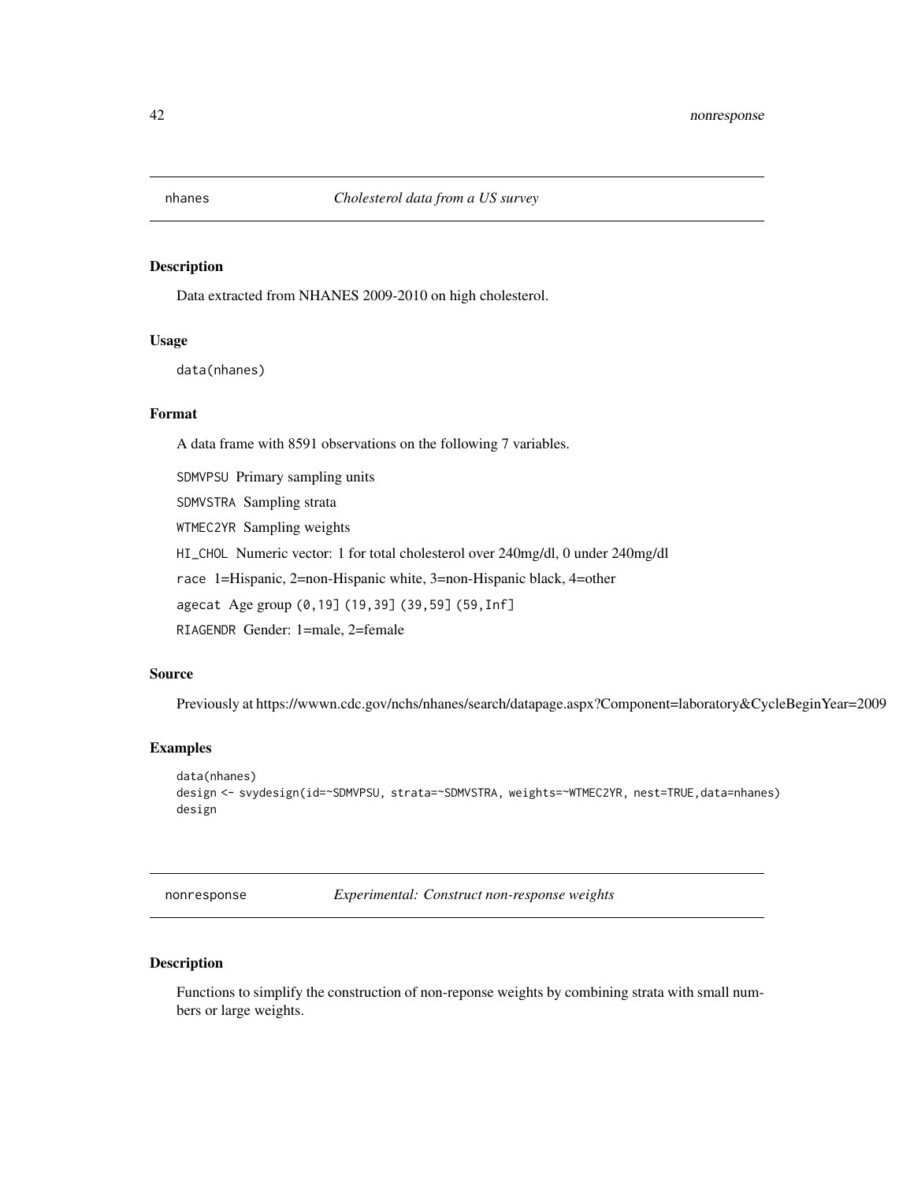## nhanes *Cholesterol data from a US survey*

### Description

Data extracted from NHANES 2009-2010 on high cholesterol.

### Usage

```
data(nhanes)
```

### Format

A data frame with 8591 observations on the following 7 variables.

SDMVPSU Primary sampling units

SDMVSTRA Sampling strata

WTMEC2YR Sampling weights

HI_CHOL Numeric vector: 1 for total cholesterol over 240mg/dl, 0 under 240mg/dl

race 1=Hispanic, 2=non-Hispanic white, 3=non-Hispanic black, 4=other

agecat Age group (0,19] (19,39] (39,59] (59,Inf]

RIAGENDR Gender: 1=male, 2=female

### Source

Previously at https://wwwn.cdc.gov/nchs/nhanes/search/datapage.aspx?Component=laboratory&CycleBeginYear=2009

### Examples

```
data(nhanes)
design <- svydesign(id=~SDMVPSU, strata=~SDMVSTRA, weights=~WTMEC2YR, nest=TRUE,data=nhanes)
design
```

## nonresponse *Experimental: Construct non-response weights*

### Description

Functions to simplify the construction of non-reponse weights by combining strata with small numbers or large weights.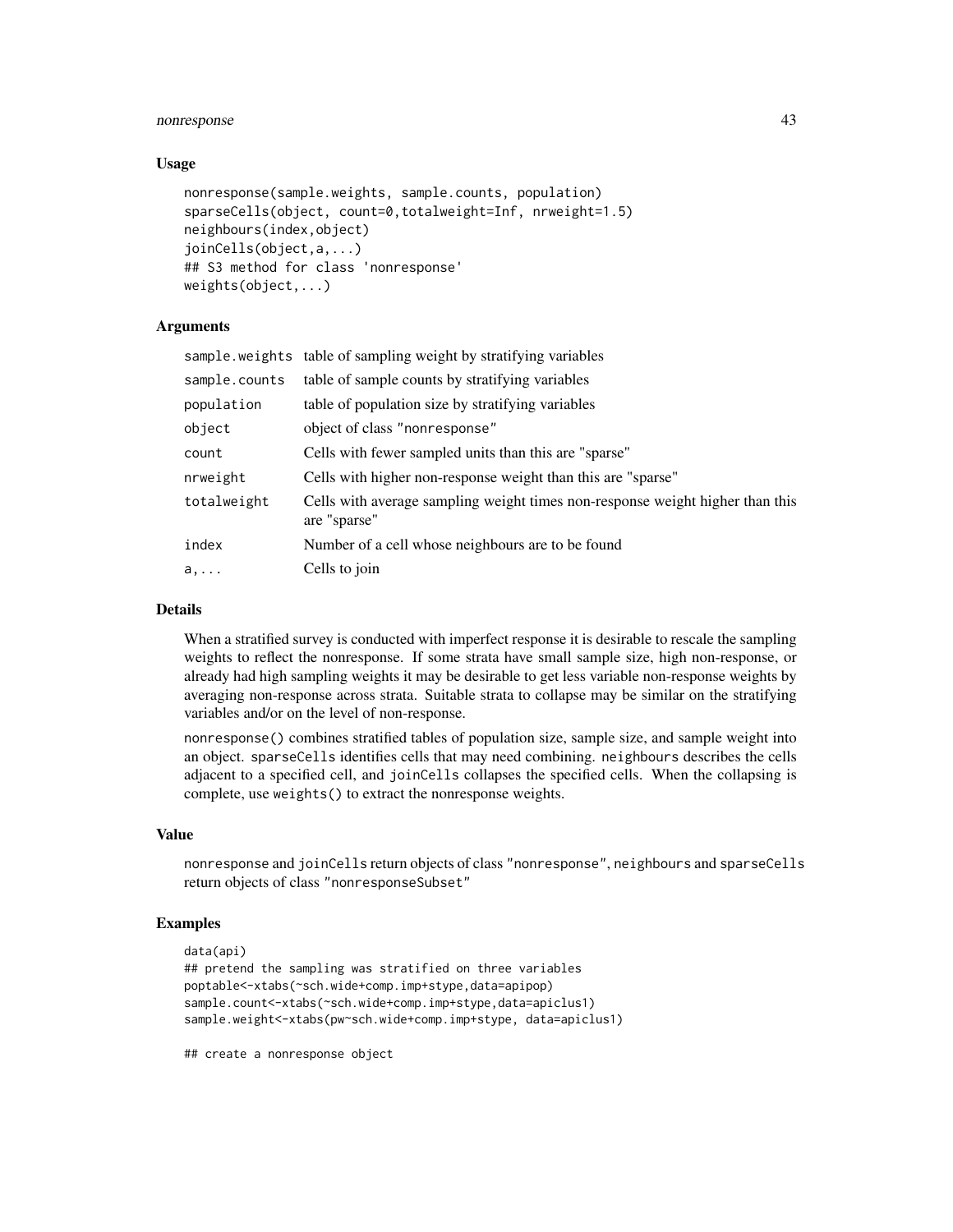### Usage

```
nonresponse(sample.weights, sample.counts, population)
sparseCells(object, count=0,totalweight=Inf, nrweight=1.5)
neighbours(index,object)
joinCells(object,a,...)
## S3 method for class 'nonresponse'
weights(object,...)
```

### Arguments

| | |
|---|---|
| sample.weights | table of sampling weight by stratifying variables |
| sample.counts | table of sample counts by stratifying variables |
| population | table of population size by stratifying variables |
| object | object of class "nonresponse" |
| count | Cells with fewer sampled units than this are "sparse" |
| nrweight | Cells with higher non-response weight than this are "sparse" |
| totalweight | Cells with average sampling weight times non-response weight higher than this are "sparse" |
| index | Number of a cell whose neighbours are to be found |
| a,... | Cells to join |

### Details

When a stratified survey is conducted with imperfect response it is desirable to rescale the sampling weights to reflect the nonresponse. If some strata have small sample size, high non-response, or already had high sampling weights it may be desirable to get less variable non-response weights by averaging non-response across strata. Suitable strata to collapse may be similar on the stratifying variables and/or on the level of non-response.

nonresponse() combines stratified tables of population size, sample size, and sample weight into an object. sparseCells identifies cells that may need combining. neighbours describes the cells adjacent to a specified cell, and joinCells collapses the specified cells. When the collapsing is complete, use weights() to extract the nonresponse weights.

### Value

nonresponse and joinCells return objects of class "nonresponse", neighbours and sparseCells return objects of class "nonresponseSubset"

### Examples

```
data(api)
## pretend the sampling was stratified on three variables
poptable<-xtabs(~sch.wide+comp.imp+stype,data=apipop)
sample.count<-xtabs(~sch.wide+comp.imp+stype,data=apiclus1)
sample.weight<-xtabs(pw~sch.wide+comp.imp+stype, data=apiclus1)

## create a nonresponse object
```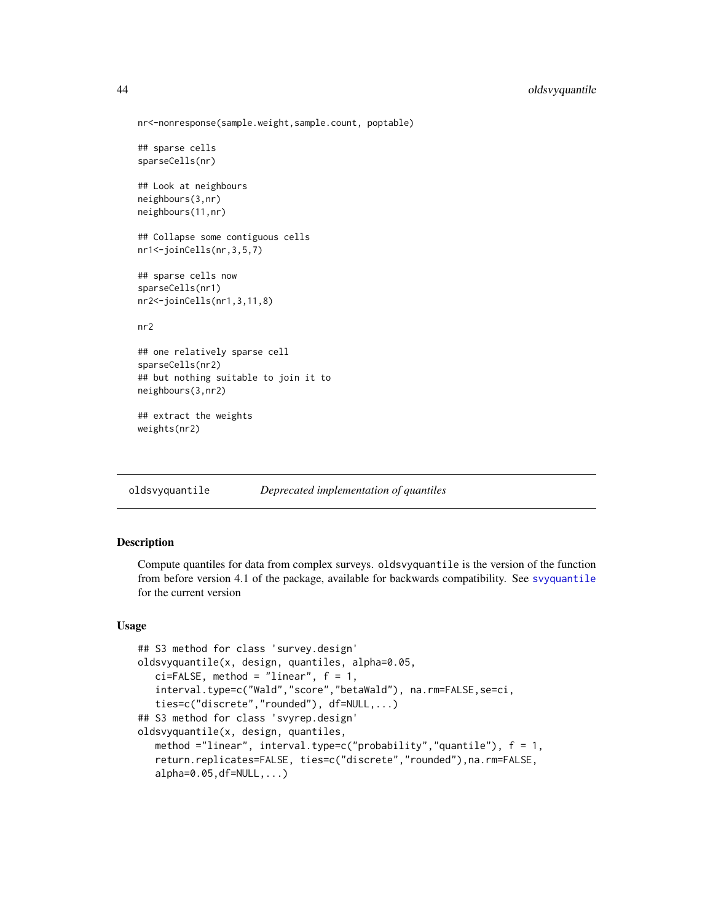```
nr<-nonresponse(sample.weight,sample.count, poptable)

## sparse cells
sparseCells(nr)

## Look at neighbours
neighbours(3,nr)
neighbours(11,nr)

## Collapse some contiguous cells
nr1<-joinCells(nr,3,5,7)

## sparse cells now
sparseCells(nr1)
nr2<-joinCells(nr1,3,11,8)

nr2

## one relatively sparse cell
sparseCells(nr2)
## but nothing suitable to join it to
neighbours(3,nr2)

## extract the weights
weights(nr2)
```

---

## oldsvyquantile *Deprecated implementation of quantiles*

### Description

Compute quantiles for data from complex surveys. `oldsvyquantile` is the version of the function from before version 4.1 of the package, available for backwards compatibility. See `svyquantile` for the current version

### Usage

```
## S3 method for class 'survey.design'
oldsvyquantile(x, design, quantiles, alpha=0.05,
   ci=FALSE, method = "linear", f = 1,
   interval.type=c("Wald","score","betaWald"), na.rm=FALSE,se=ci,
   ties=c("discrete","rounded"), df=NULL,...)
## S3 method for class 'svyrep.design'
oldsvyquantile(x, design, quantiles,
   method ="linear", interval.type=c("probability","quantile"), f = 1,
   return.replicates=FALSE, ties=c("discrete","rounded"),na.rm=FALSE,
   alpha=0.05,df=NULL,...)
```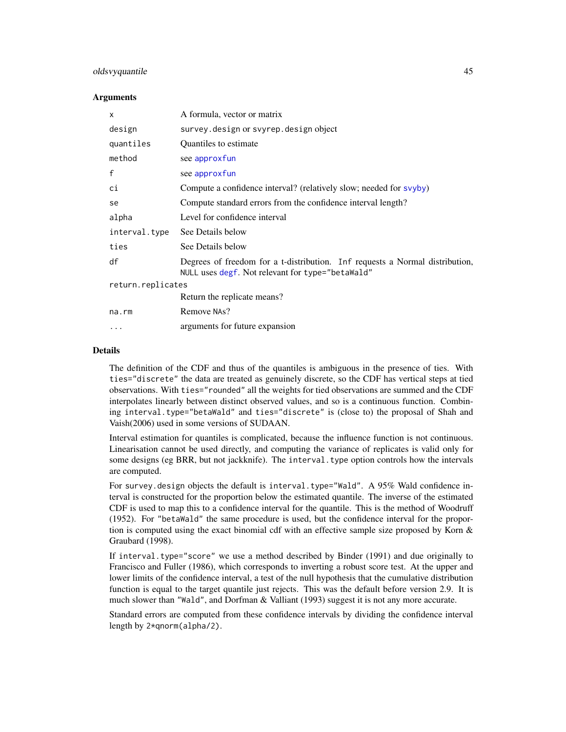### Arguments

| | |
|---|---|
| `x` | A formula, vector or matrix |
| `design` | `survey.design` or `svyrep.design` object |
| `quantiles` | Quantiles to estimate |
| `method` | see `approxfun` |
| `f` | see `approxfun` |
| `ci` | Compute a confidence interval? (relatively slow; needed for `svyby`) |
| `se` | Compute standard errors from the confidence interval length? |
| `alpha` | Level for confidence interval |
| `interval.type` | See Details below |
| `ties` | See Details below |
| `df` | Degrees of freedom for a t-distribution. `Inf` requests a Normal distribution, `NULL` uses `degf`. Not relevant for `type="betaWald"` |
| `return.replicates` | Return the replicate means? |
| `na.rm` | Remove `NA`s? |
| `...` | arguments for future expansion |

### Details

The definition of the CDF and thus of the quantiles is ambiguous in the presence of ties. With `ties="discrete"` the data are treated as genuinely discrete, so the CDF has vertical steps at tied observations. With `ties="rounded"` all the weights for tied observations are summed and the CDF interpolates linearly between distinct observed values, and so is a continuous function. Combining `interval.type="betaWald"` and `ties="discrete"` is (close to) the proposal of Shah and Vaish(2006) used in some versions of SUDAAN.

Interval estimation for quantiles is complicated, because the influence function is not continuous. Linearisation cannot be used directly, and computing the variance of replicates is valid only for some designs (eg BRR, but not jackknife). The `interval.type` option controls how the intervals are computed.

For `survey.design` objects the default is `interval.type="Wald"`. A 95% Wald confidence interval is constructed for the proportion below the estimated quantile. The inverse of the estimated CDF is used to map this to a confidence interval for the quantile. This is the method of Woodruff (1952). For `"betaWald"` the same procedure is used, but the confidence interval for the proportion is computed using the exact binomial cdf with an effective sample size proposed by Korn & Graubard (1998).

If `interval.type="score"` we use a method described by Binder (1991) and due originally to Francisco and Fuller (1986), which corresponds to inverting a robust score test. At the upper and lower limits of the confidence interval, a test of the null hypothesis that the cumulative distribution function is equal to the target quantile just rejects. This was the default before version 2.9. It is much slower than `"Wald"`, and Dorfman & Valliant (1993) suggest it is not any more accurate.

Standard errors are computed from these confidence intervals by dividing the confidence interval length by `2*qnorm(alpha/2)`.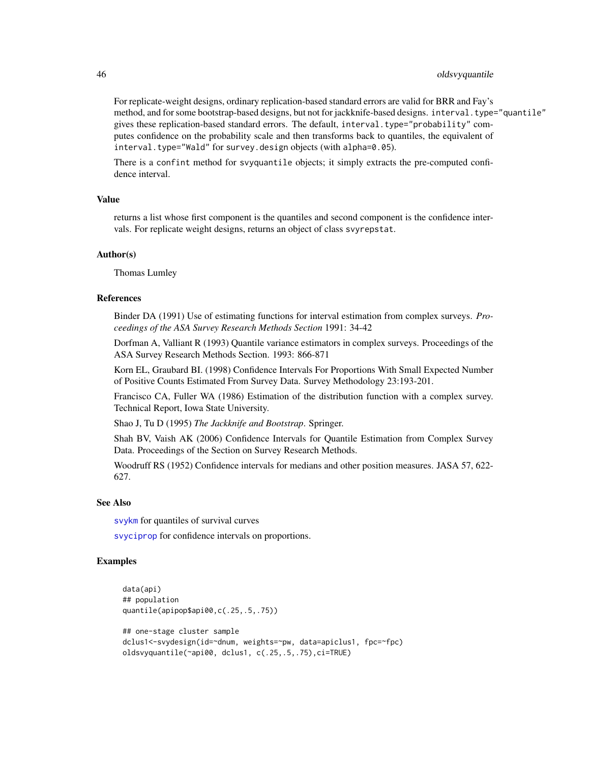For replicate-weight designs, ordinary replication-based standard errors are valid for BRR and Fay's method, and for some bootstrap-based designs, but not for jackknife-based designs. `interval.type="quantile"` gives these replication-based standard errors. The default, `interval.type="probability"` computes confidence on the probability scale and then transforms back to quantiles, the equivalent of `interval.type="Wald"` for `survey.design` objects (with `alpha=0.05`).

There is a `confint` method for `svyquantile` objects; it simply extracts the pre-computed confidence interval.

### Value

returns a list whose first component is the quantiles and second component is the confidence intervals. For replicate weight designs, returns an object of class `svyrepstat`.

### Author(s)

Thomas Lumley

### References

Binder DA (1991) Use of estimating functions for interval estimation from complex surveys. *Proceedings of the ASA Survey Research Methods Section* 1991: 34-42

Dorfman A, Valliant R (1993) Quantile variance estimators in complex surveys. Proceedings of the ASA Survey Research Methods Section. 1993: 866-871

Korn EL, Graubard BI. (1998) Confidence Intervals For Proportions With Small Expected Number of Positive Counts Estimated From Survey Data. Survey Methodology 23:193-201.

Francisco CA, Fuller WA (1986) Estimation of the distribution function with a complex survey. Technical Report, Iowa State University.

Shao J, Tu D (1995) *The Jackknife and Bootstrap*. Springer.

Shah BV, Vaish AK (2006) Confidence Intervals for Quantile Estimation from Complex Survey Data. Proceedings of the Section on Survey Research Methods.

Woodruff RS (1952) Confidence intervals for medians and other position measures. JASA 57, 622-627.

### See Also

`svykm` for quantiles of survival curves

`svyciprop` for confidence intervals on proportions.

### Examples

```
data(api)
## population
quantile(apipop$api00,c(.25,.5,.75))

## one-stage cluster sample
dclus1<-svydesign(id=~dnum, weights=~pw, data=apiclus1, fpc=~fpc)
oldsvyquantile(~api00, dclus1, c(.25,.5,.75),ci=TRUE)
```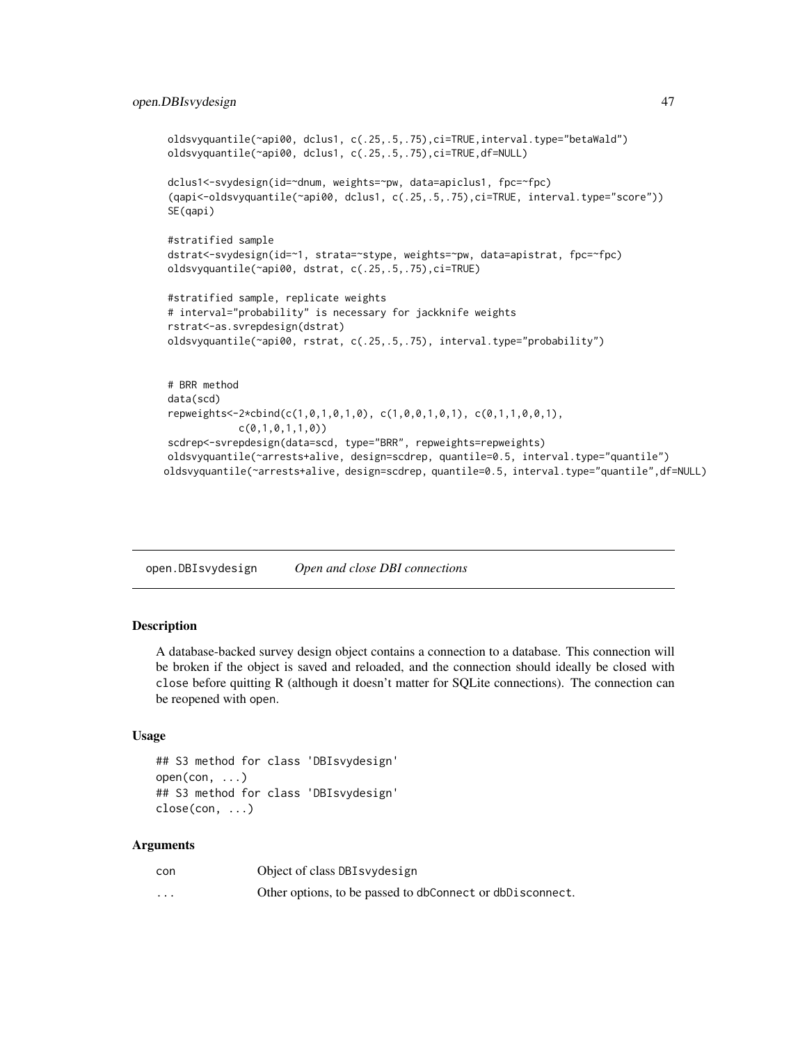```
oldsvyquantile(~api00, dclus1, c(.25,.5,.75),ci=TRUE,interval.type="betaWald")
oldsvyquantile(~api00, dclus1, c(.25,.5,.75),ci=TRUE,df=NULL)

dclus1<-svydesign(id=~dnum, weights=~pw, data=apiclus1, fpc=~fpc)
(qapi<-oldsvyquantile(~api00, dclus1, c(.25,.5,.75),ci=TRUE, interval.type="score"))
SE(qapi)

#stratified sample
dstrat<-svydesign(id=~1, strata=~stype, weights=~pw, data=apistrat, fpc=~fpc)
oldsvyquantile(~api00, dstrat, c(.25,.5,.75),ci=TRUE)

#stratified sample, replicate weights
# interval="probability" is necessary for jackknife weights
rstrat<-as.svrepdesign(dstrat)
oldsvyquantile(~api00, rstrat, c(.25,.5,.75), interval.type="probability")


# BRR method
data(scd)
repweights<-2*cbind(c(1,0,1,0,1,0), c(1,0,0,1,0,1), c(0,1,1,0,0,1),
            c(0,1,0,1,1,0))
scdrep<-svrepdesign(data=scd, type="BRR", repweights=repweights)
oldsvyquantile(~arrests+alive, design=scdrep, quantile=0.5, interval.type="quantile")
oldsvyquantile(~arrests+alive, design=scdrep, quantile=0.5, interval.type="quantile",df=NULL)
```

## open.DBIsvydesign — *Open and close DBI connections*

### Description

A database-backed survey design object contains a connection to a database. This connection will be broken if the object is saved and reloaded, and the connection should ideally be closed with close before quitting R (although it doesn't matter for SQLite connections). The connection can be reopened with open.

### Usage

```
## S3 method for class 'DBIsvydesign'
open(con, ...)
## S3 method for class 'DBIsvydesign'
close(con, ...)
```

### Arguments

| | |
|---|---|
| con | Object of class DBIsvydesign |
| ... | Other options, to be passed to dbConnect or dbDisconnect. |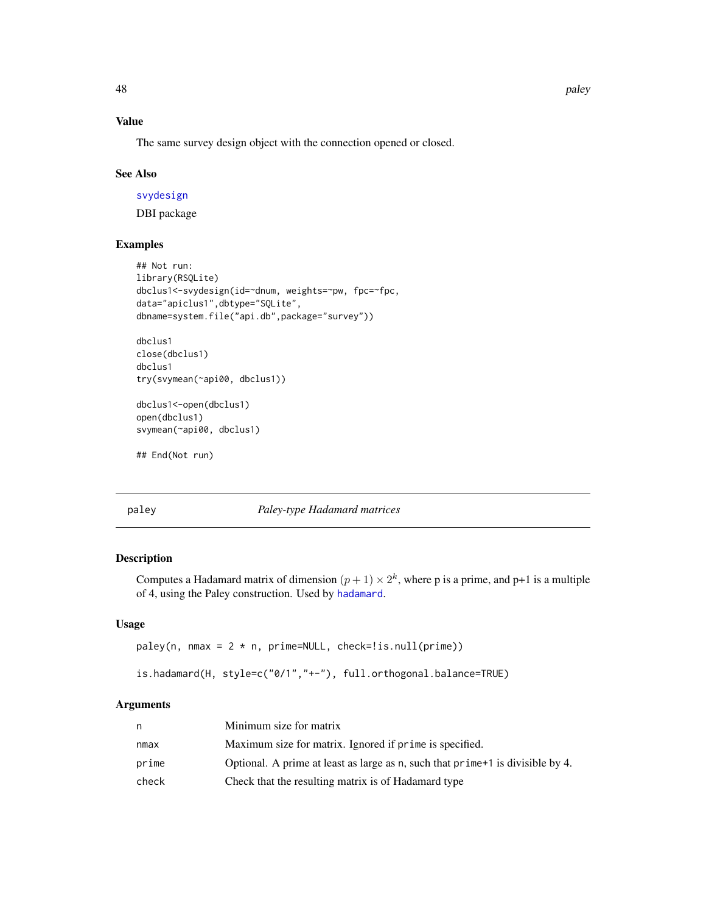### Value

The same survey design object with the connection opened or closed.

### See Also

svydesign

DBI package

### Examples

```
## Not run:
library(RSQLite)
dbclus1<-svydesign(id=~dnum, weights=~pw, fpc=~fpc,
data="apiclus1",dbtype="SQLite",
dbname=system.file("api.db",package="survey"))

dbclus1
close(dbclus1)
dbclus1
try(svymean(~api00, dbclus1))

dbclus1<-open(dbclus1)
open(dbclus1)
svymean(~api00, dbclus1)

## End(Not run)
```

---

## paley — *Paley-type Hadamard matrices*

---

### Description

Computes a Hadamard matrix of dimension $(p+1) \times 2^k$, where p is a prime, and p+1 is a multiple of 4, using the Paley construction. Used by hadamard.

### Usage

```
paley(n, nmax = 2 * n, prime=NULL, check=!is.null(prime))

is.hadamard(H, style=c("0/1","+-"), full.orthogonal.balance=TRUE)
```

### Arguments

| | |
|---|---|
| n | Minimum size for matrix |
| nmax | Maximum size for matrix. Ignored if prime is specified. |
| prime | Optional. A prime at least as large as n, such that prime+1 is divisible by 4. |
| check | Check that the resulting matrix is of Hadamard type |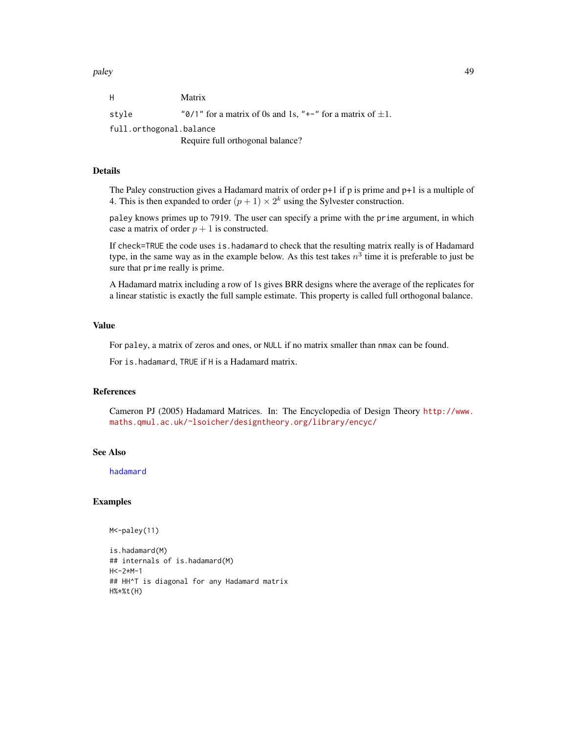| | |
|---|---|
| H | Matrix |
| style | "0/1" for a matrix of 0s and 1s, "+-" for a matrix of $\pm 1$. |
| full.orthogonal.balance | Require full orthogonal balance? |

## Details

The Paley construction gives a Hadamard matrix of order p+1 if p is prime and p+1 is a multiple of 4. This is then expanded to order $(p+1) \times 2^k$ using the Sylvester construction.

`paley` knows primes up to 7919. The user can specify a prime with the `prime` argument, in which case a matrix of order $p+1$ is constructed.

If `check=TRUE` the code uses `is.hadamard` to check that the resulting matrix really is of Hadamard type, in the same way as in the example below. As this test takes $n^3$ time it is preferable to just be sure that `prime` really is prime.

A Hadamard matrix including a row of 1s gives BRR designs where the average of the replicates for a linear statistic is exactly the full sample estimate. This property is called full orthogonal balance.

## Value

For `paley`, a matrix of zeros and ones, or `NULL` if no matrix smaller than `nmax` can be found.

For `is.hadamard`, `TRUE` if `H` is a Hadamard matrix.

## References

Cameron PJ (2005) Hadamard Matrices. In: The Encyclopedia of Design Theory http://www.maths.qmul.ac.uk/~lsoicher/designtheory.org/library/encyc/

## See Also

`hadamard`

## Examples

```
M<-paley(11)

is.hadamard(M)
## internals of is.hadamard(M)
H<-2*M-1
## HH^T is diagonal for any Hadamard matrix
H%*%t(H)
```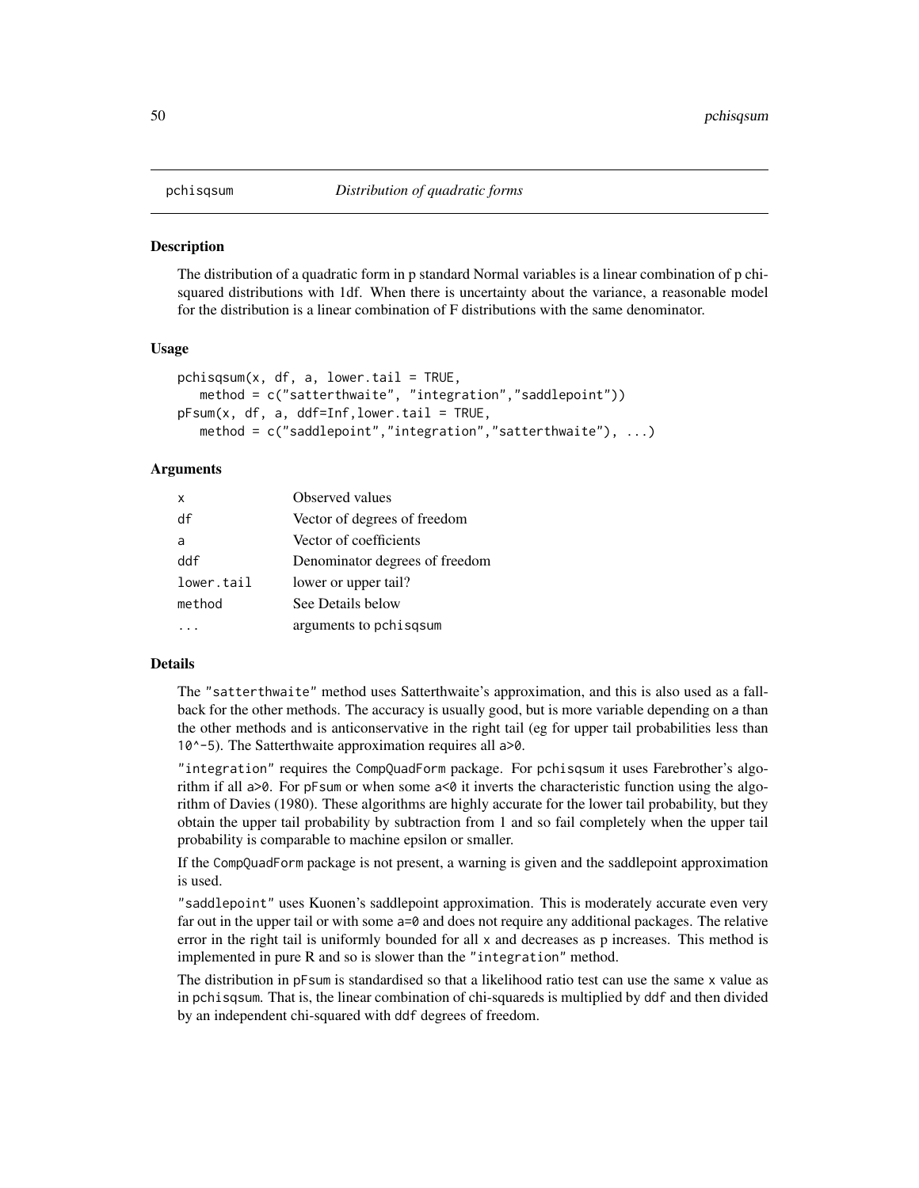# pchisqsum *Distribution of quadratic forms*

## Description

The distribution of a quadratic form in p standard Normal variables is a linear combination of p chi-squared distributions with 1df. When there is uncertainty about the variance, a reasonable model for the distribution is a linear combination of F distributions with the same denominator.

## Usage

```
pchisqsum(x, df, a, lower.tail = TRUE,
   method = c("satterthwaite", "integration","saddlepoint"))
pFsum(x, df, a, ddf=Inf,lower.tail = TRUE,
   method = c("saddlepoint","integration","satterthwaite"), ...)
```

## Arguments

| | |
|---|---|
| x | Observed values |
| df | Vector of degrees of freedom |
| a | Vector of coefficients |
| ddf | Denominator degrees of freedom |
| lower.tail | lower or upper tail? |
| method | See Details below |
| ... | arguments to pchisqsum |

## Details

The "satterthwaite" method uses Satterthwaite's approximation, and this is also used as a fallback for the other methods. The accuracy is usually good, but is more variable depending on a than the other methods and is anticonservative in the right tail (eg for upper tail probabilities less than 10^-5). The Satterthwaite approximation requires all a>0.

"integration" requires the CompQuadForm package. For pchisqsum it uses Farebrother's algorithm if all a>0. For pFsum or when some a<0 it inverts the characteristic function using the algorithm of Davies (1980). These algorithms are highly accurate for the lower tail probability, but they obtain the upper tail probability by subtraction from 1 and so fail completely when the upper tail probability is comparable to machine epsilon or smaller.

If the CompQuadForm package is not present, a warning is given and the saddlepoint approximation is used.

"saddlepoint" uses Kuonen's saddlepoint approximation. This is moderately accurate even very far out in the upper tail or with some a=0 and does not require any additional packages. The relative error in the right tail is uniformly bounded for all x and decreases as p increases. This method is implemented in pure R and so is slower than the "integration" method.

The distribution in pFsum is standardised so that a likelihood ratio test can use the same x value as in pchisqsum. That is, the linear combination of chi-squareds is multiplied by ddf and then divided by an independent chi-squared with ddf degrees of freedom.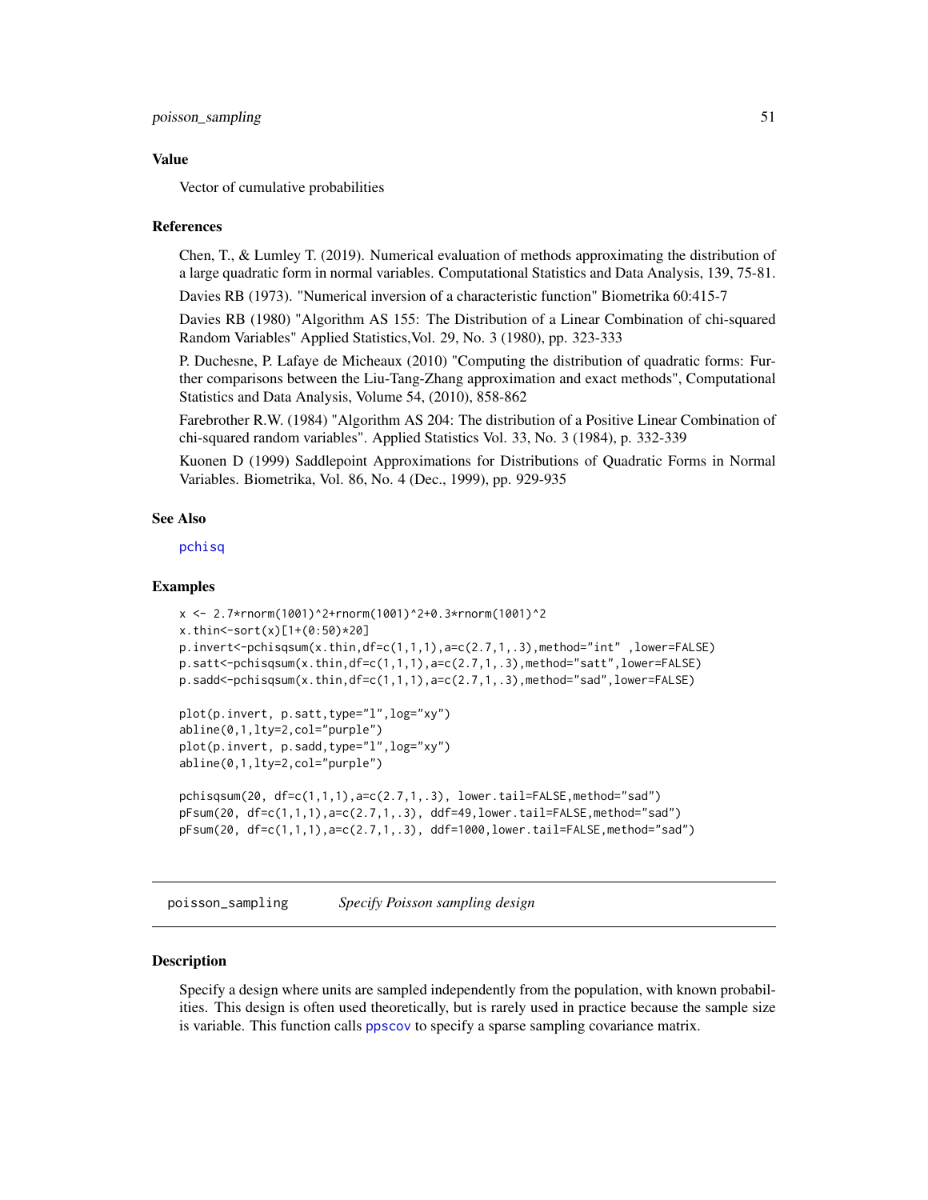### Value

Vector of cumulative probabilities

### References

Chen, T., & Lumley T. (2019). Numerical evaluation of methods approximating the distribution of a large quadratic form in normal variables. Computational Statistics and Data Analysis, 139, 75-81.

Davies RB (1973). "Numerical inversion of a characteristic function" Biometrika 60:415-7

Davies RB (1980) "Algorithm AS 155: The Distribution of a Linear Combination of chi-squared Random Variables" Applied Statistics,Vol. 29, No. 3 (1980), pp. 323-333

P. Duchesne, P. Lafaye de Micheaux (2010) "Computing the distribution of quadratic forms: Further comparisons between the Liu-Tang-Zhang approximation and exact methods", Computational Statistics and Data Analysis, Volume 54, (2010), 858-862

Farebrother R.W. (1984) "Algorithm AS 204: The distribution of a Positive Linear Combination of chi-squared random variables". Applied Statistics Vol. 33, No. 3 (1984), p. 332-339

Kuonen D (1999) Saddlepoint Approximations for Distributions of Quadratic Forms in Normal Variables. Biometrika, Vol. 86, No. 4 (Dec., 1999), pp. 929-935

### See Also

pchisq

### Examples

```
x <- 2.7*rnorm(1001)^2+rnorm(1001)^2+0.3*rnorm(1001)^2
x.thin<-sort(x)[1+(0:50)*20]
p.invert<-pchisqsum(x.thin,df=c(1,1,1),a=c(2.7,1,.3),method="int" ,lower=FALSE)
p.satt<-pchisqsum(x.thin,df=c(1,1,1),a=c(2.7,1,.3),method="satt",lower=FALSE)
p.sadd<-pchisqsum(x.thin,df=c(1,1,1),a=c(2.7,1,.3),method="sad",lower=FALSE)

plot(p.invert, p.satt,type="l",log="xy")
abline(0,1,lty=2,col="purple")
plot(p.invert, p.sadd,type="l",log="xy")
abline(0,1,lty=2,col="purple")

pchisqsum(20, df=c(1,1,1),a=c(2.7,1,.3), lower.tail=FALSE,method="sad")
pFsum(20, df=c(1,1,1),a=c(2.7,1,.3), ddf=49,lower.tail=FALSE,method="sad")
pFsum(20, df=c(1,1,1),a=c(2.7,1,.3), ddf=1000,lower.tail=FALSE,method="sad")
```

---

## poisson_sampling *Specify Poisson sampling design*

### Description

Specify a design where units are sampled independently from the population, with known probabilities. This design is often used theoretically, but is rarely used in practice because the sample size is variable. This function calls ppscov to specify a sparse sampling covariance matrix.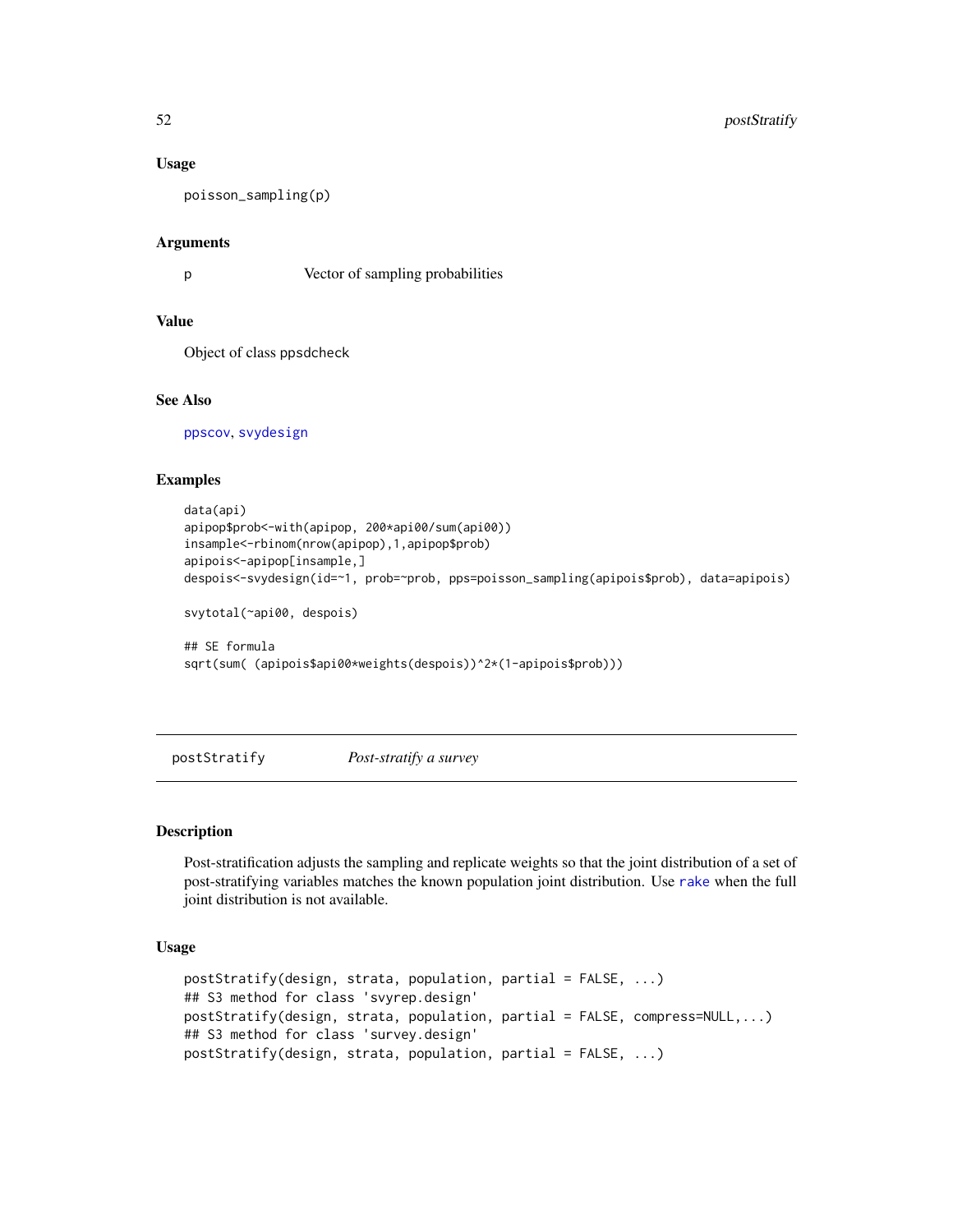### Usage

```
poisson_sampling(p)
```

### Arguments

p Vector of sampling probabilities

### Value

Object of class ppsdcheck

### See Also

ppscov, svydesign

### Examples

```
data(api)
apipop$prob<-with(apipop, 200*api00/sum(api00))
insample<-rbinom(nrow(apipop),1,apipop$prob)
apipois<-apipop[insample,]
despois<-svydesign(id=~1, prob=~prob, pps=poisson_sampling(apipois$prob), data=apipois)

svytotal(~api00, despois)

## SE formula
sqrt(sum( (apipois$api00*weights(despois))^2*(1-apipois$prob)))
```

---

## postStratify *Post-stratify a survey*

### Description

Post-stratification adjusts the sampling and replicate weights so that the joint distribution of a set of post-stratifying variables matches the known population joint distribution. Use rake when the full joint distribution is not available.

### Usage

```
postStratify(design, strata, population, partial = FALSE, ...)
## S3 method for class 'svyrep.design'
postStratify(design, strata, population, partial = FALSE, compress=NULL,...)
## S3 method for class 'survey.design'
postStratify(design, strata, population, partial = FALSE, ...)
```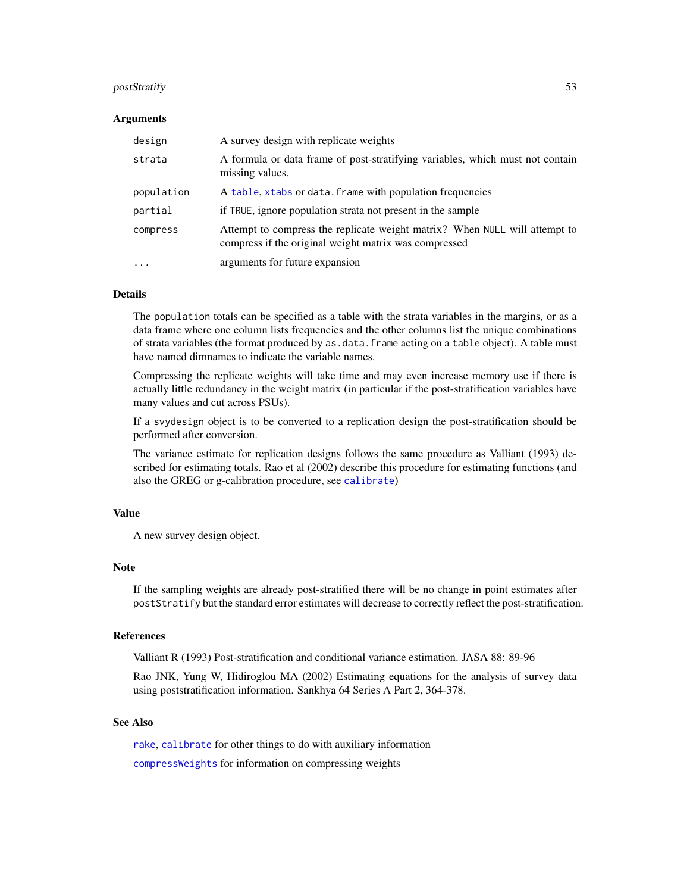### Arguments

| | |
|---|---|
| `design` | A survey design with replicate weights |
| `strata` | A formula or data frame of post-stratifying variables, which must not contain missing values. |
| `population` | A `table`, `xtabs` or `data.frame` with population frequencies |
| `partial` | if `TRUE`, ignore population strata not present in the sample |
| `compress` | Attempt to compress the replicate weight matrix? When `NULL` will attempt to compress if the original weight matrix was compressed |
| `...` | arguments for future expansion |

### Details

The `population` totals can be specified as a table with the strata variables in the margins, or as a data frame where one column lists frequencies and the other columns list the unique combinations of strata variables (the format produced by `as.data.frame` acting on a `table` object). A table must have named dimnames to indicate the variable names.

Compressing the replicate weights will take time and may even increase memory use if there is actually little redundancy in the weight matrix (in particular if the post-stratification variables have many values and cut across PSUs).

If a `svydesign` object is to be converted to a replication design the post-stratification should be performed after conversion.

The variance estimate for replication designs follows the same procedure as Valliant (1993) described for estimating totals. Rao et al (2002) describe this procedure for estimating functions (and also the GREG or g-calibration procedure, see `calibrate`)

### Value

A new survey design object.

### Note

If the sampling weights are already post-stratified there will be no change in point estimates after `postStratify` but the standard error estimates will decrease to correctly reflect the post-stratification.

### References

Valliant R (1993) Post-stratification and conditional variance estimation. JASA 88: 89-96

Rao JNK, Yung W, Hidiroglou MA (2002) Estimating equations for the analysis of survey data using poststratification information. Sankhya 64 Series A Part 2, 364-378.

### See Also

`rake`, `calibrate` for other things to do with auxiliary information

`compressWeights` for information on compressing weights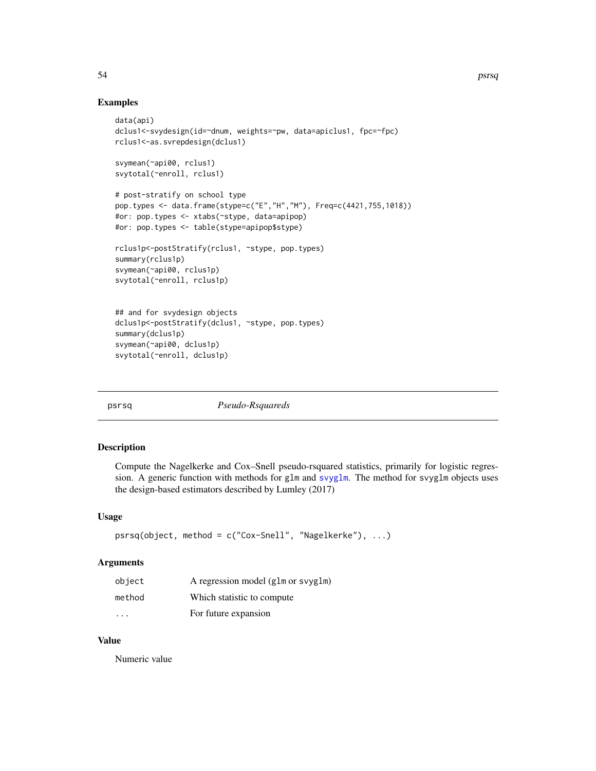## Examples

```
data(api)
dclus1<-svydesign(id=~dnum, weights=~pw, data=apiclus1, fpc=~fpc)
rclus1<-as.svrepdesign(dclus1)

svymean(~api00, rclus1)
svytotal(~enroll, rclus1)

# post-stratify on school type
pop.types <- data.frame(stype=c("E","H","M"), Freq=c(4421,755,1018))
#or: pop.types <- xtabs(~stype, data=apipop)
#or: pop.types <- table(stype=apipop$stype)

rclus1p<-postStratify(rclus1, ~stype, pop.types)
summary(rclus1p)
svymean(~api00, rclus1p)
svytotal(~enroll, rclus1p)


## and for svydesign objects
dclus1p<-postStratify(dclus1, ~stype, pop.types)
summary(dclus1p)
svymean(~api00, dclus1p)
svytotal(~enroll, dclus1p)
```

---

# psrsq — *Pseudo-Rsquareds*

---

## Description

Compute the Nagelkerke and Cox–Snell pseudo-rsquared statistics, primarily for logistic regression. A generic function with methods for `glm` and `svyglm`. The method for `svyglm` objects uses the design-based estimators described by Lumley (2017)

## Usage

```
psrsq(object, method = c("Cox-Snell", "Nagelkerke"), ...)
```

## Arguments

| | |
|---|---|
| `object` | A regression model (`glm` or `svyglm`) |
| `method` | Which statistic to compute |
| `...` | For future expansion |

## Value

Numeric value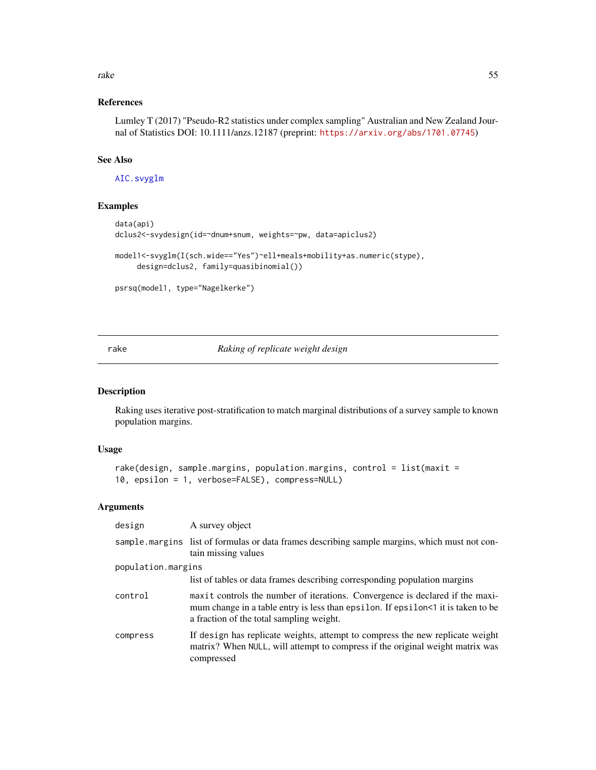### References

Lumley T (2017) "Pseudo-R2 statistics under complex sampling" Australian and New Zealand Journal of Statistics DOI: 10.1111/anzs.12187 (preprint: https://arxiv.org/abs/1701.07745)

### See Also

AIC.svyglm

### Examples

```
data(api)
dclus2<-svydesign(id=~dnum+snum, weights=~pw, data=apiclus2)

model1<-svyglm(I(sch.wide=="Yes")~ell+meals+mobility+as.numeric(stype),
     design=dclus2, family=quasibinomial())

psrsq(model1, type="Nagelkerke")
```

---

## rake *Raking of replicate weight design*

### Description

Raking uses iterative post-stratification to match marginal distributions of a survey sample to known population margins.

### Usage

```
rake(design, sample.margins, population.margins, control = list(maxit =
10, epsilon = 1, verbose=FALSE), compress=NULL)
```

### Arguments

| | |
|---|---|
| design | A survey object |
| sample.margins | list of formulas or data frames describing sample margins, which must not contain missing values |
| population.margins | list of tables or data frames describing corresponding population margins |
| control | maxit controls the number of iterations. Convergence is declared if the maximum change in a table entry is less than epsilon. If epsilon<1 it is taken to be a fraction of the total sampling weight. |
| compress | If design has replicate weights, attempt to compress the new replicate weight matrix? When NULL, will attempt to compress if the original weight matrix was compressed |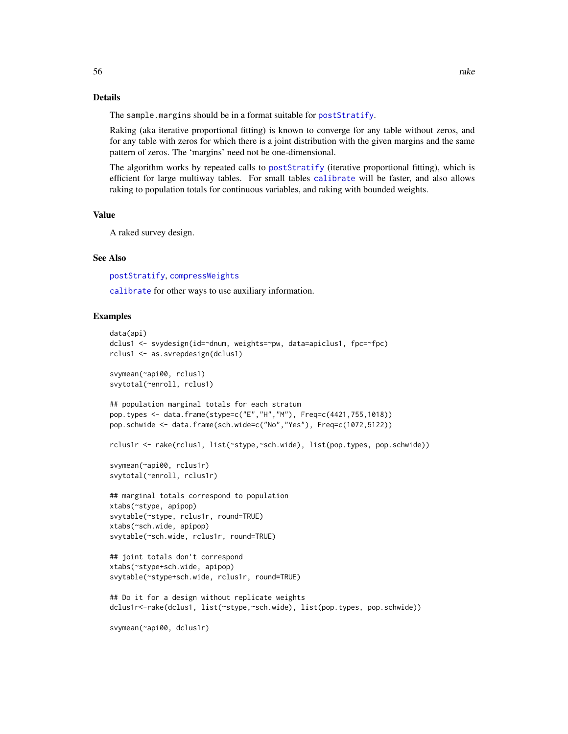## Details

The `sample.margins` should be in a format suitable for `postStratify`.

Raking (aka iterative proportional fitting) is known to converge for any table without zeros, and for any table with zeros for which there is a joint distribution with the given margins and the same pattern of zeros. The 'margins' need not be one-dimensional.

The algorithm works by repeated calls to `postStratify` (iterative proportional fitting), which is efficient for large multiway tables. For small tables `calibrate` will be faster, and also allows raking to population totals for continuous variables, and raking with bounded weights.

## Value

A raked survey design.

## See Also

`postStratify`, `compressWeights`

`calibrate` for other ways to use auxiliary information.

## Examples

```
data(api)
dclus1 <- svydesign(id=~dnum, weights=~pw, data=apiclus1, fpc=~fpc)
rclus1 <- as.svrepdesign(dclus1)

svymean(~api00, rclus1)
svytotal(~enroll, rclus1)

## population marginal totals for each stratum
pop.types <- data.frame(stype=c("E","H","M"), Freq=c(4421,755,1018))
pop.schwide <- data.frame(sch.wide=c("No","Yes"), Freq=c(1072,5122))

rclus1r <- rake(rclus1, list(~stype,~sch.wide), list(pop.types, pop.schwide))

svymean(~api00, rclus1r)
svytotal(~enroll, rclus1r)

## marginal totals correspond to population
xtabs(~stype, apipop)
svytable(~stype, rclus1r, round=TRUE)
xtabs(~sch.wide, apipop)
svytable(~sch.wide, rclus1r, round=TRUE)

## joint totals don't correspond
xtabs(~stype+sch.wide, apipop)
svytable(~stype+sch.wide, rclus1r, round=TRUE)

## Do it for a design without replicate weights
dclus1r<-rake(dclus1, list(~stype,~sch.wide), list(pop.types, pop.schwide))

svymean(~api00, dclus1r)
```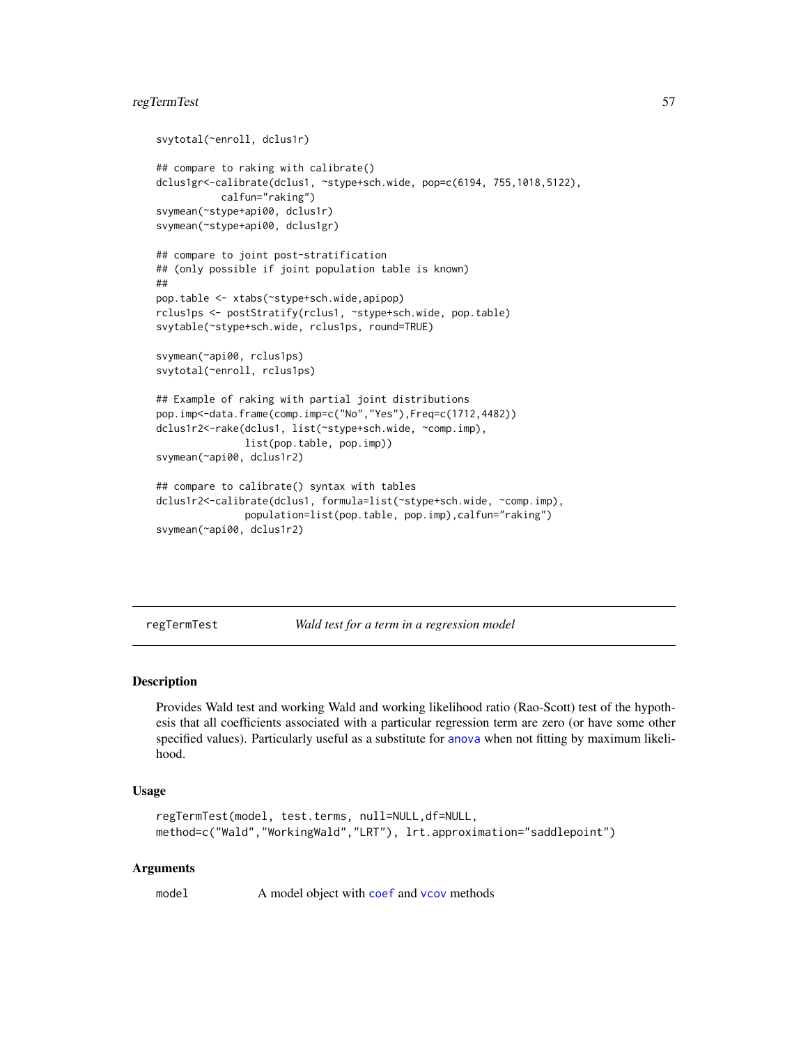```
svytotal(~enroll, dclus1r)

## compare to raking with calibrate()
dclus1gr<-calibrate(dclus1, ~stype+sch.wide, pop=c(6194, 755,1018,5122),
           calfun="raking")
svymean(~stype+api00, dclus1r)
svymean(~stype+api00, dclus1gr)

## compare to joint post-stratification
## (only possible if joint population table is known)
##
pop.table <- xtabs(~stype+sch.wide,apipop)
rclus1ps <- postStratify(rclus1, ~stype+sch.wide, pop.table)
svytable(~stype+sch.wide, rclus1ps, round=TRUE)

svymean(~api00, rclus1ps)
svytotal(~enroll, rclus1ps)

## Example of raking with partial joint distributions
pop.imp<-data.frame(comp.imp=c("No","Yes"),Freq=c(1712,4482))
dclus1r2<-rake(dclus1, list(~stype+sch.wide, ~comp.imp),
              list(pop.table, pop.imp))
svymean(~api00, dclus1r2)

## compare to calibrate() syntax with tables
dclus1r2<-calibrate(dclus1, formula=list(~stype+sch.wide, ~comp.imp),
              population=list(pop.table, pop.imp),calfun="raking")
svymean(~api00, dclus1r2)
```

---

## regTermTest — *Wald test for a term in a regression model*

### Description

Provides Wald test and working Wald and working likelihood ratio (Rao-Scott) test of the hypothesis that all coefficients associated with a particular regression term are zero (or have some other specified values). Particularly useful as a substitute for anova when not fitting by maximum likelihood.

### Usage

```
regTermTest(model, test.terms, null=NULL,df=NULL,
method=c("Wald","WorkingWald","LRT"), lrt.approximation="saddlepoint")
```

### Arguments

| | |
|---|---|
| model | A model object with coef and vcov methods |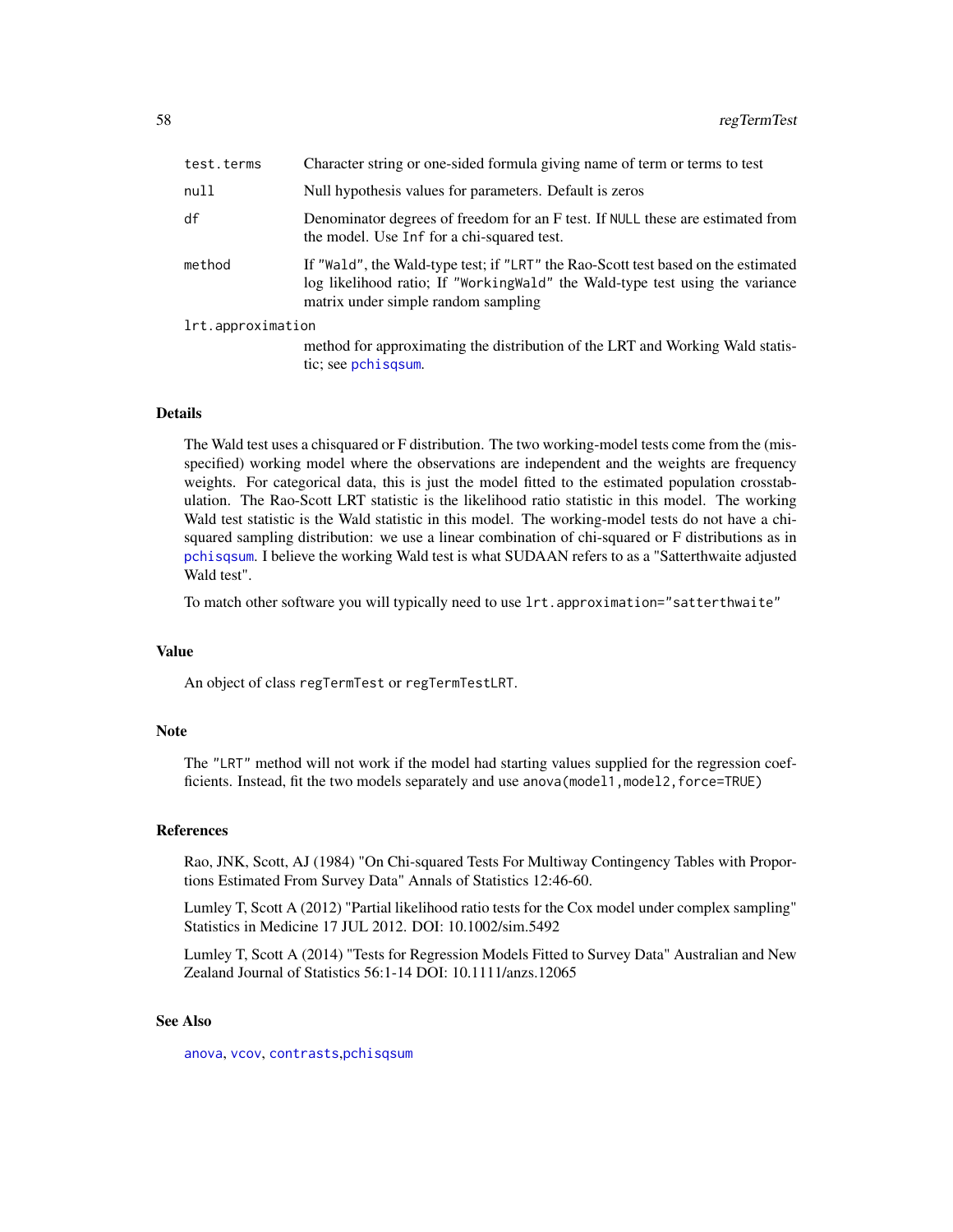| | |
|---|---|
| `test.terms` | Character string or one-sided formula giving name of term or terms to test |
| `null` | Null hypothesis values for parameters. Default is zeros |
| `df` | Denominator degrees of freedom for an F test. If `NULL` these are estimated from the model. Use `Inf` for a chi-squared test. |
| `method` | If `"Wald"`, the Wald-type test; if `"LRT"` the Rao-Scott test based on the estimated log likelihood ratio; If `"WorkingWald"` the Wald-type test using the variance matrix under simple random sampling |
| `lrt.approximation` | method for approximating the distribution of the LRT and Working Wald statistic; see `pchisqsum`. |

## Details

The Wald test uses a chisquared or F distribution. The two working-model tests come from the (misspecified) working model where the observations are independent and the weights are frequency weights. For categorical data, this is just the model fitted to the estimated population crosstabulation. The Rao-Scott LRT statistic is the likelihood ratio statistic in this model. The working Wald test statistic is the Wald statistic in this model. The working-model tests do not have a chi-squared sampling distribution: we use a linear combination of chi-squared or F distributions as in `pchisqsum`. I believe the working Wald test is what SUDAAN refers to as a "Satterthwaite adjusted Wald test".

To match other software you will typically need to use `lrt.approximation="satterthwaite"`

## Value

An object of class `regTermTest` or `regTermTestLRT`.

## Note

The `"LRT"` method will not work if the model had starting values supplied for the regression coefficients. Instead, fit the two models separately and use `anova(model1,model2,force=TRUE)`

## References

Rao, JNK, Scott, AJ (1984) "On Chi-squared Tests For Multiway Contingency Tables with Proportions Estimated From Survey Data" Annals of Statistics 12:46-60.

Lumley T, Scott A (2012) "Partial likelihood ratio tests for the Cox model under complex sampling" Statistics in Medicine 17 JUL 2012. DOI: 10.1002/sim.5492

Lumley T, Scott A (2014) "Tests for Regression Models Fitted to Survey Data" Australian and New Zealand Journal of Statistics 56:1-14 DOI: 10.1111/anzs.12065

## See Also

`anova`, `vcov`, `contrasts`, `pchisqsum`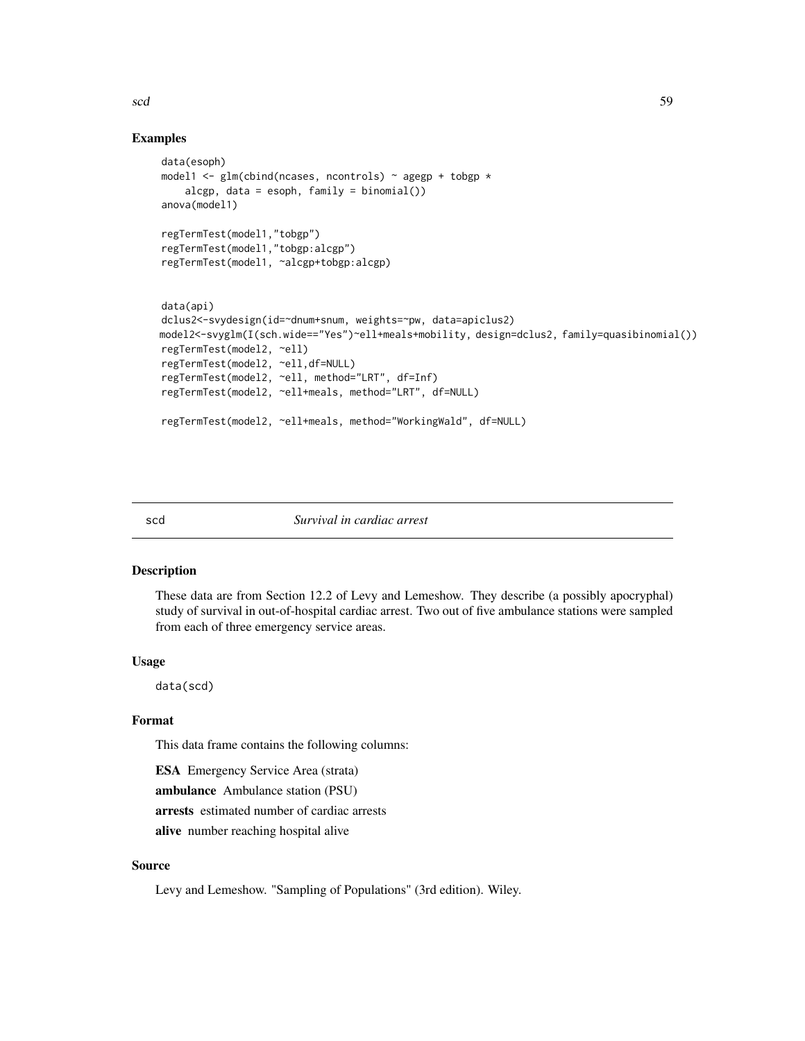## Examples

```
data(esoph)
model1 <- glm(cbind(ncases, ncontrols) ~ agegp + tobgp *
    alcgp, data = esoph, family = binomial())
anova(model1)

regTermTest(model1,"tobgp")
regTermTest(model1,"tobgp:alcgp")
regTermTest(model1, ~alcgp+tobgp:alcgp)


data(api)
dclus2<-svydesign(id=~dnum+snum, weights=~pw, data=apiclus2)
model2<-svyglm(I(sch.wide=="Yes")~ell+meals+mobility, design=dclus2, family=quasibinomial())
regTermTest(model2, ~ell)
regTermTest(model2, ~ell,df=NULL)
regTermTest(model2, ~ell, method="LRT", df=Inf)
regTermTest(model2, ~ell+meals, method="LRT", df=NULL)

regTermTest(model2, ~ell+meals, method="WorkingWald", df=NULL)
```

---

# scd *Survival in cardiac arrest*

## Description

These data are from Section 12.2 of Levy and Lemeshow. They describe (a possibly apocryphal) study of survival in out-of-hospital cardiac arrest. Two out of five ambulance stations were sampled from each of three emergency service areas.

## Usage

```
data(scd)
```

## Format

This data frame contains the following columns:

**ESA** Emergency Service Area (strata)

**ambulance** Ambulance station (PSU)

**arrests** estimated number of cardiac arrests

**alive** number reaching hospital alive

## Source

Levy and Lemeshow. "Sampling of Populations" (3rd edition). Wiley.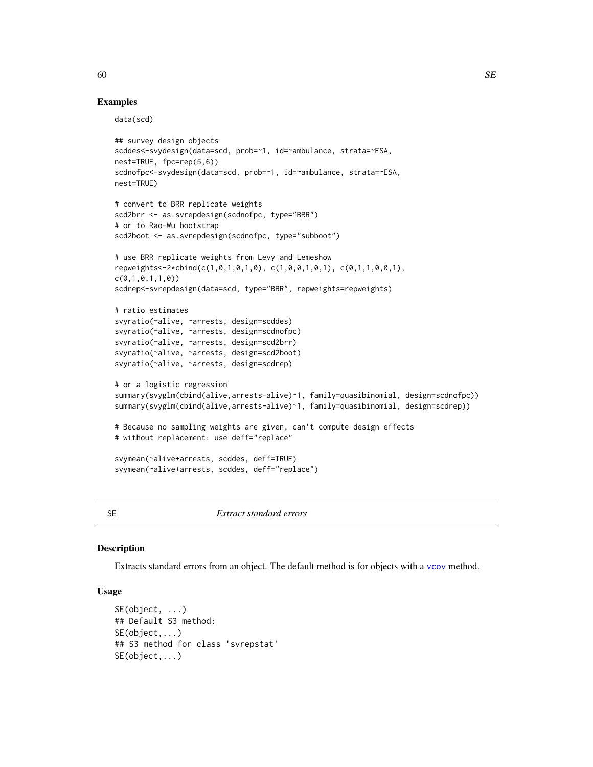## Examples

```
data(scd)

## survey design objects
scddes<-svydesign(data=scd, prob=~1, id=~ambulance, strata=~ESA,
nest=TRUE, fpc=rep(5,6))
scdnofpc<-svydesign(data=scd, prob=~1, id=~ambulance, strata=~ESA,
nest=TRUE)

# convert to BRR replicate weights
scd2brr <- as.svrepdesign(scdnofpc, type="BRR")
# or to Rao-Wu bootstrap
scd2boot <- as.svrepdesign(scdnofpc, type="subboot")

# use BRR replicate weights from Levy and Lemeshow
repweights<-2*cbind(c(1,0,1,0,1,0), c(1,0,0,1,0,1), c(0,1,1,0,0,1),
c(0,1,0,1,1,0))
scdrep<-svrepdesign(data=scd, type="BRR", repweights=repweights)

# ratio estimates
svyratio(~alive, ~arrests, design=scddes)
svyratio(~alive, ~arrests, design=scdnofpc)
svyratio(~alive, ~arrests, design=scd2brr)
svyratio(~alive, ~arrests, design=scd2boot)
svyratio(~alive, ~arrests, design=scdrep)

# or a logistic regression
summary(svyglm(cbind(alive,arrests-alive)~1, family=quasibinomial, design=scdnofpc))
summary(svyglm(cbind(alive,arrests-alive)~1, family=quasibinomial, design=scdrep))

# Because no sampling weights are given, can't compute design effects
# without replacement: use deff="replace"

svymean(~alive+arrests, scddes, deff=TRUE)
svymean(~alive+arrests, scddes, deff="replace")
```

---

SE — *Extract standard errors*

---

## Description

Extracts standard errors from an object. The default method is for objects with a vcov method.

## Usage

```
SE(object, ...)
## Default S3 method:
SE(object,...)
## S3 method for class 'svrepstat'
SE(object,...)
```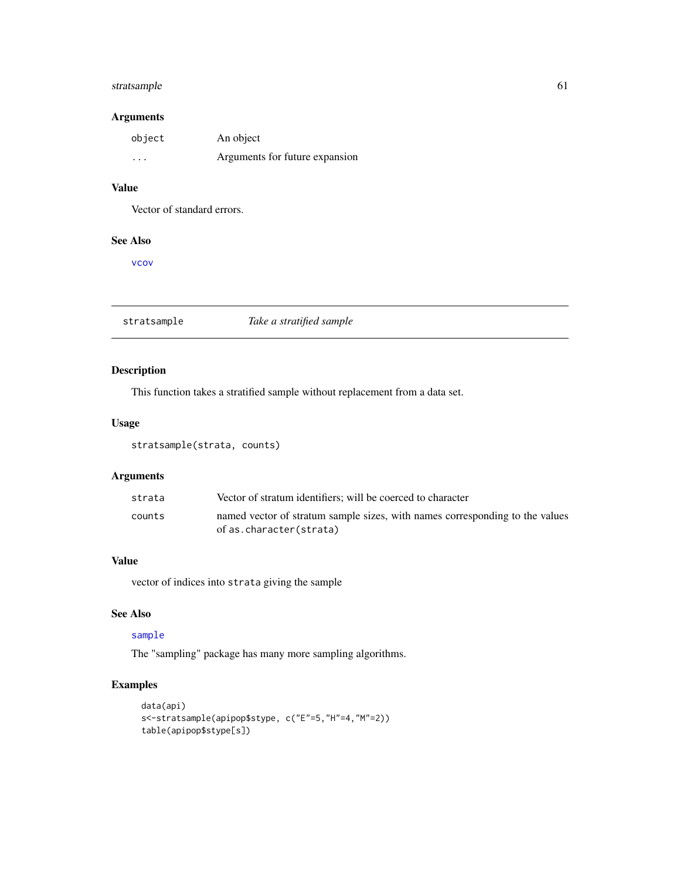## Arguments

| | |
|---|---|
| `object` | An object |
| `...` | Arguments for future expansion |

## Value

Vector of standard errors.

## See Also

`vcov`

---

# stratsample — *Take a stratified sample*

## Description

This function takes a stratified sample without replacement from a data set.

## Usage

```
stratsample(strata, counts)
```

## Arguments

| | |
|---|---|
| `strata` | Vector of stratum identifiers; will be coerced to character |
| `counts` | named vector of stratum sample sizes, with names corresponding to the values of `as.character(strata)` |

## Value

vector of indices into `strata` giving the sample

## See Also

`sample`

The "sampling" package has many more sampling algorithms.

## Examples

```
data(api)
s<-stratsample(apipop$stype, c("E"=5,"H"=4,"M"=2))
table(apipop$stype[s])
```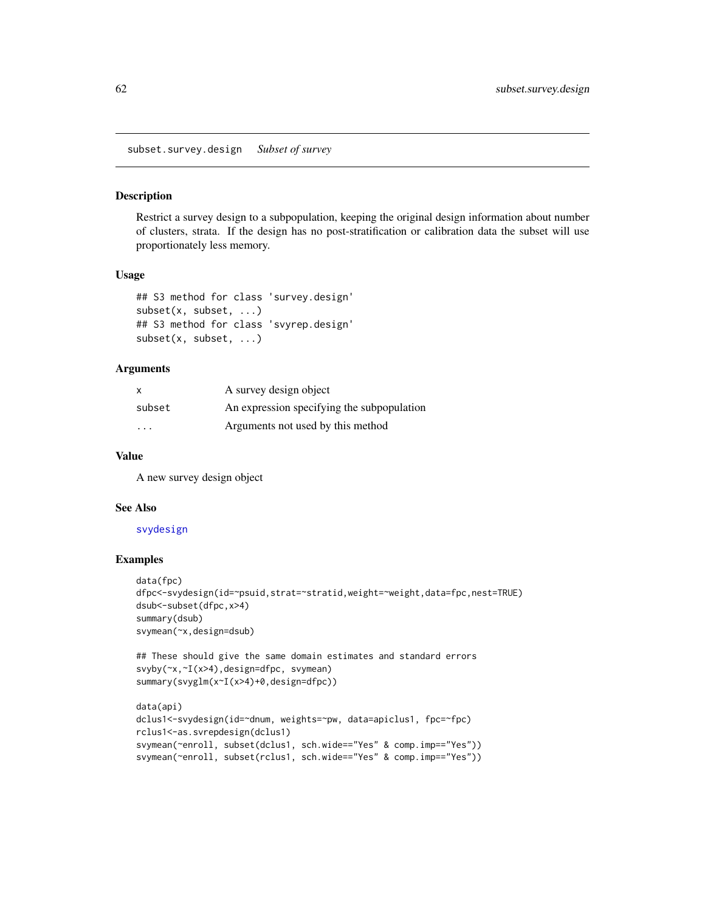## subset.survey.design *Subset of survey*

### Description

Restrict a survey design to a subpopulation, keeping the original design information about number of clusters, strata. If the design has no post-stratification or calibration data the subset will use proportionately less memory.

### Usage

```
## S3 method for class 'survey.design'
subset(x, subset, ...)
## S3 method for class 'svyrep.design'
subset(x, subset, ...)
```

### Arguments

| | |
|---|---|
| x | A survey design object |
| subset | An expression specifying the subpopulation |
| ... | Arguments not used by this method |

### Value

A new survey design object

### See Also

svydesign

### Examples

```
data(fpc)
dfpc<-svydesign(id=~psuid,strat=~stratid,weight=~weight,data=fpc,nest=TRUE)
dsub<-subset(dfpc,x>4)
summary(dsub)
svymean(~x,design=dsub)

## These should give the same domain estimates and standard errors
svyby(~x,~I(x>4),design=dfpc, svymean)
summary(svyglm(x~I(x>4)+0,design=dfpc))

data(api)
dclus1<-svydesign(id=~dnum, weights=~pw, data=apiclus1, fpc=~fpc)
rclus1<-as.svrepdesign(dclus1)
svymean(~enroll, subset(dclus1, sch.wide=="Yes" & comp.imp=="Yes"))
svymean(~enroll, subset(rclus1, sch.wide=="Yes" & comp.imp=="Yes"))
```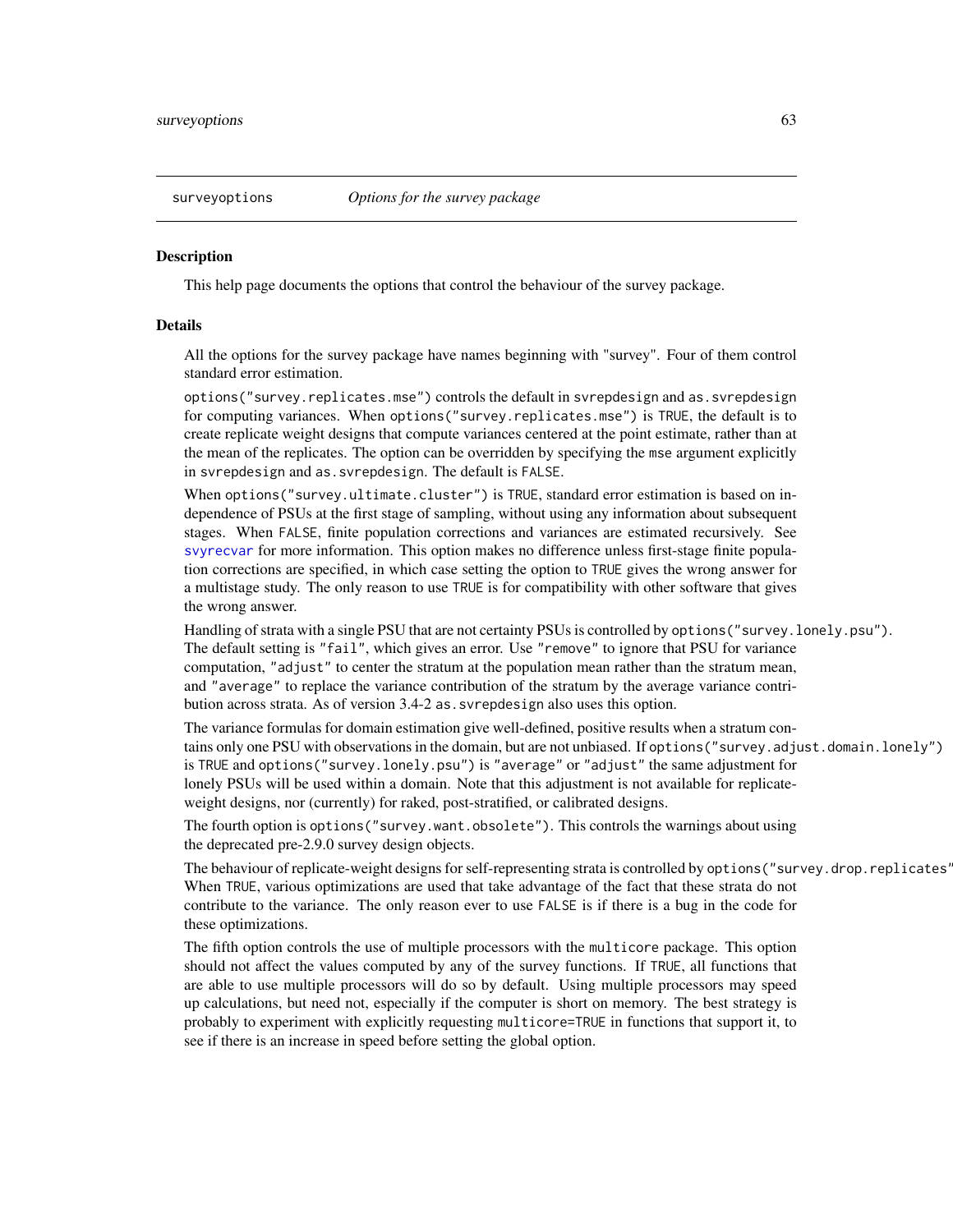surveyoptions *Options for the survey package*

## Description

This help page documents the options that control the behaviour of the survey package.

## Details

All the options for the survey package have names beginning with "survey". Four of them control standard error estimation.

`options("survey.replicates.mse")` controls the default in `svrepdesign` and `as.svrepdesign` for computing variances. When `options("survey.replicates.mse")` is `TRUE`, the default is to create replicate weight designs that compute variances centered at the point estimate, rather than at the mean of the replicates. The option can be overridden by specifying the `mse` argument explicitly in `svrepdesign` and `as.svrepdesign`. The default is `FALSE`.

When `options("survey.ultimate.cluster")` is `TRUE`, standard error estimation is based on independence of PSUs at the first stage of sampling, without using any information about subsequent stages. When `FALSE`, finite population corrections and variances are estimated recursively. See `svyrecvar` for more information. This option makes no difference unless first-stage finite population corrections are specified, in which case setting the option to `TRUE` gives the wrong answer for a multistage study. The only reason to use `TRUE` is for compatibility with other software that gives the wrong answer.

Handling of strata with a single PSU that are not certainty PSUs is controlled by `options("survey.lonely.psu")`. The default setting is `"fail"`, which gives an error. Use `"remove"` to ignore that PSU for variance computation, `"adjust"` to center the stratum at the population mean rather than the stratum mean, and `"average"` to replace the variance contribution of the stratum by the average variance contribution across strata. As of version 3.4-2 `as.svrepdesign` also uses this option.

The variance formulas for domain estimation give well-defined, positive results when a stratum contains only one PSU with observations in the domain, but are not unbiased. If `options("survey.adjust.domain.lonely")` is `TRUE` and `options("survey.lonely.psu")` is `"average"` or `"adjust"` the same adjustment for lonely PSUs will be used within a domain. Note that this adjustment is not available for replicate-weight designs, nor (currently) for raked, post-stratified, or calibrated designs.

The fourth option is `options("survey.want.obsolete")`. This controls the warnings about using the deprecated pre-2.9.0 survey design objects.

The behaviour of replicate-weight designs for self-representing strata is controlled by `options("survey.drop.replicates")`. When `TRUE`, various optimizations are used that take advantage of the fact that these strata do not contribute to the variance. The only reason ever to use `FALSE` is if there is a bug in the code for these optimizations.

The fifth option controls the use of multiple processors with the `multicore` package. This option should not affect the values computed by any of the survey functions. If `TRUE`, all functions that are able to use multiple processors will do so by default. Using multiple processors may speed up calculations, but need not, especially if the computer is short on memory. The best strategy is probably to experiment with explicitly requesting `multicore=TRUE` in functions that support it, to see if there is an increase in speed before setting the global option.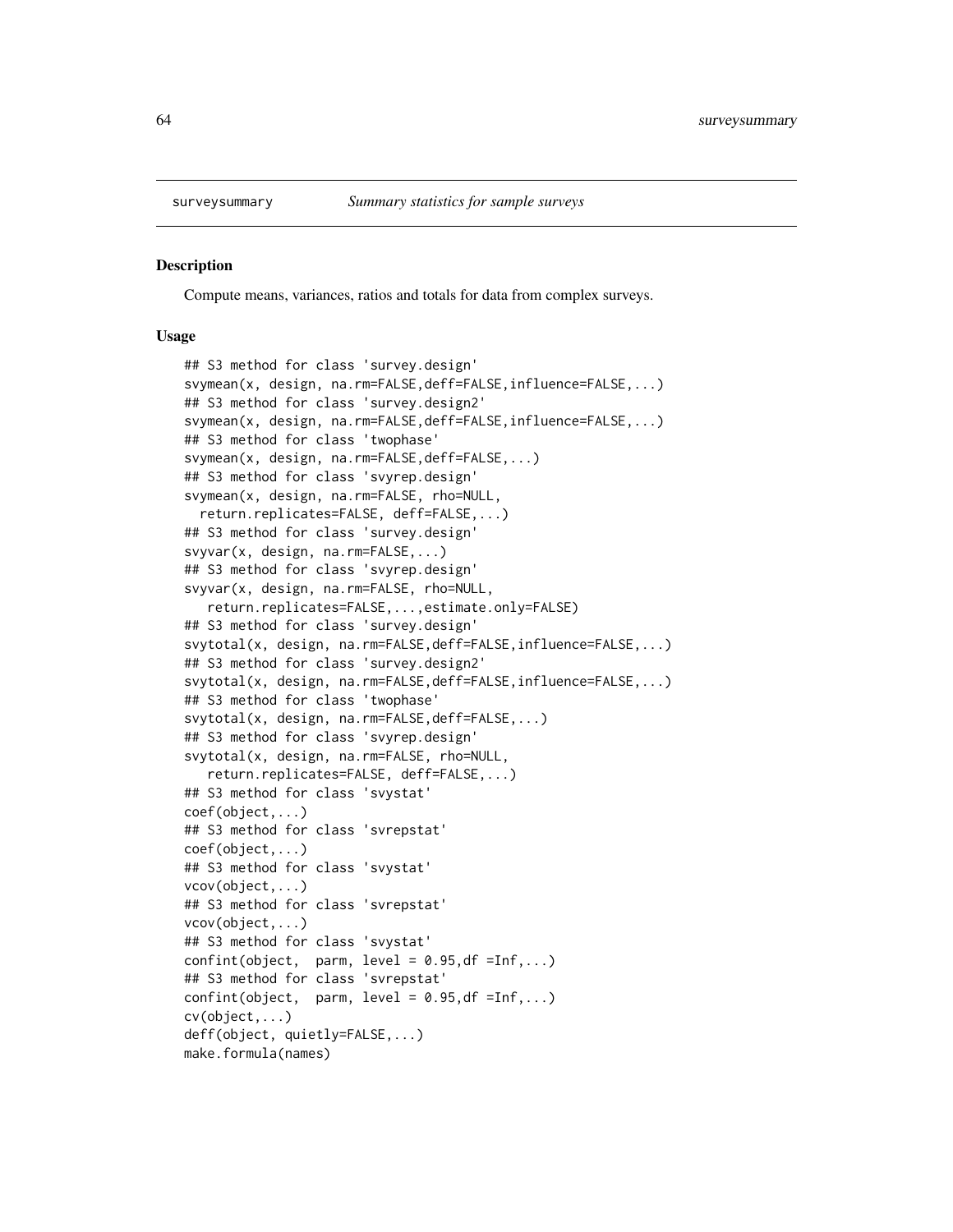# surveysummary — *Summary statistics for sample surveys*

## Description

Compute means, variances, ratios and totals for data from complex surveys.

## Usage

```
## S3 method for class 'survey.design'
svymean(x, design, na.rm=FALSE,deff=FALSE,influence=FALSE,...)
## S3 method for class 'survey.design2'
svymean(x, design, na.rm=FALSE,deff=FALSE,influence=FALSE,...)
## S3 method for class 'twophase'
svymean(x, design, na.rm=FALSE,deff=FALSE,...)
## S3 method for class 'svyrep.design'
svymean(x, design, na.rm=FALSE, rho=NULL,
  return.replicates=FALSE, deff=FALSE,...)
## S3 method for class 'survey.design'
svyvar(x, design, na.rm=FALSE,...)
## S3 method for class 'svyrep.design'
svyvar(x, design, na.rm=FALSE, rho=NULL,
   return.replicates=FALSE,...,estimate.only=FALSE)
## S3 method for class 'survey.design'
svytotal(x, design, na.rm=FALSE,deff=FALSE,influence=FALSE,...)
## S3 method for class 'survey.design2'
svytotal(x, design, na.rm=FALSE,deff=FALSE,influence=FALSE,...)
## S3 method for class 'twophase'
svytotal(x, design, na.rm=FALSE,deff=FALSE,...)
## S3 method for class 'svyrep.design'
svytotal(x, design, na.rm=FALSE, rho=NULL,
   return.replicates=FALSE, deff=FALSE,...)
## S3 method for class 'svystat'
coef(object,...)
## S3 method for class 'svrepstat'
coef(object,...)
## S3 method for class 'svystat'
vcov(object,...)
## S3 method for class 'svrepstat'
vcov(object,...)
## S3 method for class 'svystat'
confint(object,  parm, level = 0.95,df =Inf,...)
## S3 method for class 'svrepstat'
confint(object,  parm, level = 0.95,df =Inf,...)
cv(object,...)
deff(object, quietly=FALSE,...)
make.formula(names)
```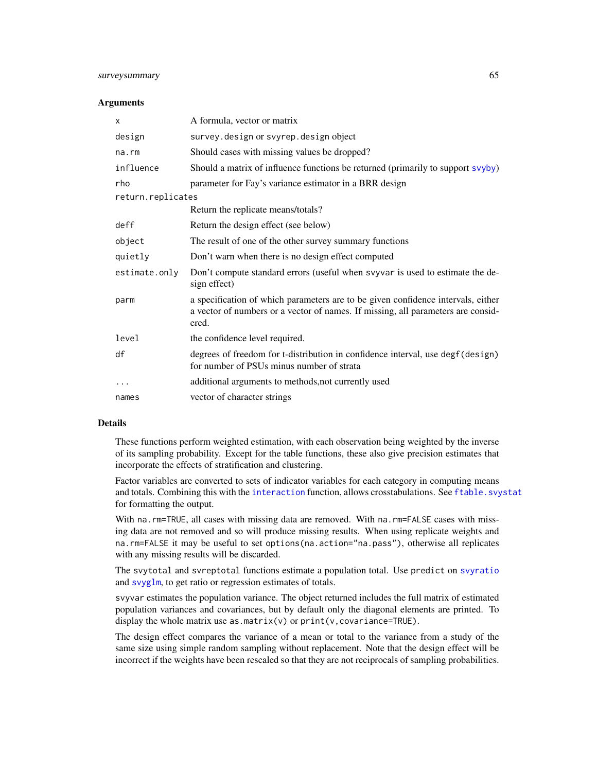## Arguments

| | |
|---|---|
| `x` | A formula, vector or matrix |
| `design` | `survey.design` or `svyrep.design` object |
| `na.rm` | Should cases with missing values be dropped? |
| `influence` | Should a matrix of influence functions be returned (primarily to support `svyby`) |
| `rho` | parameter for Fay's variance estimator in a BRR design |
| `return.replicates` | Return the replicate means/totals? |
| `deff` | Return the design effect (see below) |
| `object` | The result of one of the other survey summary functions |
| `quietly` | Don't warn when there is no design effect computed |
| `estimate.only` | Don't compute standard errors (useful when `svyvar` is used to estimate the design effect) |
| `parm` | a specification of which parameters are to be given confidence intervals, either a vector of numbers or a vector of names. If missing, all parameters are considered. |
| `level` | the confidence level required. |
| `df` | degrees of freedom for t-distribution in confidence interval, use `degf(design)` for number of PSUs minus number of strata |
| `...` | additional arguments to methods,not currently used |
| `names` | vector of character strings |

## Details

These functions perform weighted estimation, with each observation being weighted by the inverse of its sampling probability. Except for the table functions, these also give precision estimates that incorporate the effects of stratification and clustering.

Factor variables are converted to sets of indicator variables for each category in computing means and totals. Combining this with the `interaction` function, allows crosstabulations. See `ftable.svystat` for formatting the output.

With `na.rm=TRUE`, all cases with missing data are removed. With `na.rm=FALSE` cases with missing data are not removed and so will produce missing results. When using replicate weights and `na.rm=FALSE` it may be useful to set `options(na.action="na.pass")`, otherwise all replicates with any missing results will be discarded.

The `svytotal` and `svreptotal` functions estimate a population total. Use `predict` on `svyratio` and `svyglm`, to get ratio or regression estimates of totals.

`svyvar` estimates the population variance. The object returned includes the full matrix of estimated population variances and covariances, but by default only the diagonal elements are printed. To display the whole matrix use `as.matrix(v)` or `print(v,covariance=TRUE)`.

The design effect compares the variance of a mean or total to the variance from a study of the same size using simple random sampling without replacement. Note that the design effect will be incorrect if the weights have been rescaled so that they are not reciprocals of sampling probabilities.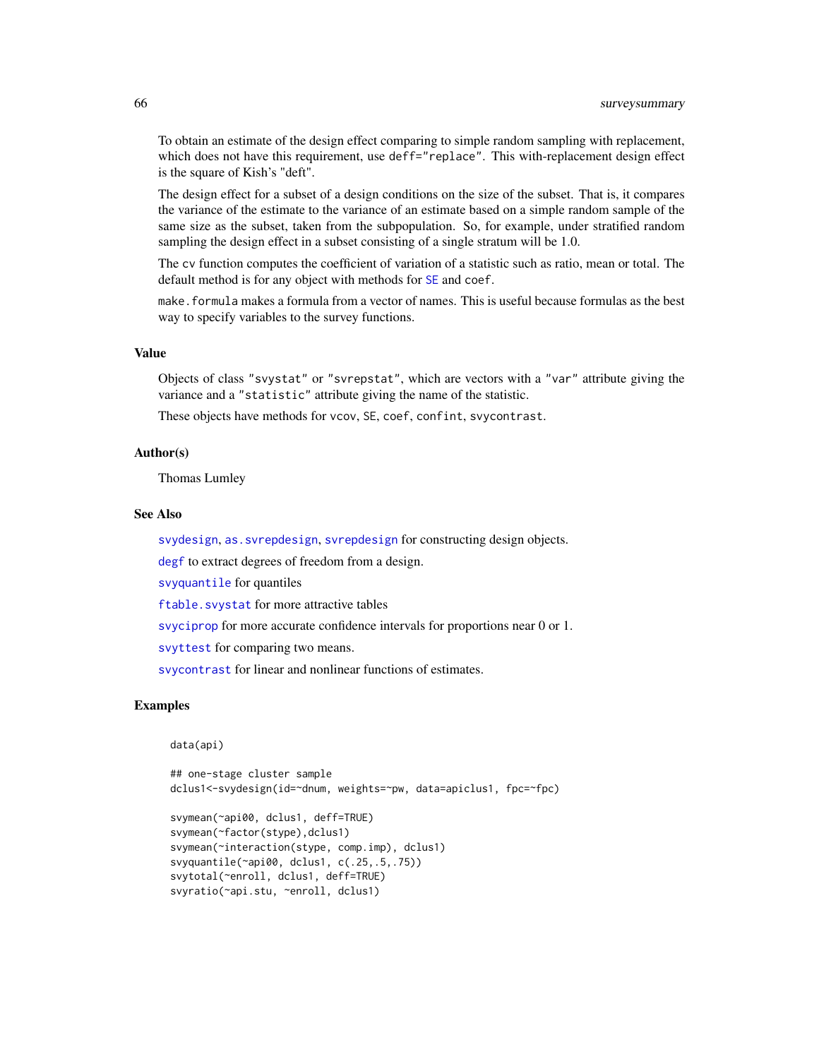To obtain an estimate of the design effect comparing to simple random sampling with replacement, which does not have this requirement, use `deff="replace"`. This with-replacement design effect is the square of Kish's "deft".

The design effect for a subset of a design conditions on the size of the subset. That is, it compares the variance of the estimate to the variance of an estimate based on a simple random sample of the same size as the subset, taken from the subpopulation. So, for example, under stratified random sampling the design effect in a subset consisting of a single stratum will be 1.0.

The `cv` function computes the coefficient of variation of a statistic such as ratio, mean or total. The default method is for any object with methods for `SE` and `coef`.

`make.formula` makes a formula from a vector of names. This is useful because formulas as the best way to specify variables to the survey functions.

### Value

Objects of class `"svystat"` or `"svrepstat"`, which are vectors with a `"var"` attribute giving the variance and a `"statistic"` attribute giving the name of the statistic.

These objects have methods for `vcov`, `SE`, `coef`, `confint`, `svycontrast`.

### Author(s)

Thomas Lumley

### See Also

`svydesign`, `as.svrepdesign`, `svrepdesign` for constructing design objects.

`degf` to extract degrees of freedom from a design.

`svyquantile` for quantiles

`ftable.svystat` for more attractive tables

`svyciprop` for more accurate confidence intervals for proportions near 0 or 1.

`svyttest` for comparing two means.

`svycontrast` for linear and nonlinear functions of estimates.

### Examples

```
data(api)

## one-stage cluster sample
dclus1<-svydesign(id=~dnum, weights=~pw, data=apiclus1, fpc=~fpc)

svymean(~api00, dclus1, deff=TRUE)
svymean(~factor(stype),dclus1)
svymean(~interaction(stype, comp.imp), dclus1)
svyquantile(~api00, dclus1, c(.25,.5,.75))
svytotal(~enroll, dclus1, deff=TRUE)
svyratio(~api.stu, ~enroll, dclus1)
```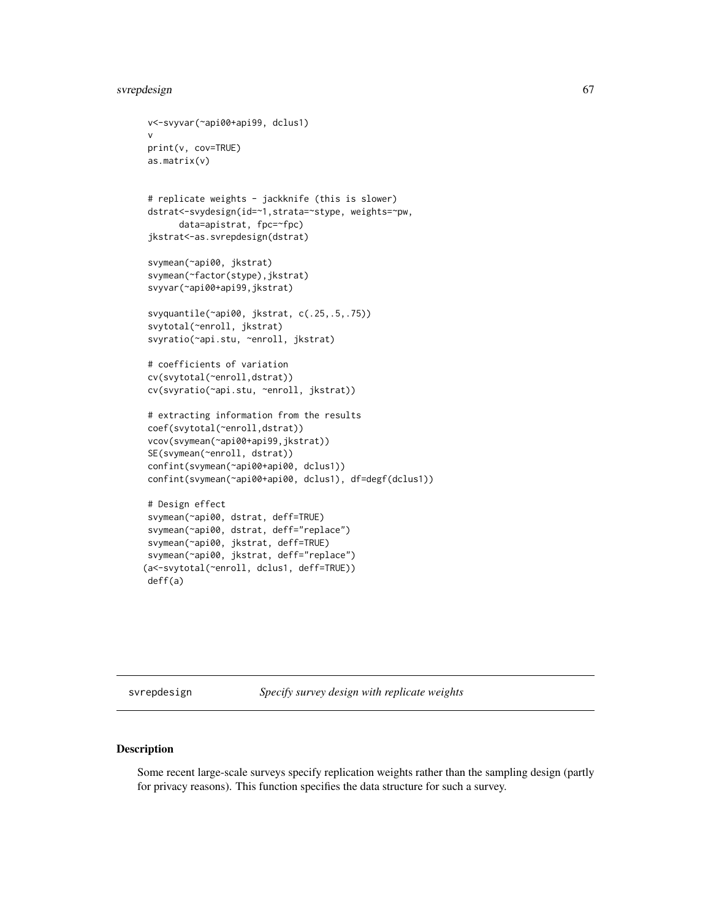```
v<-svyvar(~api00+api99, dclus1)
v
print(v, cov=TRUE)
as.matrix(v)


# replicate weights - jackknife (this is slower)
dstrat<-svydesign(id=~1,strata=~stype, weights=~pw,
      data=apistrat, fpc=~fpc)
jkstrat<-as.svrepdesign(dstrat)

svymean(~api00, jkstrat)
svymean(~factor(stype),jkstrat)
svyvar(~api00+api99,jkstrat)

svyquantile(~api00, jkstrat, c(.25,.5,.75))
svytotal(~enroll, jkstrat)
svyratio(~api.stu, ~enroll, jkstrat)

# coefficients of variation
cv(svytotal(~enroll,dstrat))
cv(svyratio(~api.stu, ~enroll, jkstrat))

# extracting information from the results
coef(svytotal(~enroll,dstrat))
vcov(svymean(~api00+api99,jkstrat))
SE(svymean(~enroll, dstrat))
confint(svymean(~api00+api00, dclus1))
confint(svymean(~api00+api00, dclus1), df=degf(dclus1))

# Design effect
svymean(~api00, dstrat, deff=TRUE)
svymean(~api00, dstrat, deff="replace")
svymean(~api00, jkstrat, deff=TRUE)
svymean(~api00, jkstrat, deff="replace")
(a<-svytotal(~enroll, dclus1, deff=TRUE))
deff(a)
```

---

## svrepdesign — *Specify survey design with replicate weights*

### Description

Some recent large-scale surveys specify replication weights rather than the sampling design (partly for privacy reasons). This function specifies the data structure for such a survey.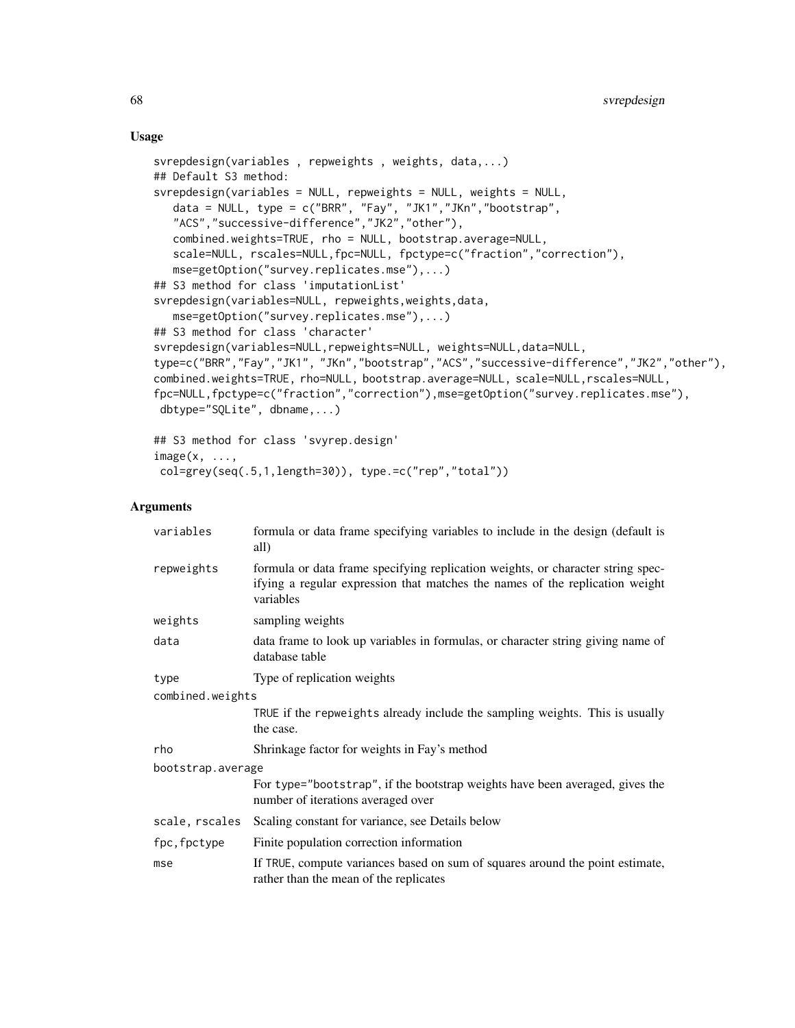## Usage

```
svrepdesign(variables , repweights , weights, data,...)
## Default S3 method:
svrepdesign(variables = NULL, repweights = NULL, weights = NULL,
   data = NULL, type = c("BRR", "Fay", "JK1","JKn","bootstrap",
   "ACS","successive-difference","JK2","other"),
   combined.weights=TRUE, rho = NULL, bootstrap.average=NULL,
   scale=NULL, rscales=NULL,fpc=NULL, fpctype=c("fraction","correction"),
   mse=getOption("survey.replicates.mse"),...)
## S3 method for class 'imputationList'
svrepdesign(variables=NULL, repweights,weights,data,
   mse=getOption("survey.replicates.mse"),...)
## S3 method for class 'character'
svrepdesign(variables=NULL,repweights=NULL, weights=NULL,data=NULL,
type=c("BRR","Fay","JK1", "JKn","bootstrap","ACS","successive-difference","JK2","other"),
combined.weights=TRUE, rho=NULL, bootstrap.average=NULL, scale=NULL,rscales=NULL,
fpc=NULL,fpctype=c("fraction","correction"),mse=getOption("survey.replicates.mse"),
 dbtype="SQLite", dbname,...)

## S3 method for class 'svyrep.design'
image(x, ...,
 col=grey(seq(.5,1,length=30)), type.=c("rep","total"))
```

## Arguments

| | |
|---|---|
| `variables` | formula or data frame specifying variables to include in the design (default is all) |
| `repweights` | formula or data frame specifying replication weights, or character string specifying a regular expression that matches the names of the replication weight variables |
| `weights` | sampling weights |
| `data` | data frame to look up variables in formulas, or character string giving name of database table |
| `type` | Type of replication weights |
| `combined.weights` | `TRUE` if the `repweights` already include the sampling weights. This is usually the case. |
| `rho` | Shrinkage factor for weights in Fay's method |
| `bootstrap.average` | For `type="bootstrap"`, if the bootstrap weights have been averaged, gives the number of iterations averaged over |
| `scale, rscales` | Scaling constant for variance, see Details below |
| `fpc,fpctype` | Finite population correction information |
| `mse` | If `TRUE`, compute variances based on sum of squares around the point estimate, rather than the mean of the replicates |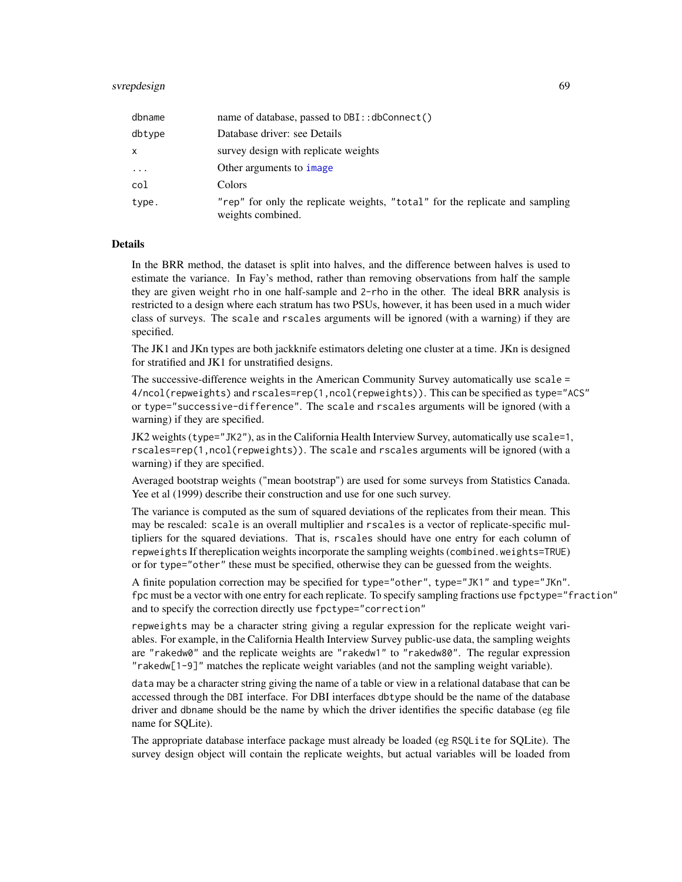| | |
|---|---|
| dbname | name of database, passed to `DBI::dbConnect()` |
| dbtype | Database driver: see Details |
| x | survey design with replicate weights |
| ... | Other arguments to image |
| col | Colors |
| type. | "rep" for only the replicate weights, "total" for the replicate and sampling weights combined. |

## Details

In the BRR method, the dataset is split into halves, and the difference between halves is used to estimate the variance. In Fay's method, rather than removing observations from half the sample they are given weight `rho` in one half-sample and `2-rho` in the other. The ideal BRR analysis is restricted to a design where each stratum has two PSUs, however, it has been used in a much wider class of surveys. The `scale` and `rscales` arguments will be ignored (with a warning) if they are specified.

The JK1 and JKn types are both jackknife estimators deleting one cluster at a time. JKn is designed for stratified and JK1 for unstratified designs.

The successive-difference weights in the American Community Survey automatically use `scale = 4/ncol(repweights)` and `rscales=rep(1,ncol(repweights))`. This can be specified as `type="ACS"` or `type="successive-difference"`. The `scale` and `rscales` arguments will be ignored (with a warning) if they are specified.

JK2 weights (`type="JK2"`), as in the California Health Interview Survey, automatically use `scale=1`, `rscales=rep(1,ncol(repweights))`. The `scale` and `rscales` arguments will be ignored (with a warning) if they are specified.

Averaged bootstrap weights ("mean bootstrap") are used for some surveys from Statistics Canada. Yee et al (1999) describe their construction and use for one such survey.

The variance is computed as the sum of squared deviations of the replicates from their mean. This may be rescaled: `scale` is an overall multiplier and `rscales` is a vector of replicate-specific multipliers for the squared deviations. That is, `rscales` should have one entry for each column of `repweights` If thereplication weights incorporate the sampling weights (`combined.weights=TRUE`) or for `type="other"` these must be specified, otherwise they can be guessed from the weights.

A finite population correction may be specified for `type="other"`, `type="JK1"` and `type="JKn"`. `fpc` must be a vector with one entry for each replicate. To specify sampling fractions use `fpctype="fraction"` and to specify the correction directly use `fpctype="correction"`

`repweights` may be a character string giving a regular expression for the replicate weight variables. For example, in the California Health Interview Survey public-use data, the sampling weights are `"rakedw0"` and the replicate weights are `"rakedw1"` to `"rakedw80"`. The regular expression `"rakedw[1-9]"` matches the replicate weight variables (and not the sampling weight variable).

`data` may be a character string giving the name of a table or view in a relational database that can be accessed through the `DBI` interface. For DBI interfaces `dbtype` should be the name of the database driver and `dbname` should be the name by which the driver identifies the specific database (eg file name for SQLite).

The appropriate database interface package must already be loaded (eg `RSQLite` for SQLite). The survey design object will contain the replicate weights, but actual variables will be loaded from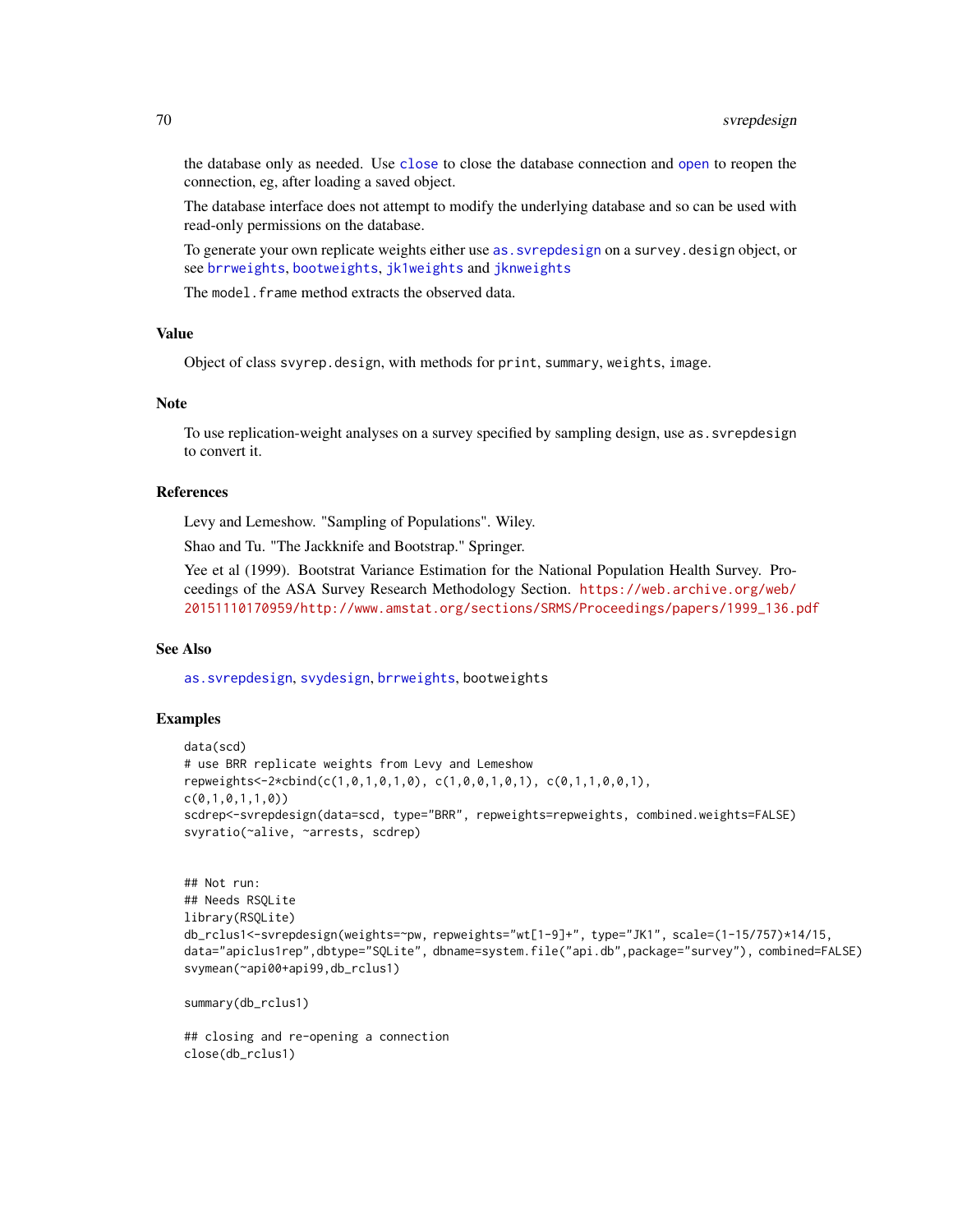the database only as needed. Use close to close the database connection and open to reopen the connection, eg, after loading a saved object.

The database interface does not attempt to modify the underlying database and so can be used with read-only permissions on the database.

To generate your own replicate weights either use as.svrepdesign on a survey.design object, or see brrweights, bootweights, jk1weights and jknweights

The model.frame method extracts the observed data.

## Value

Object of class svyrep.design, with methods for print, summary, weights, image.

## Note

To use replication-weight analyses on a survey specified by sampling design, use as.svrepdesign to convert it.

## References

Levy and Lemeshow. "Sampling of Populations". Wiley.

Shao and Tu. "The Jackknife and Bootstrap." Springer.

Yee et al (1999). Bootstrat Variance Estimation for the National Population Health Survey. Proceedings of the ASA Survey Research Methodology Section. https://web.archive.org/web/20151110170959/http://www.amstat.org/sections/SRMS/Proceedings/papers/1999_136.pdf

## See Also

as.svrepdesign, svydesign, brrweights, bootweights

## Examples

```
data(scd)
# use BRR replicate weights from Levy and Lemeshow
repweights<-2*cbind(c(1,0,1,0,1,0), c(1,0,0,1,0,1), c(0,1,1,0,0,1),
c(0,1,0,1,1,0))
scdrep<-svrepdesign(data=scd, type="BRR", repweights=repweights, combined.weights=FALSE)
svyratio(~alive, ~arrests, scdrep)


## Not run:
## Needs RSQLite
library(RSQLite)
db_rclus1<-svrepdesign(weights=~pw, repweights="wt[1-9]+", type="JK1", scale=(1-15/757)*14/15,
data="apiclus1rep",dbtype="SQLite", dbname=system.file("api.db",package="survey"), combined=FALSE)
svymean(~api00+api99,db_rclus1)

summary(db_rclus1)

## closing and re-opening a connection
close(db_rclus1)
```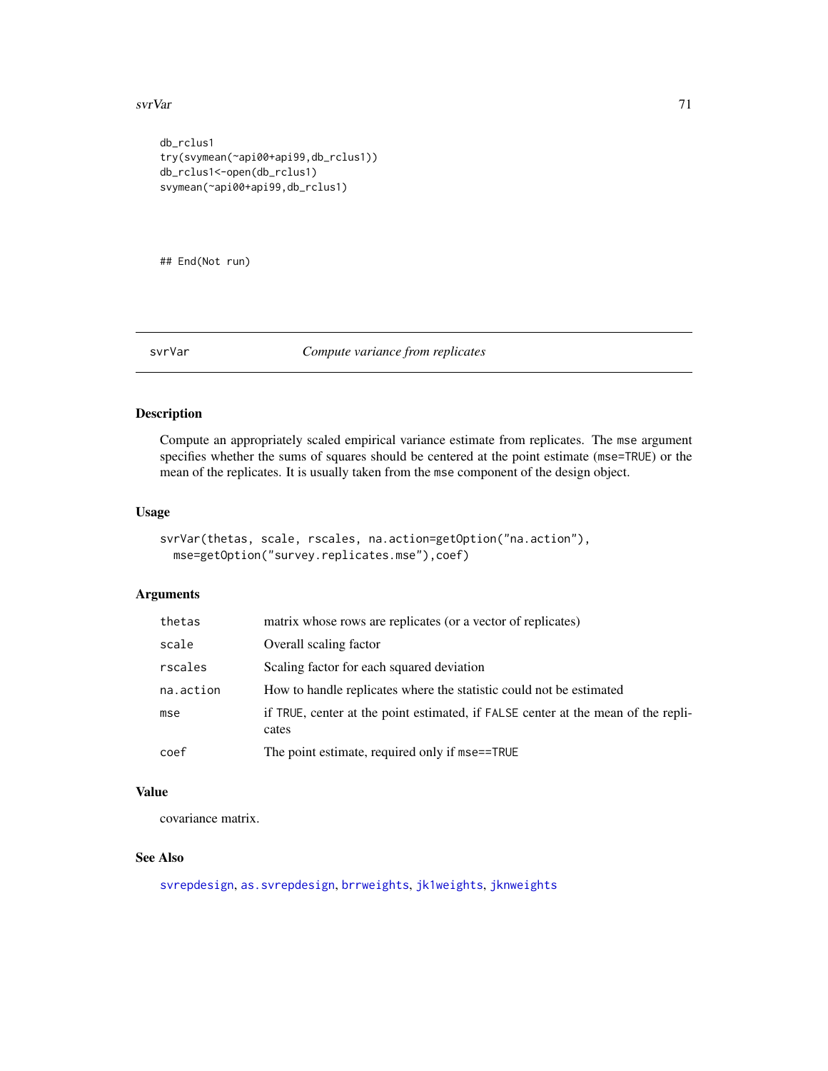```
db_rclus1
try(svymean(~api00+api99,db_rclus1))
db_rclus1<-open(db_rclus1)
svymean(~api00+api99,db_rclus1)




## End(Not run)
```

---

## svrVar — *Compute variance from replicates*

### Description

Compute an appropriately scaled empirical variance estimate from replicates. The mse argument specifies whether the sums of squares should be centered at the point estimate (mse=TRUE) or the mean of the replicates. It is usually taken from the mse component of the design object.

### Usage

```
svrVar(thetas, scale, rscales, na.action=getOption("na.action"),
  mse=getOption("survey.replicates.mse"),coef)
```

### Arguments

| | |
|---|---|
| thetas | matrix whose rows are replicates (or a vector of replicates) |
| scale | Overall scaling factor |
| rscales | Scaling factor for each squared deviation |
| na.action | How to handle replicates where the statistic could not be estimated |
| mse | if TRUE, center at the point estimated, if FALSE center at the mean of the replicates |
| coef | The point estimate, required only if mse==TRUE |

### Value

covariance matrix.

### See Also

svrepdesign, as.svrepdesign, brrweights, jk1weights, jknweights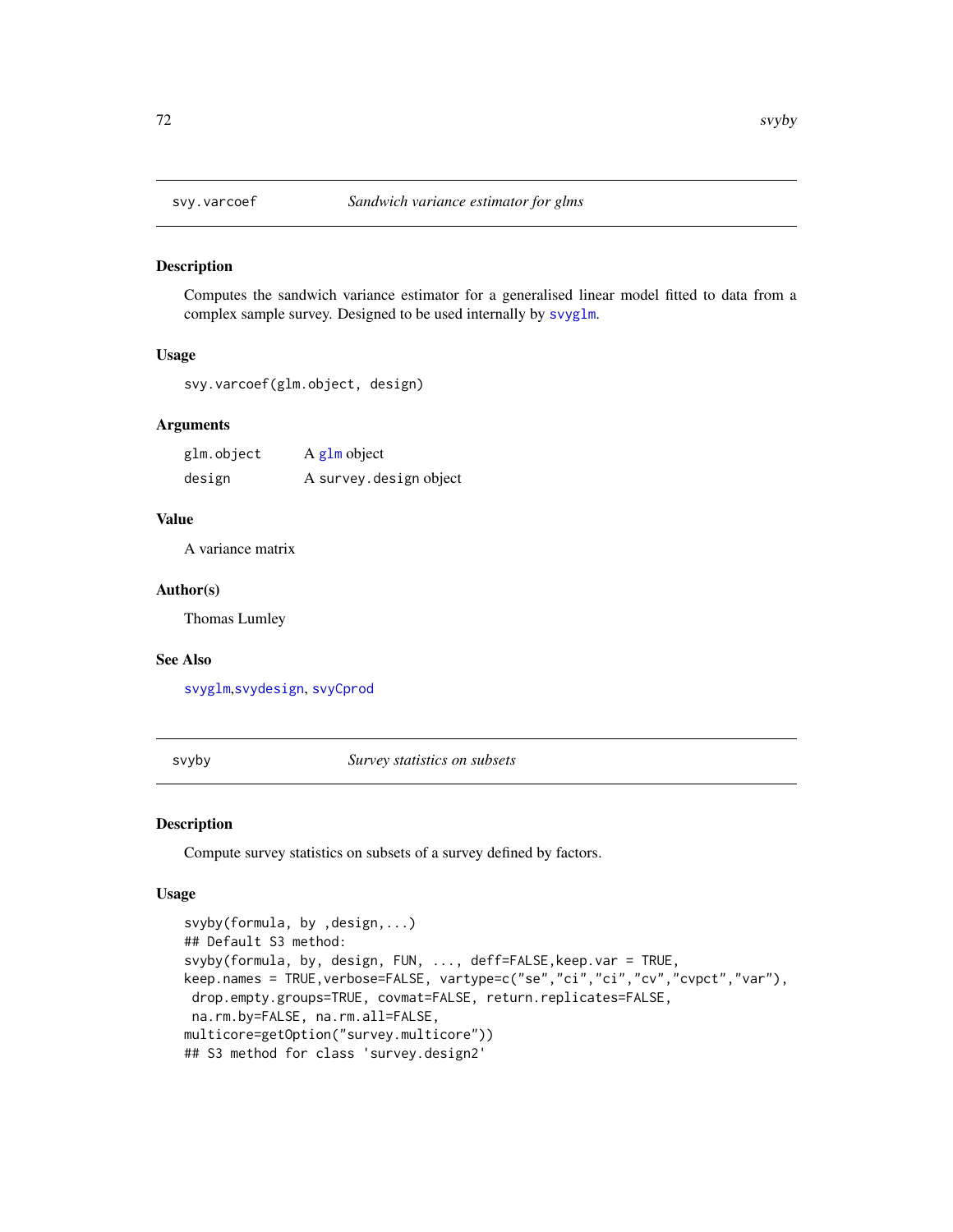## svy.varcoef — *Sandwich variance estimator for glms*

### Description

Computes the sandwich variance estimator for a generalised linear model fitted to data from a complex sample survey. Designed to be used internally by svyglm.

### Usage

```
svy.varcoef(glm.object, design)
```

### Arguments

| | |
|---|---|
| glm.object | A glm object |
| design | A survey.design object |

### Value

A variance matrix

### Author(s)

Thomas Lumley

### See Also

svyglm,svydesign, svyCprod

## svyby — *Survey statistics on subsets*

### Description

Compute survey statistics on subsets of a survey defined by factors.

### Usage

```
svyby(formula, by ,design,...)
## Default S3 method:
svyby(formula, by, design, FUN, ..., deff=FALSE,keep.var = TRUE,
keep.names = TRUE,verbose=FALSE, vartype=c("se","ci","ci","cv","cvpct","var"),
 drop.empty.groups=TRUE, covmat=FALSE, return.replicates=FALSE,
 na.rm.by=FALSE, na.rm.all=FALSE,
multicore=getOption("survey.multicore"))
## S3 method for class 'survey.design2'
```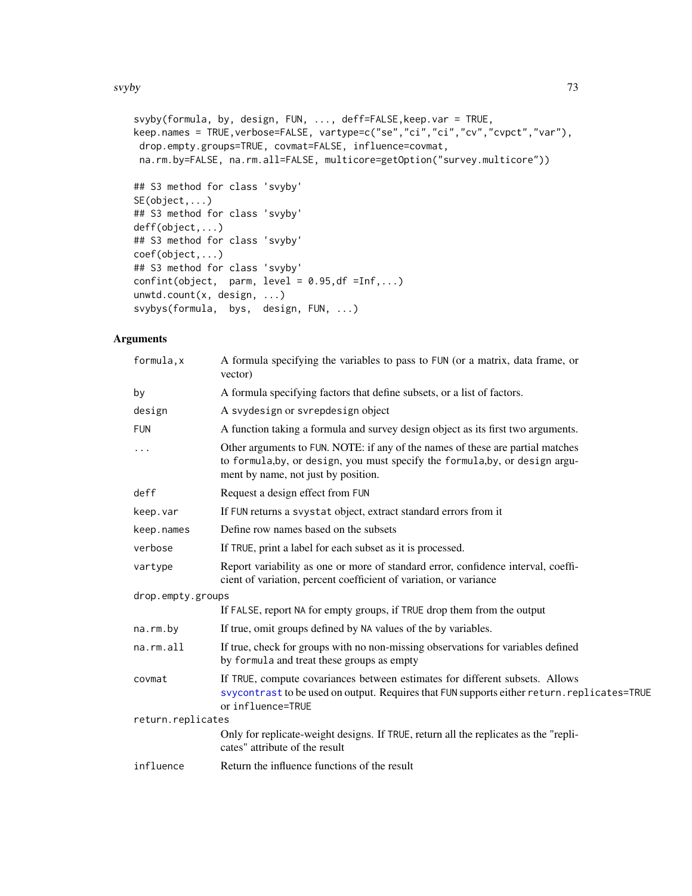```
svyby(formula, by, design, FUN, ..., deff=FALSE,keep.var = TRUE,
keep.names = TRUE,verbose=FALSE, vartype=c("se","ci","ci","cv","cvpct","var"),
 drop.empty.groups=TRUE, covmat=FALSE, influence=covmat,
 na.rm.by=FALSE, na.rm.all=FALSE, multicore=getOption("survey.multicore"))

## S3 method for class 'svyby'
SE(object,...)
## S3 method for class 'svyby'
deff(object,...)
## S3 method for class 'svyby'
coef(object,...)
## S3 method for class 'svyby'
confint(object,  parm, level = 0.95,df =Inf,...)
unwtd.count(x, design, ...)
svybys(formula,  bys,  design, FUN, ...)
```

## Arguments

| | |
|---|---|
| `formula,x` | A formula specifying the variables to pass to `FUN` (or a matrix, data frame, or vector) |
| `by` | A formula specifying factors that define subsets, or a list of factors. |
| `design` | A `svydesign` or `svrepdesign` object |
| `FUN` | A function taking a formula and survey design object as its first two arguments. |
| `...` | Other arguments to `FUN`. NOTE: if any of the names of these are partial matches to `formula`,`by`, or `design`, you must specify the `formula`,`by`, or `design` argument by name, not just by position. |
| `deff` | Request a design effect from `FUN` |
| `keep.var` | If `FUN` returns a `svystat` object, extract standard errors from it |
| `keep.names` | Define row names based on the subsets |
| `verbose` | If `TRUE`, print a label for each subset as it is processed. |
| `vartype` | Report variability as one or more of standard error, confidence interval, coefficient of variation, percent coefficient of variation, or variance |
| `drop.empty.groups` | If `FALSE`, report `NA` for empty groups, if `TRUE` drop them from the output |
| `na.rm.by` | If true, omit groups defined by `NA` values of the `by` variables. |
| `na.rm.all` | If true, check for groups with no non-missing observations for variables defined by `formula` and treat these groups as empty |
| `covmat` | If `TRUE`, compute covariances between estimates for different subsets. Allows `svycontrast` to be used on output. Requires that `FUN` supports either `return.replicates=TRUE` or `influence=TRUE` |
| `return.replicates` | Only for replicate-weight designs. If `TRUE`, return all the replicates as the "replicates" attribute of the result |
| `influence` | Return the influence functions of the result |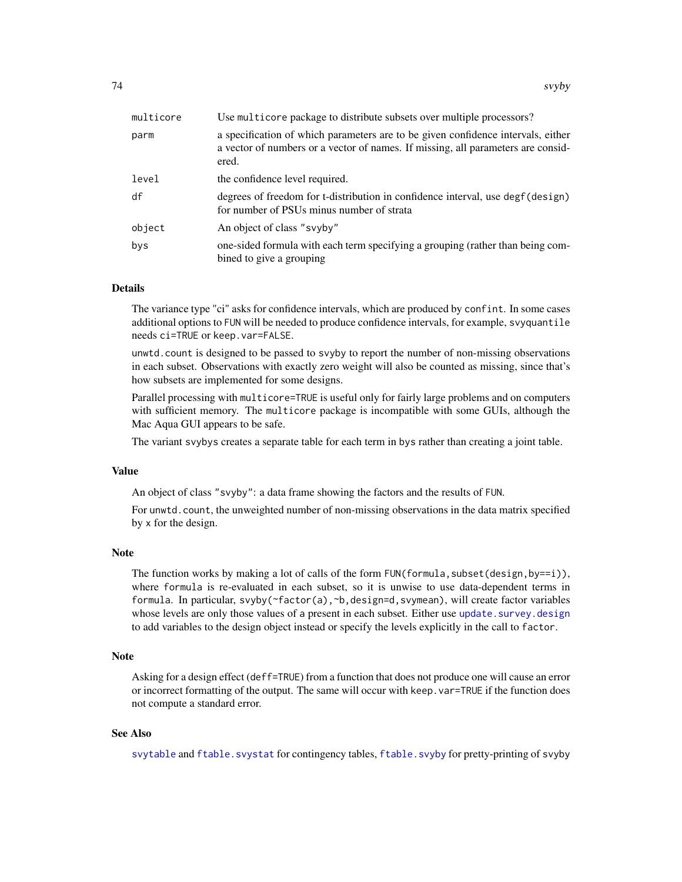| | |
|---|---|
| multicore | Use multicore package to distribute subsets over multiple processors? |
| parm | a specification of which parameters are to be given confidence intervals, either a vector of numbers or a vector of names. If missing, all parameters are considered. |
| level | the confidence level required. |
| df | degrees of freedom for t-distribution in confidence interval, use degf(design) for number of PSUs minus number of strata |
| object | An object of class "svyby" |
| bys | one-sided formula with each term specifying a grouping (rather than being combined to give a grouping |

## Details

The variance type "ci" asks for confidence intervals, which are produced by `confint`. In some cases additional options to `FUN` will be needed to produce confidence intervals, for example, `svyquantile` needs `ci=TRUE` or `keep.var=FALSE`.

`unwtd.count` is designed to be passed to `svyby` to report the number of non-missing observations in each subset. Observations with exactly zero weight will also be counted as missing, since that's how subsets are implemented for some designs.

Parallel processing with `multicore=TRUE` is useful only for fairly large problems and on computers with sufficient memory. The `multicore` package is incompatible with some GUIs, although the Mac Aqua GUI appears to be safe.

The variant `svybys` creates a separate table for each term in `bys` rather than creating a joint table.

## Value

An object of class "svyby": a data frame showing the factors and the results of `FUN`.

For `unwtd.count`, the unweighted number of non-missing observations in the data matrix specified by `x` for the design.

## Note

The function works by making a lot of calls of the form `FUN(formula,subset(design,by==i))`, where `formula` is re-evaluated in each subset, so it is unwise to use data-dependent terms in `formula`. In particular, `svyby(~factor(a),~b,design=d,svymean)`, will create factor variables whose levels are only those values of `a` present in each subset. Either use `update.survey.design` to add variables to the design object instead or specify the levels explicitly in the call to `factor`.

## Note

Asking for a design effect (`deff=TRUE`) from a function that does not produce one will cause an error or incorrect formatting of the output. The same will occur with `keep.var=TRUE` if the function does not compute a standard error.

## See Also

`svytable` and `ftable.svystat` for contingency tables, `ftable.svyby` for pretty-printing of svyby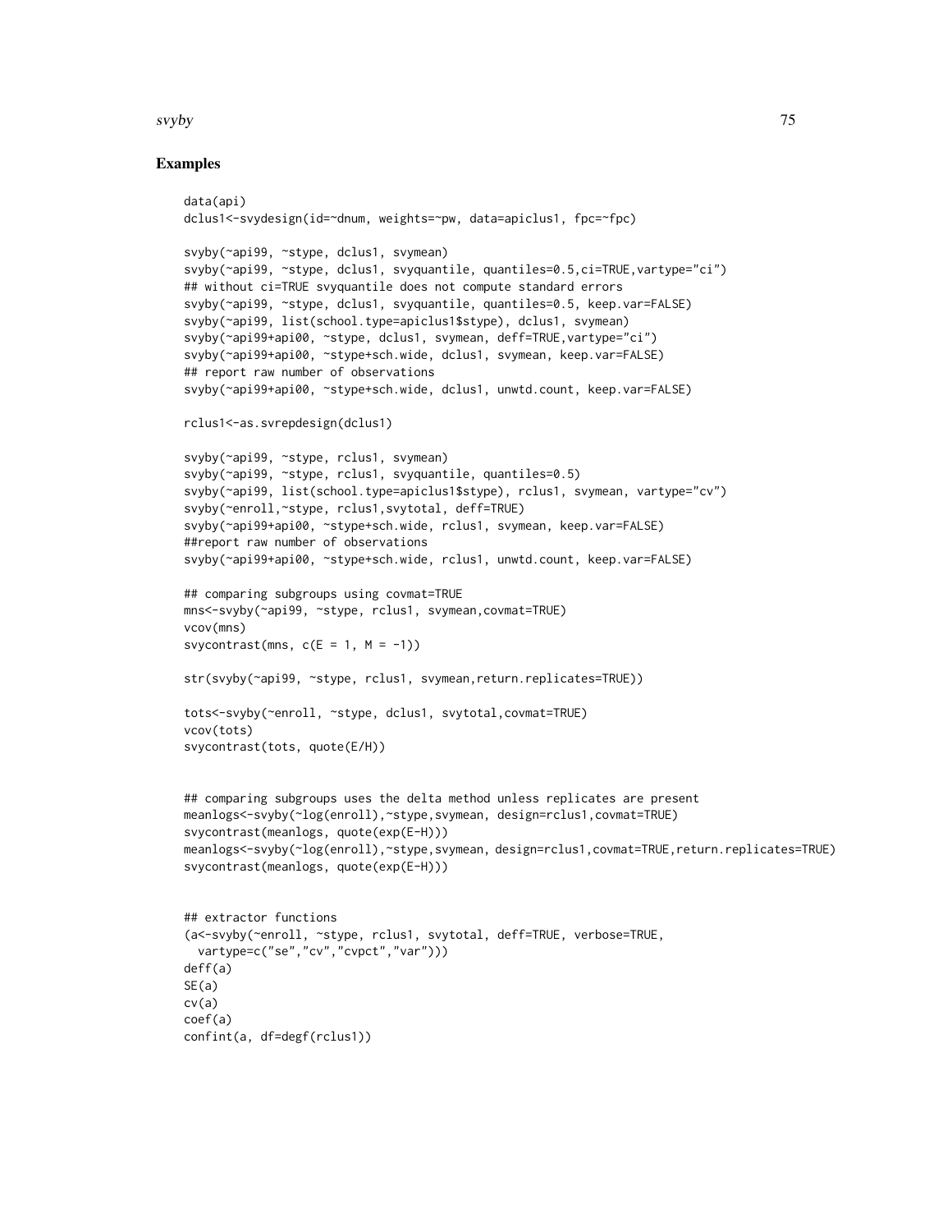## Examples

```
data(api)
dclus1<-svydesign(id=~dnum, weights=~pw, data=apiclus1, fpc=~fpc)

svyby(~api99, ~stype, dclus1, svymean)
svyby(~api99, ~stype, dclus1, svyquantile, quantiles=0.5,ci=TRUE,vartype="ci")
## without ci=TRUE svyquantile does not compute standard errors
svyby(~api99, ~stype, dclus1, svyquantile, quantiles=0.5, keep.var=FALSE)
svyby(~api99, list(school.type=apiclus1$stype), dclus1, svymean)
svyby(~api99+api00, ~stype, dclus1, svymean, deff=TRUE,vartype="ci")
svyby(~api99+api00, ~stype+sch.wide, dclus1, svymean, keep.var=FALSE)
## report raw number of observations
svyby(~api99+api00, ~stype+sch.wide, dclus1, unwtd.count, keep.var=FALSE)

rclus1<-as.svrepdesign(dclus1)

svyby(~api99, ~stype, rclus1, svymean)
svyby(~api99, ~stype, rclus1, svyquantile, quantiles=0.5)
svyby(~api99, list(school.type=apiclus1$stype), rclus1, svymean, vartype="cv")
svyby(~enroll,~stype, rclus1,svytotal, deff=TRUE)
svyby(~api99+api00, ~stype+sch.wide, rclus1, svymean, keep.var=FALSE)
##report raw number of observations
svyby(~api99+api00, ~stype+sch.wide, rclus1, unwtd.count, keep.var=FALSE)

## comparing subgroups using covmat=TRUE
mns<-svyby(~api99, ~stype, rclus1, svymean,covmat=TRUE)
vcov(mns)
svycontrast(mns, c(E = 1, M = -1))

str(svyby(~api99, ~stype, rclus1, svymean,return.replicates=TRUE))

tots<-svyby(~enroll, ~stype, dclus1, svytotal,covmat=TRUE)
vcov(tots)
svycontrast(tots, quote(E/H))


## comparing subgroups uses the delta method unless replicates are present
meanlogs<-svyby(~log(enroll),~stype,svymean, design=rclus1,covmat=TRUE)
svycontrast(meanlogs, quote(exp(E-H)))
meanlogs<-svyby(~log(enroll),~stype,svymean, design=rclus1,covmat=TRUE,return.replicates=TRUE)
svycontrast(meanlogs, quote(exp(E-H)))


## extractor functions
(a<-svyby(~enroll, ~stype, rclus1, svytotal, deff=TRUE, verbose=TRUE,
  vartype=c("se","cv","cvpct","var")))
deff(a)
SE(a)
cv(a)
coef(a)
confint(a, df=degf(rclus1))
```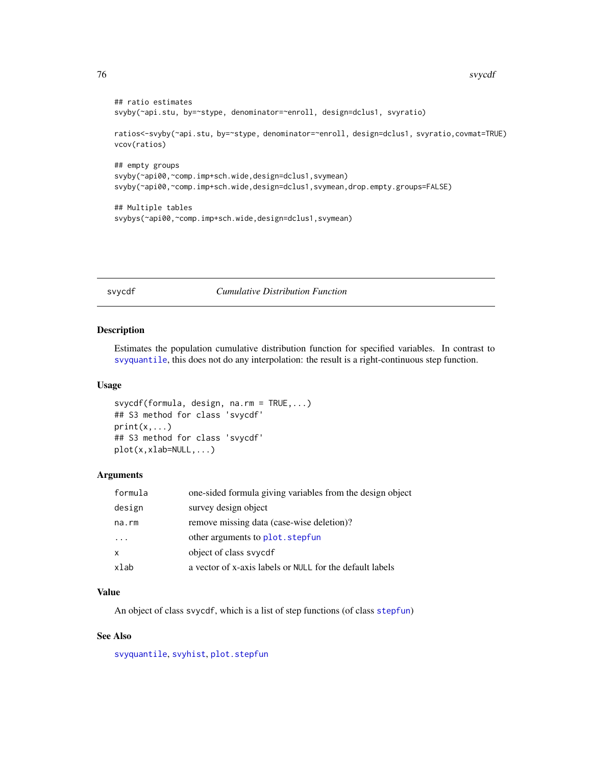```
## ratio estimates
svyby(~api.stu, by=~stype, denominator=~enroll, design=dclus1, svyratio)

ratios<-svyby(~api.stu, by=~stype, denominator=~enroll, design=dclus1, svyratio,covmat=TRUE)
vcov(ratios)

## empty groups
svyby(~api00,~comp.imp+sch.wide,design=dclus1,svymean)
svyby(~api00,~comp.imp+sch.wide,design=dclus1,svymean,drop.empty.groups=FALSE)

## Multiple tables
svybys(~api00,~comp.imp+sch.wide,design=dclus1,svymean)
```

---

## svycdf — *Cumulative Distribution Function*

---

### Description

Estimates the population cumulative distribution function for specified variables. In contrast to svyquantile, this does not do any interpolation: the result is a right-continuous step function.

### Usage

```
svycdf(formula, design, na.rm = TRUE,...)
## S3 method for class 'svycdf'
print(x,...)
## S3 method for class 'svycdf'
plot(x,xlab=NULL,...)
```

### Arguments

| | |
|---|---|
| formula | one-sided formula giving variables from the design object |
| design | survey design object |
| na.rm | remove missing data (case-wise deletion)? |
| ... | other arguments to plot.stepfun |
| x | object of class svycdf |
| xlab | a vector of x-axis labels or NULL for the default labels |

### Value

An object of class svycdf, which is a list of step functions (of class stepfun)

### See Also

svyquantile, svyhist, plot.stepfun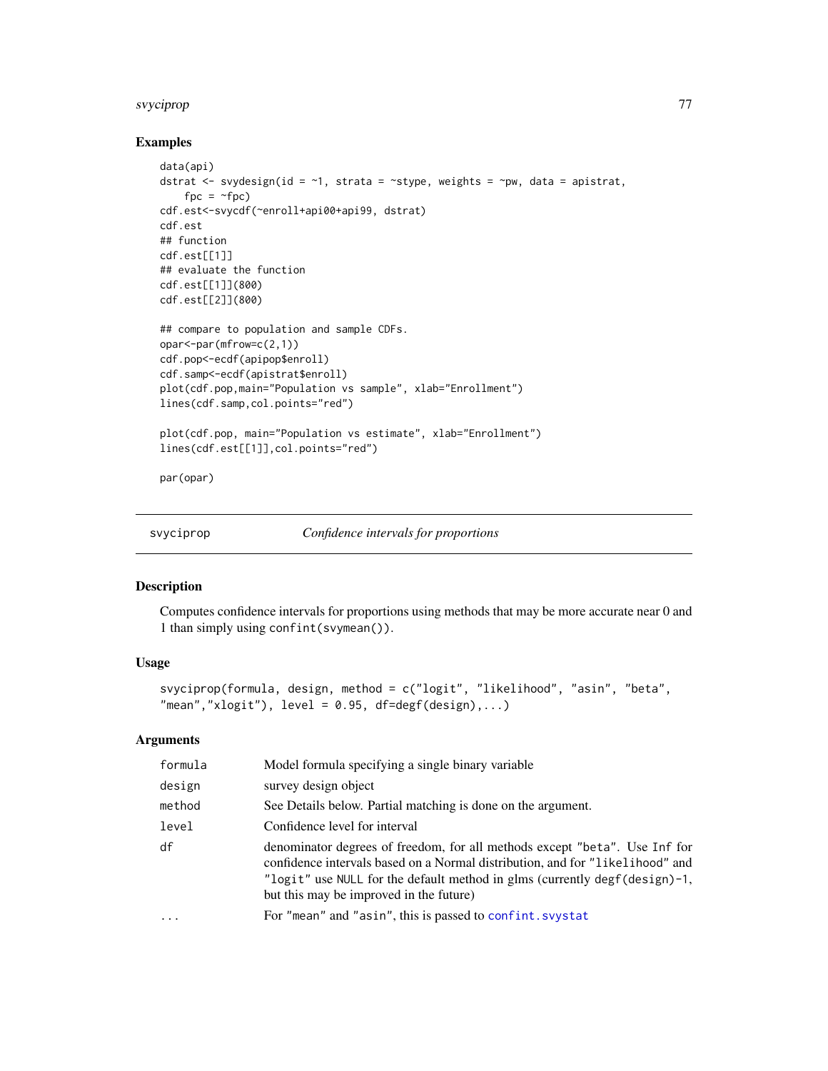## Examples

```
data(api)
dstrat <- svydesign(id = ~1, strata = ~stype, weights = ~pw, data = apistrat,
    fpc = ~fpc)
cdf.est<-svycdf(~enroll+api00+api99, dstrat)
cdf.est
## function
cdf.est[[1]]
## evaluate the function
cdf.est[[1]](800)
cdf.est[[2]](800)

## compare to population and sample CDFs.
opar<-par(mfrow=c(2,1))
cdf.pop<-ecdf(apipop$enroll)
cdf.samp<-ecdf(apistrat$enroll)
plot(cdf.pop,main="Population vs sample", xlab="Enrollment")
lines(cdf.samp,col.points="red")

plot(cdf.pop, main="Population vs estimate", xlab="Enrollment")
lines(cdf.est[[1]],col.points="red")

par(opar)
```

---

# svyciprop — *Confidence intervals for proportions*

## Description

Computes confidence intervals for proportions using methods that may be more accurate near 0 and 1 than simply using `confint(svymean())`.

## Usage

```
svyciprop(formula, design, method = c("logit", "likelihood", "asin", "beta",
"mean","xlogit"), level = 0.95, df=degf(design),...)
```

## Arguments

| | |
|---|---|
| `formula` | Model formula specifying a single binary variable |
| `design` | survey design object |
| `method` | See Details below. Partial matching is done on the argument. |
| `level` | Confidence level for interval |
| `df` | denominator degrees of freedom, for all methods except `"beta"`. Use `Inf` for confidence intervals based on a Normal distribution, and for `"likelihood"` and `"logit"` use `NULL` for the default method in glms (currently `degf(design)-1`, but this may be improved in the future) |
| `...` | For `"mean"` and `"asin"`, this is passed to `confint.svystat` |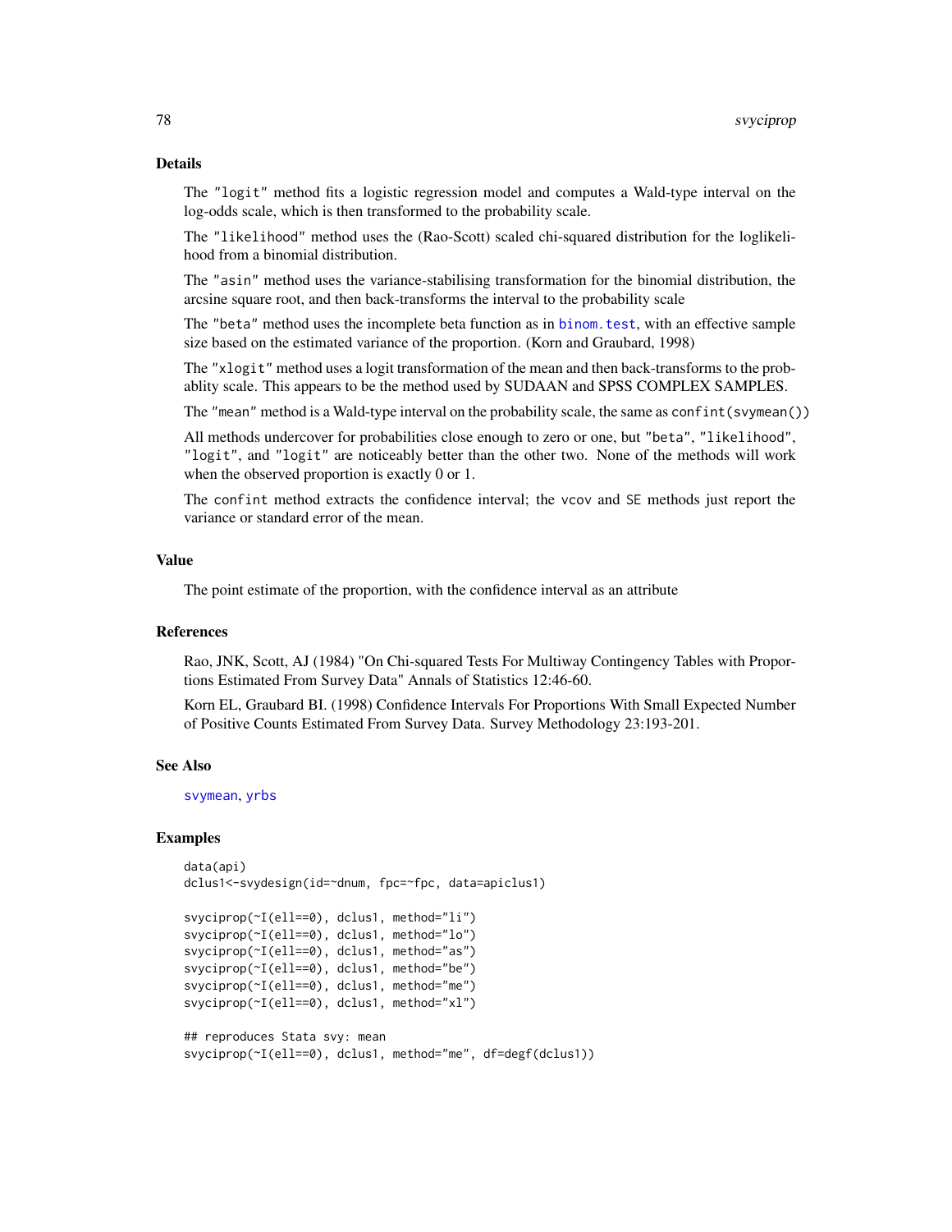## Details

The "logit" method fits a logistic regression model and computes a Wald-type interval on the log-odds scale, which is then transformed to the probability scale.

The "likelihood" method uses the (Rao-Scott) scaled chi-squared distribution for the loglikelihood from a binomial distribution.

The "asin" method uses the variance-stabilising transformation for the binomial distribution, the arcsine square root, and then back-transforms the interval to the probability scale

The "beta" method uses the incomplete beta function as in binom.test, with an effective sample size based on the estimated variance of the proportion. (Korn and Graubard, 1998)

The "xlogit" method uses a logit transformation of the mean and then back-transforms to the probablity scale. This appears to be the method used by SUDAAN and SPSS COMPLEX SAMPLES.

The "mean" method is a Wald-type interval on the probability scale, the same as confint(svymean())

All methods undercover for probabilities close enough to zero or one, but "beta", "likelihood", "logit", and "logit" are noticeably better than the other two. None of the methods will work when the observed proportion is exactly 0 or 1.

The confint method extracts the confidence interval; the vcov and SE methods just report the variance or standard error of the mean.

## Value

The point estimate of the proportion, with the confidence interval as an attribute

## References

Rao, JNK, Scott, AJ (1984) "On Chi-squared Tests For Multiway Contingency Tables with Proportions Estimated From Survey Data" Annals of Statistics 12:46-60.

Korn EL, Graubard BI. (1998) Confidence Intervals For Proportions With Small Expected Number of Positive Counts Estimated From Survey Data. Survey Methodology 23:193-201.

## See Also

svymean, yrbs

## Examples

```
data(api)
dclus1<-svydesign(id=~dnum, fpc=~fpc, data=apiclus1)

svyciprop(~I(ell==0), dclus1, method="li")
svyciprop(~I(ell==0), dclus1, method="lo")
svyciprop(~I(ell==0), dclus1, method="as")
svyciprop(~I(ell==0), dclus1, method="be")
svyciprop(~I(ell==0), dclus1, method="me")
svyciprop(~I(ell==0), dclus1, method="xl")

## reproduces Stata svy: mean
svyciprop(~I(ell==0), dclus1, method="me", df=degf(dclus1))
```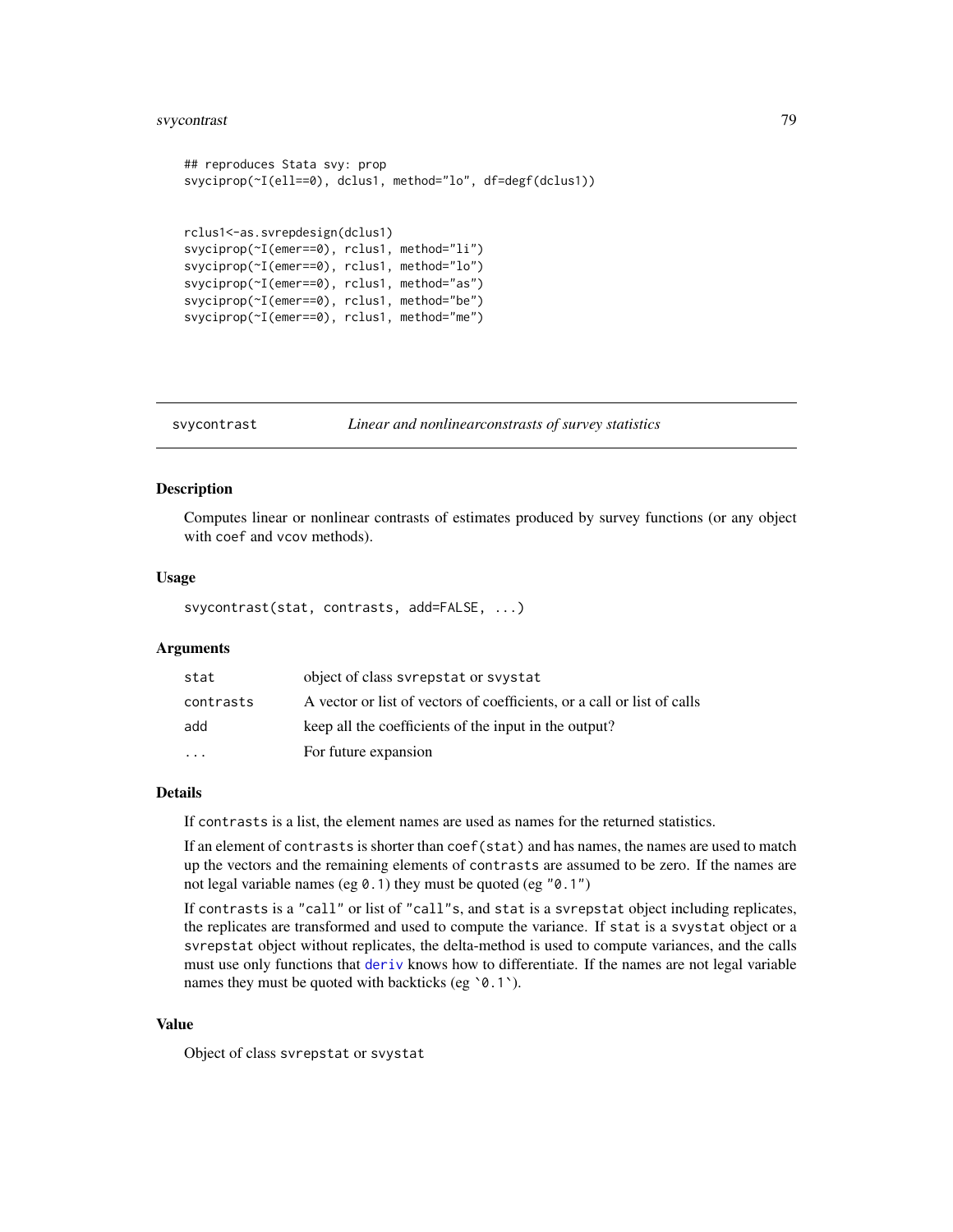```
## reproduces Stata svy: prop
svyciprop(~I(ell==0), dclus1, method="lo", df=degf(dclus1))


rclus1<-as.svrepdesign(dclus1)
svyciprop(~I(emer==0), rclus1, method="li")
svyciprop(~I(emer==0), rclus1, method="lo")
svyciprop(~I(emer==0), rclus1, method="as")
svyciprop(~I(emer==0), rclus1, method="be")
svyciprop(~I(emer==0), rclus1, method="me")
```

---

## svycontrast — *Linear and nonlinearconstrasts of survey statistics*

### Description

Computes linear or nonlinear contrasts of estimates produced by survey functions (or any object with `coef` and `vcov` methods).

### Usage

```
svycontrast(stat, contrasts, add=FALSE, ...)
```

### Arguments

| | |
|---|---|
| `stat` | object of class `svrepstat` or `svystat` |
| `contrasts` | A vector or list of vectors of coefficients, or a call or list of calls |
| `add` | keep all the coefficients of the input in the output? |
| `...` | For future expansion |

### Details

If `contrasts` is a list, the element names are used as names for the returned statistics.

If an element of `contrasts` is shorter than `coef(stat)` and has names, the names are used to match up the vectors and the remaining elements of `contrasts` are assumed to be zero. If the names are not legal variable names (eg `0.1`) they must be quoted (eg `"0.1"`)

If `contrasts` is a `"call"` or list of `"call"`s, and `stat` is a `svrepstat` object including replicates, the replicates are transformed and used to compute the variance. If `stat` is a `svystat` object or a `svrepstat` object without replicates, the delta-method is used to compute variances, and the calls must use only functions that `deriv` knows how to differentiate. If the names are not legal variable names they must be quoted with backticks (eg `` `0.1` ``).

### Value

Object of class `svrepstat` or `svystat`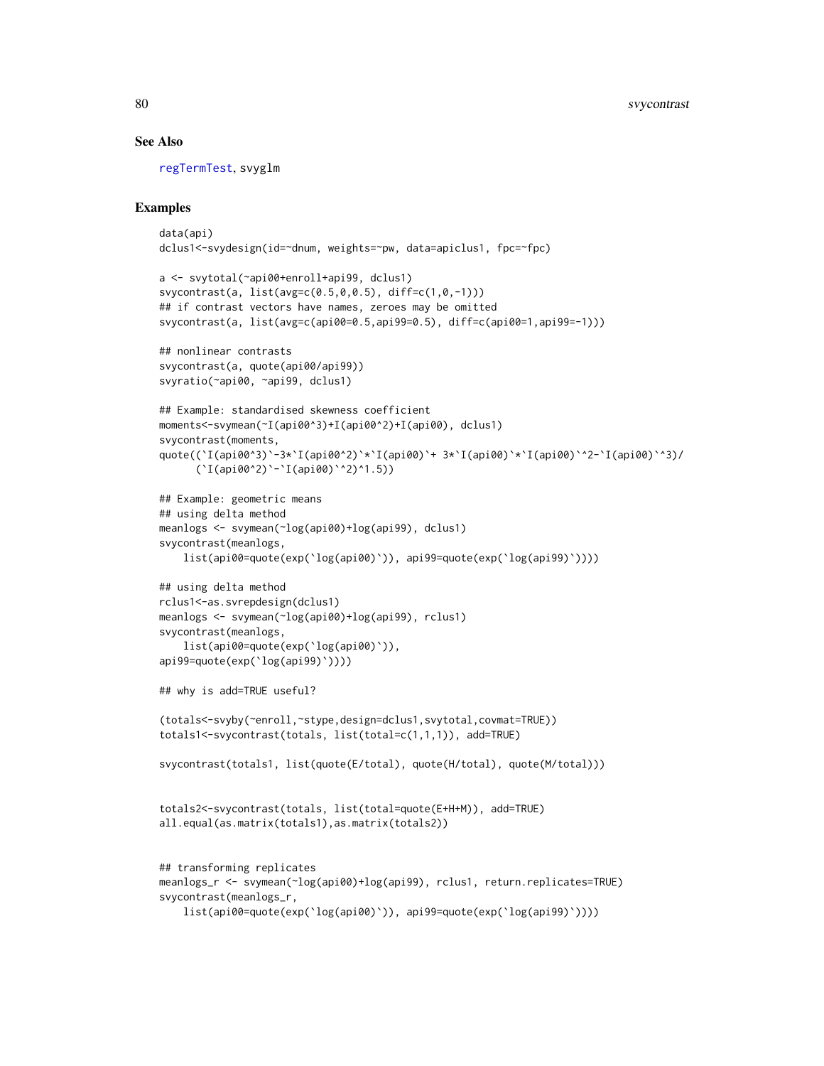## See Also

regTermTest, svyglm

## Examples

```
data(api)
dclus1<-svydesign(id=~dnum, weights=~pw, data=apiclus1, fpc=~fpc)

a <- svytotal(~api00+enroll+api99, dclus1)
svycontrast(a, list(avg=c(0.5,0,0.5), diff=c(1,0,-1)))
## if contrast vectors have names, zeroes may be omitted
svycontrast(a, list(avg=c(api00=0.5,api99=0.5), diff=c(api00=1,api99=-1)))

## nonlinear contrasts
svycontrast(a, quote(api00/api99))
svyratio(~api00, ~api99, dclus1)

## Example: standardised skewness coefficient
moments<-svymean(~I(api00^3)+I(api00^2)+I(api00), dclus1)
svycontrast(moments,
quote((`I(api00^3)`-3*`I(api00^2)`*`I(api00)`+ 3*`I(api00)`*`I(api00)`^2-`I(api00)`^3)/
      (`I(api00^2)`-`I(api00)`^2)^1.5))

## Example: geometric means
## using delta method
meanlogs <- svymean(~log(api00)+log(api99), dclus1)
svycontrast(meanlogs,
    list(api00=quote(exp(`log(api00)`)), api99=quote(exp(`log(api99)`))))

## using delta method
rclus1<-as.svrepdesign(dclus1)
meanlogs <- svymean(~log(api00)+log(api99), rclus1)
svycontrast(meanlogs,
    list(api00=quote(exp(`log(api00)`)),
api99=quote(exp(`log(api99)`))))

## why is add=TRUE useful?

(totals<-svyby(~enroll,~stype,design=dclus1,svytotal,covmat=TRUE))
totals1<-svycontrast(totals, list(total=c(1,1,1)), add=TRUE)

svycontrast(totals1, list(quote(E/total), quote(H/total), quote(M/total)))


totals2<-svycontrast(totals, list(total=quote(E+H+M)), add=TRUE)
all.equal(as.matrix(totals1),as.matrix(totals2))


## transforming replicates
meanlogs_r <- svymean(~log(api00)+log(api99), rclus1, return.replicates=TRUE)
svycontrast(meanlogs_r,
    list(api00=quote(exp(`log(api00)`)), api99=quote(exp(`log(api99)`))))
```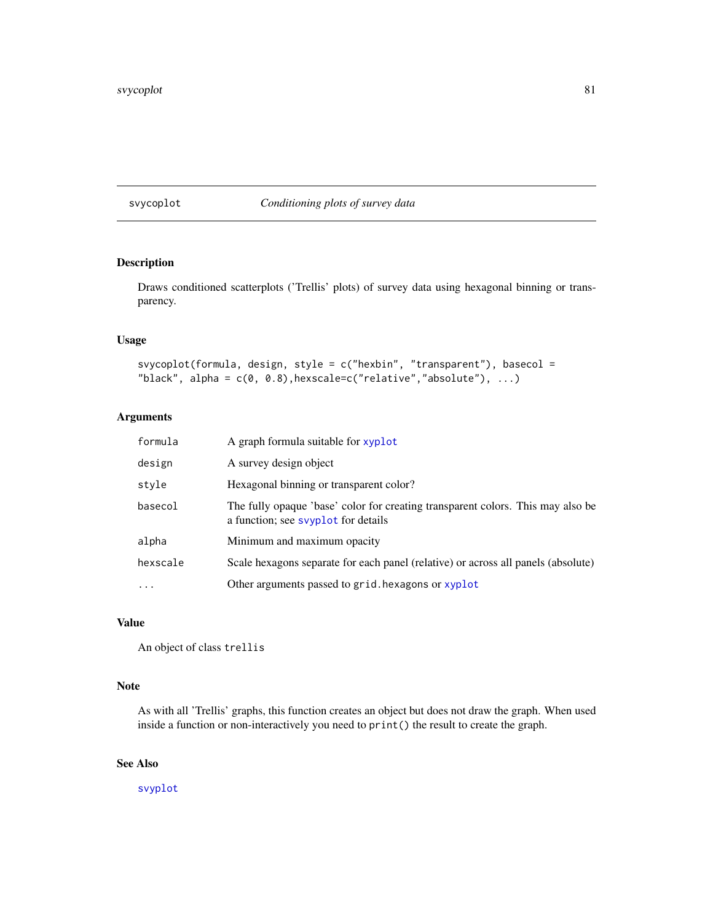## svycoplot — *Conditioning plots of survey data*

### Description

Draws conditioned scatterplots ('Trellis' plots) of survey data using hexagonal binning or transparency.

### Usage

```
svycoplot(formula, design, style = c("hexbin", "transparent"), basecol =
"black", alpha = c(0, 0.8),hexscale=c("relative","absolute"), ...)
```

### Arguments

| | |
|---|---|
| `formula` | A graph formula suitable for `xyplot` |
| `design` | A survey design object |
| `style` | Hexagonal binning or transparent color? |
| `basecol` | The fully opaque 'base' color for creating transparent colors. This may also be a function; see `svyplot` for details |
| `alpha` | Minimum and maximum opacity |
| `hexscale` | Scale hexagons separate for each panel (relative) or across all panels (absolute) |
| `...` | Other arguments passed to `grid.hexagons` or `xyplot` |

### Value

An object of class `trellis`

### Note

As with all 'Trellis' graphs, this function creates an object but does not draw the graph. When used inside a function or non-interactively you need to `print()` the result to create the graph.

### See Also

`svyplot`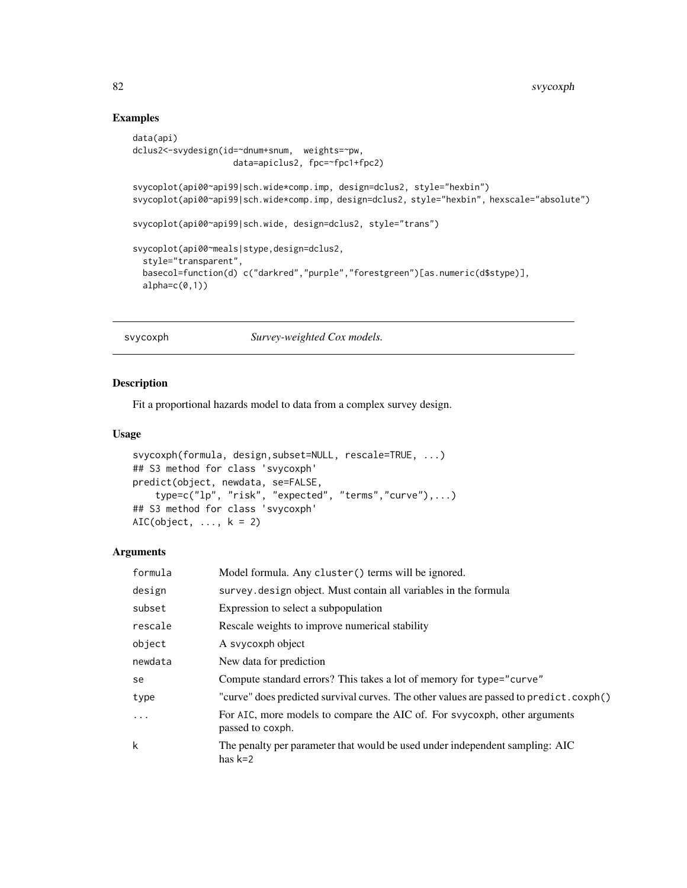## Examples

```
data(api)
dclus2<-svydesign(id=~dnum+snum,  weights=~pw,
                    data=apiclus2, fpc=~fpc1+fpc2)

svycoplot(api00~api99|sch.wide*comp.imp, design=dclus2, style="hexbin")
svycoplot(api00~api99|sch.wide*comp.imp, design=dclus2, style="hexbin", hexscale="absolute")

svycoplot(api00~api99|sch.wide, design=dclus2, style="trans")

svycoplot(api00~meals|stype,design=dclus2,
  style="transparent",
  basecol=function(d) c("darkred","purple","forestgreen")[as.numeric(d$stype)],
  alpha=c(0,1))
```

---

# svycoxph — *Survey-weighted Cox models.*

## Description

Fit a proportional hazards model to data from a complex survey design.

## Usage

```
svycoxph(formula, design,subset=NULL, rescale=TRUE, ...)
## S3 method for class 'svycoxph'
predict(object, newdata, se=FALSE,
    type=c("lp", "risk", "expected", "terms","curve"),...)
## S3 method for class 'svycoxph'
AIC(object, ..., k = 2)
```

## Arguments

| | |
|---|---|
| `formula` | Model formula. Any `cluster()` terms will be ignored. |
| `design` | `survey.design` object. Must contain all variables in the formula |
| `subset` | Expression to select a subpopulation |
| `rescale` | Rescale weights to improve numerical stability |
| `object` | A svycoxph object |
| `newdata` | New data for prediction |
| `se` | Compute standard errors? This takes a lot of memory for `type="curve"` |
| `type` | "curve" does predicted survival curves. The other values are passed to `predict.coxph()` |
| `...` | For `AIC`, more models to compare the AIC of. For `svycoxph`, other arguments passed to `coxph`. |
| `k` | The penalty per parameter that would be used under independent sampling: AIC has `k=2` |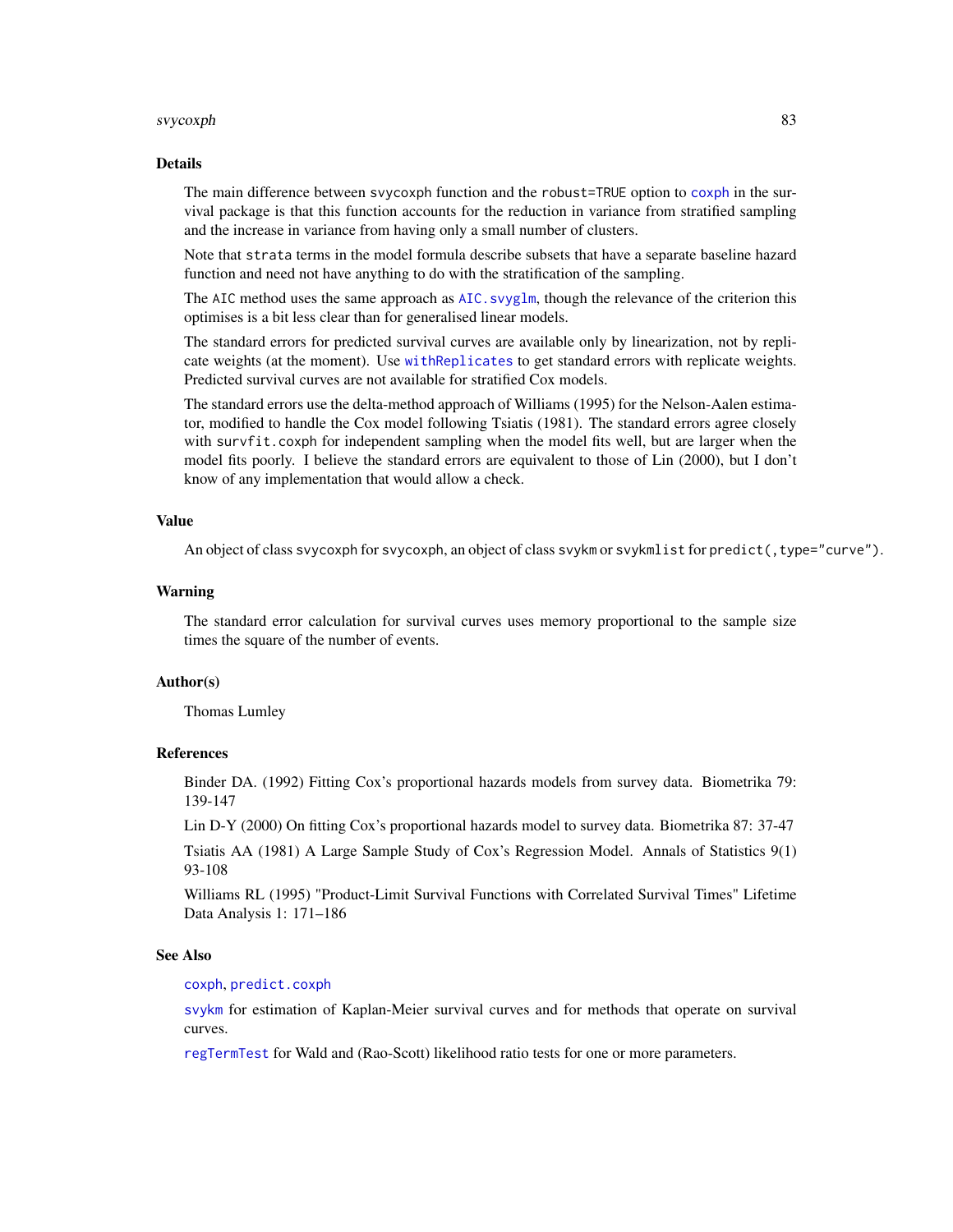## Details

The main difference between svycoxph function and the robust=TRUE option to coxph in the survival package is that this function accounts for the reduction in variance from stratified sampling and the increase in variance from having only a small number of clusters.

Note that strata terms in the model formula describe subsets that have a separate baseline hazard function and need not have anything to do with the stratification of the sampling.

The AIC method uses the same approach as AIC.svyglm, though the relevance of the criterion this optimises is a bit less clear than for generalised linear models.

The standard errors for predicted survival curves are available only by linearization, not by replicate weights (at the moment). Use withReplicates to get standard errors with replicate weights. Predicted survival curves are not available for stratified Cox models.

The standard errors use the delta-method approach of Williams (1995) for the Nelson-Aalen estimator, modified to handle the Cox model following Tsiatis (1981). The standard errors agree closely with survfit.coxph for independent sampling when the model fits well, but are larger when the model fits poorly. I believe the standard errors are equivalent to those of Lin (2000), but I don't know of any implementation that would allow a check.

## Value

An object of class svycoxph for svycoxph, an object of class svykm or svykmlist for predict(,type="curve").

## Warning

The standard error calculation for survival curves uses memory proportional to the sample size times the square of the number of events.

## Author(s)

Thomas Lumley

## References

Binder DA. (1992) Fitting Cox's proportional hazards models from survey data. Biometrika 79: 139-147

Lin D-Y (2000) On fitting Cox's proportional hazards model to survey data. Biometrika 87: 37-47

Tsiatis AA (1981) A Large Sample Study of Cox's Regression Model. Annals of Statistics 9(1) 93-108

Williams RL (1995) "Product-Limit Survival Functions with Correlated Survival Times" Lifetime Data Analysis 1: 171–186

## See Also

coxph, predict.coxph

svykm for estimation of Kaplan-Meier survival curves and for methods that operate on survival curves.

regTermTest for Wald and (Rao-Scott) likelihood ratio tests for one or more parameters.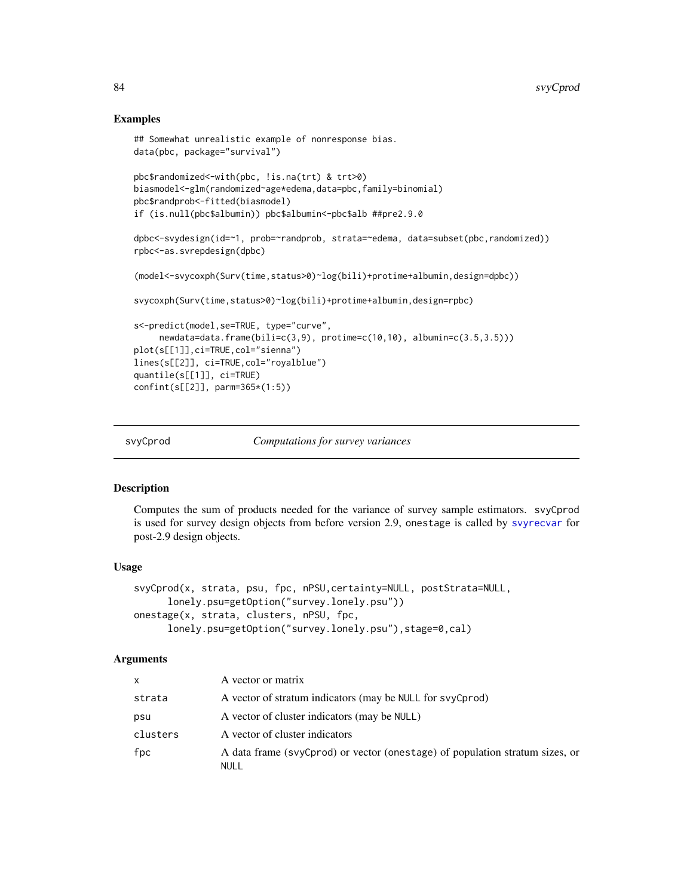## Examples

```
## Somewhat unrealistic example of nonresponse bias.
data(pbc, package="survival")

pbc$randomized<-with(pbc, !is.na(trt) & trt>0)
biasmodel<-glm(randomized~age*edema,data=pbc,family=binomial)
pbc$randprob<-fitted(biasmodel)
if (is.null(pbc$albumin)) pbc$albumin<-pbc$alb ##pre2.9.0

dpbc<-svydesign(id=~1, prob=~randprob, strata=~edema, data=subset(pbc,randomized))
rpbc<-as.svrepdesign(dpbc)

(model<-svycoxph(Surv(time,status>0)~log(bili)+protime+albumin,design=dpbc))

svycoxph(Surv(time,status>0)~log(bili)+protime+albumin,design=rpbc)

s<-predict(model,se=TRUE, type="curve",
     newdata=data.frame(bili=c(3,9), protime=c(10,10), albumin=c(3.5,3.5)))
plot(s[[1]],ci=TRUE,col="sienna")
lines(s[[2]], ci=TRUE,col="royalblue")
quantile(s[[1]], ci=TRUE)
confint(s[[2]], parm=365*(1:5))
```

---

# svyCprod — *Computations for survey variances*

## Description

Computes the sum of products needed for the variance of survey sample estimators. `svyCprod` is used for survey design objects from before version 2.9, `onestage` is called by `svyrecvar` for post-2.9 design objects.

## Usage

```
svyCprod(x, strata, psu, fpc, nPSU,certainty=NULL, postStrata=NULL,
      lonely.psu=getOption("survey.lonely.psu"))
onestage(x, strata, clusters, nPSU, fpc,
      lonely.psu=getOption("survey.lonely.psu"),stage=0,cal)
```

## Arguments

| | |
|---|---|
| `x` | A vector or matrix |
| `strata` | A vector of stratum indicators (may be `NULL` for `svyCprod`) |
| `psu` | A vector of cluster indicators (may be `NULL`) |
| `clusters` | A vector of cluster indicators |
| `fpc` | A data frame (`svyCprod`) or vector (`onestage`) of population stratum sizes, or `NULL` |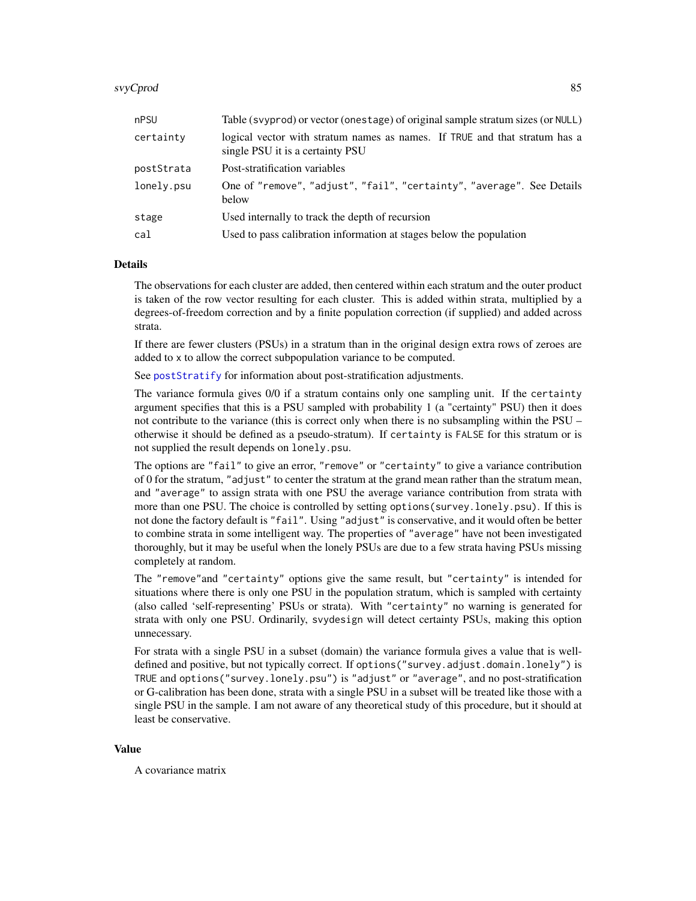| | |
|---|---|
| `nPSU` | Table (`svyprod`) or vector (`onestage`) of original sample stratum sizes (or `NULL`) |
| `certainty` | logical vector with stratum names as names. If `TRUE` and that stratum has a single PSU it is a certainty PSU |
| `postStrata` | Post-stratification variables |
| `lonely.psu` | One of `"remove"`, `"adjust"`, `"fail"`, `"certainty"`, `"average"`. See Details below |
| `stage` | Used internally to track the depth of recursion |
| `cal` | Used to pass calibration information at stages below the population |

## Details

The observations for each cluster are added, then centered within each stratum and the outer product is taken of the row vector resulting for each cluster. This is added within strata, multiplied by a degrees-of-freedom correction and by a finite population correction (if supplied) and added across strata.

If there are fewer clusters (PSUs) in a stratum than in the original design extra rows of zeroes are added to `x` to allow the correct subpopulation variance to be computed.

See `postStratify` for information about post-stratification adjustments.

The variance formula gives 0/0 if a stratum contains only one sampling unit. If the `certainty` argument specifies that this is a PSU sampled with probability 1 (a "certainty" PSU) then it does not contribute to the variance (this is correct only when there is no subsampling within the PSU – otherwise it should be defined as a pseudo-stratum). If `certainty` is `FALSE` for this stratum or is not supplied the result depends on `lonely.psu`.

The options are `"fail"` to give an error, `"remove"` or `"certainty"` to give a variance contribution of 0 for the stratum, `"adjust"` to center the stratum at the grand mean rather than the stratum mean, and `"average"` to assign strata with one PSU the average variance contribution from strata with more than one PSU. The choice is controlled by setting `options(survey.lonely.psu)`. If this is not done the factory default is `"fail"`. Using `"adjust"` is conservative, and it would often be better to combine strata in some intelligent way. The properties of `"average"` have not been investigated thoroughly, but it may be useful when the lonely PSUs are due to a few strata having PSUs missing completely at random.

The `"remove"`and `"certainty"` options give the same result, but `"certainty"` is intended for situations where there is only one PSU in the population stratum, which is sampled with certainty (also called 'self-representing' PSUs or strata). With `"certainty"` no warning is generated for strata with only one PSU. Ordinarily, `svydesign` will detect certainty PSUs, making this option unnecessary.

For strata with a single PSU in a subset (domain) the variance formula gives a value that is well-defined and positive, but not typically correct. If `options("survey.adjust.domain.lonely")` is `TRUE` and `options("survey.lonely.psu")` is `"adjust"` or `"average"`, and no post-stratification or G-calibration has been done, strata with a single PSU in a subset will be treated like those with a single PSU in the sample. I am not aware of any theoretical study of this procedure, but it should at least be conservative.

## Value

A covariance matrix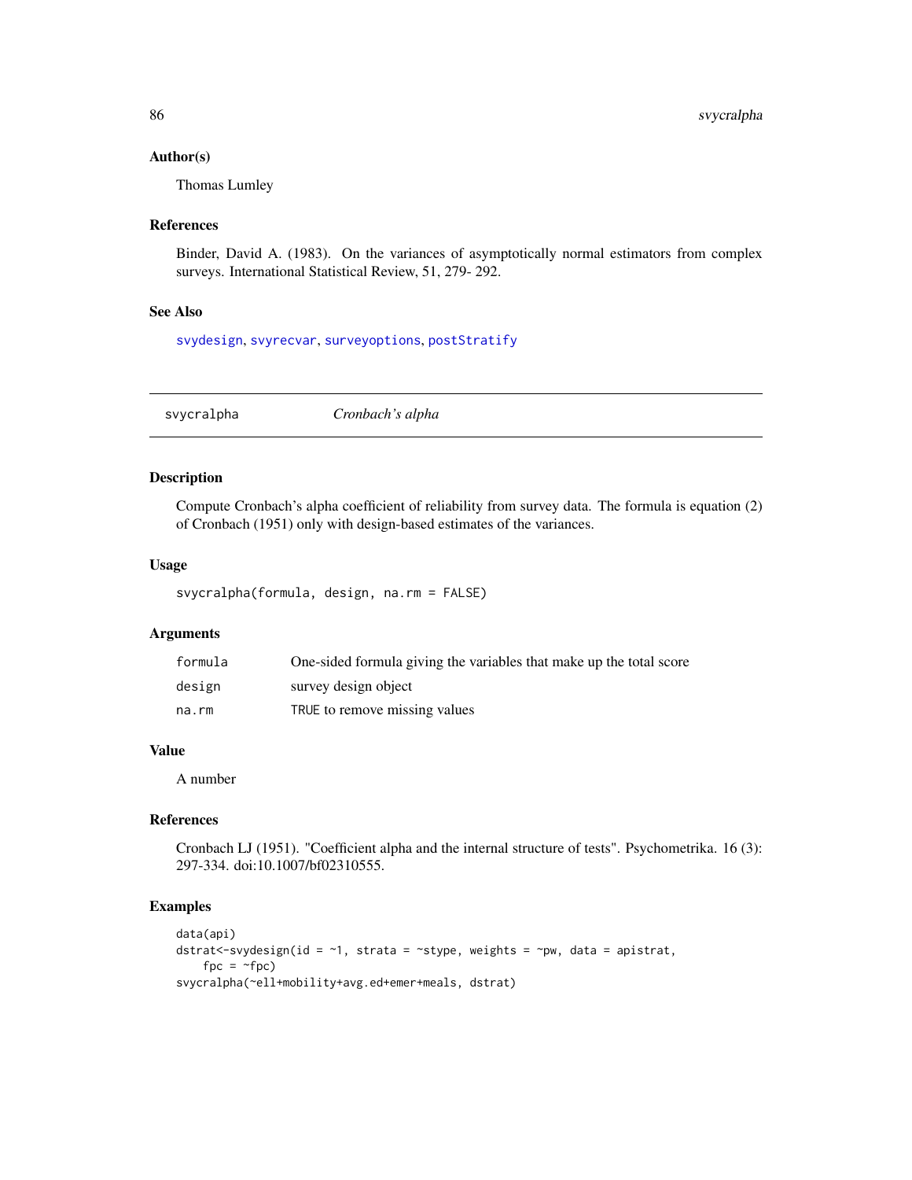### Author(s)

Thomas Lumley

### References

Binder, David A. (1983). On the variances of asymptotically normal estimators from complex surveys. International Statistical Review, 51, 279- 292.

### See Also

svydesign, svyrecvar, surveyoptions, postStratify

---

## svycralpha *Cronbach's alpha*

---

### Description

Compute Cronbach's alpha coefficient of reliability from survey data. The formula is equation (2) of Cronbach (1951) only with design-based estimates of the variances.

### Usage

```
svycralpha(formula, design, na.rm = FALSE)
```

### Arguments

| | |
|---|---|
| formula | One-sided formula giving the variables that make up the total score |
| design | survey design object |
| na.rm | TRUE to remove missing values |

### Value

A number

### References

Cronbach LJ (1951). "Coefficient alpha and the internal structure of tests". Psychometrika. 16 (3): 297-334. doi:10.1007/bf02310555.

### Examples

```
data(api)
dstrat<-svydesign(id = ~1, strata = ~stype, weights = ~pw, data = apistrat,
    fpc = ~fpc)
svycralpha(~ell+mobility+avg.ed+emer+meals, dstrat)
```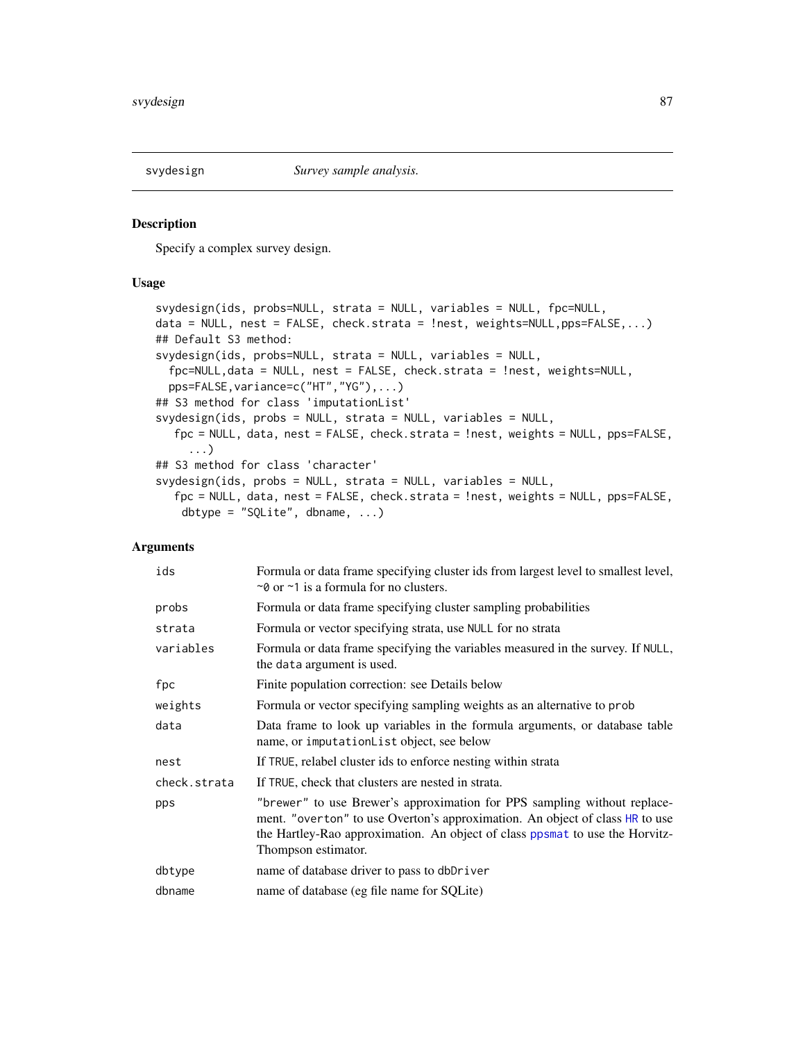svydesign *Survey sample analysis.*

### Description

Specify a complex survey design.

### Usage

```
svydesign(ids, probs=NULL, strata = NULL, variables = NULL, fpc=NULL,
data = NULL, nest = FALSE, check.strata = !nest, weights=NULL,pps=FALSE,...)
## Default S3 method:
svydesign(ids, probs=NULL, strata = NULL, variables = NULL,
  fpc=NULL,data = NULL, nest = FALSE, check.strata = !nest, weights=NULL,
  pps=FALSE,variance=c("HT","YG"),...)
## S3 method for class 'imputationList'
svydesign(ids, probs = NULL, strata = NULL, variables = NULL,
   fpc = NULL, data, nest = FALSE, check.strata = !nest, weights = NULL, pps=FALSE,
     ...)
## S3 method for class 'character'
svydesign(ids, probs = NULL, strata = NULL, variables = NULL,
   fpc = NULL, data, nest = FALSE, check.strata = !nest, weights = NULL, pps=FALSE,
    dbtype = "SQLite", dbname, ...)
```

### Arguments

| | |
|---|---|
| `ids` | Formula or data frame specifying cluster ids from largest level to smallest level, `~0` or `~1` is a formula for no clusters. |
| `probs` | Formula or data frame specifying cluster sampling probabilities |
| `strata` | Formula or vector specifying strata, use `NULL` for no strata |
| `variables` | Formula or data frame specifying the variables measured in the survey. If `NULL`, the `data` argument is used. |
| `fpc` | Finite population correction: see Details below |
| `weights` | Formula or vector specifying sampling weights as an alternative to `prob` |
| `data` | Data frame to look up variables in the formula arguments, or database table name, or `imputationList` object, see below |
| `nest` | If `TRUE`, relabel cluster ids to enforce nesting within strata |
| `check.strata` | If `TRUE`, check that clusters are nested in strata. |
| `pps` | `"brewer"` to use Brewer's approximation for PPS sampling without replacement. `"overton"` to use Overton's approximation. An object of class `HR` to use the Hartley-Rao approximation. An object of class `ppsmat` to use the Horvitz-Thompson estimator. |
| `dbtype` | name of database driver to pass to `dbDriver` |
| `dbname` | name of database (eg file name for SQLite) |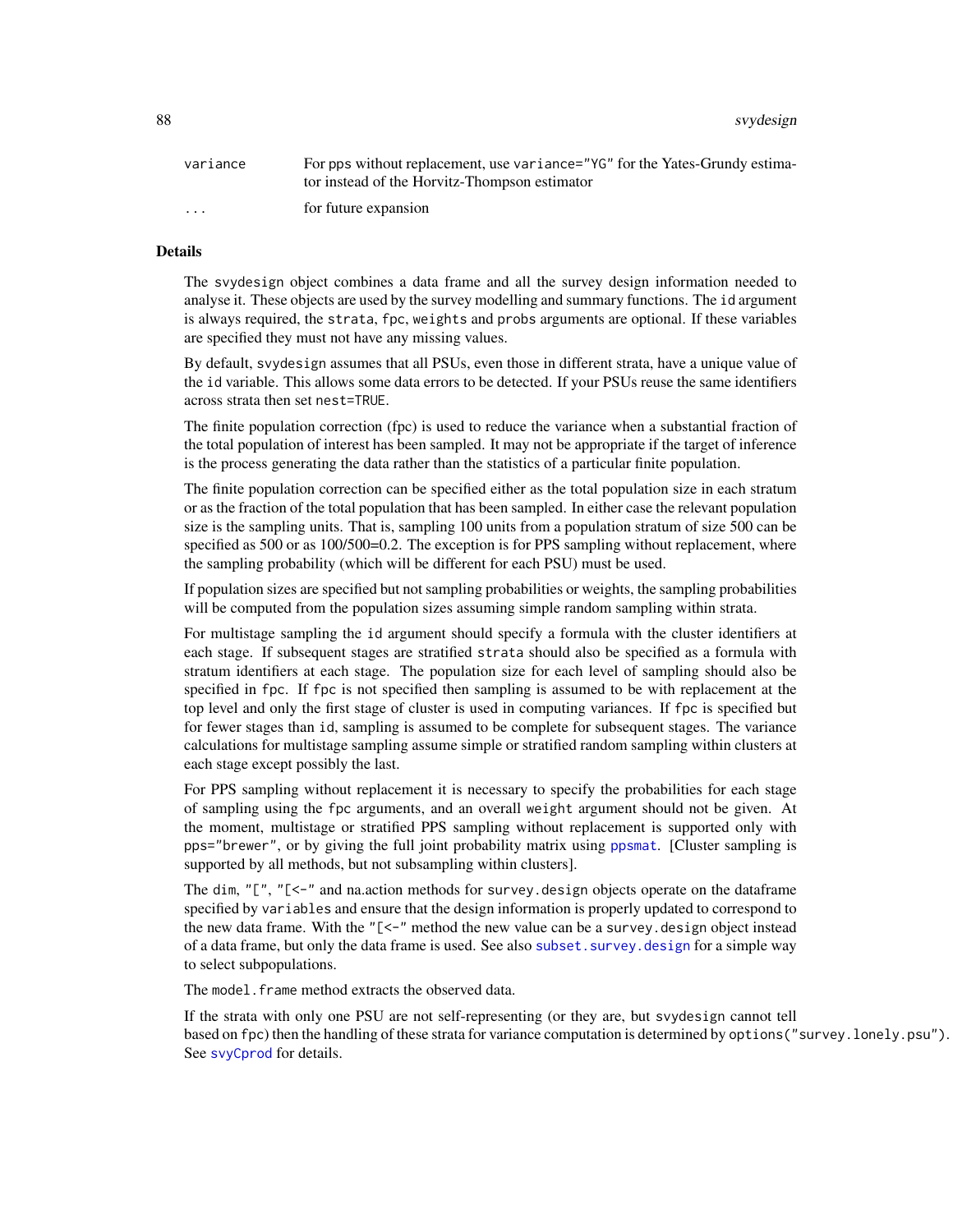| | |
|---|---|
| `variance` | For pps without replacement, use `variance="YG"` for the Yates-Grundy estimator instead of the Horvitz-Thompson estimator |
| `...` | for future expansion |

### Details

The `svydesign` object combines a data frame and all the survey design information needed to analyse it. These objects are used by the survey modelling and summary functions. The `id` argument is always required, the `strata`, `fpc`, `weights` and `probs` arguments are optional. If these variables are specified they must not have any missing values.

By default, `svydesign` assumes that all PSUs, even those in different strata, have a unique value of the `id` variable. This allows some data errors to be detected. If your PSUs reuse the same identifiers across strata then set `nest=TRUE`.

The finite population correction (fpc) is used to reduce the variance when a substantial fraction of the total population of interest has been sampled. It may not be appropriate if the target of inference is the process generating the data rather than the statistics of a particular finite population.

The finite population correction can be specified either as the total population size in each stratum or as the fraction of the total population that has been sampled. In either case the relevant population size is the sampling units. That is, sampling 100 units from a population stratum of size 500 can be specified as 500 or as 100/500=0.2. The exception is for PPS sampling without replacement, where the sampling probability (which will be different for each PSU) must be used.

If population sizes are specified but not sampling probabilities or weights, the sampling probabilities will be computed from the population sizes assuming simple random sampling within strata.

For multistage sampling the `id` argument should specify a formula with the cluster identifiers at each stage. If subsequent stages are stratified `strata` should also be specified as a formula with stratum identifiers at each stage. The population size for each level of sampling should also be specified in `fpc`. If `fpc` is not specified then sampling is assumed to be with replacement at the top level and only the first stage of cluster is used in computing variances. If `fpc` is specified but for fewer stages than `id`, sampling is assumed to be complete for subsequent stages. The variance calculations for multistage sampling assume simple or stratified random sampling within clusters at each stage except possibly the last.

For PPS sampling without replacement it is necessary to specify the probabilities for each stage of sampling using the `fpc` arguments, and an overall `weight` argument should not be given. At the moment, multistage or stratified PPS sampling without replacement is supported only with `pps="brewer"`, or by giving the full joint probability matrix using `ppsmat`. [Cluster sampling is supported by all methods, but not subsampling within clusters].

The `dim`, `"["`, `"[<-"` and na.action methods for `survey.design` objects operate on the dataframe specified by `variables` and ensure that the design information is properly updated to correspond to the new data frame. With the `"[<-"` method the new value can be a `survey.design` object instead of a data frame, but only the data frame is used. See also `subset.survey.design` for a simple way to select subpopulations.

The `model.frame` method extracts the observed data.

If the strata with only one PSU are not self-representing (or they are, but `svydesign` cannot tell based on `fpc`) then the handling of these strata for variance computation is determined by `options("survey.lonely.psu")`. See `svyCprod` for details.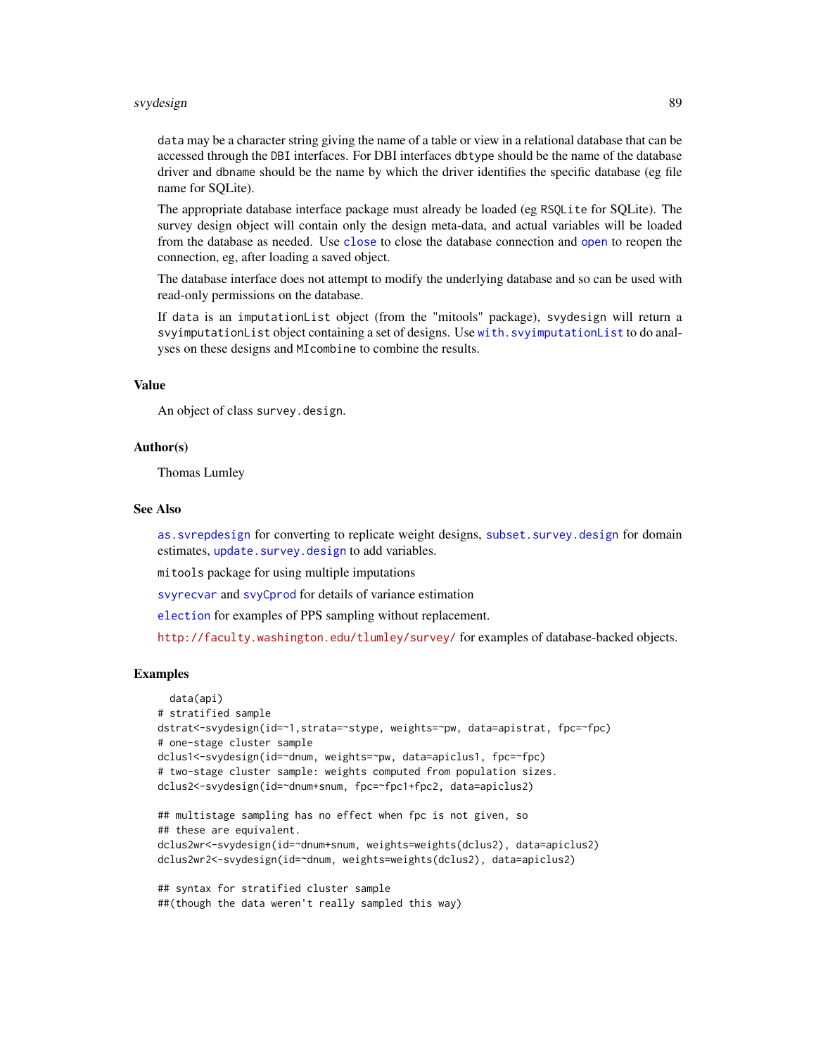data may be a character string giving the name of a table or view in a relational database that can be accessed through the DBI interfaces. For DBI interfaces dbtype should be the name of the database driver and dbname should be the name by which the driver identifies the specific database (eg file name for SQLite).

The appropriate database interface package must already be loaded (eg RSQLite for SQLite). The survey design object will contain only the design meta-data, and actual variables will be loaded from the database as needed. Use close to close the database connection and open to reopen the connection, eg, after loading a saved object.

The database interface does not attempt to modify the underlying database and so can be used with read-only permissions on the database.

If data is an imputationList object (from the "mitools" package), svydesign will return a svyimputationList object containing a set of designs. Use with.svyimputationList to do analyses on these designs and MIcombine to combine the results.

## Value

An object of class survey.design.

## Author(s)

Thomas Lumley

## See Also

as.svrepdesign for converting to replicate weight designs, subset.survey.design for domain estimates, update.survey.design to add variables.

mitools package for using multiple imputations

svyrecvar and svyCprod for details of variance estimation

election for examples of PPS sampling without replacement.

http://faculty.washington.edu/tlumley/survey/ for examples of database-backed objects.

## Examples

```
  data(api)
# stratified sample
dstrat<-svydesign(id=~1,strata=~stype, weights=~pw, data=apistrat, fpc=~fpc)
# one-stage cluster sample
dclus1<-svydesign(id=~dnum, weights=~pw, data=apiclus1, fpc=~fpc)
# two-stage cluster sample: weights computed from population sizes.
dclus2<-svydesign(id=~dnum+snum, fpc=~fpc1+fpc2, data=apiclus2)

## multistage sampling has no effect when fpc is not given, so
## these are equivalent.
dclus2wr<-svydesign(id=~dnum+snum, weights=weights(dclus2), data=apiclus2)
dclus2wr2<-svydesign(id=~dnum, weights=weights(dclus2), data=apiclus2)

## syntax for stratified cluster sample
##(though the data weren't really sampled this way)
```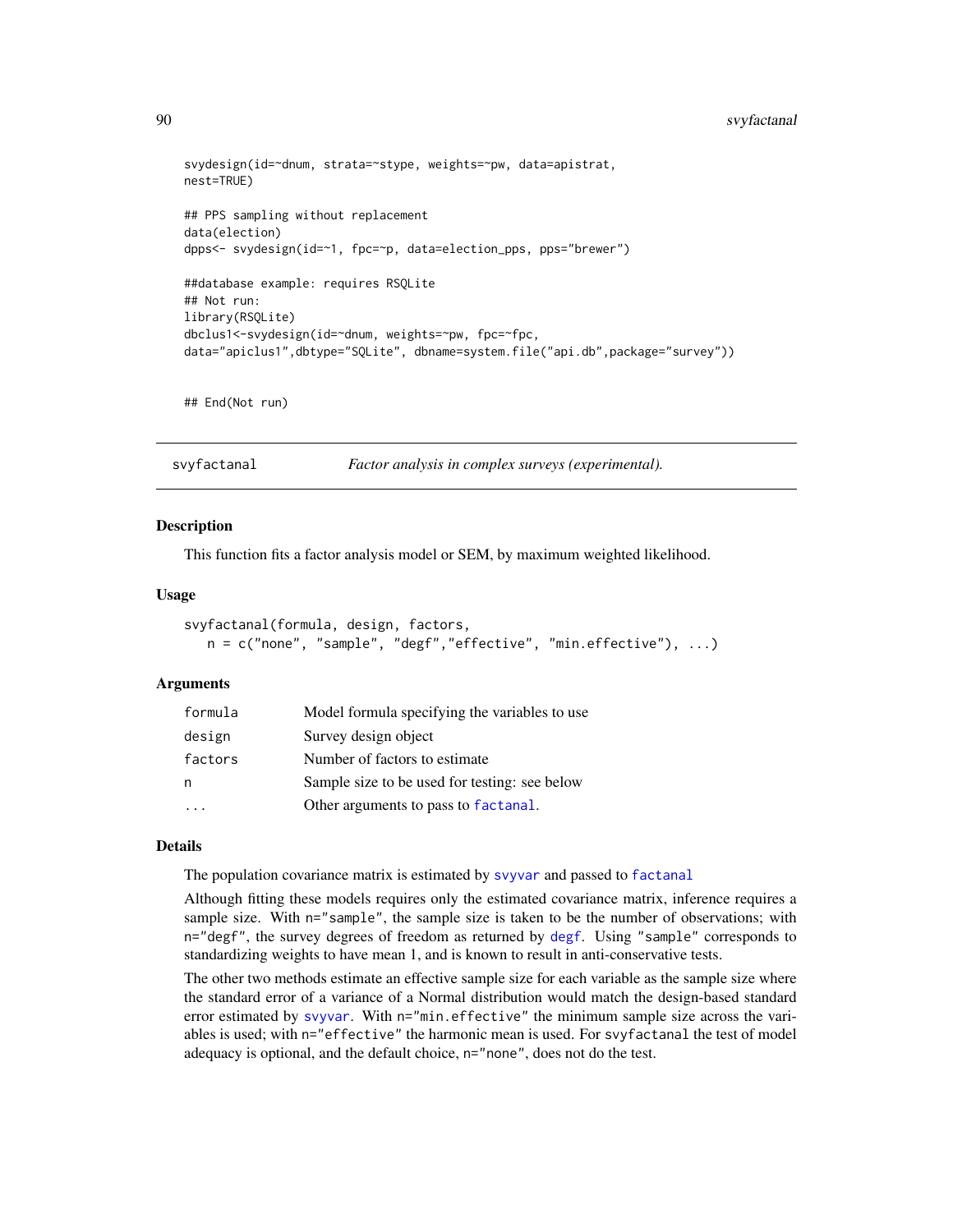```
svydesign(id=~dnum, strata=~stype, weights=~pw, data=apistrat,
nest=TRUE)

## PPS sampling without replacement
data(election)
dpps<- svydesign(id=~1, fpc=~p, data=election_pps, pps="brewer")

##database example: requires RSQLite
## Not run:
library(RSQLite)
dbclus1<-svydesign(id=~dnum, weights=~pw, fpc=~fpc,
data="apiclus1",dbtype="SQLite", dbname=system.file("api.db",package="survey"))


## End(Not run)
```

---

## svyfactanal — *Factor analysis in complex surveys (experimental).*

---

### Description

This function fits a factor analysis model or SEM, by maximum weighted likelihood.

### Usage

```
svyfactanal(formula, design, factors,
   n = c("none", "sample", "degf","effective", "min.effective"), ...)
```

### Arguments

| | |
|---|---|
| formula | Model formula specifying the variables to use |
| design | Survey design object |
| factors | Number of factors to estimate |
| n | Sample size to be used for testing: see below |
| ... | Other arguments to pass to factanal. |

### Details

The population covariance matrix is estimated by svyvar and passed to factanal

Although fitting these models requires only the estimated covariance matrix, inference requires a sample size. With n="sample", the sample size is taken to be the number of observations; with n="degf", the survey degrees of freedom as returned by degf. Using "sample" corresponds to standardizing weights to have mean 1, and is known to result in anti-conservative tests.

The other two methods estimate an effective sample size for each variable as the sample size where the standard error of a variance of a Normal distribution would match the design-based standard error estimated by svyvar. With n="min.effective" the minimum sample size across the variables is used; with n="effective" the harmonic mean is used. For svyfactanal the test of model adequacy is optional, and the default choice, n="none", does not do the test.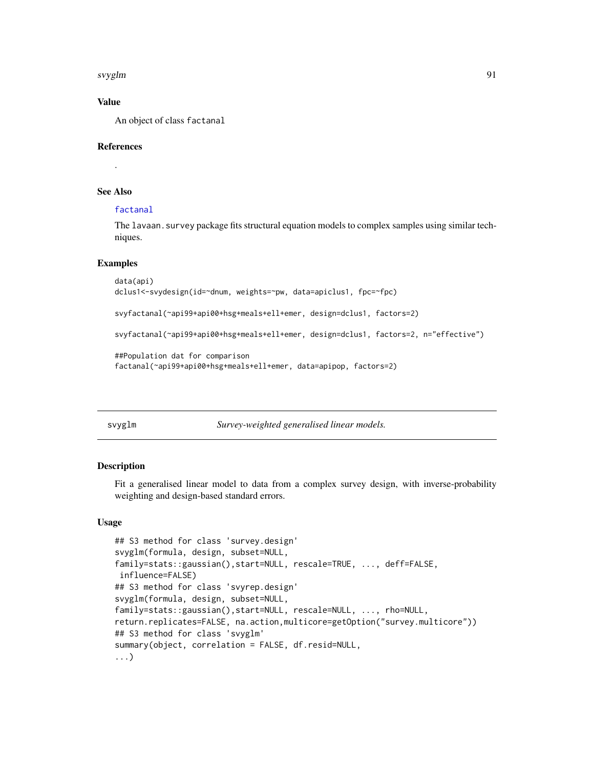## Value

An object of class `factanal`

## References

.

## See Also

`factanal`

The `lavaan.survey` package fits structural equation models to complex samples using similar techniques.

## Examples

```
data(api)
dclus1<-svydesign(id=~dnum, weights=~pw, data=apiclus1, fpc=~fpc)

svyfactanal(~api99+api00+hsg+meals+ell+emer, design=dclus1, factors=2)

svyfactanal(~api99+api00+hsg+meals+ell+emer, design=dclus1, factors=2, n="effective")

##Population dat for comparison
factanal(~api99+api00+hsg+meals+ell+emer, data=apipop, factors=2)
```

---

# svyglm — *Survey-weighted generalised linear models.*

## Description

Fit a generalised linear model to data from a complex survey design, with inverse-probability weighting and design-based standard errors.

## Usage

```
## S3 method for class 'survey.design'
svyglm(formula, design, subset=NULL,
family=stats::gaussian(),start=NULL, rescale=TRUE, ..., deff=FALSE,
 influence=FALSE)
## S3 method for class 'svyrep.design'
svyglm(formula, design, subset=NULL,
family=stats::gaussian(),start=NULL, rescale=NULL, ..., rho=NULL,
return.replicates=FALSE, na.action,multicore=getOption("survey.multicore"))
## S3 method for class 'svyglm'
summary(object, correlation = FALSE, df.resid=NULL,
...)
```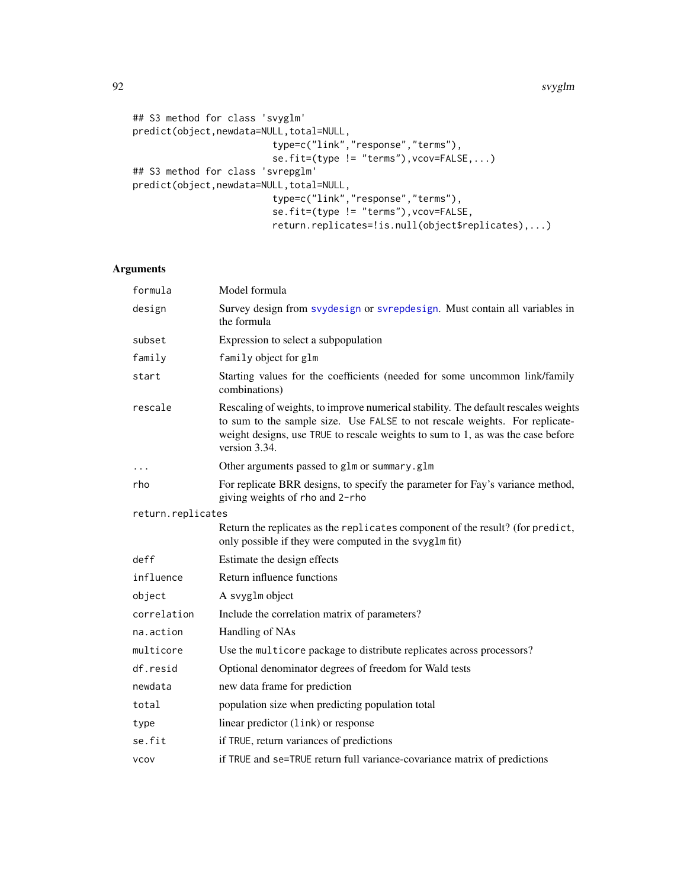```
## S3 method for class 'svyglm'
predict(object,newdata=NULL,total=NULL,
                         type=c("link","response","terms"),
                         se.fit=(type != "terms"),vcov=FALSE,...)
## S3 method for class 'svrepglm'
predict(object,newdata=NULL,total=NULL,
                         type=c("link","response","terms"),
                         se.fit=(type != "terms"),vcov=FALSE,
                         return.replicates=!is.null(object$replicates),...)
```

### Arguments

| | |
|---|---|
| `formula` | Model formula |
| `design` | Survey design from `svydesign` or `svrepdesign`. Must contain all variables in the formula |
| `subset` | Expression to select a subpopulation |
| `family` | `family` object for `glm` |
| `start` | Starting values for the coefficients (needed for some uncommon link/family combinations) |
| `rescale` | Rescaling of weights, to improve numerical stability. The default rescales weights to sum to the sample size. Use `FALSE` to not rescale weights. For replicate-weight designs, use `TRUE` to rescale weights to sum to 1, as was the case before version 3.34. |
| `...` | Other arguments passed to `glm` or `summary.glm` |
| `rho` | For replicate BRR designs, to specify the parameter for Fay's variance method, giving weights of `rho` and `2-rho` |
| `return.replicates` | Return the replicates as the `replicates` component of the result? (for `predict`, only possible if they were computed in the `svyglm` fit) |
| `deff` | Estimate the design effects |
| `influence` | Return influence functions |
| `object` | A `svyglm` object |
| `correlation` | Include the correlation matrix of parameters? |
| `na.action` | Handling of NAs |
| `multicore` | Use the `multicore` package to distribute replicates across processors? |
| `df.resid` | Optional denominator degrees of freedom for Wald tests |
| `newdata` | new data frame for prediction |
| `total` | population size when predicting population total |
| `type` | linear predictor (`link`) or response |
| `se.fit` | if `TRUE`, return variances of predictions |
| `vcov` | if `TRUE` and `se=TRUE` return full variance-covariance matrix of predictions |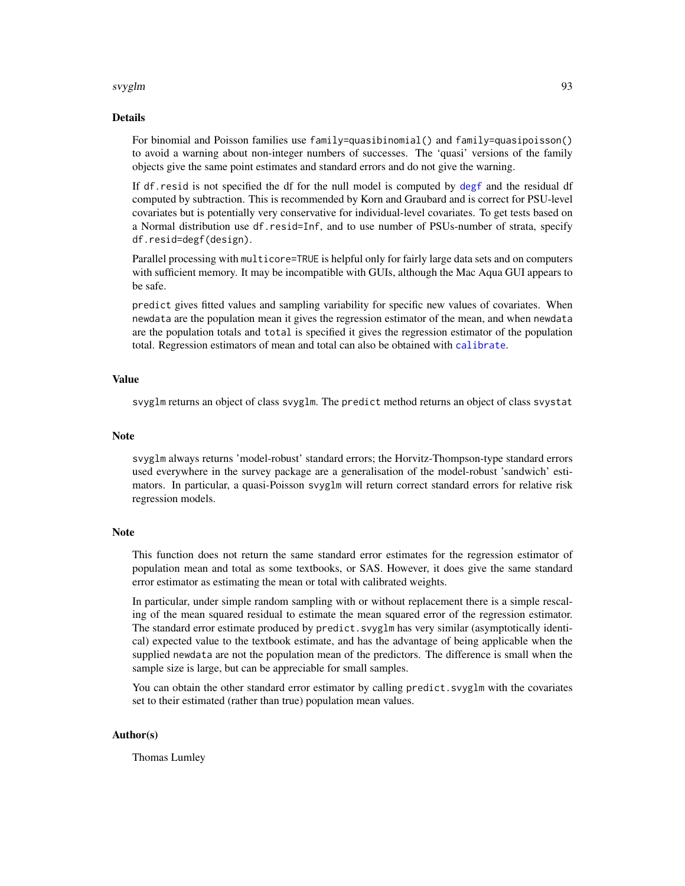## Details

For binomial and Poisson families use `family=quasibinomial()` and `family=quasipoisson()` to avoid a warning about non-integer numbers of successes. The 'quasi' versions of the family objects give the same point estimates and standard errors and do not give the warning.

If `df.resid` is not specified the df for the null model is computed by `degf` and the residual df computed by subtraction. This is recommended by Korn and Graubard and is correct for PSU-level covariates but is potentially very conservative for individual-level covariates. To get tests based on a Normal distribution use `df.resid=Inf`, and to use number of PSUs-number of strata, specify `df.resid=degf(design)`.

Parallel processing with `multicore=TRUE` is helpful only for fairly large data sets and on computers with sufficient memory. It may be incompatible with GUIs, although the Mac Aqua GUI appears to be safe.

`predict` gives fitted values and sampling variability for specific new values of covariates. When `newdata` are the population mean it gives the regression estimator of the mean, and when `newdata` are the population totals and `total` is specified it gives the regression estimator of the population total. Regression estimators of mean and total can also be obtained with `calibrate`.

## Value

`svyglm` returns an object of class `svyglm`. The `predict` method returns an object of class `svystat`

## Note

`svyglm` always returns 'model-robust' standard errors; the Horvitz-Thompson-type standard errors used everywhere in the survey package are a generalisation of the model-robust 'sandwich' estimators. In particular, a quasi-Poisson `svyglm` will return correct standard errors for relative risk regression models.

## Note

This function does not return the same standard error estimates for the regression estimator of population mean and total as some textbooks, or SAS. However, it does give the same standard error estimator as estimating the mean or total with calibrated weights.

In particular, under simple random sampling with or without replacement there is a simple rescaling of the mean squared residual to estimate the mean squared error of the regression estimator. The standard error estimate produced by `predict.svyglm` has very similar (asymptotically identical) expected value to the textbook estimate, and has the advantage of being applicable when the supplied `newdata` are not the population mean of the predictors. The difference is small when the sample size is large, but can be appreciable for small samples.

You can obtain the other standard error estimator by calling `predict.svyglm` with the covariates set to their estimated (rather than true) population mean values.

## Author(s)

Thomas Lumley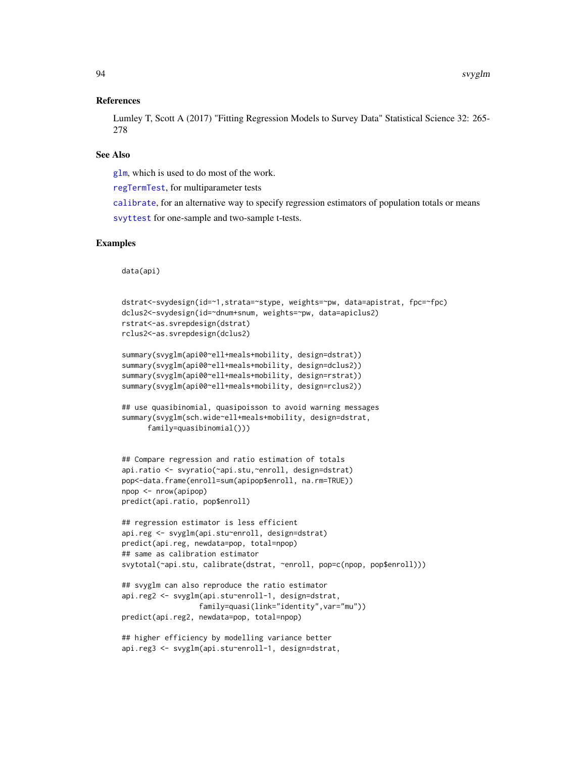## References

Lumley T, Scott A (2017) "Fitting Regression Models to Survey Data" Statistical Science 32: 265-278

## See Also

glm, which is used to do most of the work.

regTermTest, for multiparameter tests

calibrate, for an alternative way to specify regression estimators of population totals or means

svyttest for one-sample and two-sample t-tests.

## Examples

```
data(api)


dstrat<-svydesign(id=~1,strata=~stype, weights=~pw, data=apistrat, fpc=~fpc)
dclus2<-svydesign(id=~dnum+snum, weights=~pw, data=apiclus2)
rstrat<-as.svrepdesign(dstrat)
rclus2<-as.svrepdesign(dclus2)

summary(svyglm(api00~ell+meals+mobility, design=dstrat))
summary(svyglm(api00~ell+meals+mobility, design=dclus2))
summary(svyglm(api00~ell+meals+mobility, design=rstrat))
summary(svyglm(api00~ell+meals+mobility, design=rclus2))

## use quasibinomial, quasipoisson to avoid warning messages
summary(svyglm(sch.wide~ell+meals+mobility, design=dstrat,
      family=quasibinomial()))


## Compare regression and ratio estimation of totals
api.ratio <- svyratio(~api.stu,~enroll, design=dstrat)
pop<-data.frame(enroll=sum(apipop$enroll, na.rm=TRUE))
npop <- nrow(apipop)
predict(api.ratio, pop$enroll)

## regression estimator is less efficient
api.reg <- svyglm(api.stu~enroll, design=dstrat)
predict(api.reg, newdata=pop, total=npop)
## same as calibration estimator
svytotal(~api.stu, calibrate(dstrat, ~enroll, pop=c(npop, pop$enroll)))

## svyglm can also reproduce the ratio estimator
api.reg2 <- svyglm(api.stu~enroll-1, design=dstrat,
                  family=quasi(link="identity",var="mu"))
predict(api.reg2, newdata=pop, total=npop)

## higher efficiency by modelling variance better
api.reg3 <- svyglm(api.stu~enroll-1, design=dstrat,
```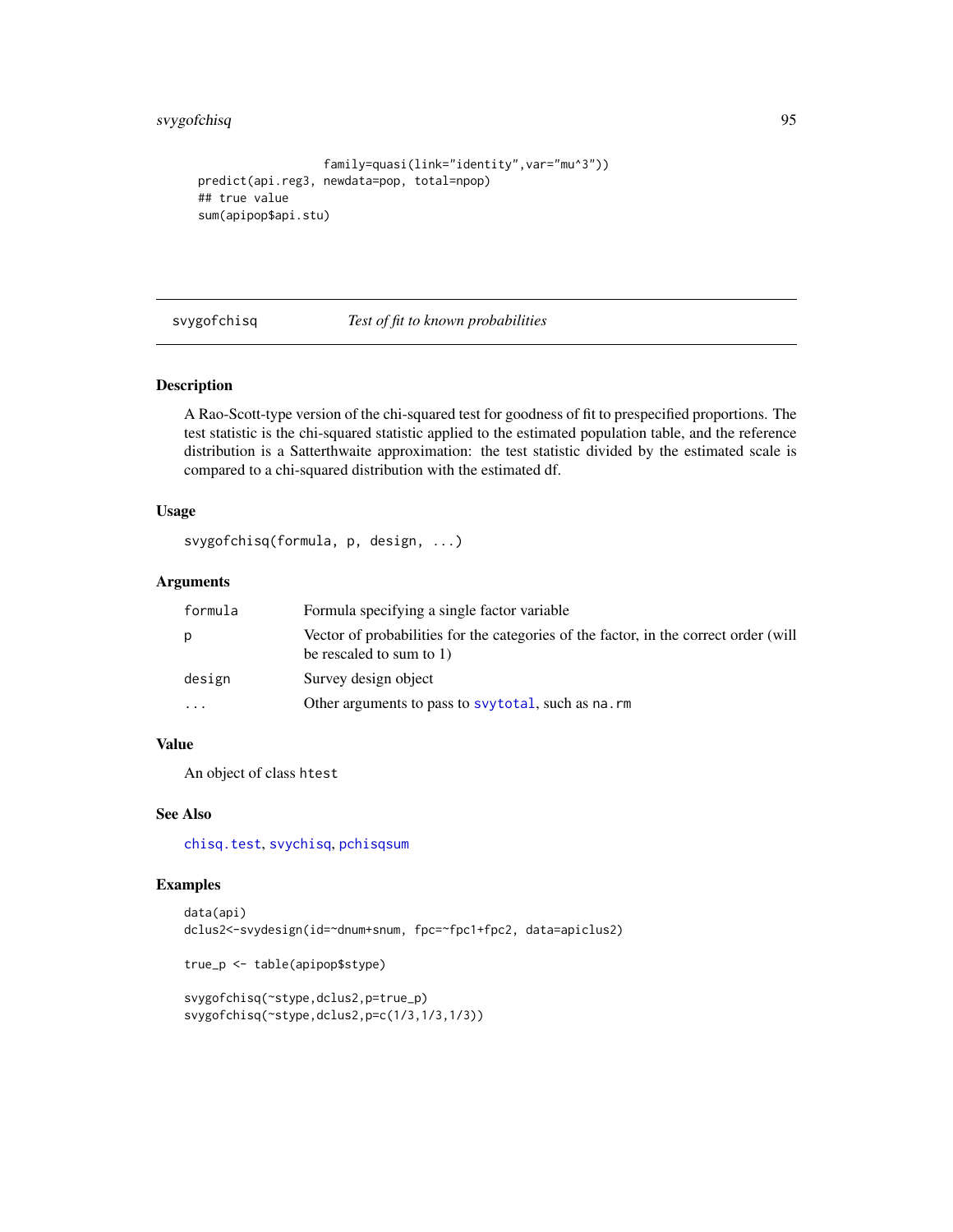```
                    family=quasi(link="identity",var="mu^3"))
predict(api.reg3, newdata=pop, total=npop)
## true value
sum(apipop$api.stu)
```

## svygofchisq — *Test of fit to known probabilities*

### Description

A Rao-Scott-type version of the chi-squared test for goodness of fit to prespecified proportions. The test statistic is the chi-squared statistic applied to the estimated population table, and the reference distribution is a Satterthwaite approximation: the test statistic divided by the estimated scale is compared to a chi-squared distribution with the estimated df.

### Usage

```
svygofchisq(formula, p, design, ...)
```

### Arguments

| | |
|---|---|
| `formula` | Formula specifying a single factor variable |
| `p` | Vector of probabilities for the categories of the factor, in the correct order (will be rescaled to sum to 1) |
| `design` | Survey design object |
| `...` | Other arguments to pass to `svytotal`, such as `na.rm` |

### Value

An object of class `htest`

### See Also

`chisq.test`, `svychisq`, `pchisqsum`

### Examples

```
data(api)
dclus2<-svydesign(id=~dnum+snum, fpc=~fpc1+fpc2, data=apiclus2)

true_p <- table(apipop$stype)

svygofchisq(~stype,dclus2,p=true_p)
svygofchisq(~stype,dclus2,p=c(1/3,1/3,1/3))
```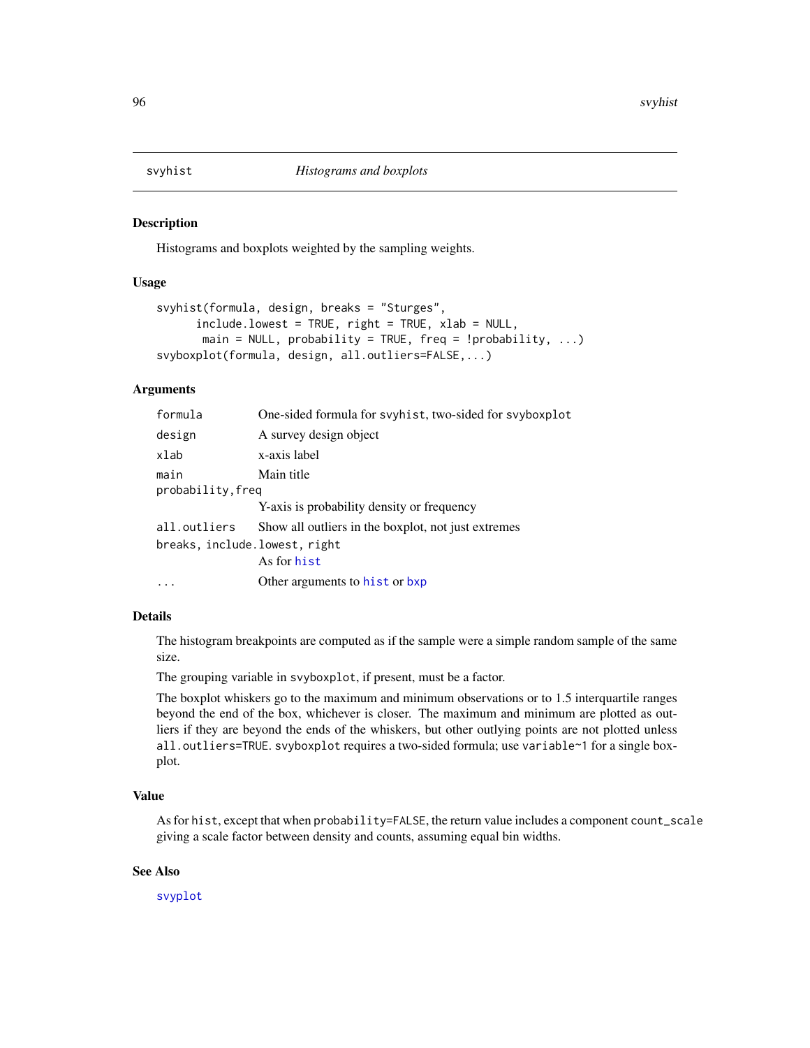svyhist *Histograms and boxplots*

## Description

Histograms and boxplots weighted by the sampling weights.

## Usage

```
svyhist(formula, design, breaks = "Sturges",
      include.lowest = TRUE, right = TRUE, xlab = NULL,
       main = NULL, probability = TRUE, freq = !probability, ...)
svyboxplot(formula, design, all.outliers=FALSE,...)
```

## Arguments

| | |
|---|---|
| `formula` | One-sided formula for `svyhist`, two-sided for `svyboxplot` |
| `design` | A survey design object |
| `xlab` | x-axis label |
| `main` | Main title |
| `probability,freq` | Y-axis is probability density or frequency |
| `all.outliers` | Show all outliers in the boxplot, not just extremes |
| `breaks, include.lowest, right` | As for `hist` |
| `...` | Other arguments to `hist` or `bxp` |

## Details

The histogram breakpoints are computed as if the sample were a simple random sample of the same size.

The grouping variable in `svyboxplot`, if present, must be a factor.

The boxplot whiskers go to the maximum and minimum observations or to 1.5 interquartile ranges beyond the end of the box, whichever is closer. The maximum and minimum are plotted as outliers if they are beyond the ends of the whiskers, but other outlying points are not plotted unless `all.outliers=TRUE`. `svyboxplot` requires a two-sided formula; use `variable~1` for a single boxplot.

## Value

As for `hist`, except that when `probability=FALSE`, the return value includes a component `count_scale` giving a scale factor between density and counts, assuming equal bin widths.

## See Also

`svyplot`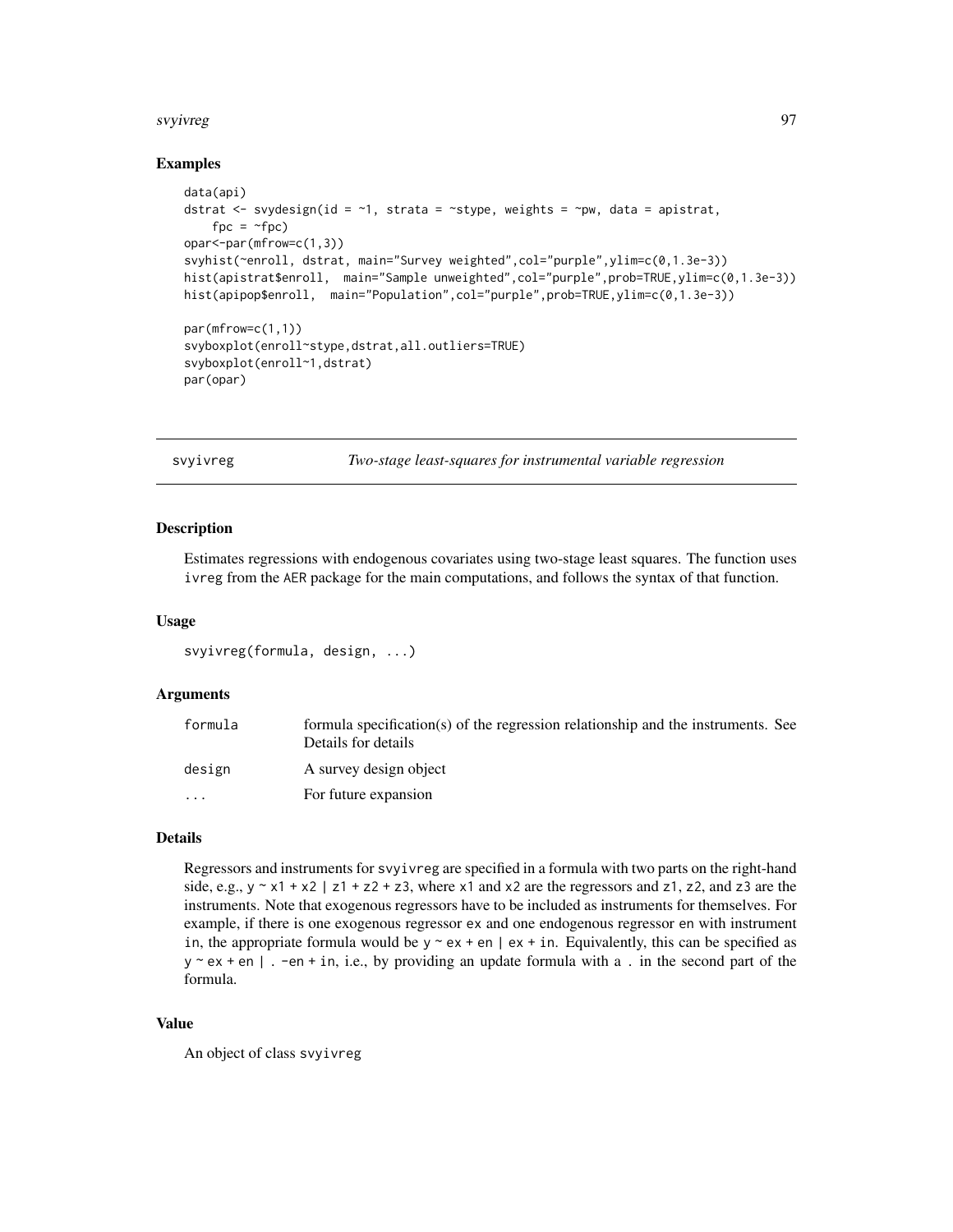## Examples

```
data(api)
dstrat <- svydesign(id = ~1, strata = ~stype, weights = ~pw, data = apistrat,
    fpc = ~fpc)
opar<-par(mfrow=c(1,3))
svyhist(~enroll, dstrat, main="Survey weighted",col="purple",ylim=c(0,1.3e-3))
hist(apistrat$enroll,  main="Sample unweighted",col="purple",prob=TRUE,ylim=c(0,1.3e-3))
hist(apipop$enroll,  main="Population",col="purple",prob=TRUE,ylim=c(0,1.3e-3))

par(mfrow=c(1,1))
svyboxplot(enroll~stype,dstrat,all.outliers=TRUE)
svyboxplot(enroll~1,dstrat)
par(opar)
```

---

# svyivreg — *Two-stage least-squares for instrumental variable regression*

---

## Description

Estimates regressions with endogenous covariates using two-stage least squares. The function uses `ivreg` from the `AER` package for the main computations, and follows the syntax of that function.

## Usage

```
svyivreg(formula, design, ...)
```

## Arguments

| | |
|---|---|
| `formula` | formula specification(s) of the regression relationship and the instruments. See Details for details |
| `design` | A survey design object |
| `...` | For future expansion |

## Details

Regressors and instruments for `svyivreg` are specified in a formula with two parts on the right-hand side, e.g., `y ~ x1 + x2 | z1 + z2 + z3`, where `x1` and `x2` are the regressors and `z1`, `z2`, and `z3` are the instruments. Note that exogenous regressors have to be included as instruments for themselves. For example, if there is one exogenous regressor `ex` and one endogenous regressor `en` with instrument `in`, the appropriate formula would be `y ~ ex + en | ex + in`. Equivalently, this can be specified as `y ~ ex + en | . -en + in`, i.e., by providing an update formula with a `.` in the second part of the formula.

## Value

An object of class `svyivreg`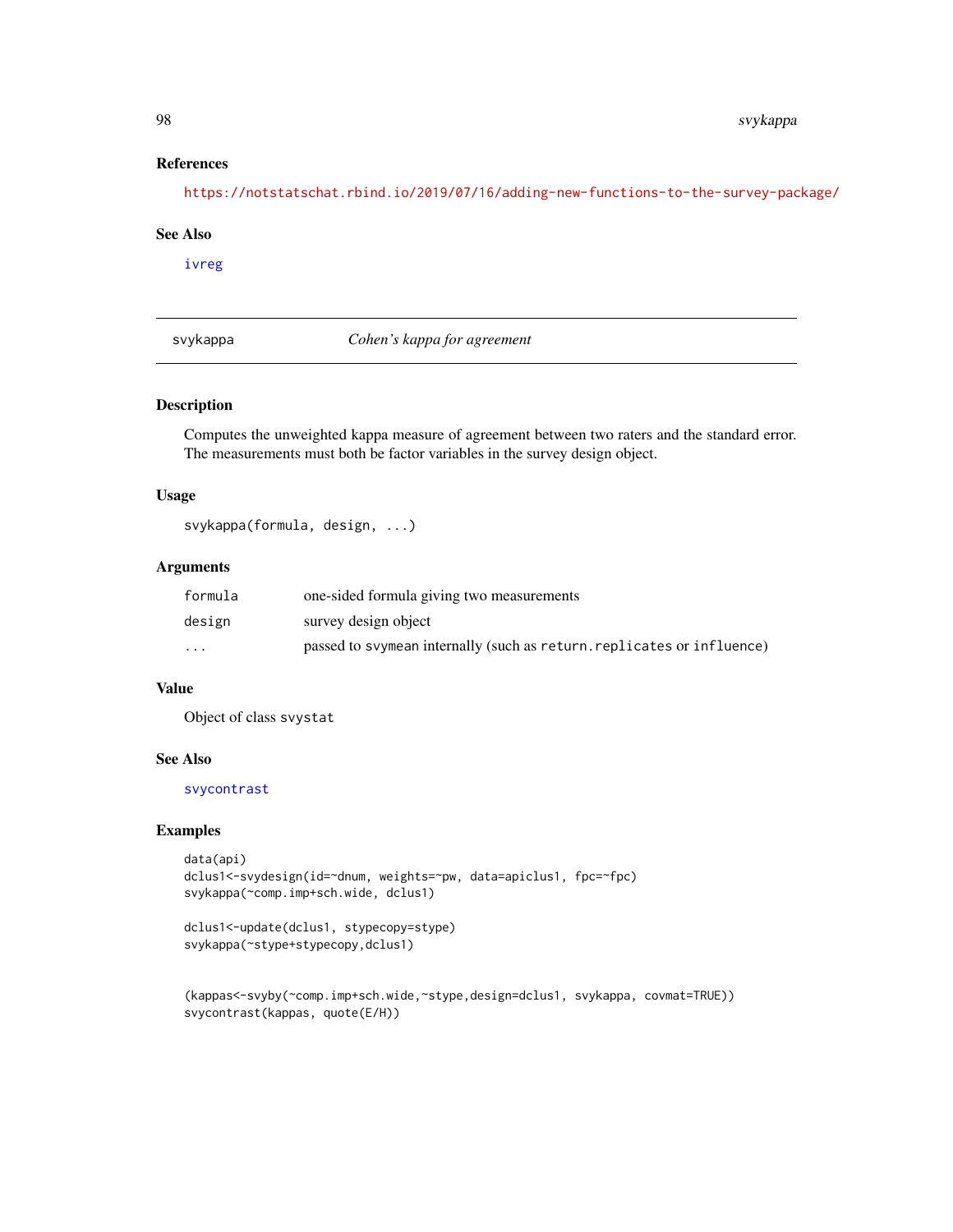### References

https://notstatschat.rbind.io/2019/07/16/adding-new-functions-to-the-survey-package/

### See Also

ivreg

---

## svykappa — *Cohen's kappa for agreement*

### Description

Computes the unweighted kappa measure of agreement between two raters and the standard error. The measurements must both be factor variables in the survey design object.

### Usage

```
svykappa(formula, design, ...)
```

### Arguments

| | |
|---|---|
| formula | one-sided formula giving two measurements |
| design | survey design object |
| ... | passed to svymean internally (such as return.replicates or influence) |

### Value

Object of class svystat

### See Also

svycontrast

### Examples

```
data(api)
dclus1<-svydesign(id=~dnum, weights=~pw, data=apiclus1, fpc=~fpc)
svykappa(~comp.imp+sch.wide, dclus1)

dclus1<-update(dclus1, stypecopy=stype)
svykappa(~stype+stypecopy,dclus1)


(kappas<-svyby(~comp.imp+sch.wide,~stype,design=dclus1, svykappa, covmat=TRUE))
svycontrast(kappas, quote(E/H))
```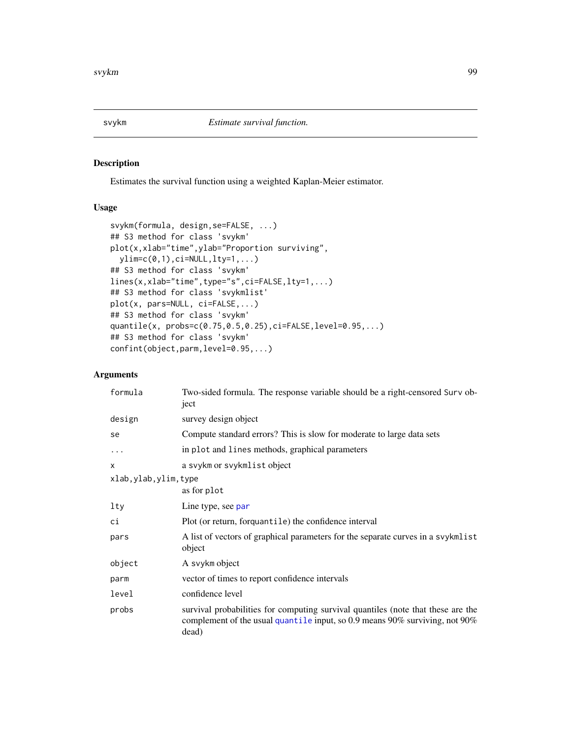| svykm | *Estimate survival function.* |
|---|---|

## Description

Estimates the survival function using a weighted Kaplan-Meier estimator.

## Usage

```
svykm(formula, design,se=FALSE, ...)
## S3 method for class 'svykm'
plot(x,xlab="time",ylab="Proportion surviving",
  ylim=c(0,1),ci=NULL,lty=1,...)
## S3 method for class 'svykm'
lines(x,xlab="time",type="s",ci=FALSE,lty=1,...)
## S3 method for class 'svykmlist'
plot(x, pars=NULL, ci=FALSE,...)
## S3 method for class 'svykm'
quantile(x, probs=c(0.75,0.5,0.25),ci=FALSE,level=0.95,...)
## S3 method for class 'svykm'
confint(object,parm,level=0.95,...)
```

## Arguments

| | |
|---|---|
| `formula` | Two-sided formula. The response variable should be a right-censored `Surv` object |
| `design` | survey design object |
| `se` | Compute standard errors? This is slow for moderate to large data sets |
| `...` | in `plot` and `lines` methods, graphical parameters |
| `x` | a `svykm` or `svykmlist` object |
| `xlab,ylab,ylim,type` | as for `plot` |
| `lty` | Line type, see `par` |
| `ci` | Plot (or return, for`quantile`) the confidence interval |
| `pars` | A list of vectors of graphical parameters for the separate curves in a `svykmlist` object |
| `object` | A `svykm` object |
| `parm` | vector of times to report confidence intervals |
| `level` | confidence level |
| `probs` | survival probabilities for computing survival quantiles (note that these are the complement of the usual `quantile` input, so 0.9 means 90% surviving, not 90% dead) |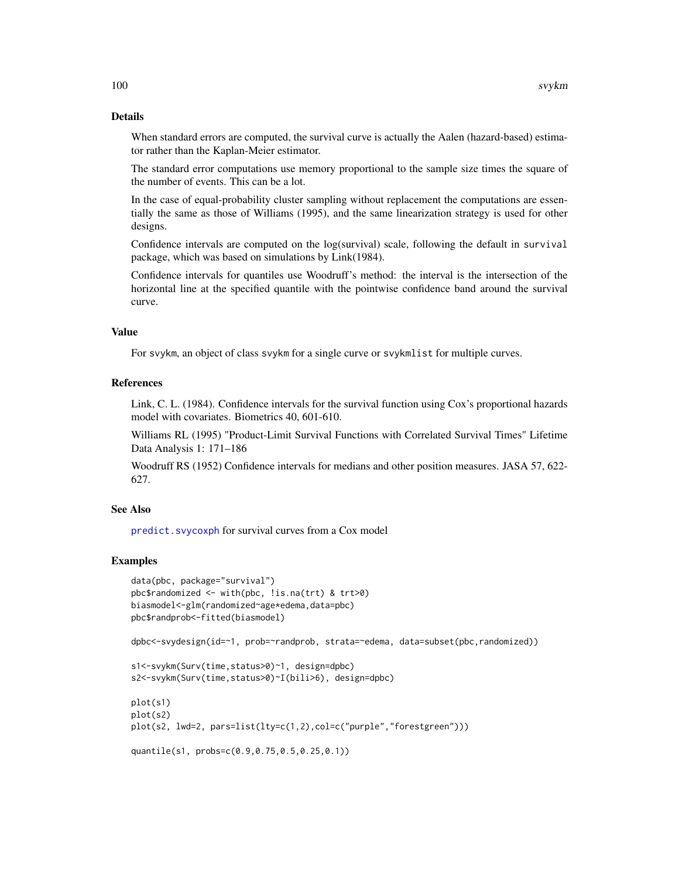## Details

When standard errors are computed, the survival curve is actually the Aalen (hazard-based) estimator rather than the Kaplan-Meier estimator.

The standard error computations use memory proportional to the sample size times the square of the number of events. This can be a lot.

In the case of equal-probability cluster sampling without replacement the computations are essentially the same as those of Williams (1995), and the same linearization strategy is used for other designs.

Confidence intervals are computed on the log(survival) scale, following the default in `survival` package, which was based on simulations by Link(1984).

Confidence intervals for quantiles use Woodruff's method: the interval is the intersection of the horizontal line at the specified quantile with the pointwise confidence band around the survival curve.

## Value

For `svykm`, an object of class `svykm` for a single curve or `svykmlist` for multiple curves.

## References

Link, C. L. (1984). Confidence intervals for the survival function using Cox's proportional hazards model with covariates. Biometrics 40, 601-610.

Williams RL (1995) "Product-Limit Survival Functions with Correlated Survival Times" Lifetime Data Analysis 1: 171–186

Woodruff RS (1952) Confidence intervals for medians and other position measures. JASA 57, 622-627.

## See Also

`predict.svycoxph` for survival curves from a Cox model

## Examples

```
data(pbc, package="survival")
pbc$randomized <- with(pbc, !is.na(trt) & trt>0)
biasmodel<-glm(randomized~age*edema,data=pbc)
pbc$randprob<-fitted(biasmodel)

dpbc<-svydesign(id=~1, prob=~randprob, strata=~edema, data=subset(pbc,randomized))

s1<-svykm(Surv(time,status>0)~1, design=dpbc)
s2<-svykm(Surv(time,status>0)~I(bili>6), design=dpbc)

plot(s1)
plot(s2)
plot(s2, lwd=2, pars=list(lty=c(1,2),col=c("purple","forestgreen")))

quantile(s1, probs=c(0.9,0.75,0.5,0.25,0.1))
```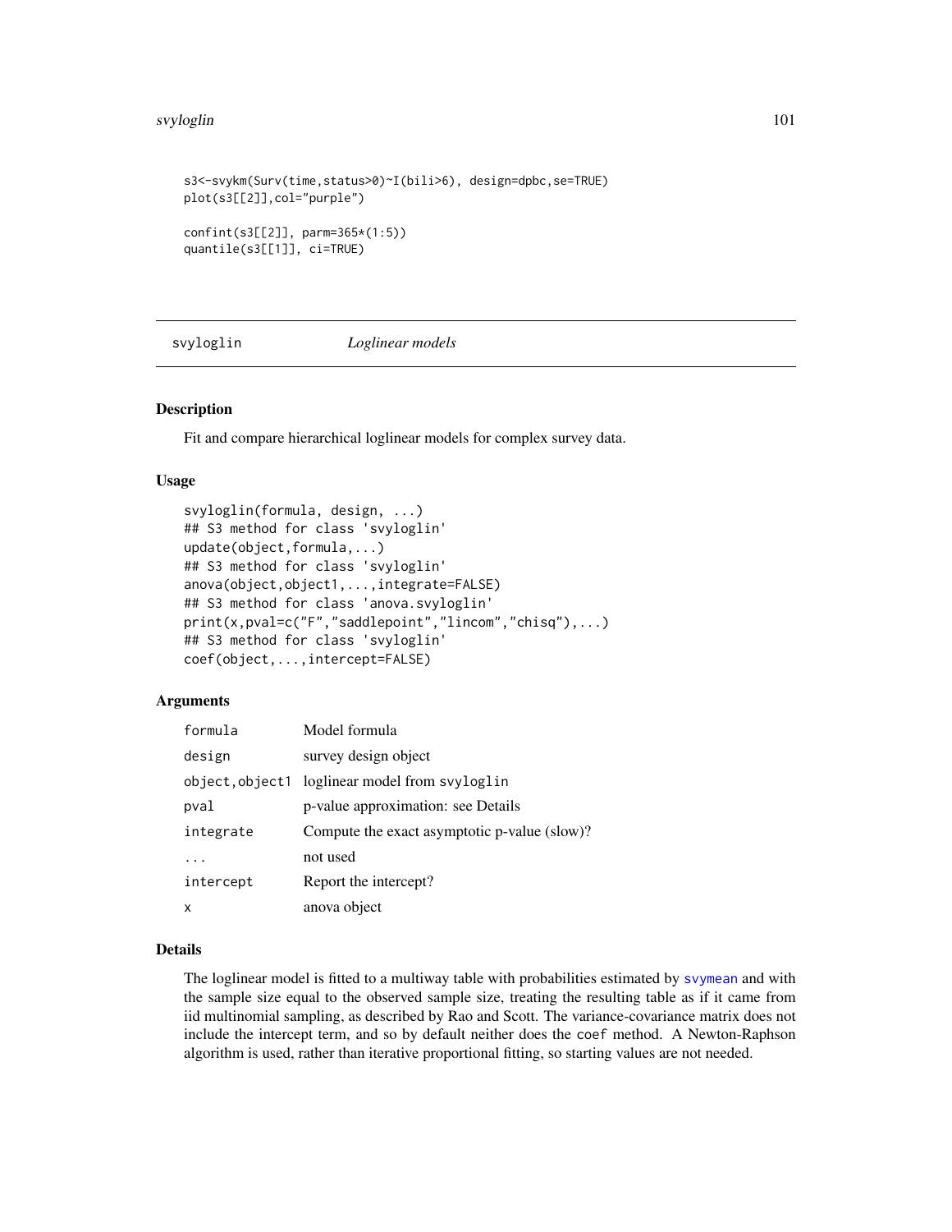```
s3<-svykm(Surv(time,status>0)~I(bili>6), design=dpbc,se=TRUE)
plot(s3[[2]],col="purple")

confint(s3[[2]], parm=365*(1:5))
quantile(s3[[1]], ci=TRUE)
```

---

## svyloglin *Loglinear models*

---

### Description

Fit and compare hierarchical loglinear models for complex survey data.

### Usage

```
svyloglin(formula, design, ...)
## S3 method for class 'svyloglin'
update(object,formula,...)
## S3 method for class 'svyloglin'
anova(object,object1,...,integrate=FALSE)
## S3 method for class 'anova.svyloglin'
print(x,pval=c("F","saddlepoint","lincom","chisq"),...)
## S3 method for class 'svyloglin'
coef(object,...,intercept=FALSE)
```

### Arguments

| | |
|---|---|
| `formula` | Model formula |
| `design` | survey design object |
| `object,object1` | loglinear model from `svyloglin` |
| `pval` | p-value approximation: see Details |
| `integrate` | Compute the exact asymptotic p-value (slow)? |
| `...` | not used |
| `intercept` | Report the intercept? |
| `x` | anova object |

### Details

The loglinear model is fitted to a multiway table with probabilities estimated by `svymean` and with the sample size equal to the observed sample size, treating the resulting table as if it came from iid multinomial sampling, as described by Rao and Scott. The variance-covariance matrix does not include the intercept term, and so by default neither does the `coef` method. A Newton-Raphson algorithm is used, rather than iterative proportional fitting, so starting values are not needed.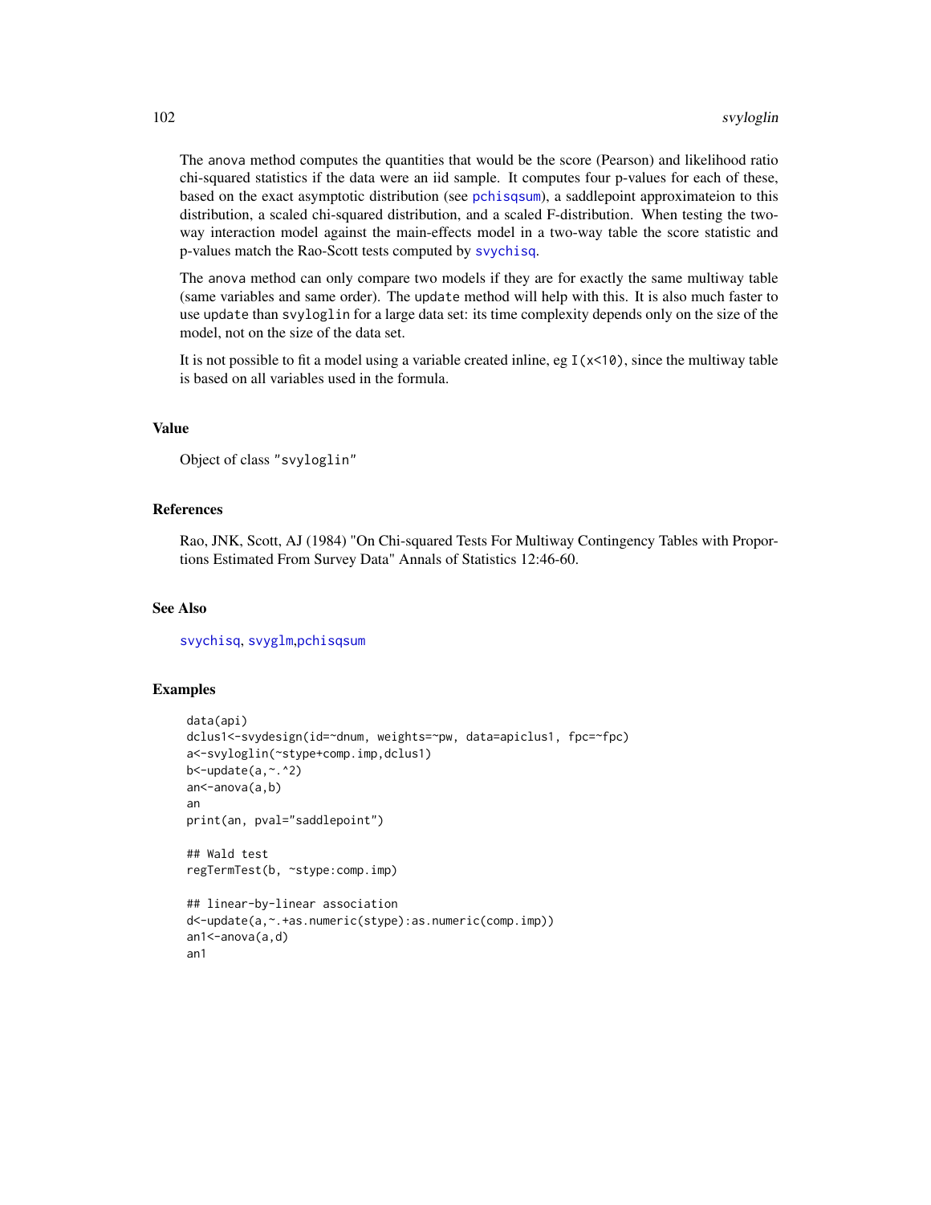The anova method computes the quantities that would be the score (Pearson) and likelihood ratio chi-squared statistics if the data were an iid sample. It computes four p-values for each of these, based on the exact asymptotic distribution (see pchisqsum), a saddlepoint approximateion to this distribution, a scaled chi-squared distribution, and a scaled F-distribution. When testing the two-way interaction model against the main-effects model in a two-way table the score statistic and p-values match the Rao-Scott tests computed by svychisq.

The anova method can only compare two models if they are for exactly the same multiway table (same variables and same order). The update method will help with this. It is also much faster to use update than svyloglin for a large data set: its time complexity depends only on the size of the model, not on the size of the data set.

It is not possible to fit a model using a variable created inline, eg I(x<10), since the multiway table is based on all variables used in the formula.

## Value

Object of class "svyloglin"

## References

Rao, JNK, Scott, AJ (1984) "On Chi-squared Tests For Multiway Contingency Tables with Proportions Estimated From Survey Data" Annals of Statistics 12:46-60.

## See Also

svychisq, svyglm, pchisqsum

## Examples

```
data(api)
dclus1<-svydesign(id=~dnum, weights=~pw, data=apiclus1, fpc=~fpc)
a<-svyloglin(~stype+comp.imp,dclus1)
b<-update(a,~.^2)
an<-anova(a,b)
an
print(an, pval="saddlepoint")

## Wald test
regTermTest(b, ~stype:comp.imp)

## linear-by-linear association
d<-update(a,~.+as.numeric(stype):as.numeric(comp.imp))
an1<-anova(a,d)
an1
```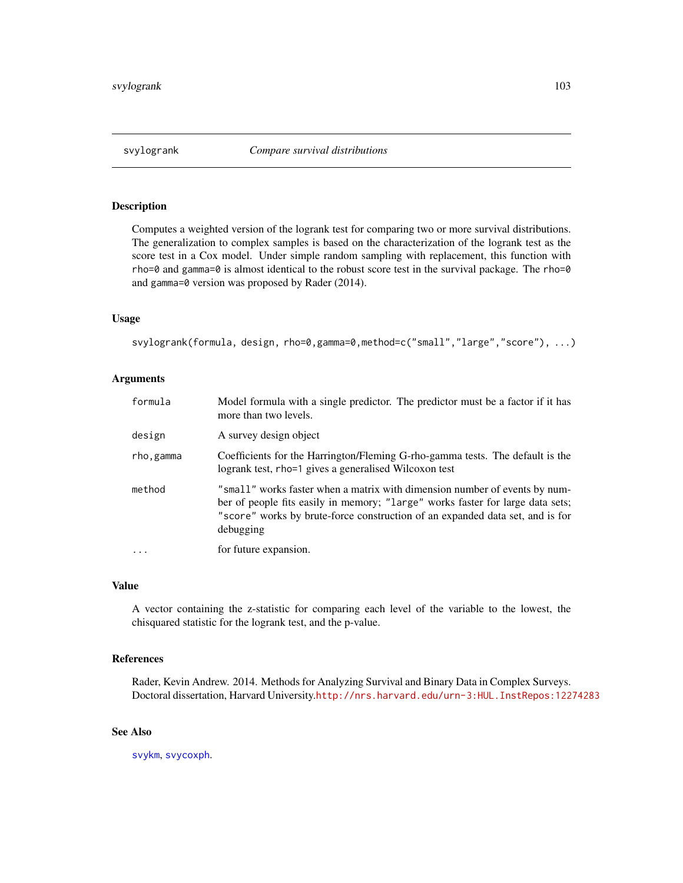## svylogrank *Compare survival distributions*

### Description

Computes a weighted version of the logrank test for comparing two or more survival distributions. The generalization to complex samples is based on the characterization of the logrank test as the score test in a Cox model. Under simple random sampling with replacement, this function with `rho=0` and `gamma=0` is almost identical to the robust score test in the survival package. The `rho=0` and `gamma=0` version was proposed by Rader (2014).

### Usage

```
svylogrank(formula, design, rho=0,gamma=0,method=c("small","large","score"), ...)
```

### Arguments

| | |
|---|---|
| `formula` | Model formula with a single predictor. The predictor must be a factor if it has more than two levels. |
| `design` | A survey design object |
| `rho,gamma` | Coefficients for the Harrington/Fleming G-rho-gamma tests. The default is the logrank test, `rho=1` gives a generalised Wilcoxon test |
| `method` | `"small"` works faster when a matrix with dimension number of events by number of people fits easily in memory; `"large"` works faster for large data sets; `"score"` works by brute-force construction of an expanded data set, and is for debugging |
| `...` | for future expansion. |

### Value

A vector containing the z-statistic for comparing each level of the variable to the lowest, the chisquared statistic for the logrank test, and the p-value.

### References

Rader, Kevin Andrew. 2014. Methods for Analyzing Survival and Binary Data in Complex Surveys. Doctoral dissertation, Harvard University.http://nrs.harvard.edu/urn-3:HUL.InstRepos:12274283

### See Also

`svykm`, `svycoxph`.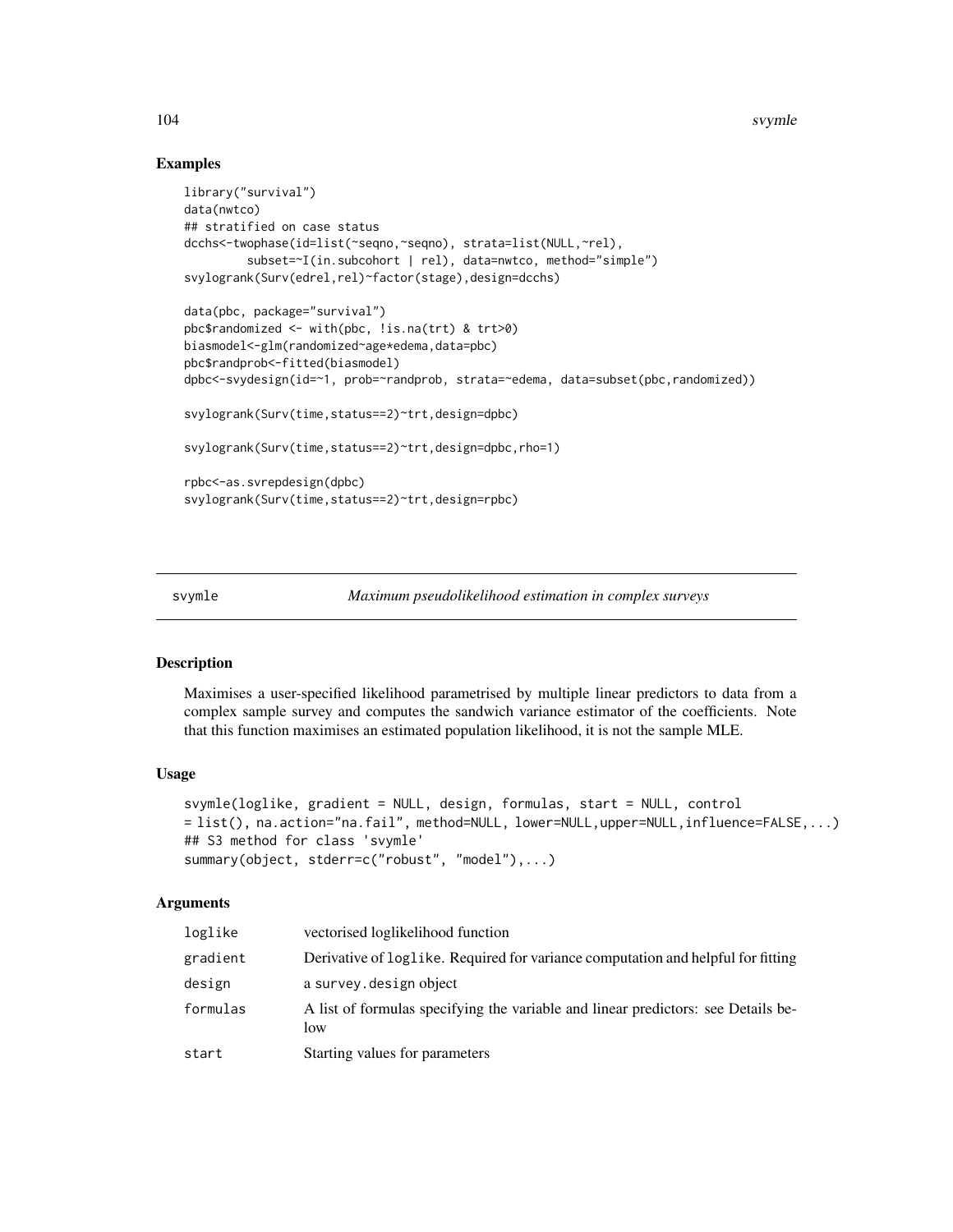## Examples

```
library("survival")
data(nwtco)
## stratified on case status
dcchs<-twophase(id=list(~seqno,~seqno), strata=list(NULL,~rel),
         subset=~I(in.subcohort | rel), data=nwtco, method="simple")
svylogrank(Surv(edrel,rel)~factor(stage),design=dcchs)

data(pbc, package="survival")
pbc$randomized <- with(pbc, !is.na(trt) & trt>0)
biasmodel<-glm(randomized~age*edema,data=pbc)
pbc$randprob<-fitted(biasmodel)
dpbc<-svydesign(id=~1, prob=~randprob, strata=~edema, data=subset(pbc,randomized))

svylogrank(Surv(time,status==2)~trt,design=dpbc)

svylogrank(Surv(time,status==2)~trt,design=dpbc,rho=1)

rpbc<-as.svrepdesign(dpbc)
svylogrank(Surv(time,status==2)~trt,design=rpbc)
```

---

# svymle — *Maximum pseudolikelihood estimation in complex surveys*

## Description

Maximises a user-specified likelihood parametrised by multiple linear predictors to data from a complex sample survey and computes the sandwich variance estimator of the coefficients. Note that this function maximises an estimated population likelihood, it is not the sample MLE.

## Usage

```
svymle(loglike, gradient = NULL, design, formulas, start = NULL, control
= list(), na.action="na.fail", method=NULL, lower=NULL,upper=NULL,influence=FALSE,...)
## S3 method for class 'svymle'
summary(object, stderr=c("robust", "model"),...)
```

## Arguments

| | |
|---|---|
| `loglike` | vectorised loglikelihood function |
| `gradient` | Derivative of `loglike`. Required for variance computation and helpful for fitting |
| `design` | a `survey.design` object |
| `formulas` | A list of formulas specifying the variable and linear predictors: see Details below |
| `start` | Starting values for parameters |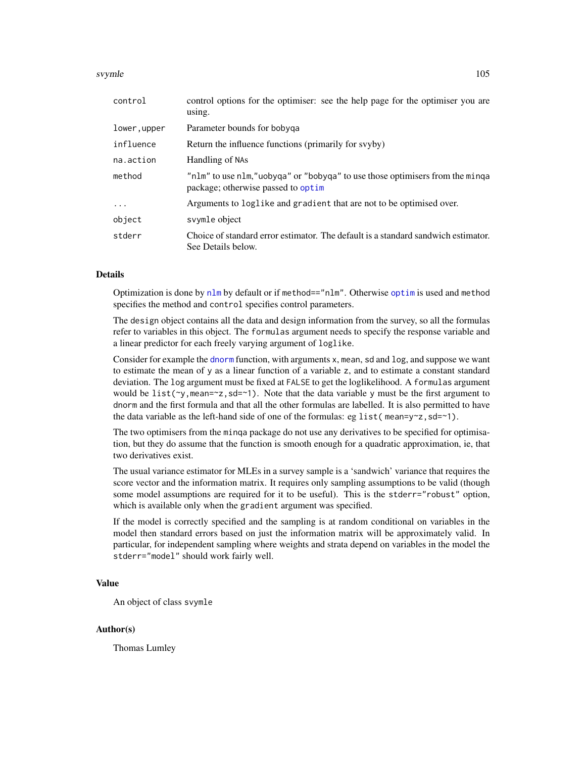| | |
|---|---|
| `control` | control options for the optimiser: see the help page for the optimiser you are using. |
| `lower,upper` | Parameter bounds for bobyqa |
| `influence` | Return the influence functions (primarily for svyby) |
| `na.action` | Handling of NAs |
| `method` | "nlm" to use nlm,"uobyqa" or "bobyqa" to use those optimisers from the minqa package; otherwise passed to optim |
| `...` | Arguments to loglike and gradient that are not to be optimised over. |
| `object` | svymle object |
| `stderr` | Choice of standard error estimator. The default is a standard sandwich estimator. See Details below. |

## Details

Optimization is done by `nlm` by default or if `method=="nlm"`. Otherwise `optim` is used and `method` specifies the method and `control` specifies control parameters.

The `design` object contains all the data and design information from the survey, so all the formulas refer to variables in this object. The `formulas` argument needs to specify the response variable and a linear predictor for each freely varying argument of `loglike`.

Consider for example the `dnorm` function, with arguments `x`, `mean`, `sd` and `log`, and suppose we want to estimate the mean of `y` as a linear function of a variable `z`, and to estimate a constant standard deviation. The `log` argument must be fixed at `FALSE` to get the loglikelihood. A `formulas` argument would be `list(~y,mean=~z,sd=~1)`. Note that the data variable `y` must be the first argument to `dnorm` and the first formula and that all the other formulas are labelled. It is also permitted to have the data variable as the left-hand side of one of the formulas: eg `list( mean=y~z,sd=~1)`.

The two optimisers from the `minqa` package do not use any derivatives to be specified for optimisation, but they do assume that the function is smooth enough for a quadratic approximation, ie, that two derivatives exist.

The usual variance estimator for MLEs in a survey sample is a 'sandwich' variance that requires the score vector and the information matrix. It requires only sampling assumptions to be valid (though some model assumptions are required for it to be useful). This is the `stderr="robust"` option, which is available only when the `gradient` argument was specified.

If the model is correctly specified and the sampling is at random conditional on variables in the model then standard errors based on just the information matrix will be approximately valid. In particular, for independent sampling where weights and strata depend on variables in the model the `stderr="model"` should work fairly well.

## Value

An object of class `svymle`

## Author(s)

Thomas Lumley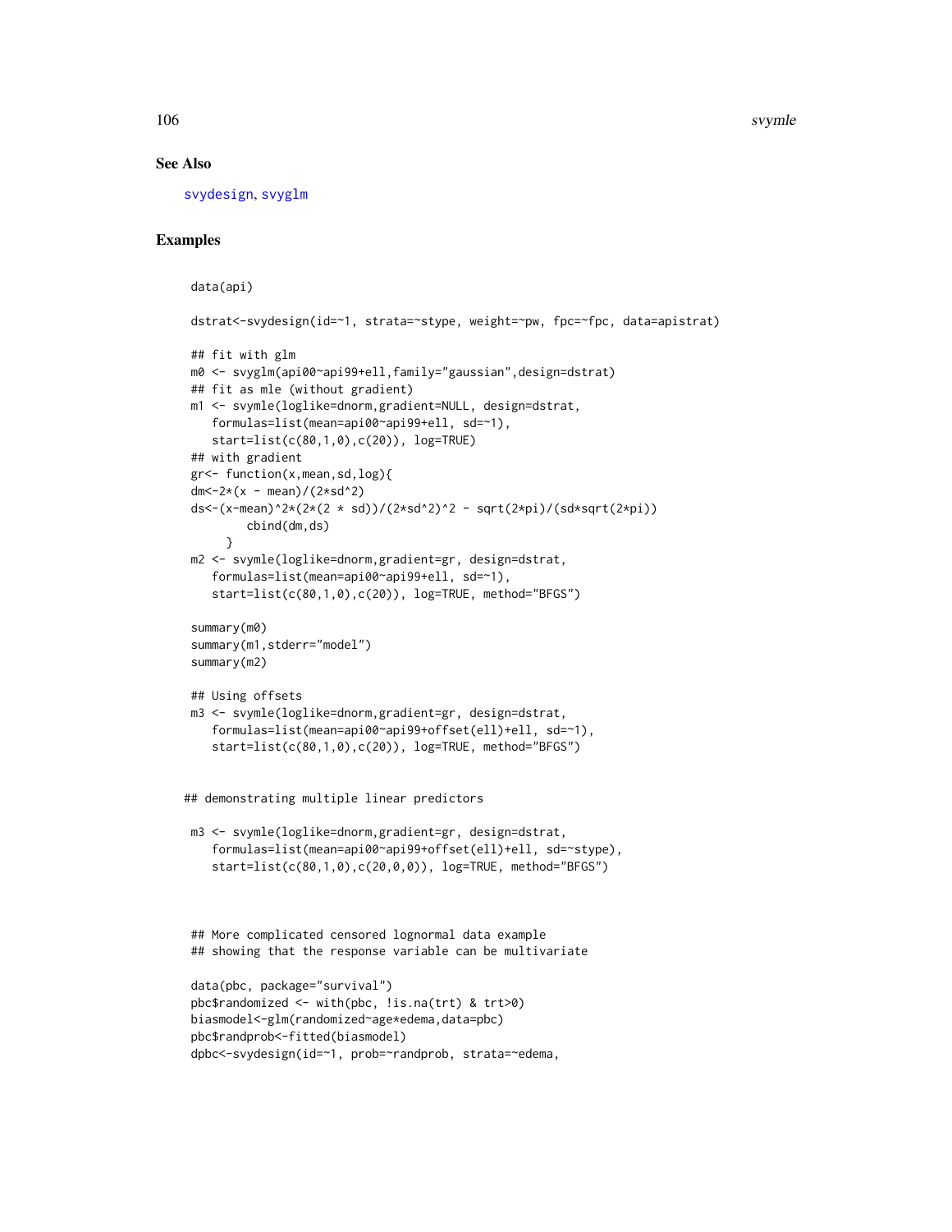## See Also

svydesign, svyglm

## Examples

```
data(api)

dstrat<-svydesign(id=~1, strata=~stype, weight=~pw, fpc=~fpc, data=apistrat)

## fit with glm
m0 <- svyglm(api00~api99+ell,family="gaussian",design=dstrat)
## fit as mle (without gradient)
m1 <- svymle(loglike=dnorm,gradient=NULL, design=dstrat,
   formulas=list(mean=api00~api99+ell, sd=~1),
   start=list(c(80,1,0),c(20)), log=TRUE)
## with gradient
gr<- function(x,mean,sd,log){
dm<-2*(x - mean)/(2*sd^2)
ds<-(x-mean)^2*(2*(2 * sd))/(2*sd^2)^2 - sqrt(2*pi)/(sd*sqrt(2*pi))
        cbind(dm,ds)
     }
m2 <- svymle(loglike=dnorm,gradient=gr, design=dstrat,
   formulas=list(mean=api00~api99+ell, sd=~1),
   start=list(c(80,1,0),c(20)), log=TRUE, method="BFGS")

summary(m0)
summary(m1,stderr="model")
summary(m2)

## Using offsets
m3 <- svymle(loglike=dnorm,gradient=gr, design=dstrat,
   formulas=list(mean=api00~api99+offset(ell)+ell, sd=~1),
   start=list(c(80,1,0),c(20)), log=TRUE, method="BFGS")


## demonstrating multiple linear predictors

m3 <- svymle(loglike=dnorm,gradient=gr, design=dstrat,
   formulas=list(mean=api00~api99+offset(ell)+ell, sd=~stype),
   start=list(c(80,1,0),c(20,0,0)), log=TRUE, method="BFGS")



## More complicated censored lognormal data example
## showing that the response variable can be multivariate

data(pbc, package="survival")
pbc$randomized <- with(pbc, !is.na(trt) & trt>0)
biasmodel<-glm(randomized~age*edema,data=pbc)
pbc$randprob<-fitted(biasmodel)
dpbc<-svydesign(id=~1, prob=~randprob, strata=~edema,
```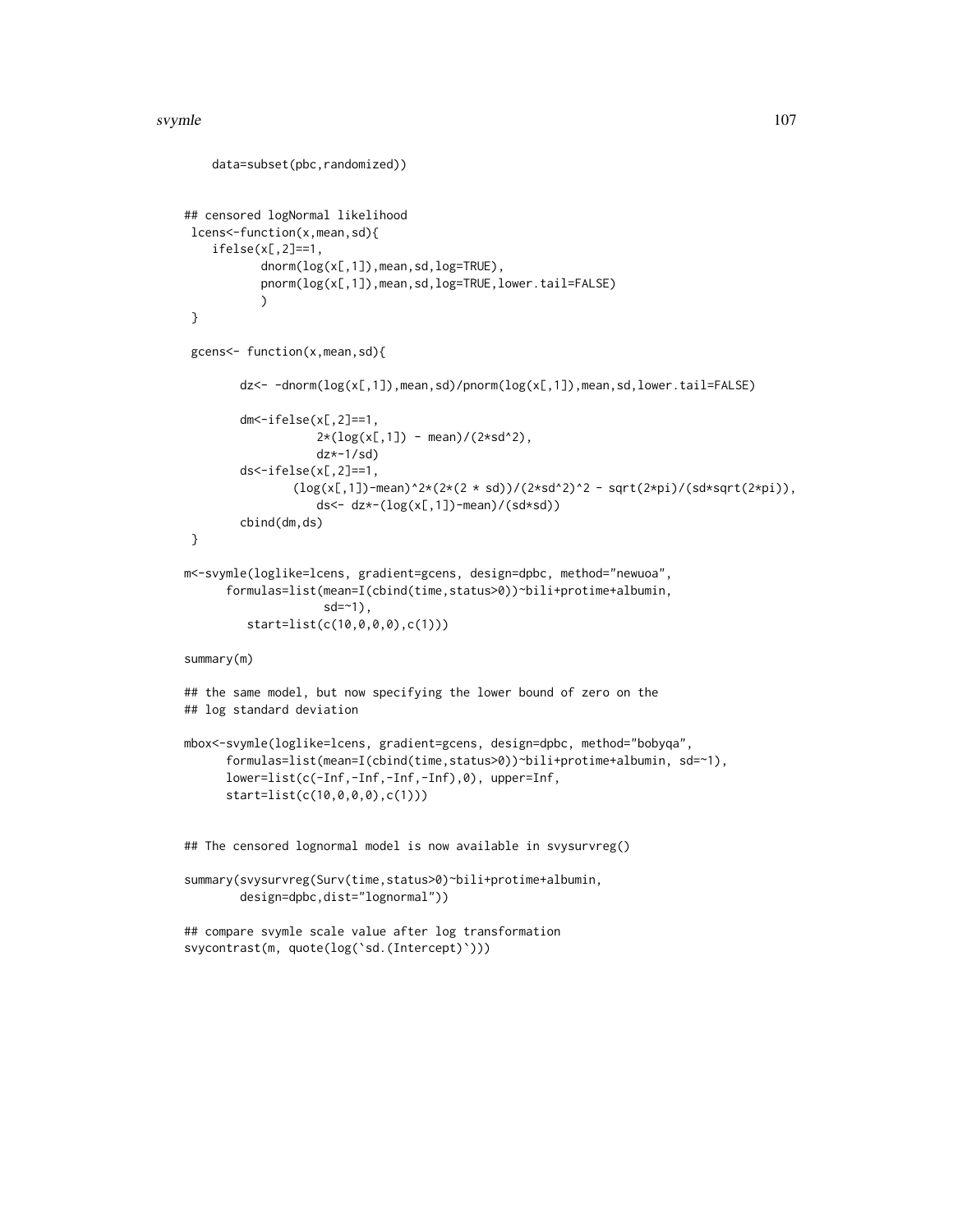```
    data=subset(pbc,randomized))


## censored logNormal likelihood
 lcens<-function(x,mean,sd){
    ifelse(x[,2]==1,
           dnorm(log(x[,1]),mean,sd,log=TRUE),
           pnorm(log(x[,1]),mean,sd,log=TRUE,lower.tail=FALSE)
           )
 }

 gcens<- function(x,mean,sd){

        dz<- -dnorm(log(x[,1]),mean,sd)/pnorm(log(x[,1]),mean,sd,lower.tail=FALSE)

        dm<-ifelse(x[,2]==1,
                   2*(log(x[,1]) - mean)/(2*sd^2),
                   dz*-1/sd)
        ds<-ifelse(x[,2]==1,
                (log(x[,1])-mean)^2*(2*(2 * sd))/(2*sd^2)^2 - sqrt(2*pi)/(sd*sqrt(2*pi)),
                   ds<- dz*-(log(x[,1])-mean)/(sd*sd))
        cbind(dm,ds)
 }

m<-svymle(loglike=lcens, gradient=gcens, design=dpbc, method="newuoa",
      formulas=list(mean=I(cbind(time,status>0))~bili+protime+albumin,
                    sd=~1),
         start=list(c(10,0,0,0),c(1)))

summary(m)

## the same model, but now specifying the lower bound of zero on the
## log standard deviation

mbox<-svymle(loglike=lcens, gradient=gcens, design=dpbc, method="bobyqa",
      formulas=list(mean=I(cbind(time,status>0))~bili+protime+albumin, sd=~1),
      lower=list(c(-Inf,-Inf,-Inf,-Inf),0), upper=Inf,
      start=list(c(10,0,0,0),c(1)))


## The censored lognormal model is now available in svysurvreg()

summary(svysurvreg(Surv(time,status>0)~bili+protime+albumin,
        design=dpbc,dist="lognormal"))

## compare svymle scale value after log transformation
svycontrast(m, quote(log(`sd.(Intercept)`)))
```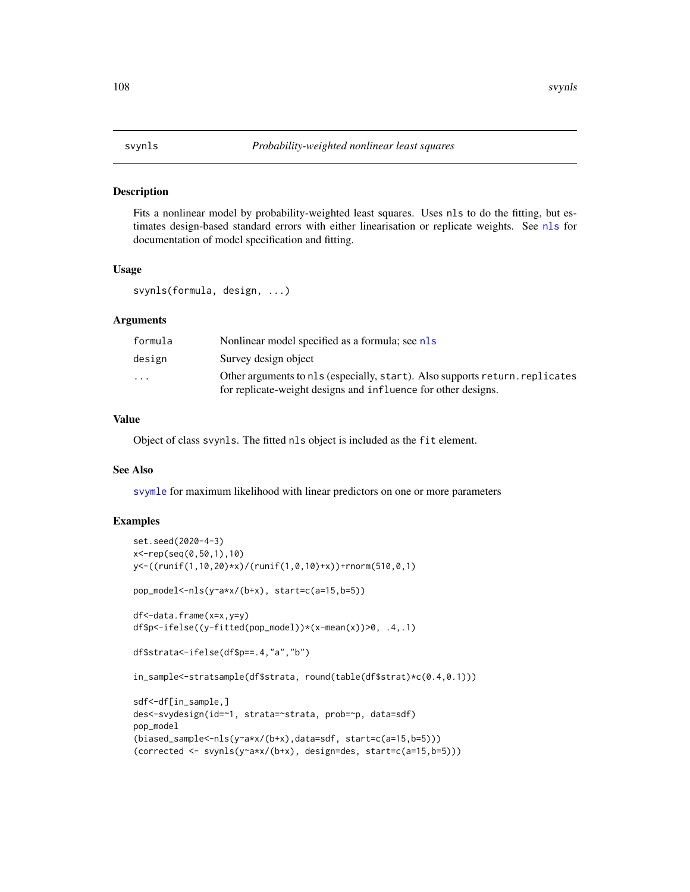# svynls — *Probability-weighted nonlinear least squares*

## Description

Fits a nonlinear model by probability-weighted least squares. Uses `nls` to do the fitting, but estimates design-based standard errors with either linearisation or replicate weights. See `nls` for documentation of model specification and fitting.

## Usage

```
svynls(formula, design, ...)
```

## Arguments

| | |
|---|---|
| `formula` | Nonlinear model specified as a formula; see `nls` |
| `design` | Survey design object |
| `...` | Other arguments to `nls` (especially, `start`). Also supports `return.replicates` for replicate-weight designs and `influence` for other designs. |

## Value

Object of class `svynls`. The fitted `nls` object is included as the `fit` element.

## See Also

`svymle` for maximum likelihood with linear predictors on one or more parameters

## Examples

```
set.seed(2020-4-3)
x<-rep(seq(0,50,1),10)
y<-((runif(1,10,20)*x)/(runif(1,0,10)+x))+rnorm(510,0,1)

pop_model<-nls(y~a*x/(b+x), start=c(a=15,b=5))

df<-data.frame(x=x,y=y)
df$p<-ifelse((y-fitted(pop_model))*(x-mean(x))>0, .4,.1)

df$strata<-ifelse(df$p==.4,"a","b")

in_sample<-stratsample(df$strata, round(table(df$strat)*c(0.4,0.1)))

sdf<-df[in_sample,]
des<-svydesign(id=~1, strata=~strata, prob=~p, data=sdf)
pop_model
(biased_sample<-nls(y~a*x/(b+x),data=sdf, start=c(a=15,b=5)))
(corrected <- svynls(y~a*x/(b+x), design=des, start=c(a=15,b=5)))
```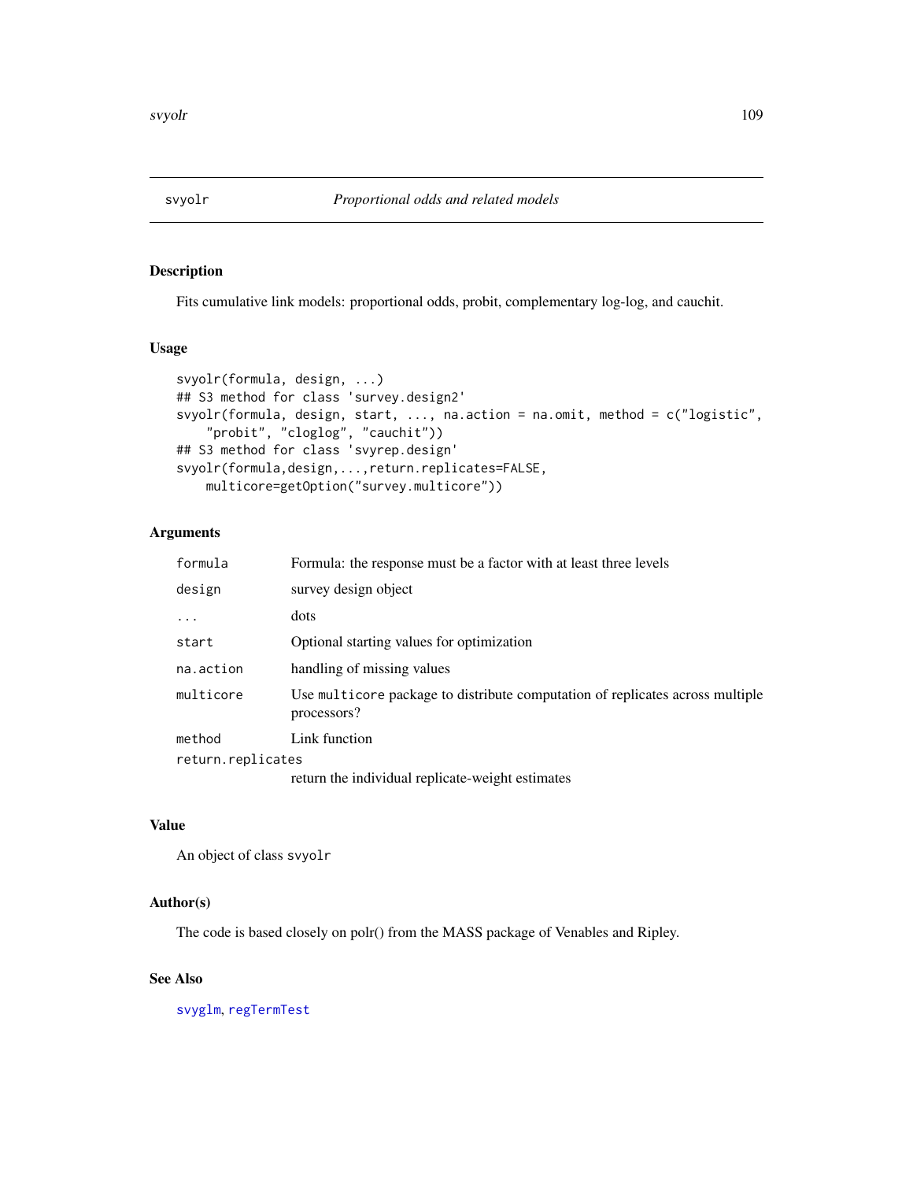## svyolr *Proportional odds and related models*

### Description

Fits cumulative link models: proportional odds, probit, complementary log-log, and cauchit.

### Usage

```
svyolr(formula, design, ...)
## S3 method for class 'survey.design2'
svyolr(formula, design, start, ..., na.action = na.omit, method = c("logistic",
    "probit", "cloglog", "cauchit"))
## S3 method for class 'svyrep.design'
svyolr(formula,design,...,return.replicates=FALSE,
    multicore=getOption("survey.multicore"))
```

### Arguments

| | |
|---|---|
| `formula` | Formula: the response must be a factor with at least three levels |
| `design` | survey design object |
| `...` | dots |
| `start` | Optional starting values for optimization |
| `na.action` | handling of missing values |
| `multicore` | Use `multicore` package to distribute computation of replicates across multiple processors? |
| `method` | Link function |
| `return.replicates` | return the individual replicate-weight estimates |

### Value

An object of class `svyolr`

### Author(s)

The code is based closely on polr() from the MASS package of Venables and Ripley.

### See Also

`svyglm`, `regTermTest`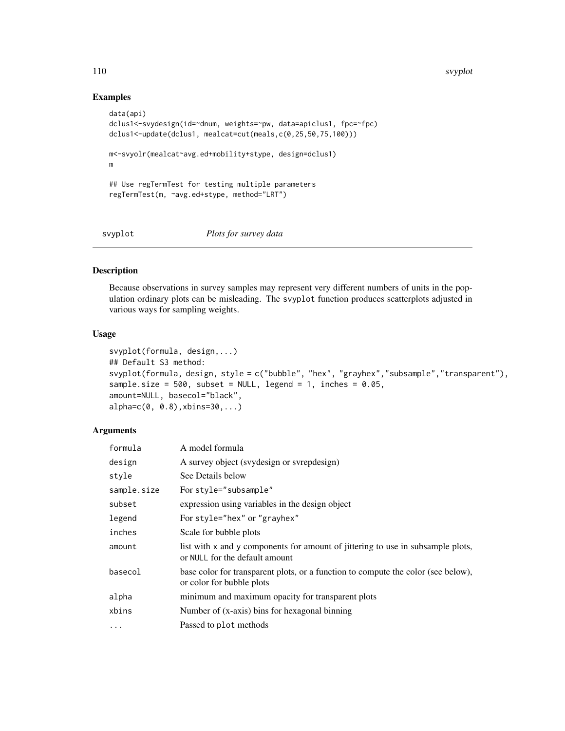## Examples

```
data(api)
dclus1<-svydesign(id=~dnum, weights=~pw, data=apiclus1, fpc=~fpc)
dclus1<-update(dclus1, mealcat=cut(meals,c(0,25,50,75,100)))

m<-svyolr(mealcat~avg.ed+mobility+stype, design=dclus1)
m

## Use regTermTest for testing multiple parameters
regTermTest(m, ~avg.ed+stype, method="LRT")
```

---

# svyplot — *Plots for survey data*

---

## Description

Because observations in survey samples may represent very different numbers of units in the population ordinary plots can be misleading. The `svyplot` function produces scatterplots adjusted in various ways for sampling weights.

## Usage

```
svyplot(formula, design,...)
## Default S3 method:
svyplot(formula, design, style = c("bubble", "hex", "grayhex","subsample","transparent"),
sample.size = 500, subset = NULL, legend = 1, inches = 0.05,
amount=NULL, basecol="black",
alpha=c(0, 0.8),xbins=30,...)
```

## Arguments

| | |
|---|---|
| `formula` | A model formula |
| `design` | A survey object (svydesign or svrepdesign) |
| `style` | See Details below |
| `sample.size` | For `style="subsample"` |
| `subset` | expression using variables in the design object |
| `legend` | For `style="hex"` or `"grayhex"` |
| `inches` | Scale for bubble plots |
| `amount` | list with `x` and `y` components for amount of jittering to use in subsample plots, or `NULL` for the default amount |
| `basecol` | base color for transparent plots, or a function to compute the color (see below), or color for bubble plots |
| `alpha` | minimum and maximum opacity for transparent plots |
| `xbins` | Number of (x-axis) bins for hexagonal binning |
| `...` | Passed to `plot` methods |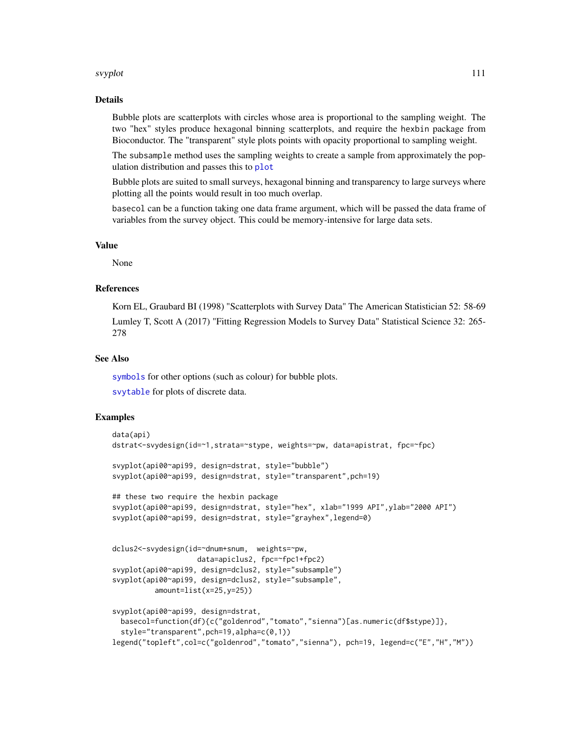## Details

Bubble plots are scatterplots with circles whose area is proportional to the sampling weight. The two "hex" styles produce hexagonal binning scatterplots, and require the hexbin package from Bioconductor. The "transparent" style plots points with opacity proportional to sampling weight.

The subsample method uses the sampling weights to create a sample from approximately the population distribution and passes this to plot

Bubble plots are suited to small surveys, hexagonal binning and transparency to large surveys where plotting all the points would result in too much overlap.

basecol can be a function taking one data frame argument, which will be passed the data frame of variables from the survey object. This could be memory-intensive for large data sets.

## Value

None

## References

Korn EL, Graubard BI (1998) "Scatterplots with Survey Data" The American Statistician 52: 58-69

Lumley T, Scott A (2017) "Fitting Regression Models to Survey Data" Statistical Science 32: 265-278

## See Also

symbols for other options (such as colour) for bubble plots.

svytable for plots of discrete data.

## Examples

```
data(api)
dstrat<-svydesign(id=~1,strata=~stype, weights=~pw, data=apistrat, fpc=~fpc)

svyplot(api00~api99, design=dstrat, style="bubble")
svyplot(api00~api99, design=dstrat, style="transparent",pch=19)

## these two require the hexbin package
svyplot(api00~api99, design=dstrat, style="hex", xlab="1999 API",ylab="2000 API")
svyplot(api00~api99, design=dstrat, style="grayhex",legend=0)


dclus2<-svydesign(id=~dnum+snum,  weights=~pw,
                    data=apiclus2, fpc=~fpc1+fpc2)
svyplot(api00~api99, design=dclus2, style="subsample")
svyplot(api00~api99, design=dclus2, style="subsample",
          amount=list(x=25,y=25))

svyplot(api00~api99, design=dstrat,
  basecol=function(df){c("goldenrod","tomato","sienna")[as.numeric(df$stype)]},
  style="transparent",pch=19,alpha=c(0,1))
legend("topleft",col=c("goldenrod","tomato","sienna"), pch=19, legend=c("E","H","M"))
```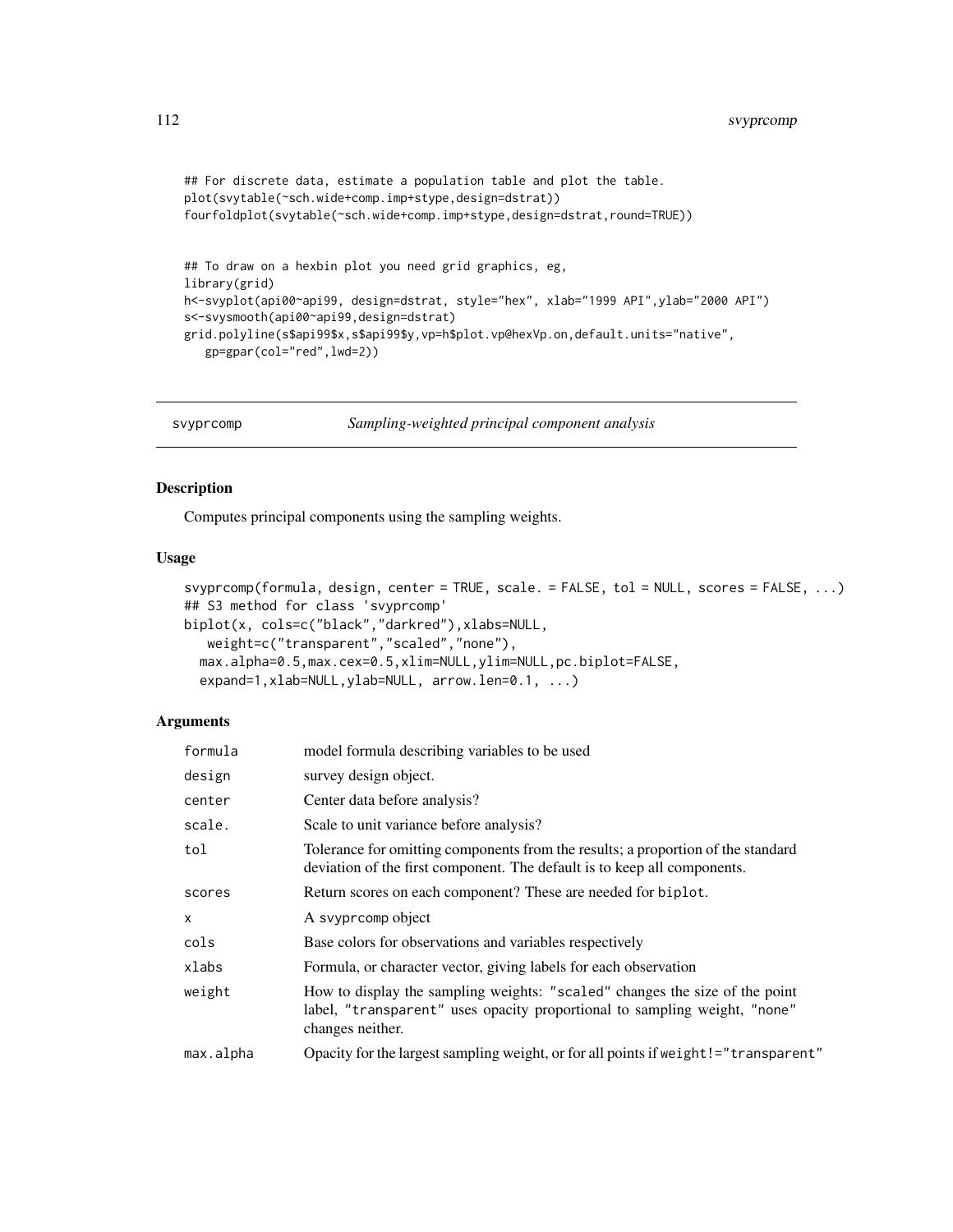```
## For discrete data, estimate a population table and plot the table.
plot(svytable(~sch.wide+comp.imp+stype,design=dstrat))
fourfoldplot(svytable(~sch.wide+comp.imp+stype,design=dstrat,round=TRUE))


## To draw on a hexbin plot you need grid graphics, eg,
library(grid)
h<-svyplot(api00~api99, design=dstrat, style="hex", xlab="1999 API",ylab="2000 API")
s<-svysmooth(api00~api99,design=dstrat)
grid.polyline(s$api99$x,s$api99$y,vp=h$plot.vp@hexVp.on,default.units="native",
   gp=gpar(col="red",lwd=2))
```

# svyprcomp *Sampling-weighted principal component analysis*

## Description

Computes principal components using the sampling weights.

## Usage

```
svyprcomp(formula, design, center = TRUE, scale. = FALSE, tol = NULL, scores = FALSE, ...)
## S3 method for class 'svyprcomp'
biplot(x, cols=c("black","darkred"),xlabs=NULL,
   weight=c("transparent","scaled","none"),
  max.alpha=0.5,max.cex=0.5,xlim=NULL,ylim=NULL,pc.biplot=FALSE,
  expand=1,xlab=NULL,ylab=NULL, arrow.len=0.1, ...)
```

## Arguments

| | |
|---|---|
| formula | model formula describing variables to be used |
| design | survey design object. |
| center | Center data before analysis? |
| scale. | Scale to unit variance before analysis? |
| tol | Tolerance for omitting components from the results; a proportion of the standard deviation of the first component. The default is to keep all components. |
| scores | Return scores on each component? These are needed for biplot. |
| x | A svyprcomp object |
| cols | Base colors for observations and variables respectively |
| xlabs | Formula, or character vector, giving labels for each observation |
| weight | How to display the sampling weights: "scaled" changes the size of the point label, "transparent" uses opacity proportional to sampling weight, "none" changes neither. |
| max.alpha | Opacity for the largest sampling weight, or for all points if weight!="transparent" |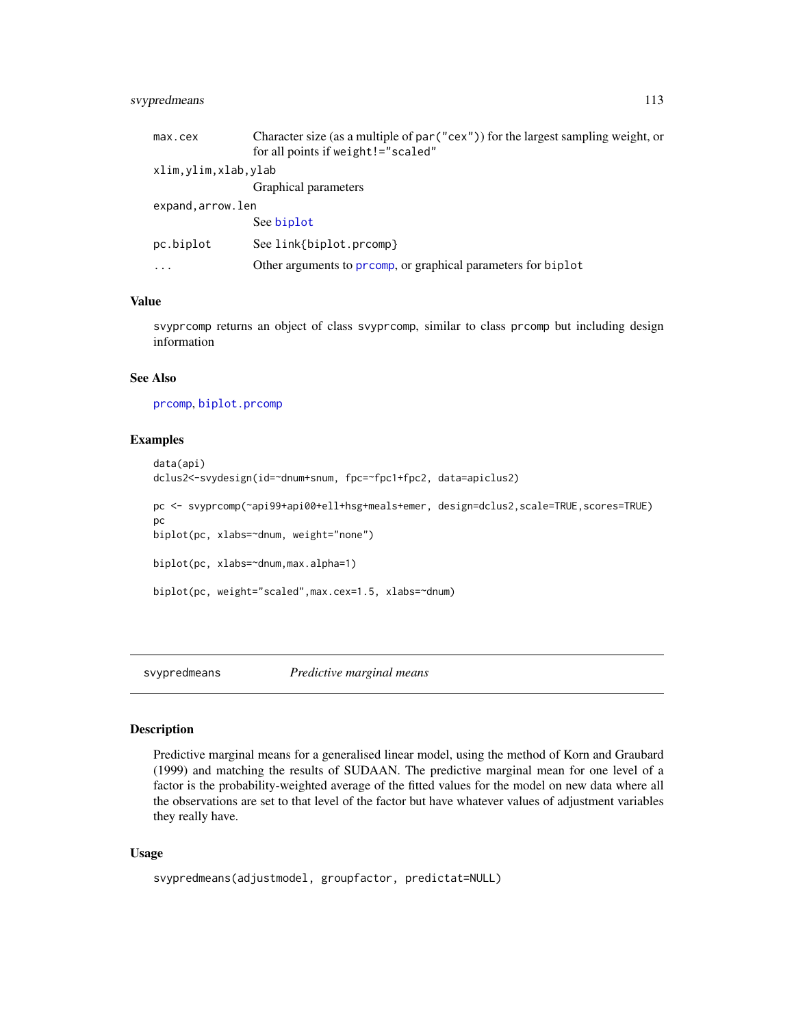| | |
|---|---|
| max.cex | Character size (as a multiple of par("cex")) for the largest sampling weight, or for all points if weight!="scaled" |
| xlim,ylim,xlab,ylab | Graphical parameters |
| expand,arrow.len | See biplot |
| pc.biplot | See link{biplot.prcomp} |
| ... | Other arguments to prcomp, or graphical parameters for biplot |

### Value

svyprcomp returns an object of class svyprcomp, similar to class prcomp but including design information

### See Also

prcomp, biplot.prcomp

### Examples

```
data(api)
dclus2<-svydesign(id=~dnum+snum, fpc=~fpc1+fpc2, data=apiclus2)

pc <- svyprcomp(~api99+api00+ell+hsg+meals+emer, design=dclus2,scale=TRUE,scores=TRUE)
pc
biplot(pc, xlabs=~dnum, weight="none")

biplot(pc, xlabs=~dnum,max.alpha=1)

biplot(pc, weight="scaled",max.cex=1.5, xlabs=~dnum)
```

---

## svypredmeans *Predictive marginal means*

---

### Description

Predictive marginal means for a generalised linear model, using the method of Korn and Graubard (1999) and matching the results of SUDAAN. The predictive marginal mean for one level of a factor is the probability-weighted average of the fitted values for the model on new data where all the observations are set to that level of the factor but have whatever values of adjustment variables they really have.

### Usage

```
svypredmeans(adjustmodel, groupfactor, predictat=NULL)
```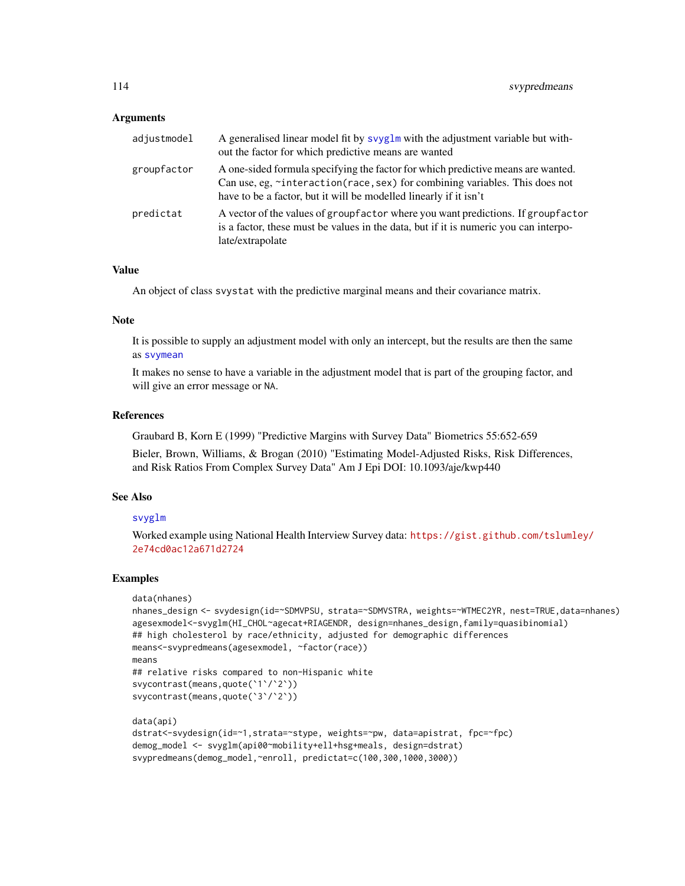### Arguments

| | |
|---|---|
| adjustmodel | A generalised linear model fit by svyglm with the adjustment variable but without the factor for which predictive means are wanted |
| groupfactor | A one-sided formula specifying the factor for which predictive means are wanted. Can use, eg, ~interaction(race,sex) for combining variables. This does not have to be a factor, but it will be modelled linearly if it isn't |
| predictat | A vector of the values of groupfactor where you want predictions. If groupfactor is a factor, these must be values in the data, but if it is numeric you can interpolate/extrapolate |

### Value

An object of class svystat with the predictive marginal means and their covariance matrix.

### Note

It is possible to supply an adjustment model with only an intercept, but the results are then the same as svymean

It makes no sense to have a variable in the adjustment model that is part of the grouping factor, and will give an error message or NA.

### References

Graubard B, Korn E (1999) "Predictive Margins with Survey Data" Biometrics 55:652-659

Bieler, Brown, Williams, & Brogan (2010) "Estimating Model-Adjusted Risks, Risk Differences, and Risk Ratios From Complex Survey Data" Am J Epi DOI: 10.1093/aje/kwp440

### See Also

svyglm

Worked example using National Health Interview Survey data: https://gist.github.com/tslumley/2e74cd0ac12a671d2724

### Examples

```
data(nhanes)
nhanes_design <- svydesign(id=~SDMVPSU, strata=~SDMVSTRA, weights=~WTMEC2YR, nest=TRUE,data=nhanes)
agesexmodel<-svyglm(HI_CHOL~agecat+RIAGENDR, design=nhanes_design,family=quasibinomial)
## high cholesterol by race/ethnicity, adjusted for demographic differences
means<-svypredmeans(agesexmodel, ~factor(race))
means
## relative risks compared to non-Hispanic white
svycontrast(means,quote(`1`/`2`))
svycontrast(means,quote(`3`/`2`))

data(api)
dstrat<-svydesign(id=~1,strata=~stype, weights=~pw, data=apistrat, fpc=~fpc)
demog_model <- svyglm(api00~mobility+ell+hsg+meals, design=dstrat)
svypredmeans(demog_model,~enroll, predictat=c(100,300,1000,3000))
```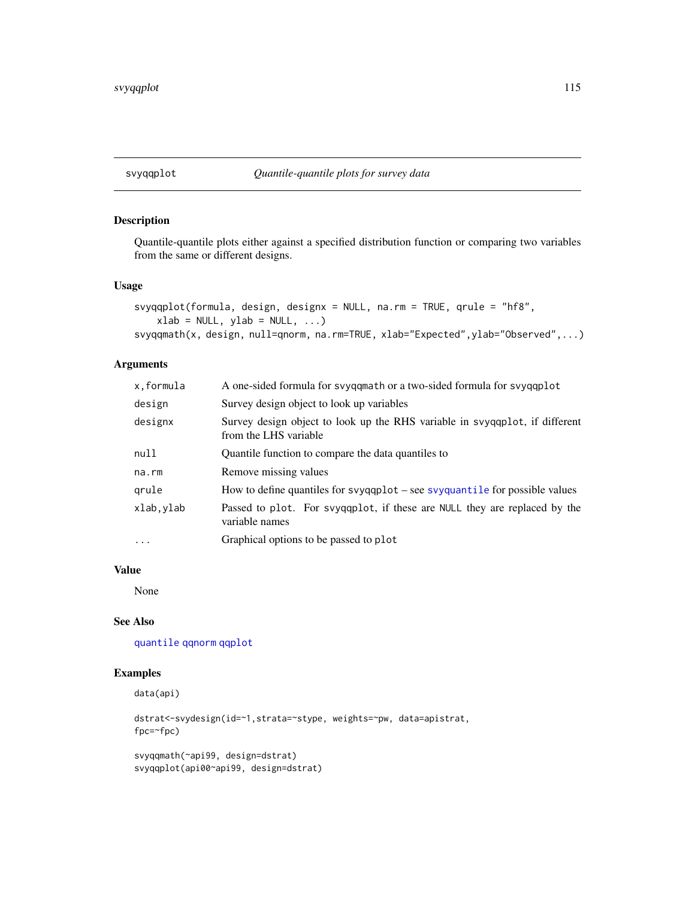## svyqqplot — *Quantile-quantile plots for survey data*

### Description

Quantile-quantile plots either against a specified distribution function or comparing two variables from the same or different designs.

### Usage

```
svyqqplot(formula, design, designx = NULL, na.rm = TRUE, qrule = "hf8",
    xlab = NULL, ylab = NULL, ...)
svyqqmath(x, design, null=qnorm, na.rm=TRUE, xlab="Expected",ylab="Observed",...)
```

### Arguments

| | |
|---|---|
| `x,formula` | A one-sided formula for `svyqqmath` or a two-sided formula for `svyqqplot` |
| `design` | Survey design object to look up variables |
| `designx` | Survey design object to look up the RHS variable in `svyqqplot`, if different from the LHS variable |
| `null` | Quantile function to compare the data quantiles to |
| `na.rm` | Remove missing values |
| `qrule` | How to define quantiles for `svyqqplot` – see `svyquantile` for possible values |
| `xlab,ylab` | Passed to `plot`. For `svyqqplot`, if these are `NULL` they are replaced by the variable names |
| `...` | Graphical options to be passed to `plot` |

### Value

None

### See Also

`quantile` `qqnorm` `qqplot`

### Examples

```
data(api)

dstrat<-svydesign(id=~1,strata=~stype, weights=~pw, data=apistrat,
fpc=~fpc)

svyqqmath(~api99, design=dstrat)
svyqqplot(api00~api99, design=dstrat)
```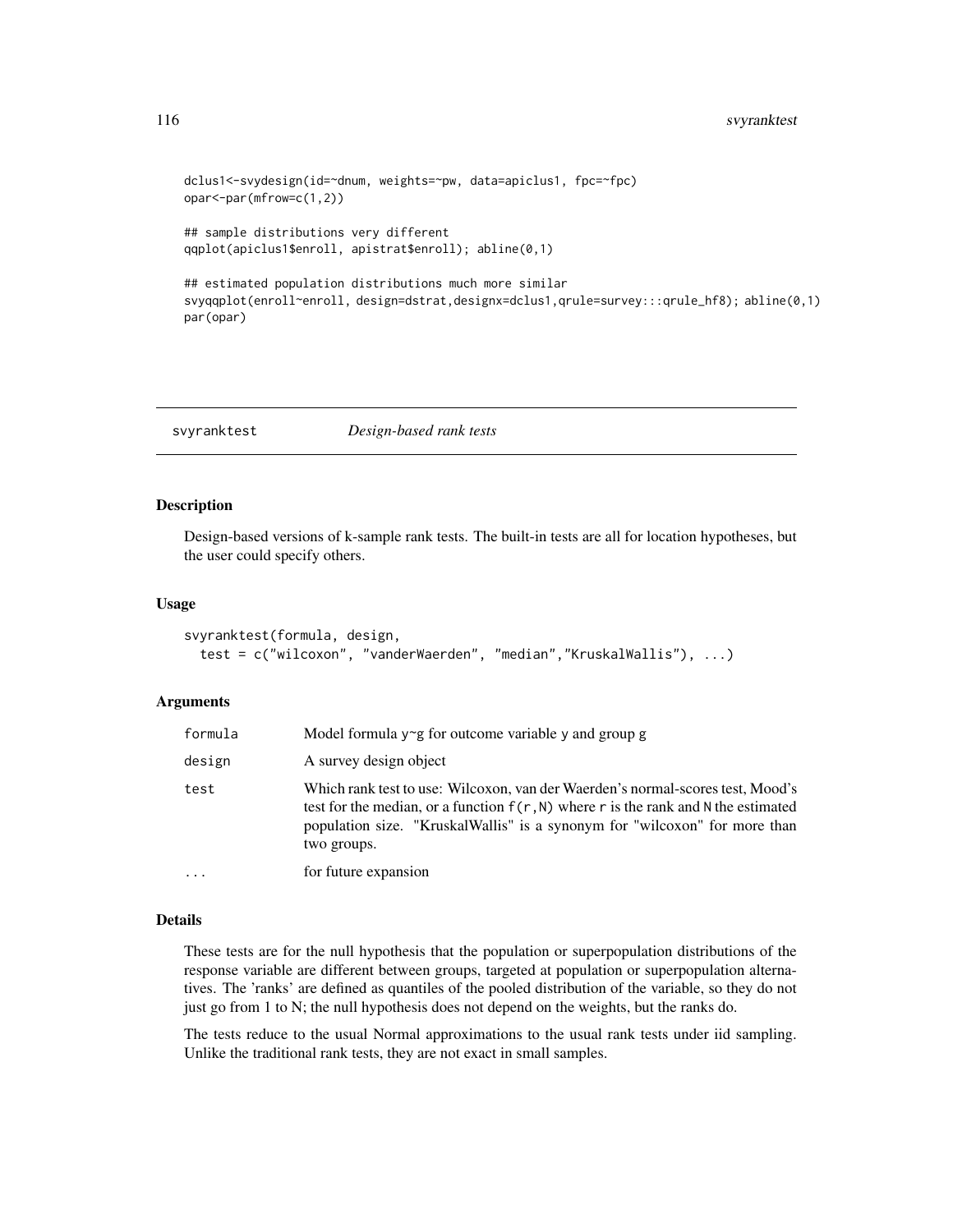```
dclus1<-svydesign(id=~dnum, weights=~pw, data=apiclus1, fpc=~fpc)
opar<-par(mfrow=c(1,2))

## sample distributions very different
qqplot(apiclus1$enroll, apistrat$enroll); abline(0,1)

## estimated population distributions much more similar
svyqqplot(enroll~enroll, design=dstrat,designx=dclus1,qrule=survey:::qrule_hf8); abline(0,1)
par(opar)
```

---

## svyranktest *Design-based rank tests*

---

### Description

Design-based versions of k-sample rank tests. The built-in tests are all for location hypotheses, but the user could specify others.

### Usage

```
svyranktest(formula, design,
  test = c("wilcoxon", "vanderWaerden", "median","KruskalWallis"), ...)
```

### Arguments

| | |
|---|---|
| `formula` | Model formula `y~g` for outcome variable `y` and group `g` |
| `design` | A survey design object |
| `test` | Which rank test to use: Wilcoxon, van der Waerden's normal-scores test, Mood's test for the median, or a function `f(r,N)` where `r` is the rank and `N` the estimated population size. "KruskalWallis" is a synonym for "wilcoxon" for more than two groups. |
| `...` | for future expansion |

### Details

These tests are for the null hypothesis that the population or superpopulation distributions of the response variable are different between groups, targeted at population or superpopulation alternatives. The 'ranks' are defined as quantiles of the pooled distribution of the variable, so they do not just go from 1 to N; the null hypothesis does not depend on the weights, but the ranks do.

The tests reduce to the usual Normal approximations to the usual rank tests under iid sampling. Unlike the traditional rank tests, they are not exact in small samples.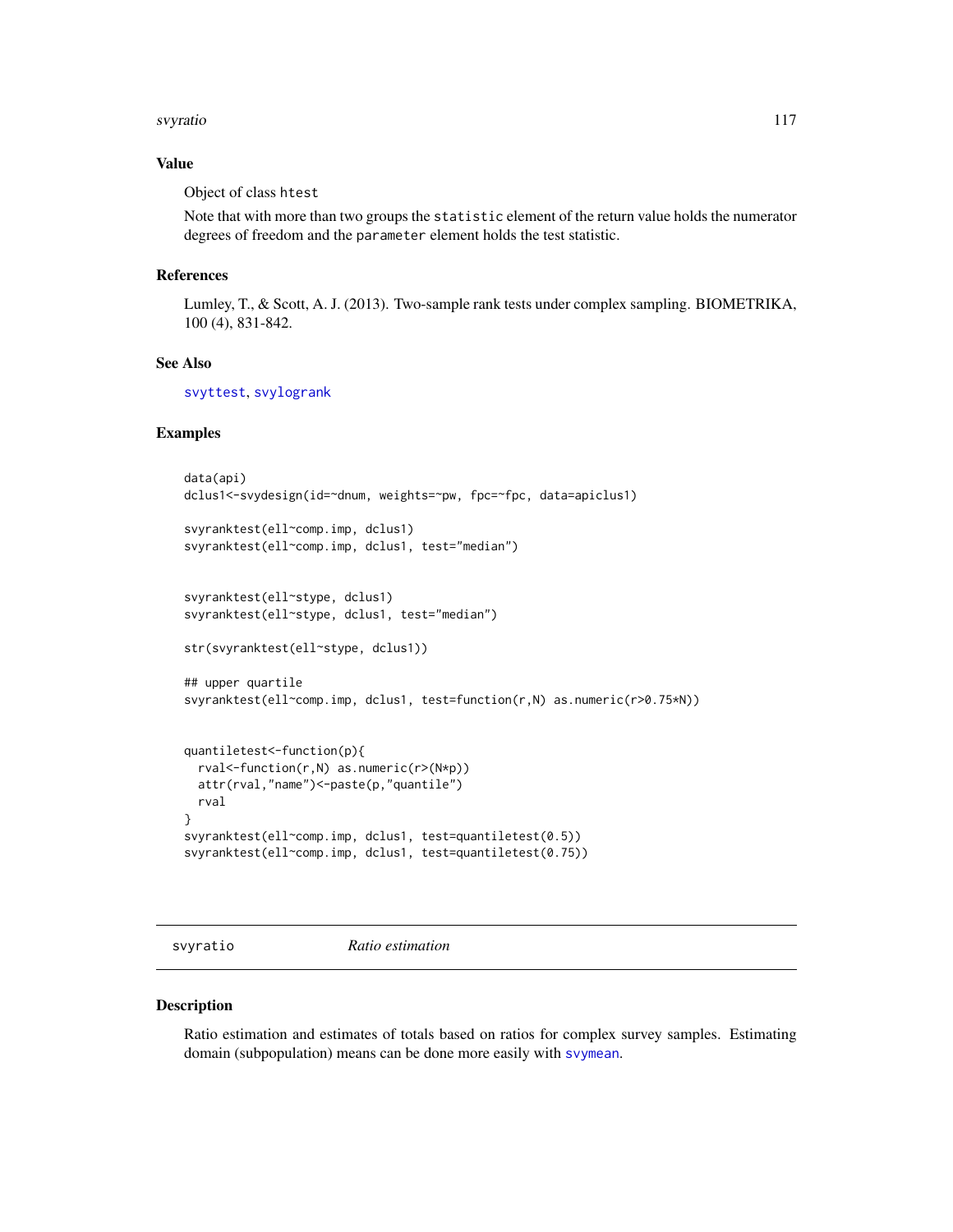## Value

Object of class htest

Note that with more than two groups the statistic element of the return value holds the numerator degrees of freedom and the parameter element holds the test statistic.

## References

Lumley, T., & Scott, A. J. (2013). Two-sample rank tests under complex sampling. BIOMETRIKA, 100 (4), 831-842.

## See Also

svyttest, svylogrank

## Examples

```
data(api)
dclus1<-svydesign(id=~dnum, weights=~pw, fpc=~fpc, data=apiclus1)

svyranktest(ell~comp.imp, dclus1)
svyranktest(ell~comp.imp, dclus1, test="median")


svyranktest(ell~stype, dclus1)
svyranktest(ell~stype, dclus1, test="median")

str(svyranktest(ell~stype, dclus1))

## upper quartile
svyranktest(ell~comp.imp, dclus1, test=function(r,N) as.numeric(r>0.75*N))


quantiletest<-function(p){
  rval<-function(r,N) as.numeric(r>(N*p))
  attr(rval,"name")<-paste(p,"quantile")
  rval
}
svyranktest(ell~comp.imp, dclus1, test=quantiletest(0.5))
svyranktest(ell~comp.imp, dclus1, test=quantiletest(0.75))
```

---

# svyratio    *Ratio estimation*

## Description

Ratio estimation and estimates of totals based on ratios for complex survey samples. Estimating domain (subpopulation) means can be done more easily with svymean.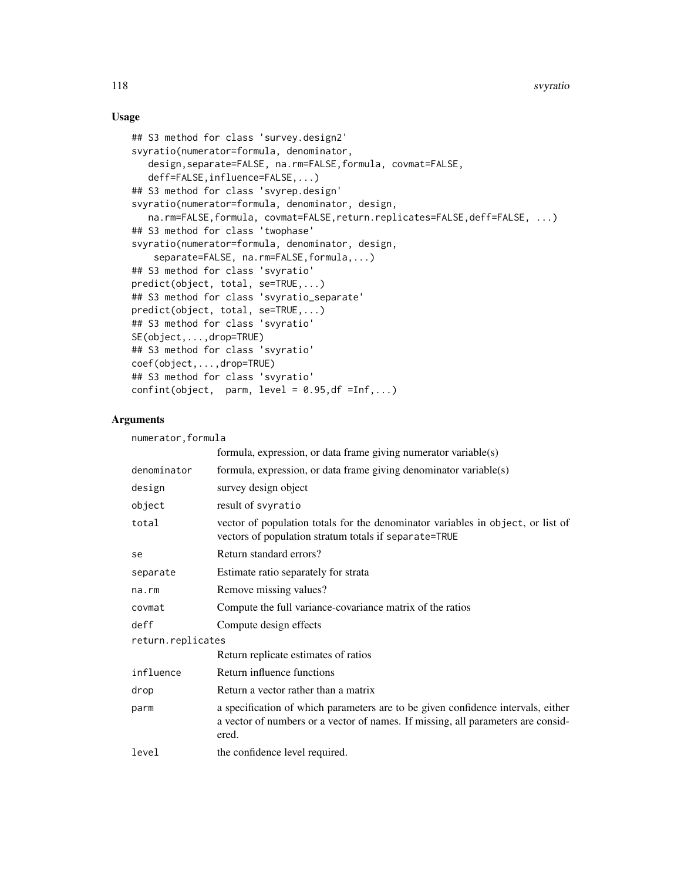## Usage

```
## S3 method for class 'survey.design2'
svyratio(numerator=formula, denominator,
   design,separate=FALSE, na.rm=FALSE,formula, covmat=FALSE,
   deff=FALSE,influence=FALSE,...)
## S3 method for class 'svyrep.design'
svyratio(numerator=formula, denominator, design,
   na.rm=FALSE,formula, covmat=FALSE,return.replicates=FALSE,deff=FALSE, ...)
## S3 method for class 'twophase'
svyratio(numerator=formula, denominator, design,
    separate=FALSE, na.rm=FALSE,formula,...)
## S3 method for class 'svyratio'
predict(object, total, se=TRUE,...)
## S3 method for class 'svyratio_separate'
predict(object, total, se=TRUE,...)
## S3 method for class 'svyratio'
SE(object,...,drop=TRUE)
## S3 method for class 'svyratio'
coef(object,...,drop=TRUE)
## S3 method for class 'svyratio'
confint(object,  parm, level = 0.95,df =Inf,...)
```

## Arguments

| | |
|---|---|
| `numerator,formula` | formula, expression, or data frame giving numerator variable(s) |
| `denominator` | formula, expression, or data frame giving denominator variable(s) |
| `design` | survey design object |
| `object` | result of `svyratio` |
| `total` | vector of population totals for the denominator variables in `object`, or list of vectors of population stratum totals if `separate=TRUE` |
| `se` | Return standard errors? |
| `separate` | Estimate ratio separately for strata |
| `na.rm` | Remove missing values? |
| `covmat` | Compute the full variance-covariance matrix of the ratios |
| `deff` | Compute design effects |
| `return.replicates` | Return replicate estimates of ratios |
| `influence` | Return influence functions |
| `drop` | Return a vector rather than a matrix |
| `parm` | a specification of which parameters are to be given confidence intervals, either a vector of numbers or a vector of names. If missing, all parameters are considered. |
| `level` | the confidence level required. |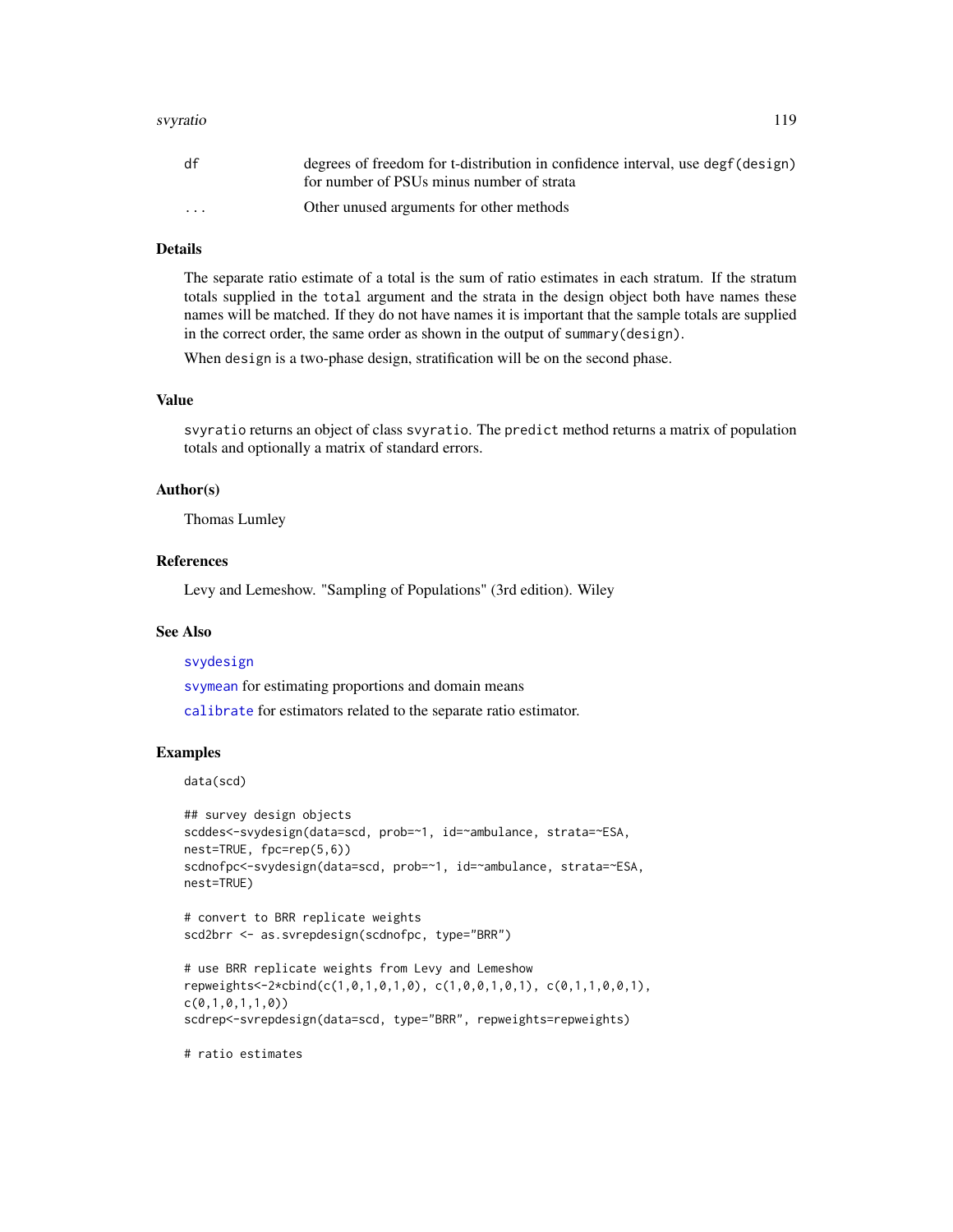| | |
|---|---|
| df | degrees of freedom for t-distribution in confidence interval, use `degf(design)` for number of PSUs minus number of strata |
| ... | Other unused arguments for other methods |

## Details

The separate ratio estimate of a total is the sum of ratio estimates in each stratum. If the stratum totals supplied in the `total` argument and the strata in the design object both have names these names will be matched. If they do not have names it is important that the sample totals are supplied in the correct order, the same order as shown in the output of `summary(design)`.

When `design` is a two-phase design, stratification will be on the second phase.

## Value

`svyratio` returns an object of class `svyratio`. The `predict` method returns a matrix of population totals and optionally a matrix of standard errors.

## Author(s)

Thomas Lumley

## References

Levy and Lemeshow. "Sampling of Populations" (3rd edition). Wiley

## See Also

`svydesign`

`svymean` for estimating proportions and domain means

`calibrate` for estimators related to the separate ratio estimator.

## Examples

```
data(scd)

## survey design objects
scddes<-svydesign(data=scd, prob=~1, id=~ambulance, strata=~ESA,
nest=TRUE, fpc=rep(5,6))
scdnofpc<-svydesign(data=scd, prob=~1, id=~ambulance, strata=~ESA,
nest=TRUE)

# convert to BRR replicate weights
scd2brr <- as.svrepdesign(scdnofpc, type="BRR")

# use BRR replicate weights from Levy and Lemeshow
repweights<-2*cbind(c(1,0,1,0,1,0), c(1,0,0,1,0,1), c(0,1,1,0,0,1),
c(0,1,0,1,1,0))
scdrep<-svrepdesign(data=scd, type="BRR", repweights=repweights)

# ratio estimates
```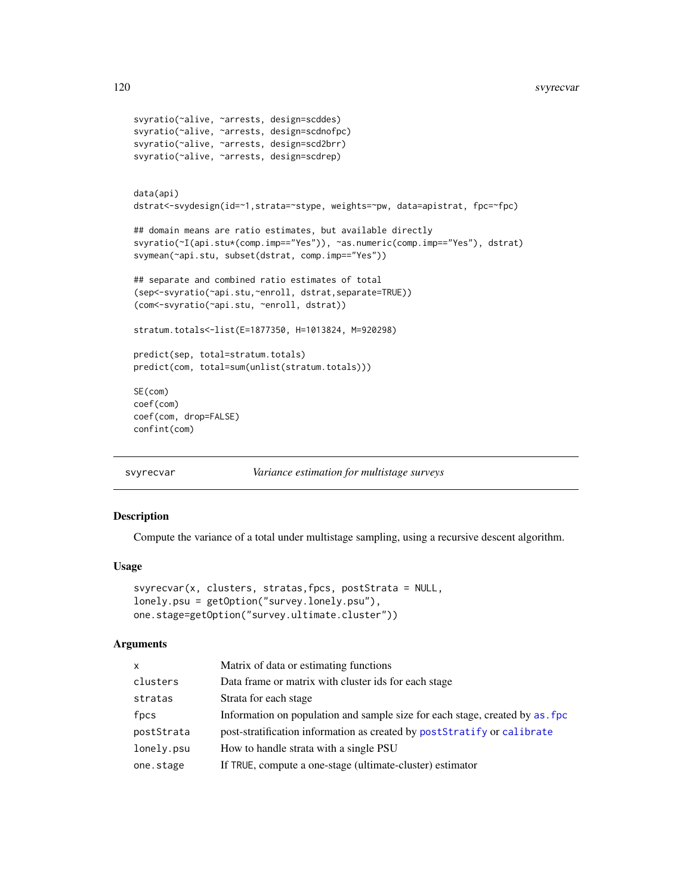```
svyratio(~alive, ~arrests, design=scddes)
svyratio(~alive, ~arrests, design=scdnofpc)
svyratio(~alive, ~arrests, design=scd2brr)
svyratio(~alive, ~arrests, design=scdrep)


data(api)
dstrat<-svydesign(id=~1,strata=~stype, weights=~pw, data=apistrat, fpc=~fpc)

## domain means are ratio estimates, but available directly
svyratio(~I(api.stu*(comp.imp=="Yes")), ~as.numeric(comp.imp=="Yes"), dstrat)
svymean(~api.stu, subset(dstrat, comp.imp=="Yes"))

## separate and combined ratio estimates of total
(sep<-svyratio(~api.stu,~enroll, dstrat,separate=TRUE))
(com<-svyratio(~api.stu, ~enroll, dstrat))

stratum.totals<-list(E=1877350, H=1013824, M=920298)

predict(sep, total=stratum.totals)
predict(com, total=sum(unlist(stratum.totals)))

SE(com)
coef(com)
coef(com, drop=FALSE)
confint(com)
```

---

## svyrecvar — *Variance estimation for multistage surveys*

### Description

Compute the variance of a total under multistage sampling, using a recursive descent algorithm.

### Usage

```
svyrecvar(x, clusters, stratas,fpcs, postStrata = NULL,
lonely.psu = getOption("survey.lonely.psu"),
one.stage=getOption("survey.ultimate.cluster"))
```

### Arguments

| | |
|---|---|
| `x` | Matrix of data or estimating functions |
| `clusters` | Data frame or matrix with cluster ids for each stage |
| `stratas` | Strata for each stage |
| `fpcs` | Information on population and sample size for each stage, created by `as.fpc` |
| `postStrata` | post-stratification information as created by `postStratify` or `calibrate` |
| `lonely.psu` | How to handle strata with a single PSU |
| `one.stage` | If `TRUE`, compute a one-stage (ultimate-cluster) estimator |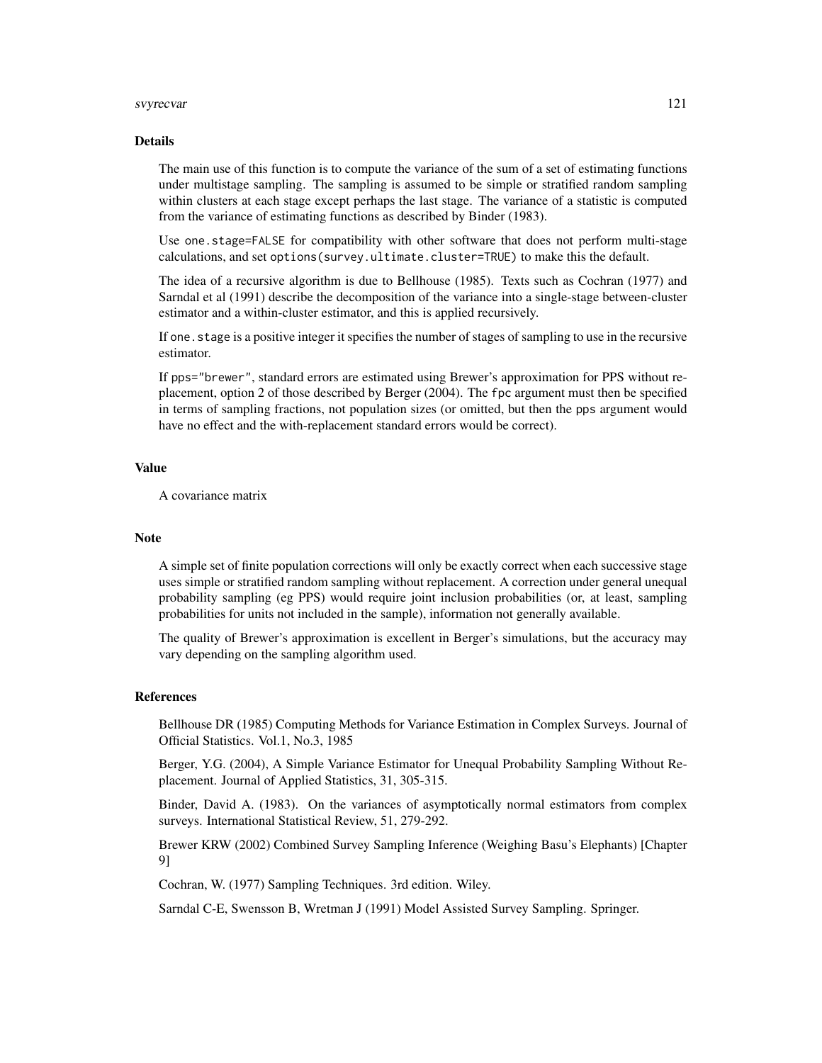## Details

The main use of this function is to compute the variance of the sum of a set of estimating functions under multistage sampling. The sampling is assumed to be simple or stratified random sampling within clusters at each stage except perhaps the last stage. The variance of a statistic is computed from the variance of estimating functions as described by Binder (1983).

Use `one.stage=FALSE` for compatibility with other software that does not perform multi-stage calculations, and set `options(survey.ultimate.cluster=TRUE)` to make this the default.

The idea of a recursive algorithm is due to Bellhouse (1985). Texts such as Cochran (1977) and Sarndal et al (1991) describe the decomposition of the variance into a single-stage between-cluster estimator and a within-cluster estimator, and this is applied recursively.

If `one.stage` is a positive integer it specifies the number of stages of sampling to use in the recursive estimator.

If `pps="brewer"`, standard errors are estimated using Brewer's approximation for PPS without replacement, option 2 of those described by Berger (2004). The `fpc` argument must then be specified in terms of sampling fractions, not population sizes (or omitted, but then the `pps` argument would have no effect and the with-replacement standard errors would be correct).

## Value

A covariance matrix

## Note

A simple set of finite population corrections will only be exactly correct when each successive stage uses simple or stratified random sampling without replacement. A correction under general unequal probability sampling (eg PPS) would require joint inclusion probabilities (or, at least, sampling probabilities for units not included in the sample), information not generally available.

The quality of Brewer's approximation is excellent in Berger's simulations, but the accuracy may vary depending on the sampling algorithm used.

## References

Bellhouse DR (1985) Computing Methods for Variance Estimation in Complex Surveys. Journal of Official Statistics. Vol.1, No.3, 1985

Berger, Y.G. (2004), A Simple Variance Estimator for Unequal Probability Sampling Without Replacement. Journal of Applied Statistics, 31, 305-315.

Binder, David A. (1983). On the variances of asymptotically normal estimators from complex surveys. International Statistical Review, 51, 279-292.

Brewer KRW (2002) Combined Survey Sampling Inference (Weighing Basu's Elephants) [Chapter 9]

Cochran, W. (1977) Sampling Techniques. 3rd edition. Wiley.

Sarndal C-E, Swensson B, Wretman J (1991) Model Assisted Survey Sampling. Springer.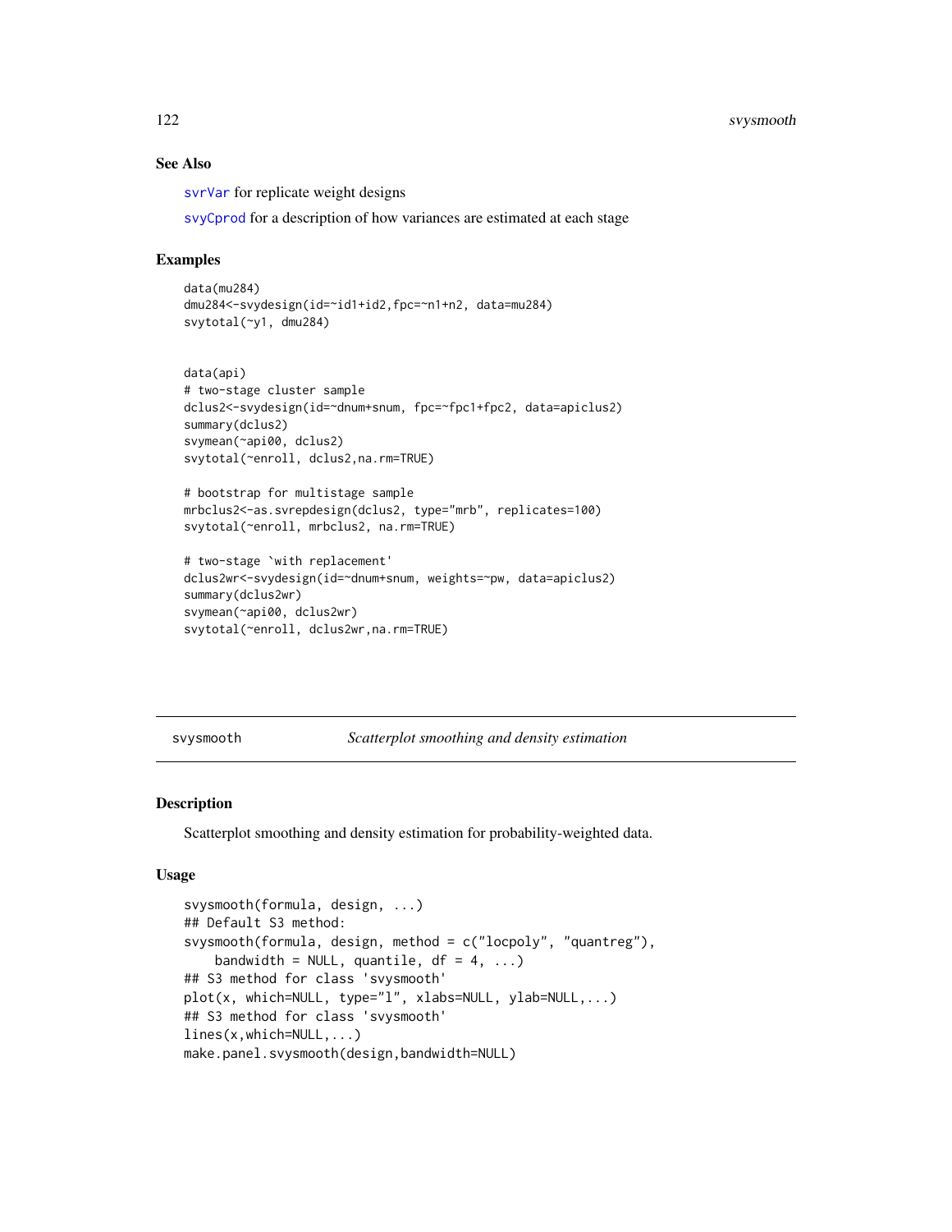## See Also

svrVar for replicate weight designs

svyCprod for a description of how variances are estimated at each stage

## Examples

```
data(mu284)
dmu284<-svydesign(id=~id1+id2,fpc=~n1+n2, data=mu284)
svytotal(~y1, dmu284)


data(api)
# two-stage cluster sample
dclus2<-svydesign(id=~dnum+snum, fpc=~fpc1+fpc2, data=apiclus2)
summary(dclus2)
svymean(~api00, dclus2)
svytotal(~enroll, dclus2,na.rm=TRUE)

# bootstrap for multistage sample
mrbclus2<-as.svrepdesign(dclus2, type="mrb", replicates=100)
svytotal(~enroll, mrbclus2, na.rm=TRUE)

# two-stage `with replacement'
dclus2wr<-svydesign(id=~dnum+snum, weights=~pw, data=apiclus2)
summary(dclus2wr)
svymean(~api00, dclus2wr)
svytotal(~enroll, dclus2wr,na.rm=TRUE)
```

---

# svysmooth *Scatterplot smoothing and density estimation*

## Description

Scatterplot smoothing and density estimation for probability-weighted data.

## Usage

```
svysmooth(formula, design, ...)
## Default S3 method:
svysmooth(formula, design, method = c("locpoly", "quantreg"),
    bandwidth = NULL, quantile, df = 4, ...)
## S3 method for class 'svysmooth'
plot(x, which=NULL, type="l", xlabs=NULL, ylab=NULL,...)
## S3 method for class 'svysmooth'
lines(x,which=NULL,...)
make.panel.svysmooth(design,bandwidth=NULL)
```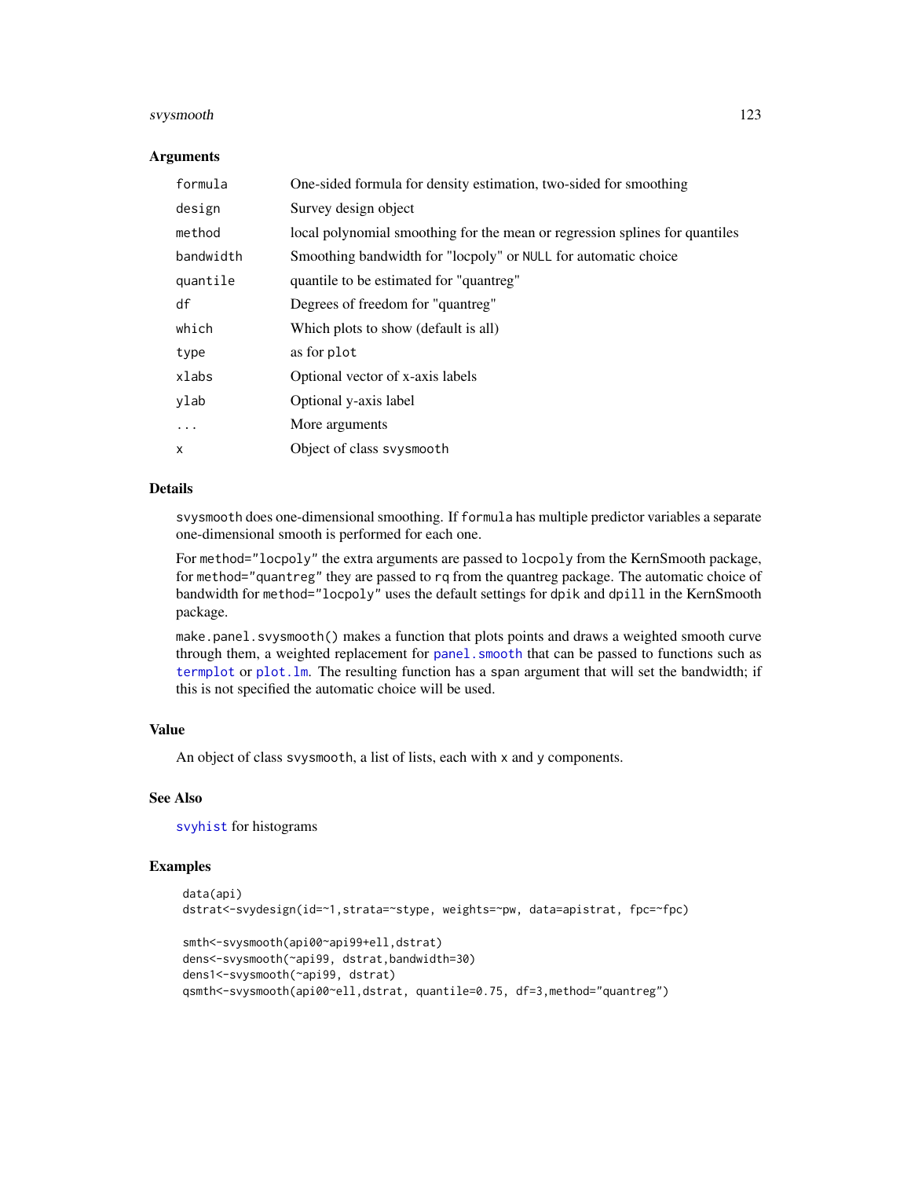### Arguments

| | |
|---|---|
| `formula` | One-sided formula for density estimation, two-sided for smoothing |
| `design` | Survey design object |
| `method` | local polynomial smoothing for the mean or regression splines for quantiles |
| `bandwidth` | Smoothing bandwidth for "locpoly" or `NULL` for automatic choice |
| `quantile` | quantile to be estimated for "quantreg" |
| `df` | Degrees of freedom for "quantreg" |
| `which` | Which plots to show (default is all) |
| `type` | as for `plot` |
| `xlabs` | Optional vector of x-axis labels |
| `ylab` | Optional y-axis label |
| `...` | More arguments |
| `x` | Object of class `svysmooth` |

### Details

`svysmooth` does one-dimensional smoothing. If `formula` has multiple predictor variables a separate one-dimensional smooth is performed for each one.

For `method="locpoly"` the extra arguments are passed to `locpoly` from the KernSmooth package, for `method="quantreg"` they are passed to `rq` from the quantreg package. The automatic choice of bandwidth for `method="locpoly"` uses the default settings for `dpik` and `dpill` in the KernSmooth package.

`make.panel.svysmooth()` makes a function that plots points and draws a weighted smooth curve through them, a weighted replacement for `panel.smooth` that can be passed to functions such as `termplot` or `plot.lm`. The resulting function has a span argument that will set the bandwidth; if this is not specified the automatic choice will be used.

### Value

An object of class `svysmooth`, a list of lists, each with `x` and `y` components.

### See Also

`svyhist` for histograms

### Examples

```
data(api)
dstrat<-svydesign(id=~1,strata=~stype, weights=~pw, data=apistrat, fpc=~fpc)

smth<-svysmooth(api00~api99+ell,dstrat)
dens<-svysmooth(~api99, dstrat,bandwidth=30)
dens1<-svysmooth(~api99, dstrat)
qsmth<-svysmooth(api00~ell,dstrat, quantile=0.75, df=3,method="quantreg")
```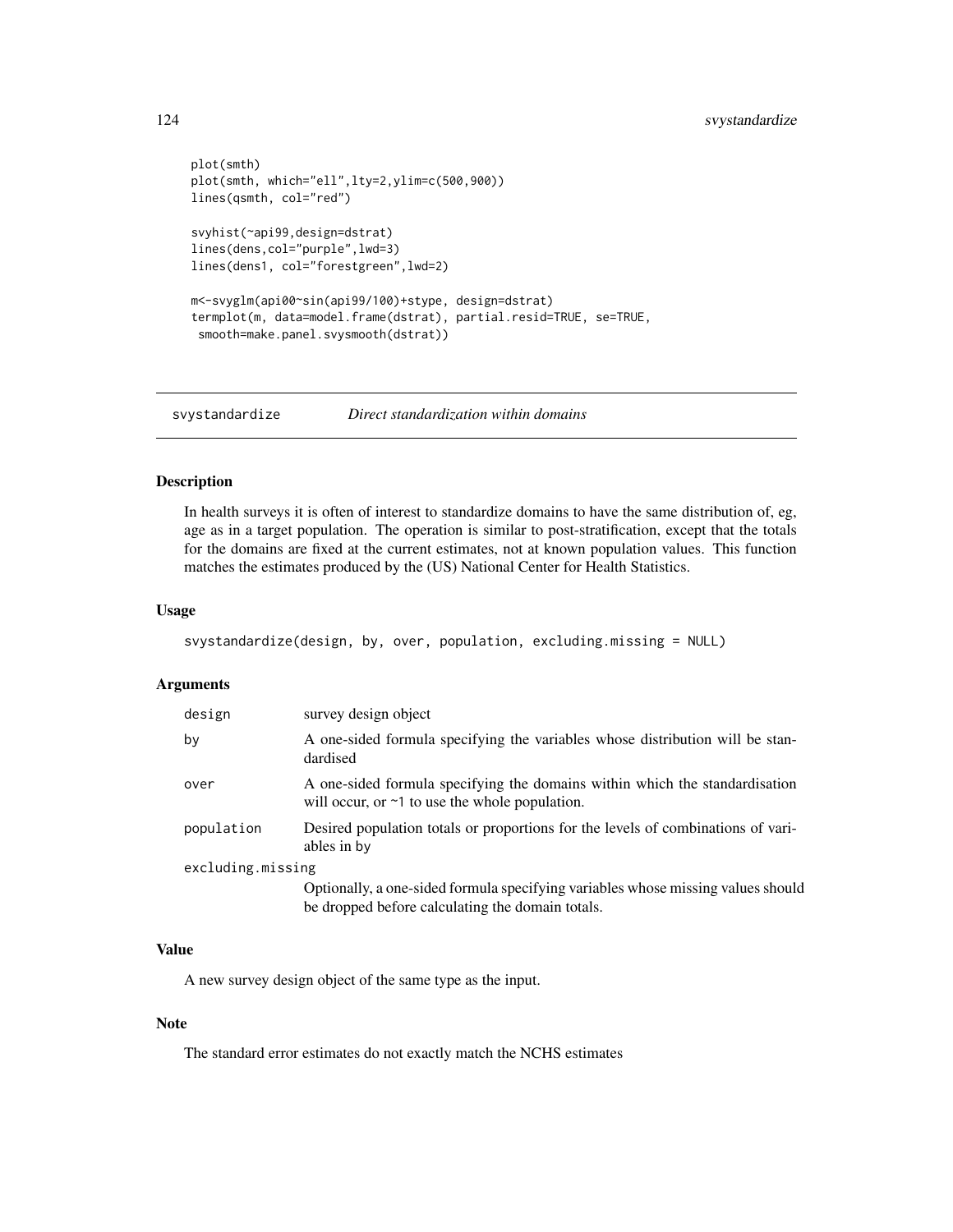```
plot(smth)
plot(smth, which="ell",lty=2,ylim=c(500,900))
lines(qsmth, col="red")

svyhist(~api99,design=dstrat)
lines(dens,col="purple",lwd=3)
lines(dens1, col="forestgreen",lwd=2)

m<-svyglm(api00~sin(api99/100)+stype, design=dstrat)
termplot(m, data=model.frame(dstrat), partial.resid=TRUE, se=TRUE,
 smooth=make.panel.svysmooth(dstrat))
```

## svystandardize *Direct standardization within domains*

### Description

In health surveys it is often of interest to standardize domains to have the same distribution of, eg, age as in a target population. The operation is similar to post-stratification, except that the totals for the domains are fixed at the current estimates, not at known population values. This function matches the estimates produced by the (US) National Center for Health Statistics.

### Usage

```
svystandardize(design, by, over, population, excluding.missing = NULL)
```

### Arguments

| | |
|---|---|
| `design` | survey design object |
| `by` | A one-sided formula specifying the variables whose distribution will be standardised |
| `over` | A one-sided formula specifying the domains within which the standardisation will occur, or `~1` to use the whole population. |
| `population` | Desired population totals or proportions for the levels of combinations of variables in `by` |
| `excluding.missing` | Optionally, a one-sided formula specifying variables whose missing values should be dropped before calculating the domain totals. |

### Value

A new survey design object of the same type as the input.

### Note

The standard error estimates do not exactly match the NCHS estimates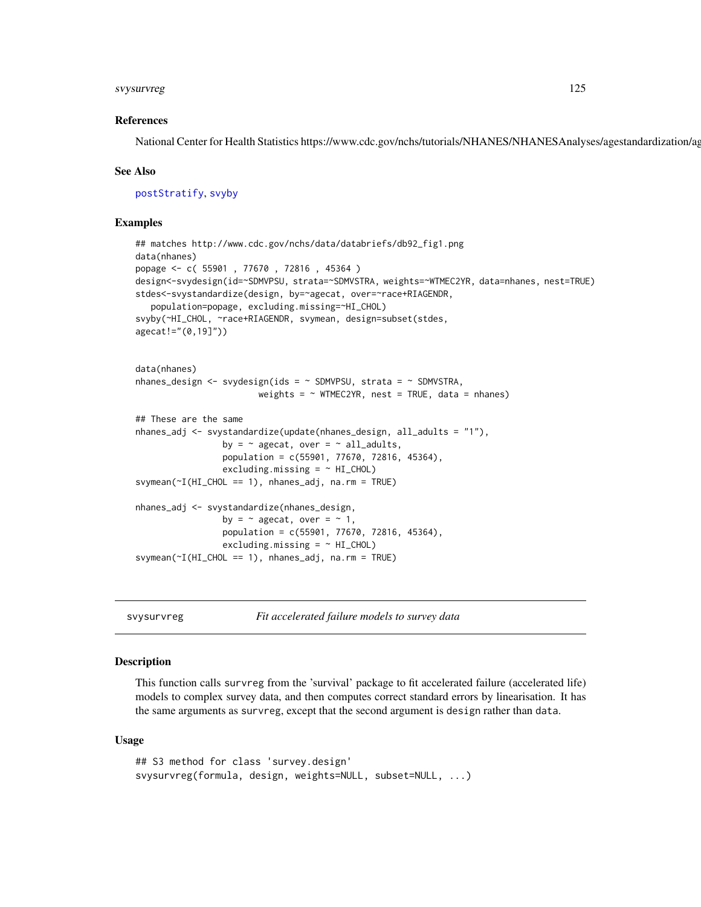### References

National Center for Health Statistics https://www.cdc.gov/nchs/tutorials/NHANES/NHANESAnalyses/agestandardization/ag

### See Also

postStratify, svyby

### Examples

```
## matches http://www.cdc.gov/nchs/data/databriefs/db92_fig1.png
data(nhanes)
popage <- c( 55901 , 77670 , 72816 , 45364 )
design<-svydesign(id=~SDMVPSU, strata=~SDMVSTRA, weights=~WTMEC2YR, data=nhanes, nest=TRUE)
stdes<-svystandardize(design, by=~agecat, over=~race+RIAGENDR,
   population=popage, excluding.missing=~HI_CHOL)
svyby(~HI_CHOL, ~race+RIAGENDR, svymean, design=subset(stdes,
agecat!="(0,19]"))


data(nhanes)
nhanes_design <- svydesign(ids = ~ SDMVPSU, strata = ~ SDMVSTRA,
                        weights = ~ WTMEC2YR, nest = TRUE, data = nhanes)

## These are the same
nhanes_adj <- svystandardize(update(nhanes_design, all_adults = "1"),
                 by = ~ agecat, over = ~ all_adults,
                 population = c(55901, 77670, 72816, 45364),
                 excluding.missing = ~ HI_CHOL)
svymean(~I(HI_CHOL == 1), nhanes_adj, na.rm = TRUE)

nhanes_adj <- svystandardize(nhanes_design,
                 by = ~ agecat, over = ~ 1,
                 population = c(55901, 77670, 72816, 45364),
                 excluding.missing = ~ HI_CHOL)
svymean(~I(HI_CHOL == 1), nhanes_adj, na.rm = TRUE)
```

---

## svysurvreg — *Fit accelerated failure models to survey data*

### Description

This function calls survreg from the 'survival' package to fit accelerated failure (accelerated life) models to complex survey data, and then computes correct standard errors by linearisation. It has the same arguments as survreg, except that the second argument is design rather than data.

### Usage

```
## S3 method for class 'survey.design'
svysurvreg(formula, design, weights=NULL, subset=NULL, ...)
```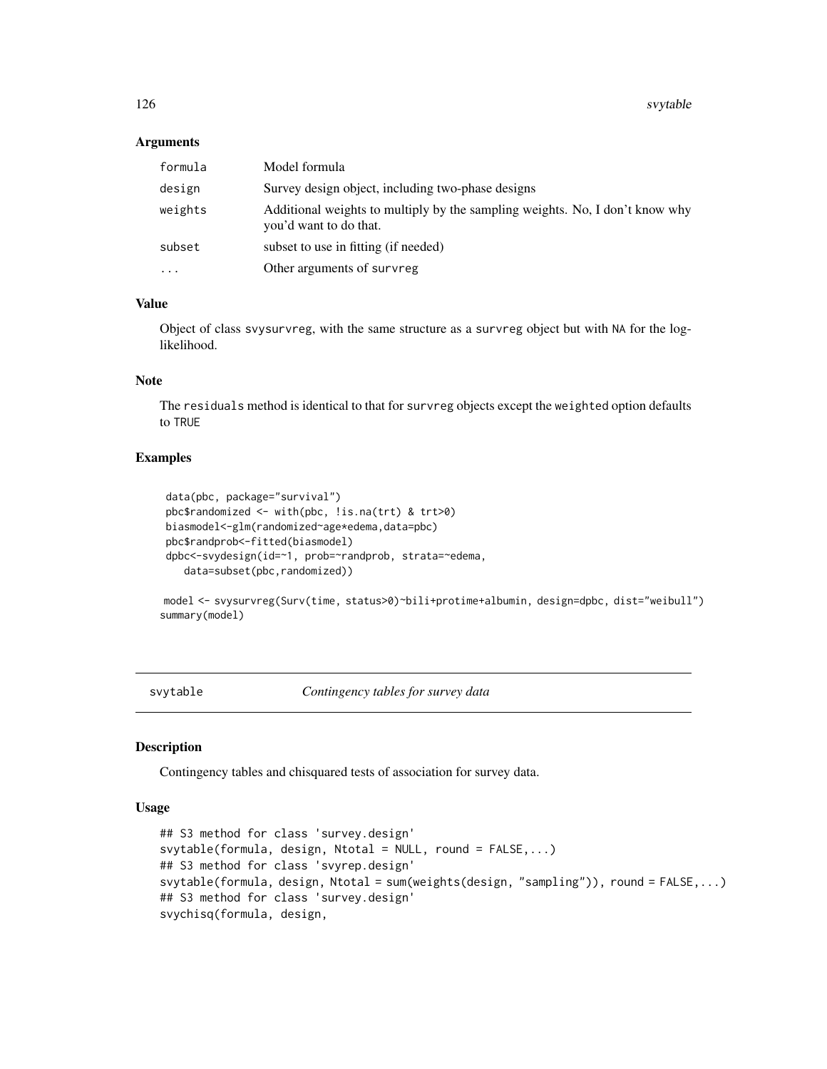### Arguments

| | |
|---|---|
| formula | Model formula |
| design | Survey design object, including two-phase designs |
| weights | Additional weights to multiply by the sampling weights. No, I don't know why you'd want to do that. |
| subset | subset to use in fitting (if needed) |
| ... | Other arguments of survreg |

### Value

Object of class svysurvreg, with the same structure as a survreg object but with NA for the log-likelihood.

### Note

The residuals method is identical to that for survreg objects except the weighted option defaults to TRUE

### Examples

```
 data(pbc, package="survival")
 pbc$randomized <- with(pbc, !is.na(trt) & trt>0)
 biasmodel<-glm(randomized~age*edema,data=pbc)
 pbc$randprob<-fitted(biasmodel)
 dpbc<-svydesign(id=~1, prob=~randprob, strata=~edema,
    data=subset(pbc,randomized))

 model <- svysurvreg(Surv(time, status>0)~bili+protime+albumin, design=dpbc, dist="weibull")
summary(model)
```

---

## svytable *Contingency tables for survey data*

### Description

Contingency tables and chisquared tests of association for survey data.

### Usage

```
## S3 method for class 'survey.design'
svytable(formula, design, Ntotal = NULL, round = FALSE,...)
## S3 method for class 'svyrep.design'
svytable(formula, design, Ntotal = sum(weights(design, "sampling")), round = FALSE,...)
## S3 method for class 'survey.design'
svychisq(formula, design,
```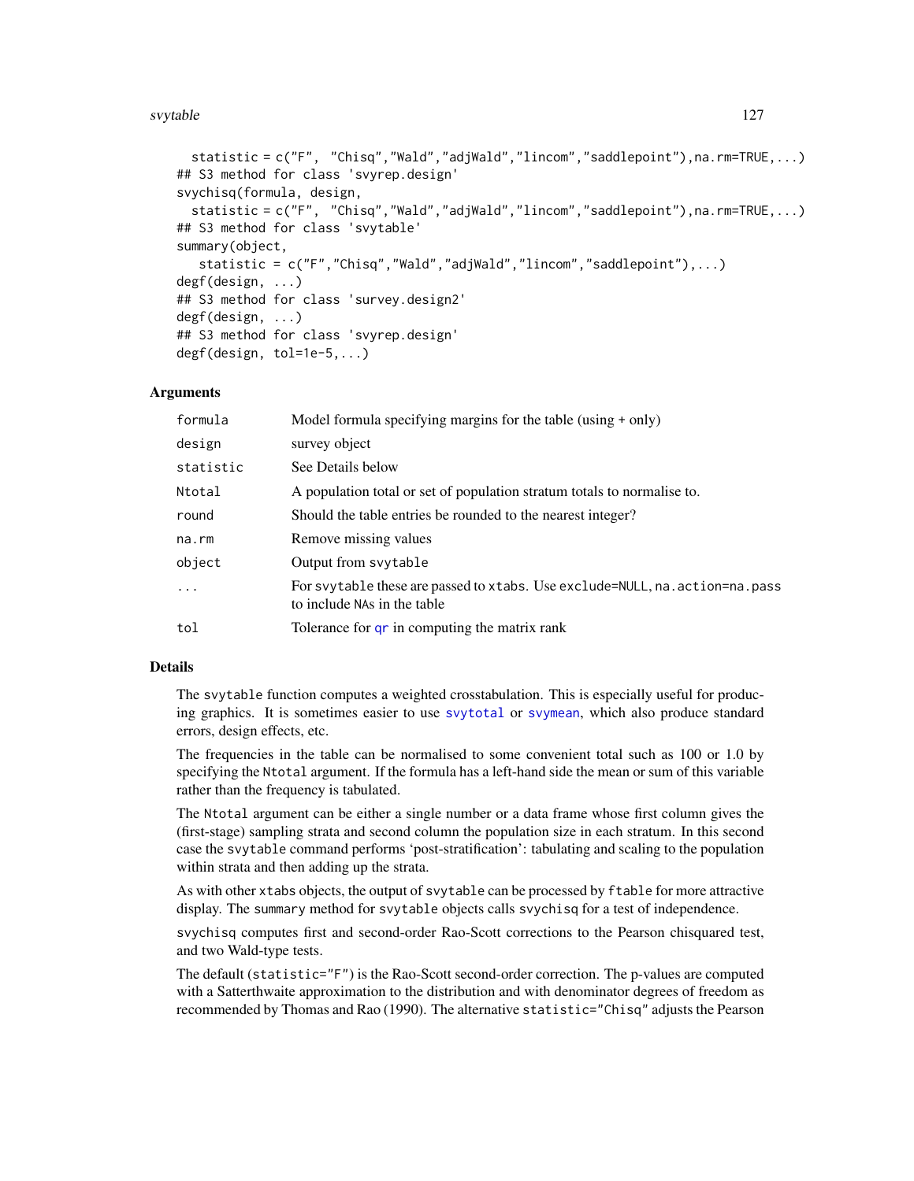```
  statistic = c("F",  "Chisq","Wald","adjWald","lincom","saddlepoint"),na.rm=TRUE,...)
## S3 method for class 'svyrep.design'
svychisq(formula, design,
  statistic = c("F",  "Chisq","Wald","adjWald","lincom","saddlepoint"),na.rm=TRUE,...)
## S3 method for class 'svytable'
summary(object,
   statistic = c("F","Chisq","Wald","adjWald","lincom","saddlepoint"),...)
degf(design, ...)
## S3 method for class 'survey.design2'
degf(design, ...)
## S3 method for class 'svyrep.design'
degf(design, tol=1e-5,...)
```

### Arguments

| | |
|---|---|
| `formula` | Model formula specifying margins for the table (using + only) |
| `design` | survey object |
| `statistic` | See Details below |
| `Ntotal` | A population total or set of population stratum totals to normalise to. |
| `round` | Should the table entries be rounded to the nearest integer? |
| `na.rm` | Remove missing values |
| `object` | Output from `svytable` |
| `...` | For `svytable` these are passed to `xtabs`. Use `exclude=NULL`, `na.action=na.pass` to include `NA`s in the table |
| `tol` | Tolerance for `qr` in computing the matrix rank |

### Details

The `svytable` function computes a weighted crosstabulation. This is especially useful for producing graphics. It is sometimes easier to use `svytotal` or `svymean`, which also produce standard errors, design effects, etc.

The frequencies in the table can be normalised to some convenient total such as 100 or 1.0 by specifying the `Ntotal` argument. If the formula has a left-hand side the mean or sum of this variable rather than the frequency is tabulated.

The `Ntotal` argument can be either a single number or a data frame whose first column gives the (first-stage) sampling strata and second column the population size in each stratum. In this second case the `svytable` command performs 'post-stratification': tabulating and scaling to the population within strata and then adding up the strata.

As with other `xtabs` objects, the output of `svytable` can be processed by `ftable` for more attractive display. The `summary` method for `svytable` objects calls `svychisq` for a test of independence.

`svychisq` computes first and second-order Rao-Scott corrections to the Pearson chisquared test, and two Wald-type tests.

The default (`statistic="F"`) is the Rao-Scott second-order correction. The p-values are computed with a Satterthwaite approximation to the distribution and with denominator degrees of freedom as recommended by Thomas and Rao (1990). The alternative `statistic="Chisq"` adjusts the Pearson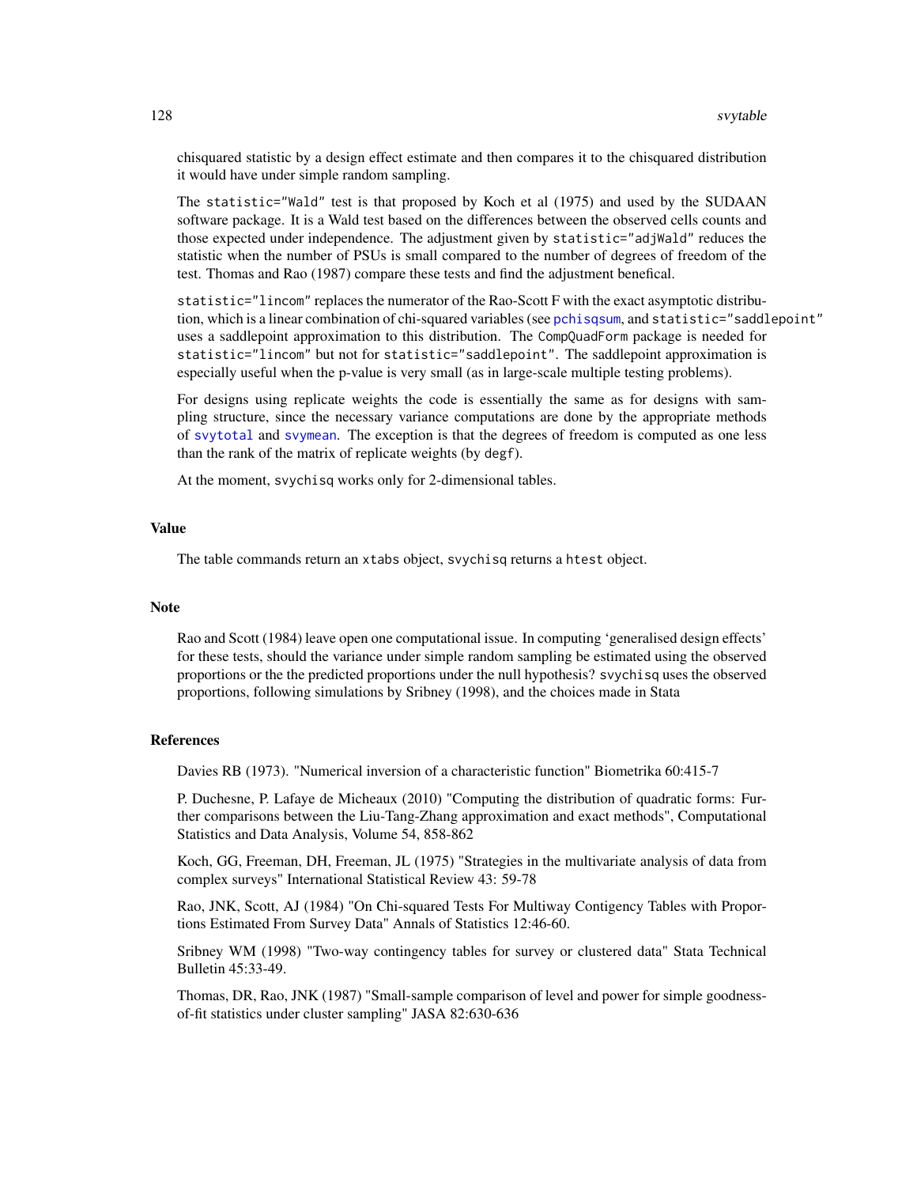chisquared statistic by a design effect estimate and then compares it to the chisquared distribution it would have under simple random sampling.

The `statistic="Wald"` test is that proposed by Koch et al (1975) and used by the SUDAAN software package. It is a Wald test based on the differences between the observed cells counts and those expected under independence. The adjustment given by `statistic="adjWald"` reduces the statistic when the number of PSUs is small compared to the number of degrees of freedom of the test. Thomas and Rao (1987) compare these tests and find the adjustment benefical.

`statistic="lincom"` replaces the numerator of the Rao-Scott F with the exact asymptotic distribution, which is a linear combination of chi-squared variables (see `pchisqsum`, and `statistic="saddlepoint"` uses a saddlepoint approximation to this distribution. The `CompQuadForm` package is needed for `statistic="lincom"` but not for `statistic="saddlepoint"`. The saddlepoint approximation is especially useful when the p-value is very small (as in large-scale multiple testing problems).

For designs using replicate weights the code is essentially the same as for designs with sampling structure, since the necessary variance computations are done by the appropriate methods of `svytotal` and `svymean`. The exception is that the degrees of freedom is computed as one less than the rank of the matrix of replicate weights (by `degf`).

At the moment, `svychisq` works only for 2-dimensional tables.

## Value

The table commands return an `xtabs` object, `svychisq` returns a `htest` object.

## Note

Rao and Scott (1984) leave open one computational issue. In computing 'generalised design effects' for these tests, should the variance under simple random sampling be estimated using the observed proportions or the the predicted proportions under the null hypothesis? `svychisq` uses the observed proportions, following simulations by Sribney (1998), and the choices made in Stata

## References

Davies RB (1973). "Numerical inversion of a characteristic function" Biometrika 60:415-7

P. Duchesne, P. Lafaye de Micheaux (2010) "Computing the distribution of quadratic forms: Further comparisons between the Liu-Tang-Zhang approximation and exact methods", Computational Statistics and Data Analysis, Volume 54, 858-862

Koch, GG, Freeman, DH, Freeman, JL (1975) "Strategies in the multivariate analysis of data from complex surveys" International Statistical Review 43: 59-78

Rao, JNK, Scott, AJ (1984) "On Chi-squared Tests For Multiway Contigency Tables with Proportions Estimated From Survey Data" Annals of Statistics 12:46-60.

Sribney WM (1998) "Two-way contingency tables for survey or clustered data" Stata Technical Bulletin 45:33-49.

Thomas, DR, Rao, JNK (1987) "Small-sample comparison of level and power for simple goodness-of-fit statistics under cluster sampling" JASA 82:630-636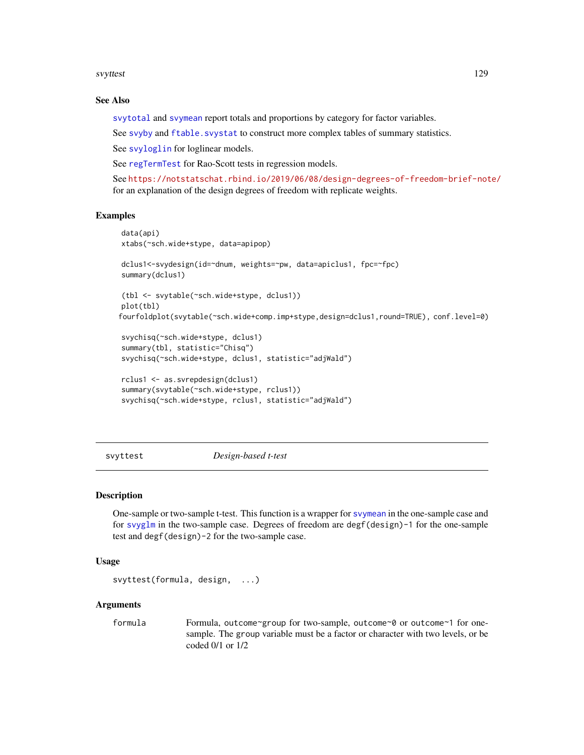### See Also

svytotal and svymean report totals and proportions by category for factor variables.

See svyby and ftable.svystat to construct more complex tables of summary statistics.

See svyloglin for loglinear models.

See regTermTest for Rao-Scott tests in regression models.

See https://notstatschat.rbind.io/2019/06/08/design-degrees-of-freedom-brief-note/ for an explanation of the design degrees of freedom with replicate weights.

### Examples

```
data(api)
xtabs(~sch.wide+stype, data=apipop)

dclus1<-svydesign(id=~dnum, weights=~pw, data=apiclus1, fpc=~fpc)
summary(dclus1)

(tbl <- svytable(~sch.wide+stype, dclus1))
plot(tbl)
fourfoldplot(svytable(~sch.wide+comp.imp+stype,design=dclus1,round=TRUE), conf.level=0)

svychisq(~sch.wide+stype, dclus1)
summary(tbl, statistic="Chisq")
svychisq(~sch.wide+stype, dclus1, statistic="adjWald")

rclus1 <- as.svrepdesign(dclus1)
summary(svytable(~sch.wide+stype, rclus1))
svychisq(~sch.wide+stype, rclus1, statistic="adjWald")
```

---

## svyttest — *Design-based t-test*

### Description

One-sample or two-sample t-test. This function is a wrapper for svymean in the one-sample case and for svyglm in the two-sample case. Degrees of freedom are `degf(design)-1` for the one-sample test and `degf(design)-2` for the two-sample case.

### Usage

```
svyttest(formula, design,  ...)
```

### Arguments

| | |
|---|---|
| formula | Formula, `outcome~group` for two-sample, `outcome~0` or `outcome~1` for one-sample. The group variable must be a factor or character with two levels, or be coded 0/1 or 1/2 |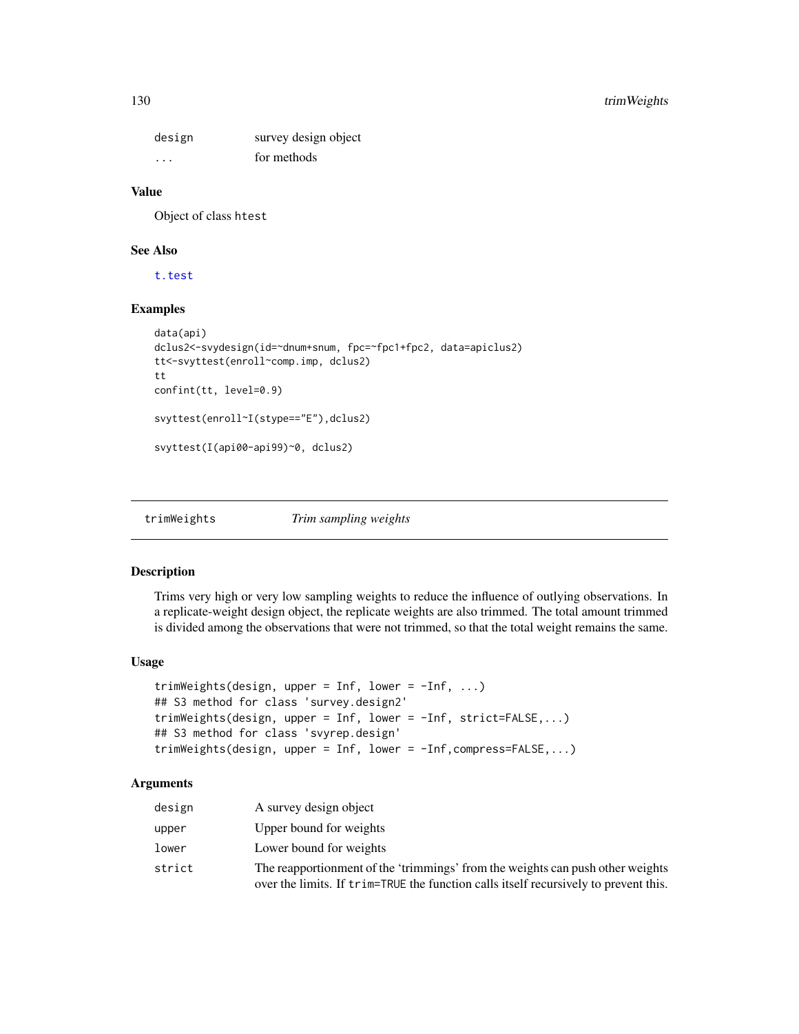| | |
|---|---|
| design | survey design object |
| ... | for methods |

### Value

Object of class htest

### See Also

t.test

### Examples

```
data(api)
dclus2<-svydesign(id=~dnum+snum, fpc=~fpc1+fpc2, data=apiclus2)
tt<-svyttest(enroll~comp.imp, dclus2)
tt
confint(tt, level=0.9)

svyttest(enroll~I(stype=="E"),dclus2)

svyttest(I(api00-api99)~0, dclus2)
```

---

## trimWeights — *Trim sampling weights*

---

### Description

Trims very high or very low sampling weights to reduce the influence of outlying observations. In a replicate-weight design object, the replicate weights are also trimmed. The total amount trimmed is divided among the observations that were not trimmed, so that the total weight remains the same.

### Usage

```
trimWeights(design, upper = Inf, lower = -Inf, ...)
## S3 method for class 'survey.design2'
trimWeights(design, upper = Inf, lower = -Inf, strict=FALSE,...)
## S3 method for class 'svyrep.design'
trimWeights(design, upper = Inf, lower = -Inf,compress=FALSE,...)
```

### Arguments

| | |
|---|---|
| design | A survey design object |
| upper | Upper bound for weights |
| lower | Lower bound for weights |
| strict | The reapportionment of the 'trimmings' from the weights can push other weights over the limits. If trim=TRUE the function calls itself recursively to prevent this. |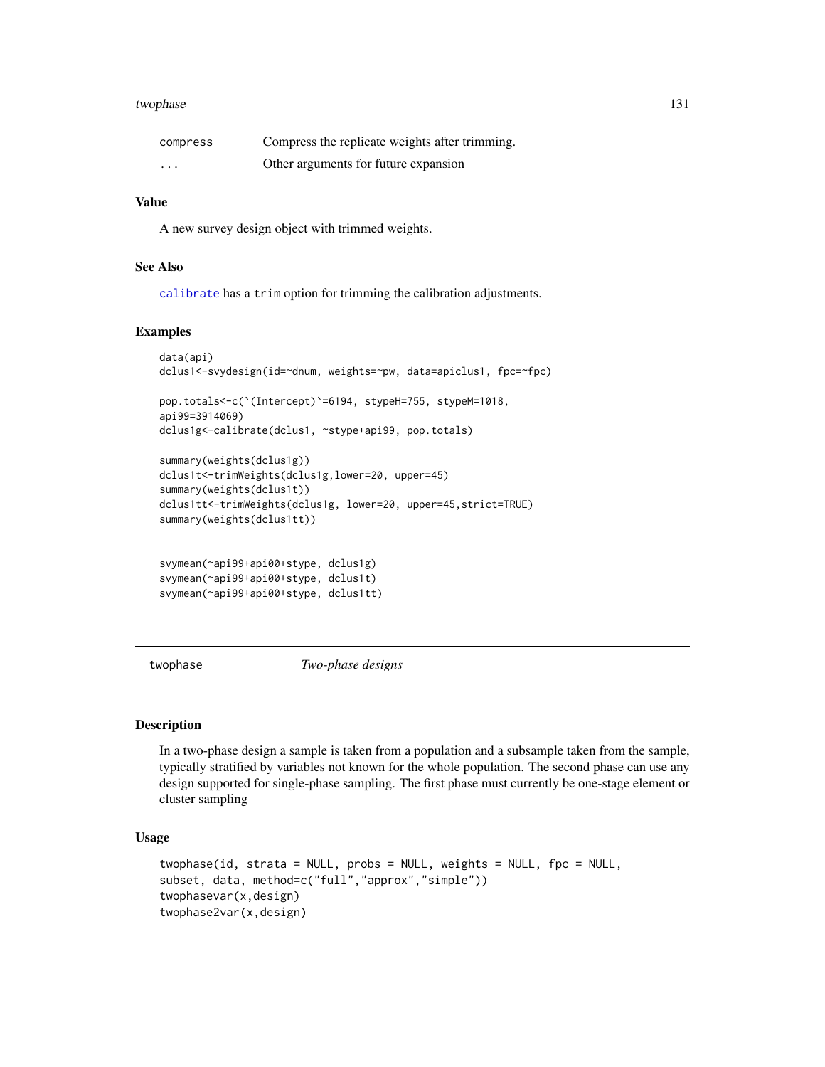| | |
|---|---|
| compress | Compress the replicate weights after trimming. |
| ... | Other arguments for future expansion |

### Value

A new survey design object with trimmed weights.

### See Also

calibrate has a trim option for trimming the calibration adjustments.

### Examples

```
data(api)
dclus1<-svydesign(id=~dnum, weights=~pw, data=apiclus1, fpc=~fpc)

pop.totals<-c(`(Intercept)`=6194, stypeH=755, stypeM=1018,
api99=3914069)
dclus1g<-calibrate(dclus1, ~stype+api99, pop.totals)

summary(weights(dclus1g))
dclus1t<-trimWeights(dclus1g,lower=20, upper=45)
summary(weights(dclus1t))
dclus1tt<-trimWeights(dclus1g, lower=20, upper=45,strict=TRUE)
summary(weights(dclus1tt))


svymean(~api99+api00+stype, dclus1g)
svymean(~api99+api00+stype, dclus1t)
svymean(~api99+api00+stype, dclus1tt)
```

---

## twophase *Two-phase designs*

### Description

In a two-phase design a sample is taken from a population and a subsample taken from the sample, typically stratified by variables not known for the whole population. The second phase can use any design supported for single-phase sampling. The first phase must currently be one-stage element or cluster sampling

### Usage

```
twophase(id, strata = NULL, probs = NULL, weights = NULL, fpc = NULL,
subset, data, method=c("full","approx","simple"))
twophasevar(x,design)
twophase2var(x,design)
```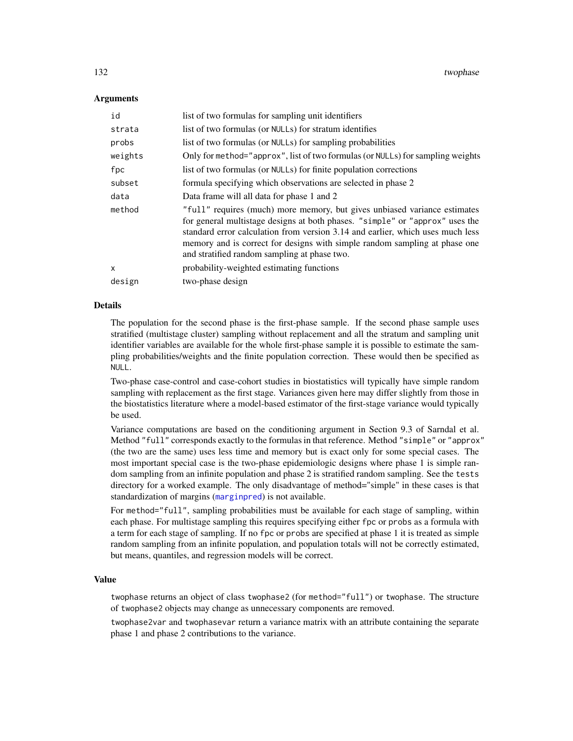### Arguments

| | |
|---|---|
| id | list of two formulas for sampling unit identifiers |
| strata | list of two formulas (or NULLs) for stratum identifies |
| probs | list of two formulas (or NULLs) for sampling probabilities |
| weights | Only for method="approx", list of two formulas (or NULLs) for sampling weights |
| fpc | list of two formulas (or NULLs) for finite population corrections |
| subset | formula specifying which observations are selected in phase 2 |
| data | Data frame will all data for phase 1 and 2 |
| method | "full" requires (much) more memory, but gives unbiased variance estimates for general multistage designs at both phases. "simple" or "approx" uses the standard error calculation from version 3.14 and earlier, which uses much less memory and is correct for designs with simple random sampling at phase one and stratified random sampling at phase two. |
| x | probability-weighted estimating functions |
| design | two-phase design |

### Details

The population for the second phase is the first-phase sample. If the second phase sample uses stratified (multistage cluster) sampling without replacement and all the stratum and sampling unit identifier variables are available for the whole first-phase sample it is possible to estimate the sampling probabilities/weights and the finite population correction. These would then be specified as NULL.

Two-phase case-control and case-cohort studies in biostatistics will typically have simple random sampling with replacement as the first stage. Variances given here may differ slightly from those in the biostatistics literature where a model-based estimator of the first-stage variance would typically be used.

Variance computations are based on the conditioning argument in Section 9.3 of Sarndal et al. Method "full" corresponds exactly to the formulas in that reference. Method "simple" or "approx" (the two are the same) uses less time and memory but is exact only for some special cases. The most important special case is the two-phase epidemiologic designs where phase 1 is simple random sampling from an infinite population and phase 2 is stratified random sampling. See the tests directory for a worked example. The only disadvantage of method="simple" in these cases is that standardization of margins (marginpred) is not available.

For method="full", sampling probabilities must be available for each stage of sampling, within each phase. For multistage sampling this requires specifying either fpc or probs as a formula with a term for each stage of sampling. If no fpc or probs are specified at phase 1 it is treated as simple random sampling from an infinite population, and population totals will not be correctly estimated, but means, quantiles, and regression models will be correct.

### Value

twophase returns an object of class twophase2 (for method="full") or twophase. The structure of twophase2 objects may change as unnecessary components are removed.

twophase2var and twophasevar return a variance matrix with an attribute containing the separate phase 1 and phase 2 contributions to the variance.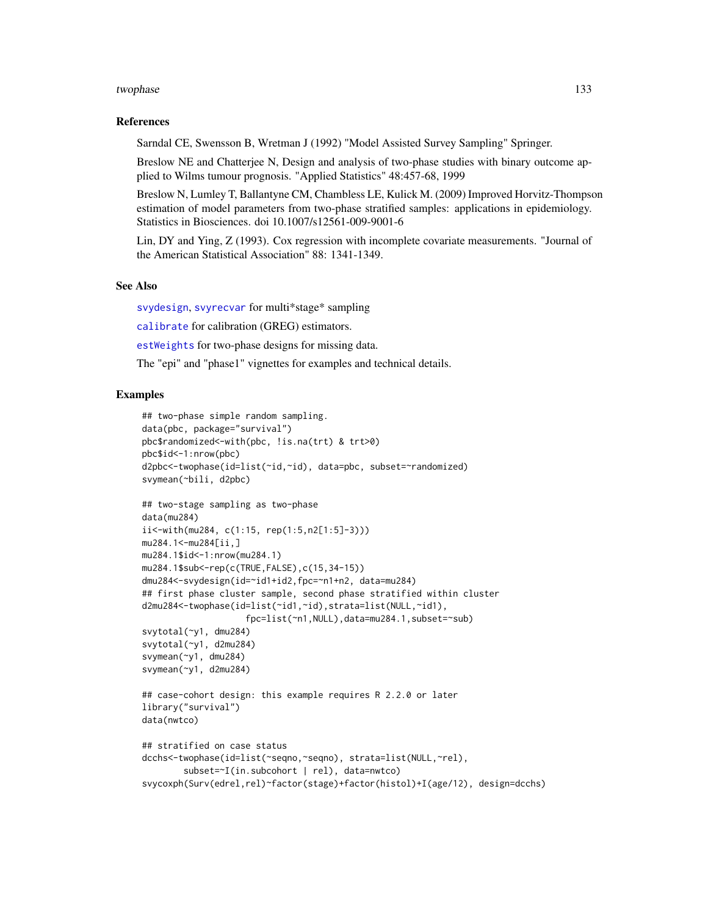## References

Sarndal CE, Swensson B, Wretman J (1992) "Model Assisted Survey Sampling" Springer.

Breslow NE and Chatterjee N, Design and analysis of two-phase studies with binary outcome applied to Wilms tumour prognosis. "Applied Statistics" 48:457-68, 1999

Breslow N, Lumley T, Ballantyne CM, Chambless LE, Kulick M. (2009) Improved Horvitz-Thompson estimation of model parameters from two-phase stratified samples: applications in epidemiology. Statistics in Biosciences. doi 10.1007/s12561-009-9001-6

Lin, DY and Ying, Z (1993). Cox regression with incomplete covariate measurements. "Journal of the American Statistical Association" 88: 1341-1349.

## See Also

svydesign, svyrecvar for multi*stage* sampling

calibrate for calibration (GREG) estimators.

estWeights for two-phase designs for missing data.

The "epi" and "phase1" vignettes for examples and technical details.

## Examples

```
## two-phase simple random sampling.
data(pbc, package="survival")
pbc$randomized<-with(pbc, !is.na(trt) & trt>0)
pbc$id<-1:nrow(pbc)
d2pbc<-twophase(id=list(~id,~id), data=pbc, subset=~randomized)
svymean(~bili, d2pbc)

## two-stage sampling as two-phase
data(mu284)
ii<-with(mu284, c(1:15, rep(1:5,n2[1:5]-3)))
mu284.1<-mu284[ii,]
mu284.1$id<-1:nrow(mu284.1)
mu284.1$sub<-rep(c(TRUE,FALSE),c(15,34-15))
dmu284<-svydesign(id=~id1+id2,fpc=~n1+n2, data=mu284)
## first phase cluster sample, second phase stratified within cluster
d2mu284<-twophase(id=list(~id1,~id),strata=list(NULL,~id1),
                    fpc=list(~n1,NULL),data=mu284.1,subset=~sub)
svytotal(~y1, dmu284)
svytotal(~y1, d2mu284)
svymean(~y1, dmu284)
svymean(~y1, d2mu284)

## case-cohort design: this example requires R 2.2.0 or later
library("survival")
data(nwtco)

## stratified on case status
dcchs<-twophase(id=list(~seqno,~seqno), strata=list(NULL,~rel),
        subset=~I(in.subcohort | rel), data=nwtco)
svycoxph(Surv(edrel,rel)~factor(stage)+factor(histol)+I(age/12), design=dcchs)
```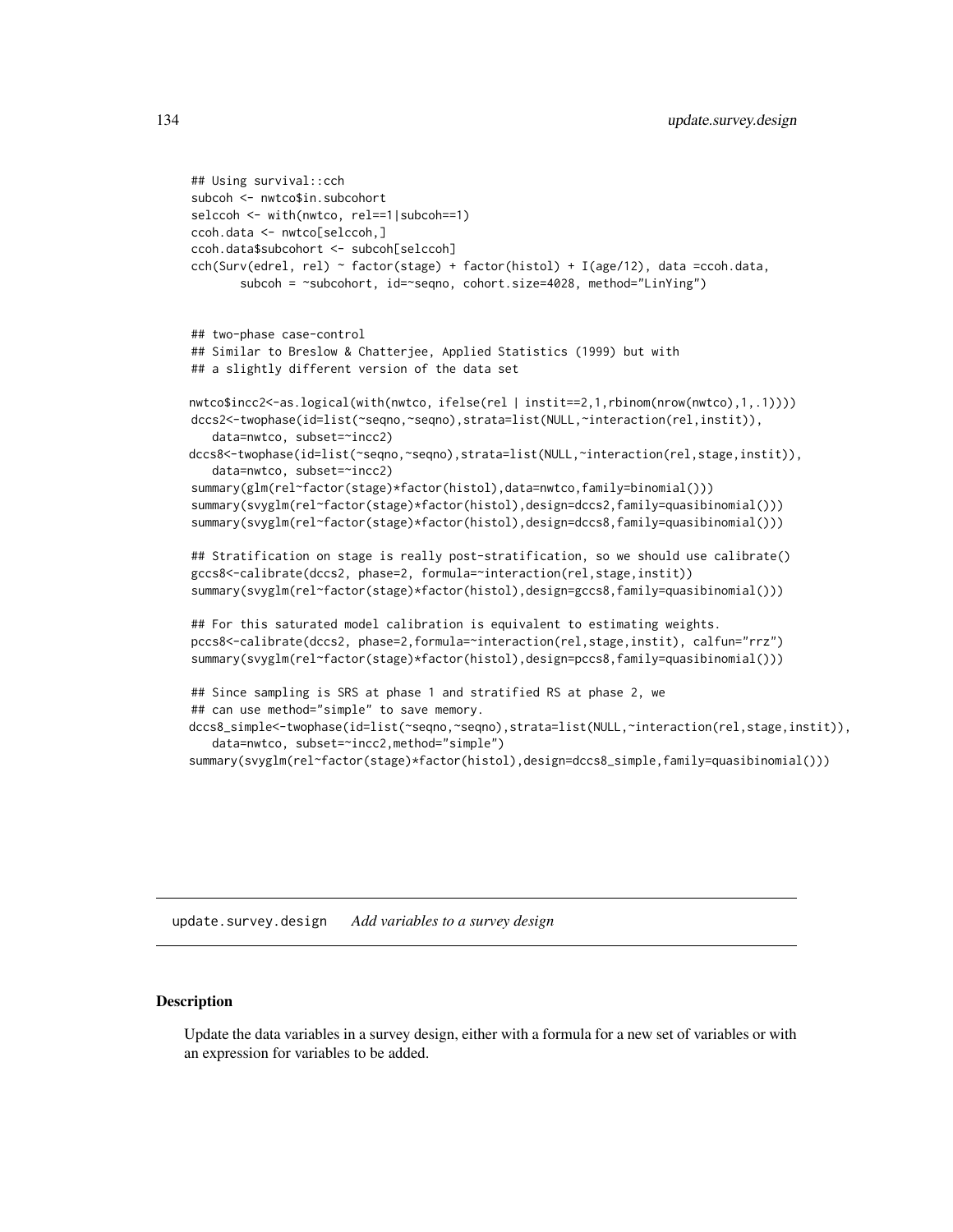```
## Using survival::cch
subcoh <- nwtco$in.subcohort
selccoh <- with(nwtco, rel==1|subcoh==1)
ccoh.data <- nwtco[selccoh,]
ccoh.data$subcohort <- subcoh[selccoh]
cch(Surv(edrel, rel) ~ factor(stage) + factor(histol) + I(age/12), data =ccoh.data,
       subcoh = ~subcohort, id=~seqno, cohort.size=4028, method="LinYing")


## two-phase case-control
## Similar to Breslow & Chatterjee, Applied Statistics (1999) but with
## a slightly different version of the data set

nwtco$incc2<-as.logical(with(nwtco, ifelse(rel | instit==2,1,rbinom(nrow(nwtco),1,.1))))
dccs2<-twophase(id=list(~seqno,~seqno),strata=list(NULL,~interaction(rel,instit)),
   data=nwtco, subset=~incc2)
dccs8<-twophase(id=list(~seqno,~seqno),strata=list(NULL,~interaction(rel,stage,instit)),
   data=nwtco, subset=~incc2)
summary(glm(rel~factor(stage)*factor(histol),data=nwtco,family=binomial()))
summary(svyglm(rel~factor(stage)*factor(histol),design=dccs2,family=quasibinomial()))
summary(svyglm(rel~factor(stage)*factor(histol),design=dccs8,family=quasibinomial()))

## Stratification on stage is really post-stratification, so we should use calibrate()
gccs8<-calibrate(dccs2, phase=2, formula=~interaction(rel,stage,instit))
summary(svyglm(rel~factor(stage)*factor(histol),design=gccs8,family=quasibinomial()))

## For this saturated model calibration is equivalent to estimating weights.
pccs8<-calibrate(dccs2, phase=2,formula=~interaction(rel,stage,instit), calfun="rrz")
summary(svyglm(rel~factor(stage)*factor(histol),design=pccs8,family=quasibinomial()))

## Since sampling is SRS at phase 1 and stratified RS at phase 2, we
## can use method="simple" to save memory.
dccs8_simple<-twophase(id=list(~seqno,~seqno),strata=list(NULL,~interaction(rel,stage,instit)),
   data=nwtco, subset=~incc2,method="simple")
summary(svyglm(rel~factor(stage)*factor(histol),design=dccs8_simple,family=quasibinomial()))
```

---

`update.survey.design` *Add variables to a survey design*

---

## Description

Update the data variables in a survey design, either with a formula for a new set of variables or with an expression for variables to be added.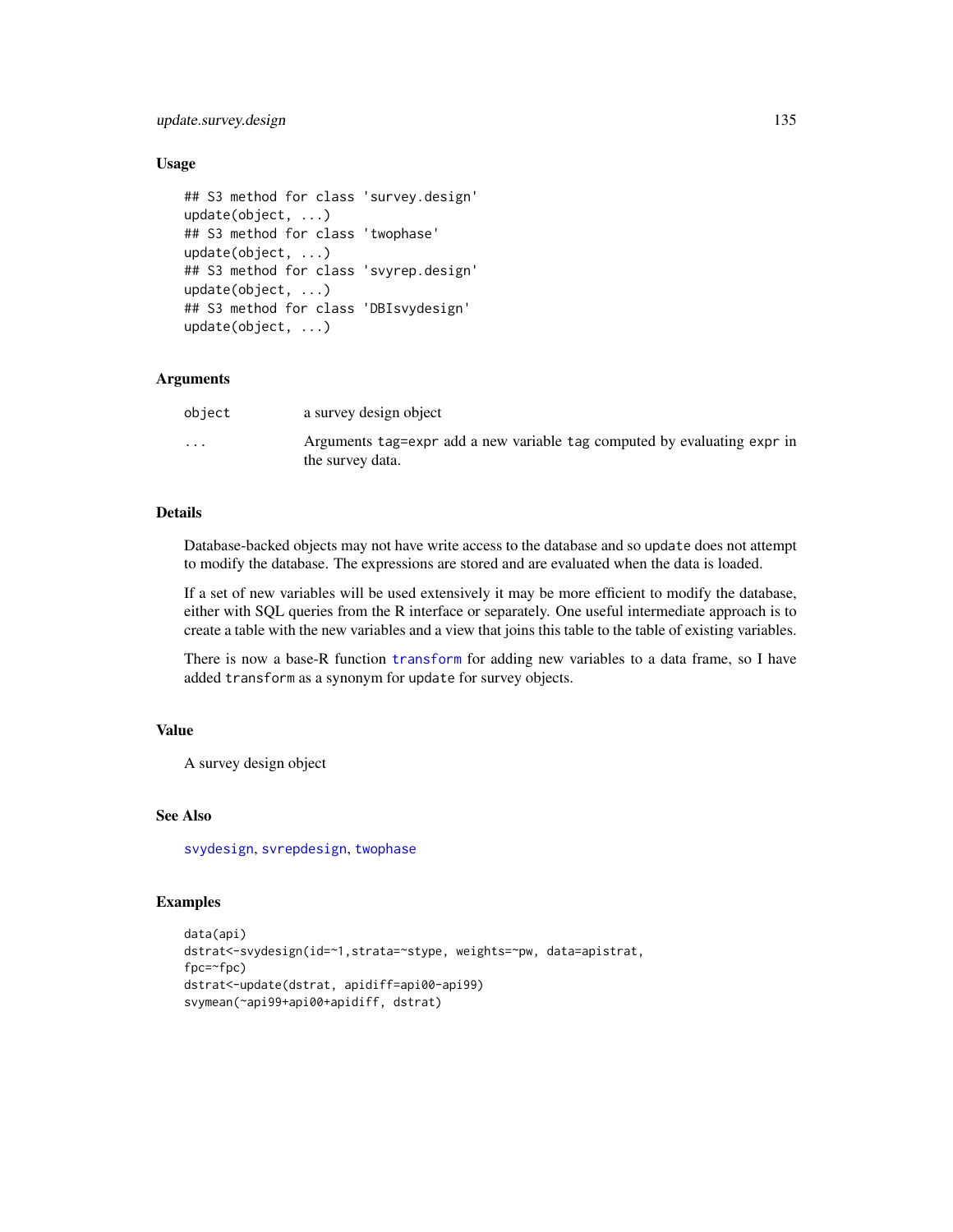## Usage

```
## S3 method for class 'survey.design'
update(object, ...)
## S3 method for class 'twophase'
update(object, ...)
## S3 method for class 'svyrep.design'
update(object, ...)
## S3 method for class 'DBIsvydesign'
update(object, ...)
```

## Arguments

| | |
|---|---|
| `object` | a survey design object |
| `...` | Arguments `tag=expr` add a new variable `tag` computed by evaluating `expr` in the survey data. |

## Details

Database-backed objects may not have write access to the database and so `update` does not attempt to modify the database. The expressions are stored and are evaluated when the data is loaded.

If a set of new variables will be used extensively it may be more efficient to modify the database, either with SQL queries from the R interface or separately. One useful intermediate approach is to create a table with the new variables and a view that joins this table to the table of existing variables.

There is now a base-R function `transform` for adding new variables to a data frame, so I have added `transform` as a synonym for `update` for survey objects.

## Value

A survey design object

## See Also

`svydesign`, `svrepdesign`, `twophase`

## Examples

```
data(api)
dstrat<-svydesign(id=~1,strata=~stype, weights=~pw, data=apistrat,
fpc=~fpc)
dstrat<-update(dstrat, apidiff=api00-api99)
svymean(~api99+api00+apidiff, dstrat)
```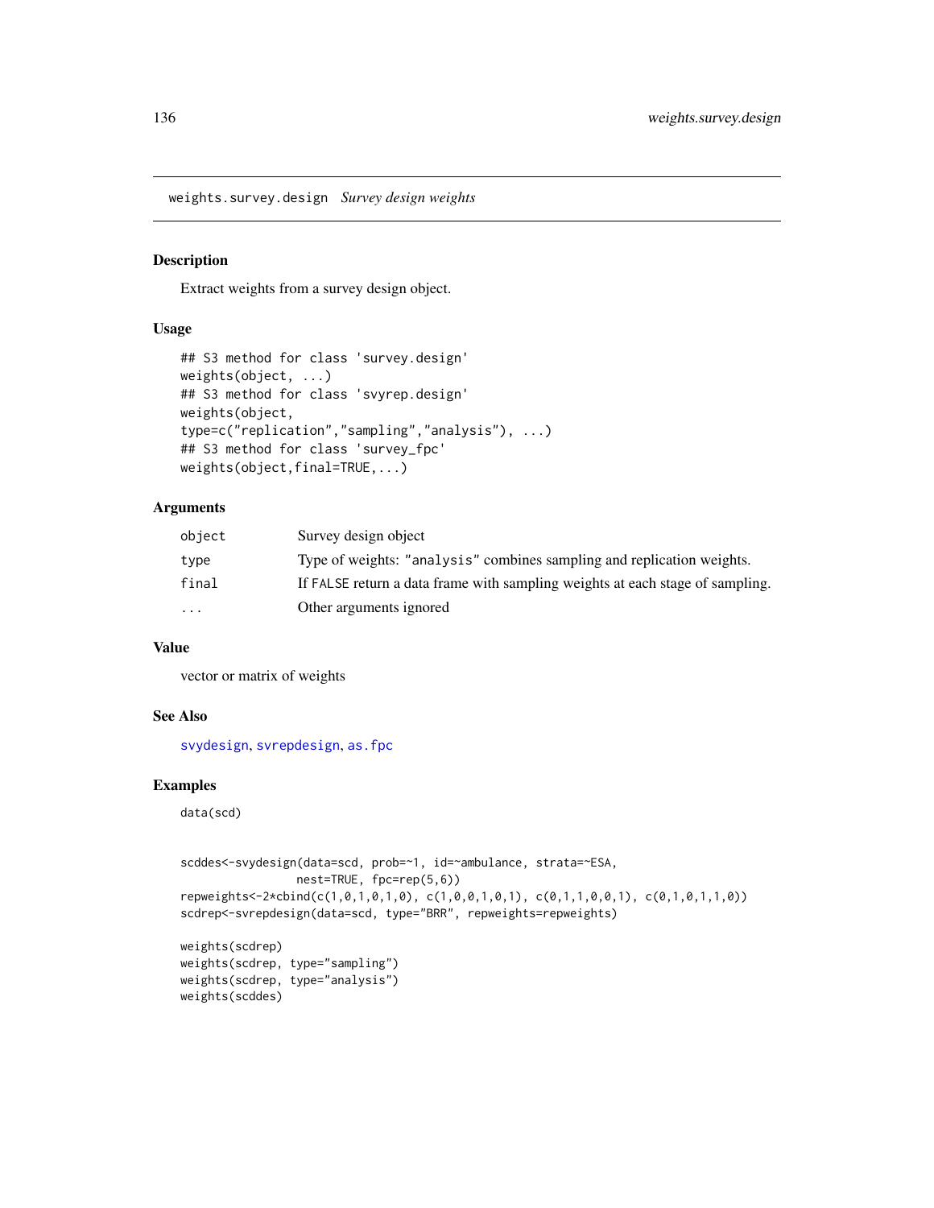## weights.survey.design *Survey design weights*

### Description

Extract weights from a survey design object.

### Usage

```
## S3 method for class 'survey.design'
weights(object, ...)
## S3 method for class 'svyrep.design'
weights(object,
type=c("replication","sampling","analysis"), ...)
## S3 method for class 'survey_fpc'
weights(object,final=TRUE,...)
```

### Arguments

| | |
|---|---|
| object | Survey design object |
| type | Type of weights: "analysis" combines sampling and replication weights. |
| final | If FALSE return a data frame with sampling weights at each stage of sampling. |
| ... | Other arguments ignored |

### Value

vector or matrix of weights

### See Also

svydesign, svrepdesign, as.fpc

### Examples

```
data(scd)


scddes<-svydesign(data=scd, prob=~1, id=~ambulance, strata=~ESA,
                  nest=TRUE, fpc=rep(5,6))
repweights<-2*cbind(c(1,0,1,0,1,0), c(1,0,0,1,0,1), c(0,1,1,0,0,1), c(0,1,0,1,1,0))
scdrep<-svrepdesign(data=scd, type="BRR", repweights=repweights)

weights(scdrep)
weights(scdrep, type="sampling")
weights(scdrep, type="analysis")
weights(scddes)
```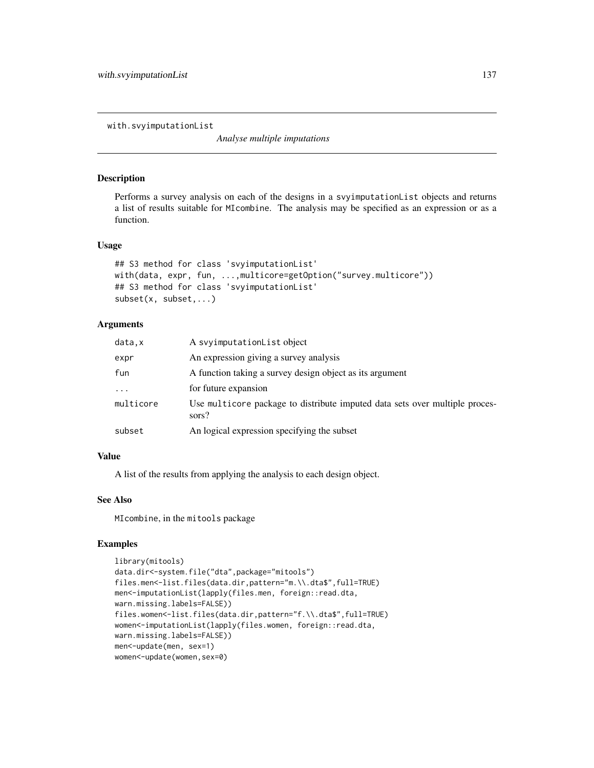# with.svyimputationList

*Analyse multiple imputations*

## Description

Performs a survey analysis on each of the designs in a `svyimputationList` objects and returns a list of results suitable for `MIcombine`. The analysis may be specified as an expression or as a function.

## Usage

```
## S3 method for class 'svyimputationList'
with(data, expr, fun, ...,multicore=getOption("survey.multicore"))
## S3 method for class 'svyimputationList'
subset(x, subset,...)
```

## Arguments

| | |
|---|---|
| `data,x` | A `svyimputationList` object |
| `expr` | An expression giving a survey analysis |
| `fun` | A function taking a survey design object as its argument |
| `...` | for future expansion |
| `multicore` | Use `multicore` package to distribute imputed data sets over multiple processors? |
| `subset` | An logical expression specifying the subset |

## Value

A list of the results from applying the analysis to each design object.

## See Also

`MIcombine`, in the `mitools` package

## Examples

```
library(mitools)
data.dir<-system.file("dta",package="mitools")
files.men<-list.files(data.dir,pattern="m.\\.dta$",full=TRUE)
men<-imputationList(lapply(files.men, foreign::read.dta,
warn.missing.labels=FALSE))
files.women<-list.files(data.dir,pattern="f.\\.dta$",full=TRUE)
women<-imputationList(lapply(files.women, foreign::read.dta,
warn.missing.labels=FALSE))
men<-update(men, sex=1)
women<-update(women,sex=0)
```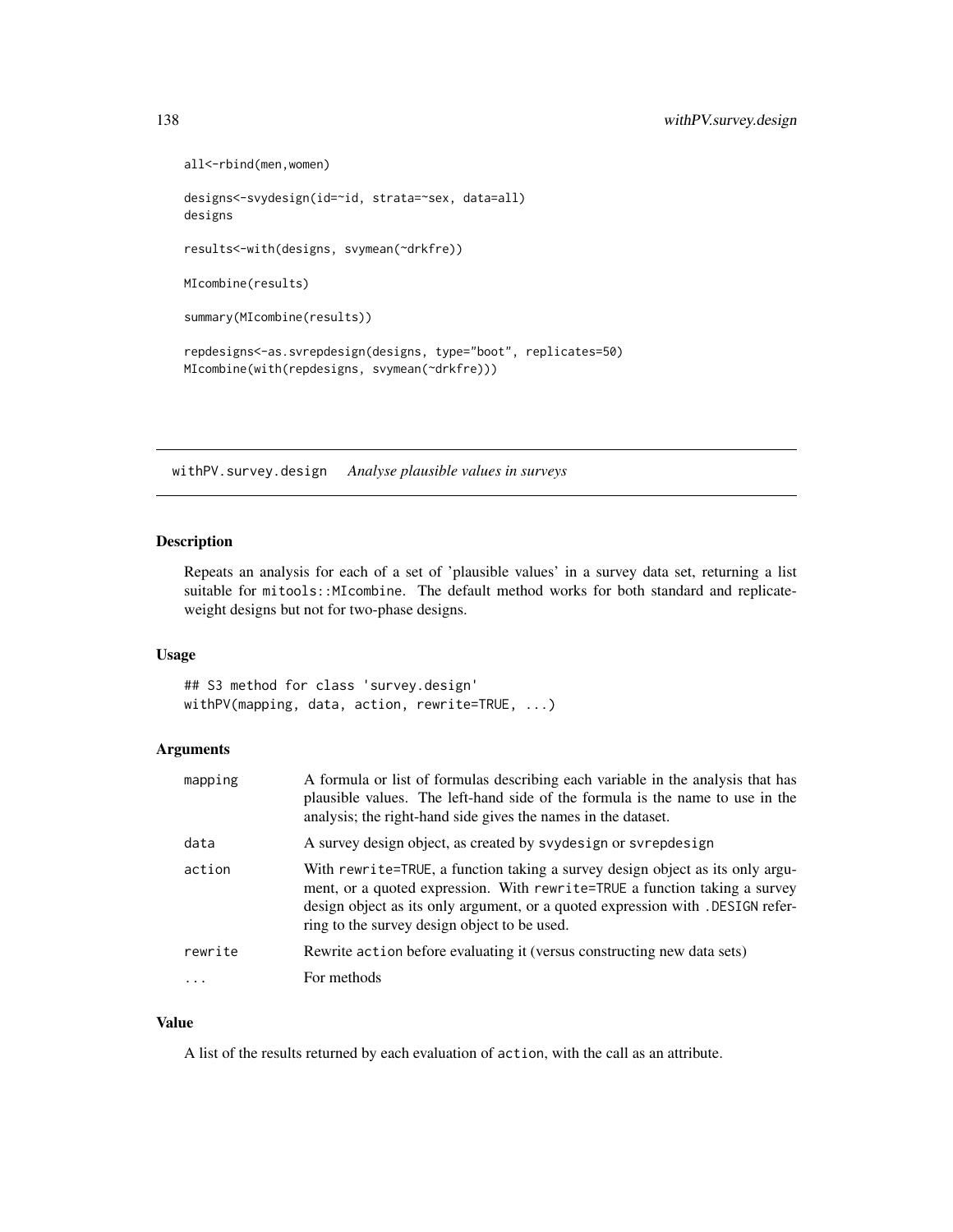```
all<-rbind(men,women)

designs<-svydesign(id=~id, strata=~sex, data=all)
designs

results<-with(designs, svymean(~drkfre))

MIcombine(results)

summary(MIcombine(results))

repdesigns<-as.svrepdesign(designs, type="boot", replicates=50)
MIcombine(with(repdesigns, svymean(~drkfre)))
```

## withPV.survey.design    *Analyse plausible values in surveys*

### Description

Repeats an analysis for each of a set of 'plausible values' in a survey data set, returning a list suitable for `mitools::MIcombine`. The default method works for both standard and replicate-weight designs but not for two-phase designs.

### Usage

```
## S3 method for class 'survey.design'
withPV(mapping, data, action, rewrite=TRUE, ...)
```

### Arguments

| | |
|---|---|
| `mapping` | A formula or list of formulas describing each variable in the analysis that has plausible values. The left-hand side of the formula is the name to use in the analysis; the right-hand side gives the names in the dataset. |
| `data` | A survey design object, as created by `svydesign` or `svrepdesign` |
| `action` | With `rewrite=TRUE`, a function taking a survey design object as its only argument, or a quoted expression. With `rewrite=TRUE` a function taking a survey design object as its only argument, or a quoted expression with `.DESIGN` referring to the survey design object to be used. |
| `rewrite` | Rewrite `action` before evaluating it (versus constructing new data sets) |
| `...` | For methods |

### Value

A list of the results returned by each evaluation of `action`, with the call as an attribute.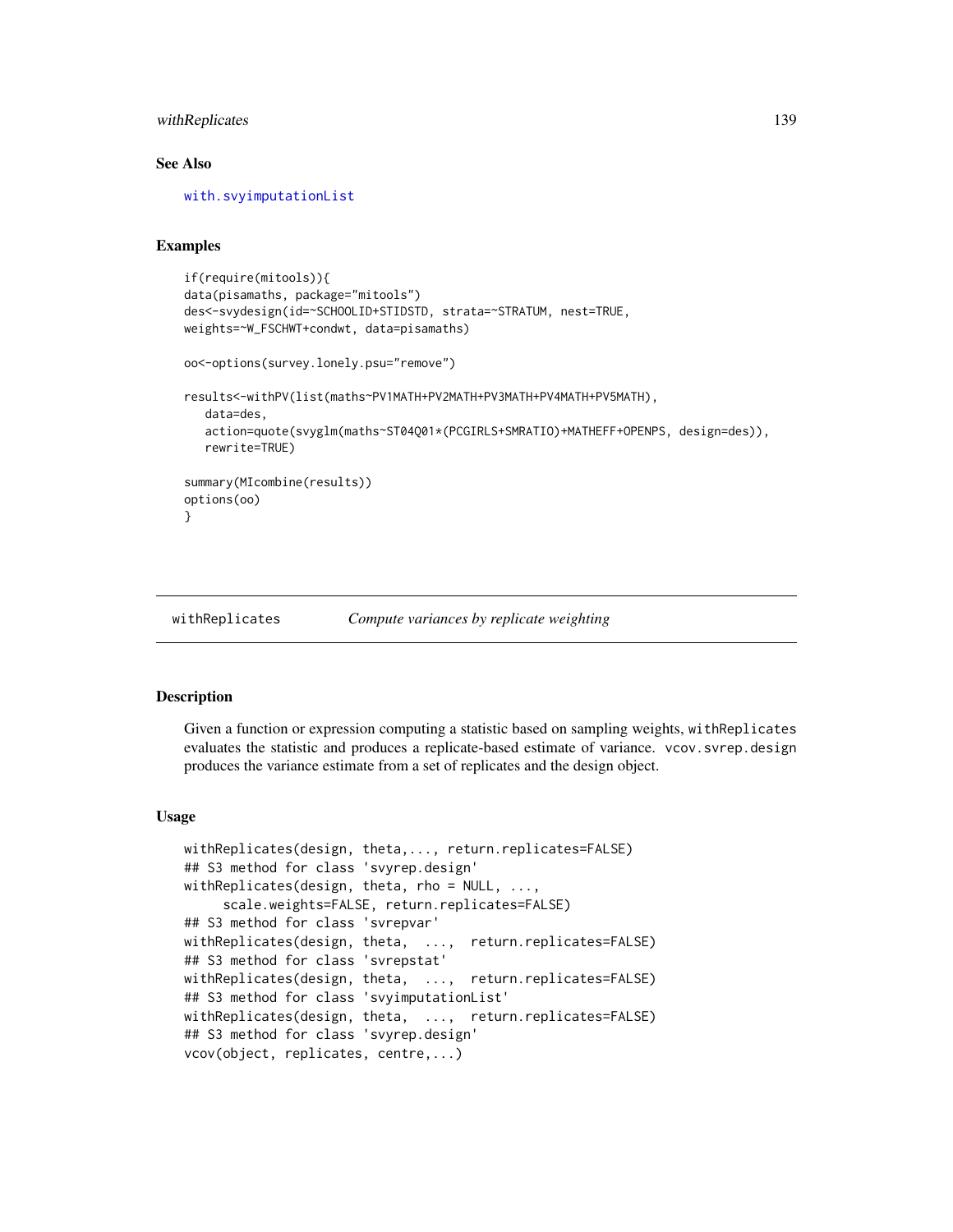### See Also

with.svyimputationList

### Examples

```
if(require(mitools)){
data(pisamaths, package="mitools")
des<-svydesign(id=~SCHOOLID+STIDSTD, strata=~STRATUM, nest=TRUE,
weights=~W_FSCHWT+condwt, data=pisamaths)

oo<-options(survey.lonely.psu="remove")

results<-withPV(list(maths~PV1MATH+PV2MATH+PV3MATH+PV4MATH+PV5MATH),
   data=des,
   action=quote(svyglm(maths~ST04Q01*(PCGIRLS+SMRATIO)+MATHEFF+OPENPS, design=des)),
   rewrite=TRUE)

summary(MIcombine(results))
options(oo)
}
```

---

## withReplicates — *Compute variances by replicate weighting*

### Description

Given a function or expression computing a statistic based on sampling weights, `withReplicates` evaluates the statistic and produces a replicate-based estimate of variance. `vcov.svrep.design` produces the variance estimate from a set of replicates and the design object.

### Usage

```
withReplicates(design, theta,..., return.replicates=FALSE)
## S3 method for class 'svyrep.design'
withReplicates(design, theta, rho = NULL, ...,
     scale.weights=FALSE, return.replicates=FALSE)
## S3 method for class 'svrepvar'
withReplicates(design, theta,  ...,  return.replicates=FALSE)
## S3 method for class 'svrepstat'
withReplicates(design, theta,  ...,  return.replicates=FALSE)
## S3 method for class 'svyimputationList'
withReplicates(design, theta,  ...,  return.replicates=FALSE)
## S3 method for class 'svyrep.design'
vcov(object, replicates, centre,...)
```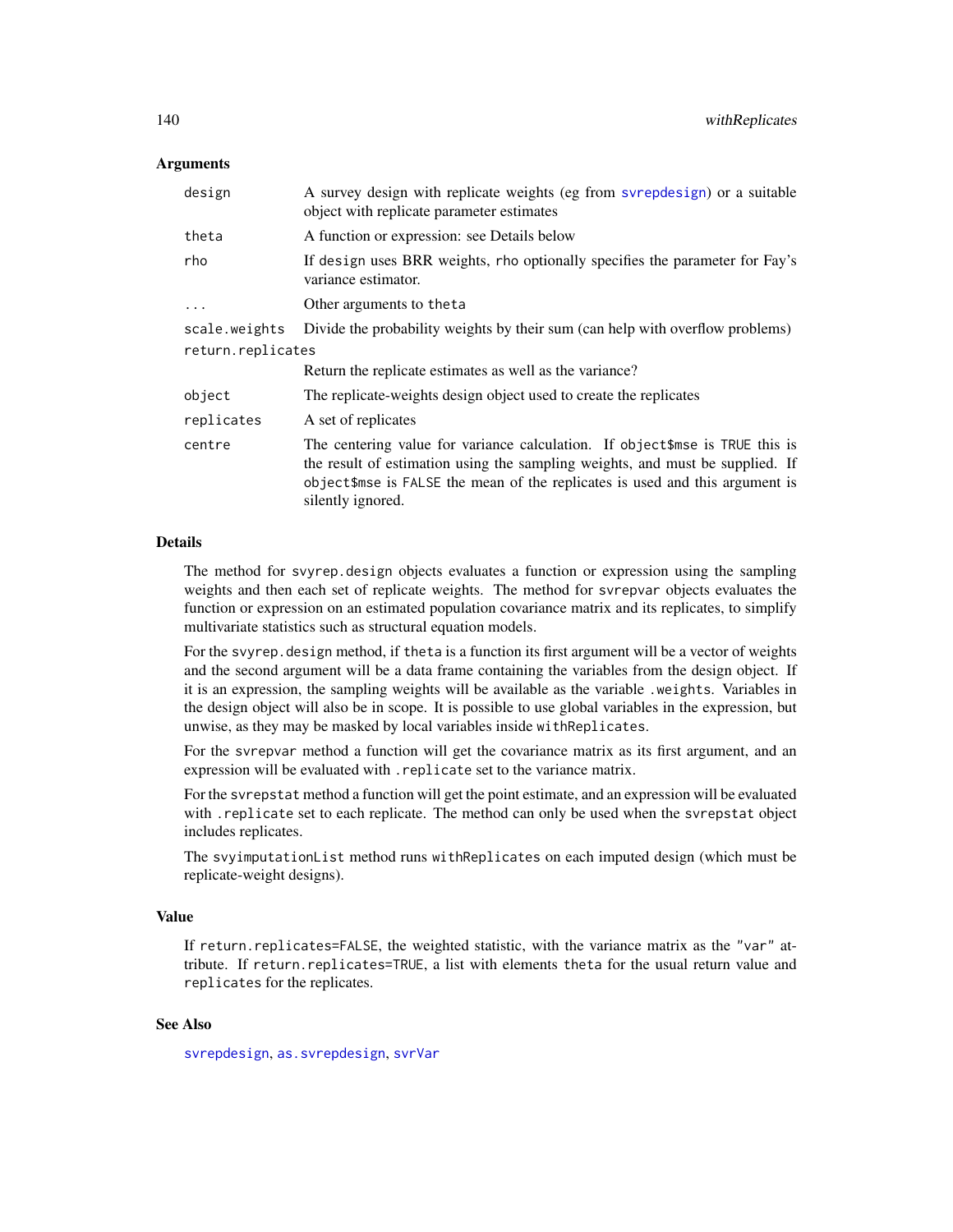### Arguments

| | |
|---|---|
| `design` | A survey design with replicate weights (eg from `svrepdesign`) or a suitable object with replicate parameter estimates |
| `theta` | A function or expression: see Details below |
| `rho` | If `design` uses BRR weights, `rho` optionally specifies the parameter for Fay's variance estimator. |
| `...` | Other arguments to `theta` |
| `scale.weights` | Divide the probability weights by their sum (can help with overflow problems) |
| `return.replicates` | Return the replicate estimates as well as the variance? |
| `object` | The replicate-weights design object used to create the replicates |
| `replicates` | A set of replicates |
| `centre` | The centering value for variance calculation. If `object$mse` is `TRUE` this is the result of estimation using the sampling weights, and must be supplied. If `object$mse` is `FALSE` the mean of the replicates is used and this argument is silently ignored. |

### Details

The method for `svyrep.design` objects evaluates a function or expression using the sampling weights and then each set of replicate weights. The method for `svrepvar` objects evaluates the function or expression on an estimated population covariance matrix and its replicates, to simplify multivariate statistics such as structural equation models.

For the `svyrep.design` method, if `theta` is a function its first argument will be a vector of weights and the second argument will be a data frame containing the variables from the design object. If it is an expression, the sampling weights will be available as the variable `.weights`. Variables in the design object will also be in scope. It is possible to use global variables in the expression, but unwise, as they may be masked by local variables inside `withReplicates`.

For the `svrepvar` method a function will get the covariance matrix as its first argument, and an expression will be evaluated with `.replicate` set to the variance matrix.

For the `svrepstat` method a function will get the point estimate, and an expression will be evaluated with `.replicate` set to each replicate. The method can only be used when the `svrepstat` object includes replicates.

The `svyimputationList` method runs `withReplicates` on each imputed design (which must be replicate-weight designs).

### Value

If `return.replicates=FALSE`, the weighted statistic, with the variance matrix as the `"var"` attribute. If `return.replicates=TRUE`, a list with elements `theta` for the usual return value and `replicates` for the replicates.

### See Also

`svrepdesign`, `as.svrepdesign`, `svrVar`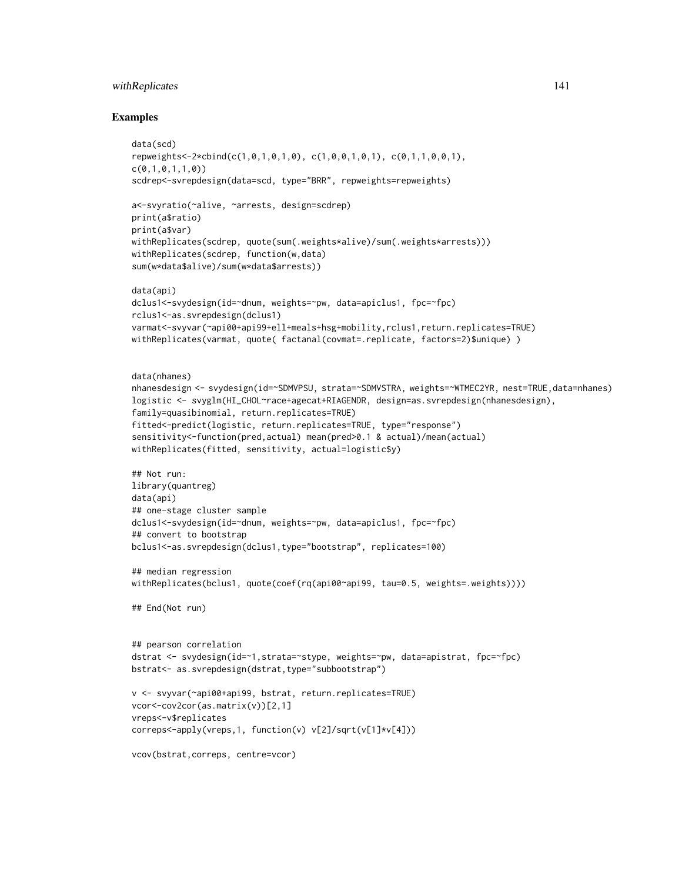## Examples

```
data(scd)
repweights<-2*cbind(c(1,0,1,0,1,0), c(1,0,0,1,0,1), c(0,1,1,0,0,1),
c(0,1,0,1,1,0))
scdrep<-svrepdesign(data=scd, type="BRR", repweights=repweights)

a<-svyratio(~alive, ~arrests, design=scdrep)
print(a$ratio)
print(a$var)
withReplicates(scdrep, quote(sum(.weights*alive)/sum(.weights*arrests)))
withReplicates(scdrep, function(w,data)
sum(w*data$alive)/sum(w*data$arrests))

data(api)
dclus1<-svydesign(id=~dnum, weights=~pw, data=apiclus1, fpc=~fpc)
rclus1<-as.svrepdesign(dclus1)
varmat<-svyvar(~api00+api99+ell+meals+hsg+mobility,rclus1,return.replicates=TRUE)
withReplicates(varmat, quote( factanal(covmat=.replicate, factors=2)$unique) )


data(nhanes)
nhanesdesign <- svydesign(id=~SDMVPSU, strata=~SDMVSTRA, weights=~WTMEC2YR, nest=TRUE,data=nhanes)
logistic <- svyglm(HI_CHOL~race+agecat+RIAGENDR, design=as.svrepdesign(nhanesdesign),
family=quasibinomial, return.replicates=TRUE)
fitted<-predict(logistic, return.replicates=TRUE, type="response")
sensitivity<-function(pred,actual) mean(pred>0.1 & actual)/mean(actual)
withReplicates(fitted, sensitivity, actual=logistic$y)

## Not run:
library(quantreg)
data(api)
## one-stage cluster sample
dclus1<-svydesign(id=~dnum, weights=~pw, data=apiclus1, fpc=~fpc)
## convert to bootstrap
bclus1<-as.svrepdesign(dclus1,type="bootstrap", replicates=100)

## median regression
withReplicates(bclus1, quote(coef(rq(api00~api99, tau=0.5, weights=.weights))))

## End(Not run)


## pearson correlation
dstrat <- svydesign(id=~1,strata=~stype, weights=~pw, data=apistrat, fpc=~fpc)
bstrat<- as.svrepdesign(dstrat,type="subbootstrap")

v <- svyvar(~api00+api99, bstrat, return.replicates=TRUE)
vcor<-cov2cor(as.matrix(v))[2,1]
vreps<-v$replicates
correps<-apply(vreps,1, function(v) v[2]/sqrt(v[1]*v[4]))

vcov(bstrat,correps, centre=vcor)
```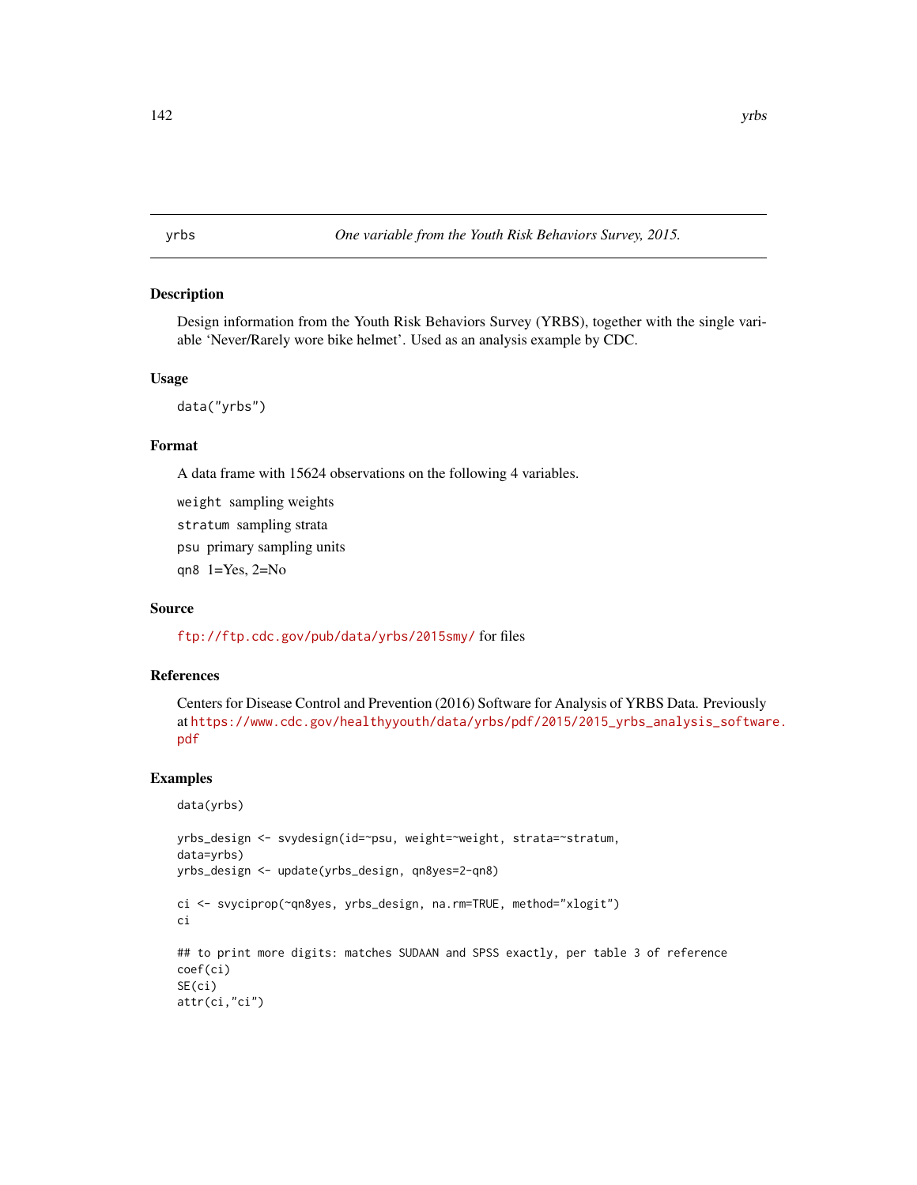## yrbs — *One variable from the Youth Risk Behaviors Survey, 2015.*

### Description

Design information from the Youth Risk Behaviors Survey (YRBS), together with the single variable 'Never/Rarely wore bike helmet'. Used as an analysis example by CDC.

### Usage

```
data("yrbs")
```

### Format

A data frame with 15624 observations on the following 4 variables.

- `weight` sampling weights
- `stratum` sampling strata
- `psu` primary sampling units
- `qn8` 1=Yes, 2=No

### Source

ftp://ftp.cdc.gov/pub/data/yrbs/2015smy/ for files

### References

Centers for Disease Control and Prevention (2016) Software for Analysis of YRBS Data. Previously at https://www.cdc.gov/healthyyouth/data/yrbs/pdf/2015/2015_yrbs_analysis_software.pdf

### Examples

```
data(yrbs)

yrbs_design <- svydesign(id=~psu, weight=~weight, strata=~stratum,
data=yrbs)
yrbs_design <- update(yrbs_design, qn8yes=2-qn8)

ci <- svyciprop(~qn8yes, yrbs_design, na.rm=TRUE, method="xlogit")
ci

## to print more digits: matches SUDAAN and SPSS exactly, per table 3 of reference
coef(ci)
SE(ci)
attr(ci,"ci")
```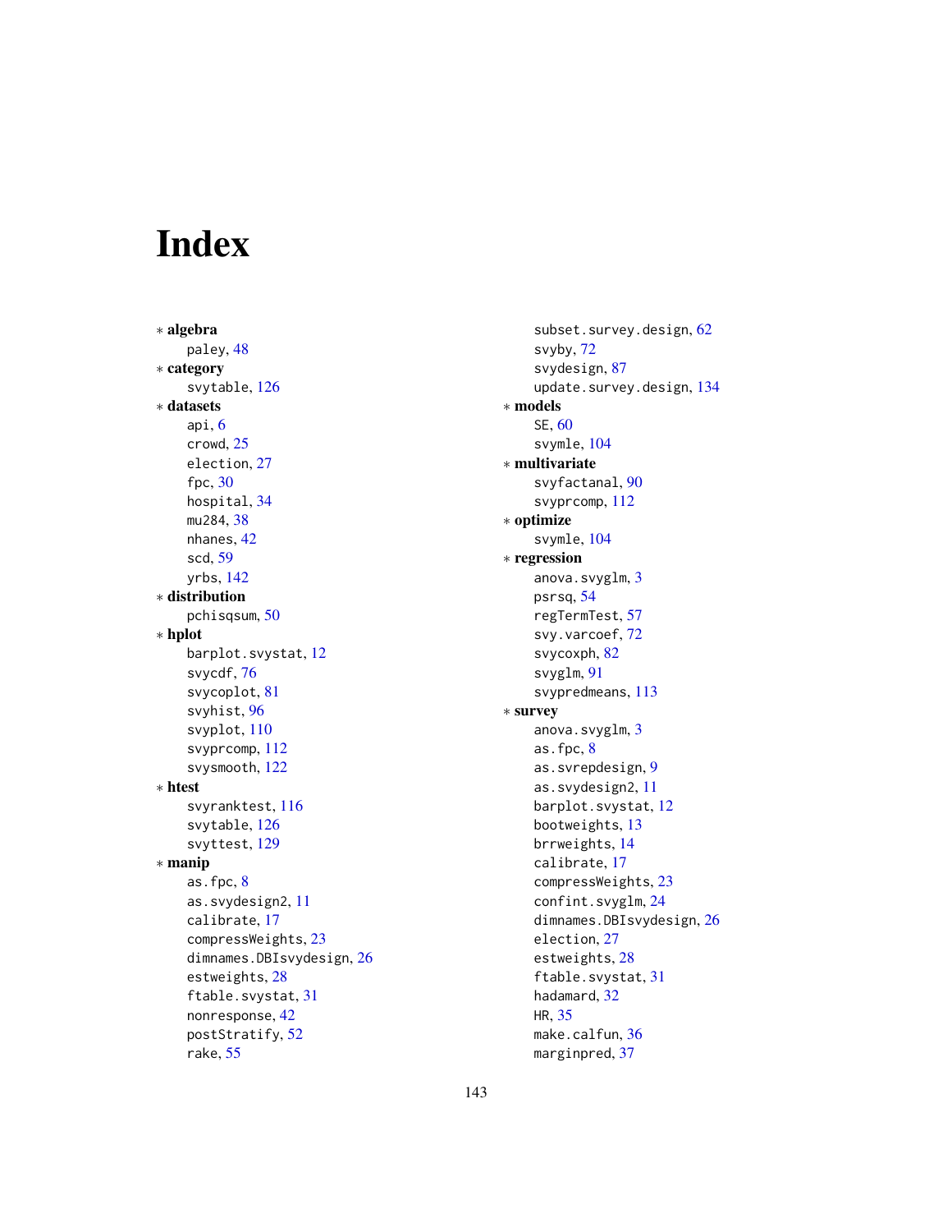# Index

* **algebra**
  - paley, 48
* **category**
  - svytable, 126
* **datasets**
  - api, 6
  - crowd, 25
  - election, 27
  - fpc, 30
  - hospital, 34
  - mu284, 38
  - nhanes, 42
  - scd, 59
  - yrbs, 142
* **distribution**
  - pchisqsum, 50
* **hplot**
  - barplot.svystat, 12
  - svycdf, 76
  - svycoplot, 81
  - svyhist, 96
  - svyplot, 110
  - svyprcomp, 112
  - svysmooth, 122
* **htest**
  - svyranktest, 116
  - svytable, 126
  - svyttest, 129
* **manip**
  - as.fpc, 8
  - as.svydesign2, 11
  - calibrate, 17
  - compressWeights, 23
  - dimnames.DBIsvydesign, 26
  - estweights, 28
  - ftable.svystat, 31
  - nonresponse, 42
  - postStratify, 52
  - rake, 55
  - subset.survey.design, 62
  - svyby, 72
  - svydesign, 87
  - update.survey.design, 134
* **models**
  - SE, 60
  - svymle, 104
* **multivariate**
  - svyfactanal, 90
  - svyprcomp, 112
* **optimize**
  - svymle, 104
* **regression**
  - anova.svyglm, 3
  - psrsq, 54
  - regTermTest, 57
  - svy.varcoef, 72
  - svycoxph, 82
  - svyglm, 91
  - svypredmeans, 113
* **survey**
  - anova.svyglm, 3
  - as.fpc, 8
  - as.svrepdesign, 9
  - as.svydesign2, 11
  - barplot.svystat, 12
  - bootweights, 13
  - brrweights, 14
  - calibrate, 17
  - compressWeights, 23
  - confint.svyglm, 24
  - dimnames.DBIsvydesign, 26
  - election, 27
  - estweights, 28
  - ftable.svystat, 31
  - hadamard, 32
  - HR, 35
  - make.calfun, 36
  - marginpred, 37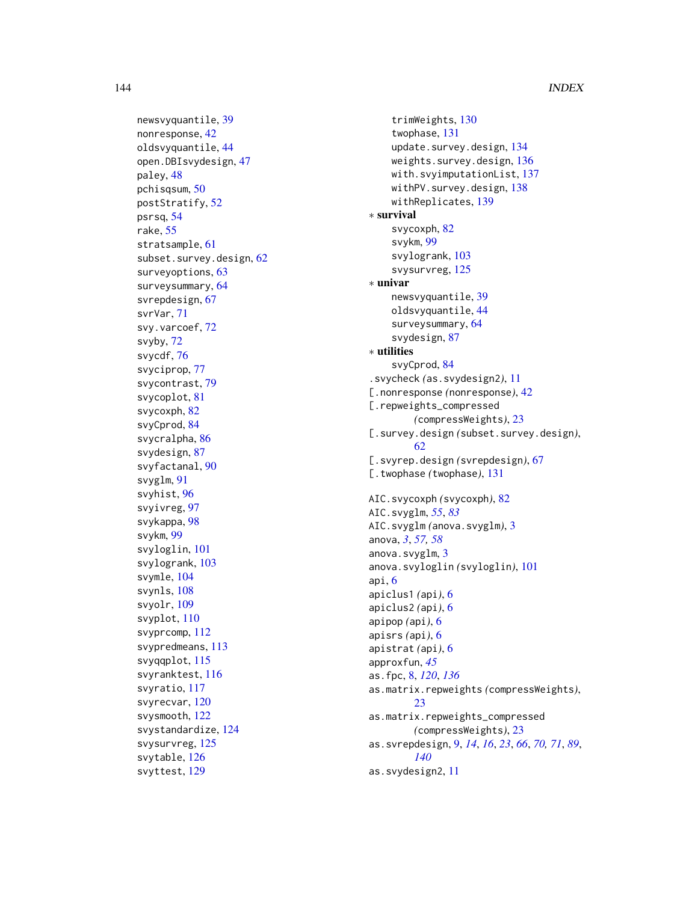newsvyquantile, 39
nonresponse, 42
oldsvyquantile, 44
open.DBIsvydesign, 47
paley, 48
pchisqsum, 50
postStratify, 52
psrsq, 54
rake, 55
stratsample, 61
subset.survey.design, 62
surveyoptions, 63
surveysummary, 64
svrepdesign, 67
svrVar, 71
svy.varcoef, 72
svyby, 72
svycdf, 76
svyciprop, 77
svycontrast, 79
svycoplot, 81
svycoxph, 82
svyCprod, 84
svycralpha, 86
svydesign, 87
svyfactanal, 90
svyglm, 91
svyhist, 96
svyivreg, 97
svykappa, 98
svykm, 99
svyloglin, 101
svylogrank, 103
svymle, 104
svynls, 108
svyolr, 109
svyplot, 110
svyprcomp, 112
svypredmeans, 113
svyqqplot, 115
svyranktest, 116
svyratio, 117
svyrecvar, 120
svysmooth, 122
svystandardize, 124
svysurvreg, 125
svytable, 126
svyttest, 129
trimWeights, 130
twophase, 131
update.survey.design, 134
weights.survey.design, 136
with.svyimputationList, 137
withPV.survey.design, 138
withReplicates, 139

∗ **survival**
svycoxph, 82
svykm, 99
svylogrank, 103
svysurvreg, 125

∗ **univar**
newsvyquantile, 39
oldsvyquantile, 44
surveysummary, 64
svydesign, 87

∗ **utilities**
svyCprod, 84

.svycheck *(*as.svydesign2*)*, 11
[.nonresponse *(*nonresponse*)*, 42
[.repweights_compressed *(*compressWeights*)*, 23
[.survey.design *(*subset.survey.design*)*, 62
[.svyrep.design *(*svrepdesign*)*, 67
[.twophase *(*twophase*)*, 131

AIC.svycoxph *(*svycoxph*)*, 82
AIC.svyglm, *55*, *83*
AIC.svyglm *(*anova.svyglm*)*, 3
anova, *3*, *57, 58*
anova.svyglm, 3
anova.svyloglin *(*svyloglin*)*, 101
api, 6
apiclus1 *(*api*)*, 6
apiclus2 *(*api*)*, 6
apipop *(*api*)*, 6
apisrs *(*api*)*, 6
apistrat *(*api*)*, 6
approxfun, *45*
as.fpc, 8, *120*, *136*
as.matrix.repweights *(*compressWeights*)*, 23
as.matrix.repweights_compressed *(*compressWeights*)*, 23
as.svrepdesign, 9, *14*, *16*, *23*, *66*, *70, 71*, *89*, *140*
as.svydesign2, 11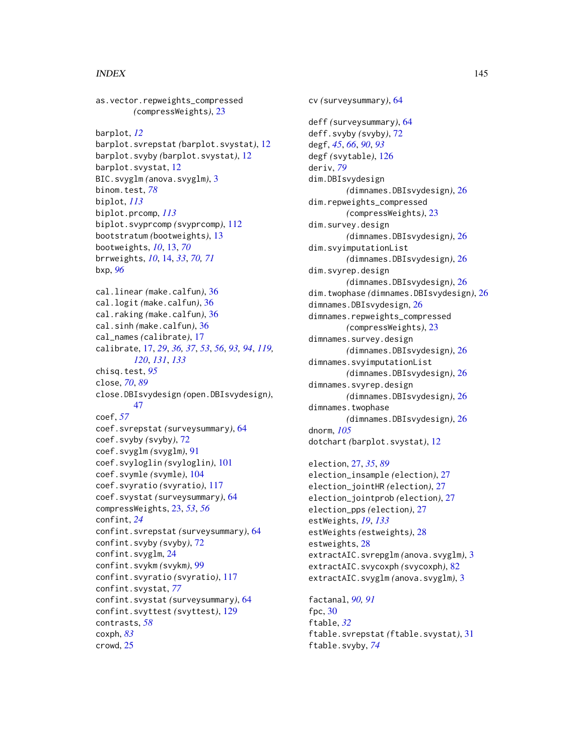as.vector.repweights_compressed (compressWeights), 23

barplot, *12*
barplot.svrepstat (barplot.svystat), 12
barplot.svyby (barplot.svystat), 12
barplot.svystat, 12
BIC.svyglm (anova.svyglm), 3
binom.test, *78*
biplot, *113*
biplot.prcomp, *113*
biplot.svyprcomp (svyprcomp), 112
bootstratum (bootweights), 13
bootweights, *10*, 13, *70*
brrweights, *10*, 14, *33*, *70*, *71*
bxp, *96*

cal.linear (make.calfun), 36
cal.logit (make.calfun), 36
cal.raking (make.calfun), 36
cal.sinh (make.calfun), 36
cal_names (calibrate), 17
calibrate, 17, *29*, *36*, *37*, *53*, *56*, *93*, *94*, *119*, *120*, *131*, *133*
chisq.test, *95*
close, *70*, *89*
close.DBIsvydesign (open.DBIsvydesign), 47
coef, *57*
coef.svrepstat (surveysummary), 64
coef.svyby (svyby), 72
coef.svyglm (svyglm), 91
coef.svyloglin (svyloglin), 101
coef.svymle (svymle), 104
coef.svyratio (svyratio), 117
coef.svystat (surveysummary), 64
compressWeights, 23, *53*, *56*
confint, *24*
confint.svrepstat (surveysummary), 64
confint.svyby (svyby), 72
confint.svyglm, 24
confint.svykm (svykm), 99
confint.svyratio (svyratio), 117
confint.svystat, *77*
confint.svystat (surveysummary), 64
confint.svyttest (svyttest), 129
contrasts, *58*
coxph, *83*
crowd, 25

cv (surveysummary), 64

deff (surveysummary), 64
deff.svyby (svyby), 72
degf, *45*, *66*, *90*, *93*
degf (svytable), 126
deriv, *79*
dim.DBIsvydesign (dimnames.DBIsvydesign), 26
dim.repweights_compressed (compressWeights), 23
dim.survey.design (dimnames.DBIsvydesign), 26
dim.svyimputationList (dimnames.DBIsvydesign), 26
dim.svyrep.design (dimnames.DBIsvydesign), 26
dim.twophase (dimnames.DBIsvydesign), 26
dimnames.DBIsvydesign, 26
dimnames.repweights_compressed (compressWeights), 23
dimnames.survey.design (dimnames.DBIsvydesign), 26
dimnames.svyimputationList (dimnames.DBIsvydesign), 26
dimnames.svyrep.design (dimnames.DBIsvydesign), 26
dimnames.twophase (dimnames.DBIsvydesign), 26
dnorm, *105*
dotchart (barplot.svystat), 12

election, 27, *35*, *89*
election_insample (election), 27
election_jointHR (election), 27
election_jointprob (election), 27
election_pps (election), 27
estWeights, *19*, *133*
estWeights (estweights), 28
estweights, 28
extractAIC.svrepglm (anova.svyglm), 3
extractAIC.svycoxph (svycoxph), 82
extractAIC.svyglm (anova.svyglm), 3

factanal, *90*, *91*
fpc, 30
ftable, *32*
ftable.svrepstat (ftable.svystat), 31
ftable.svyby, *74*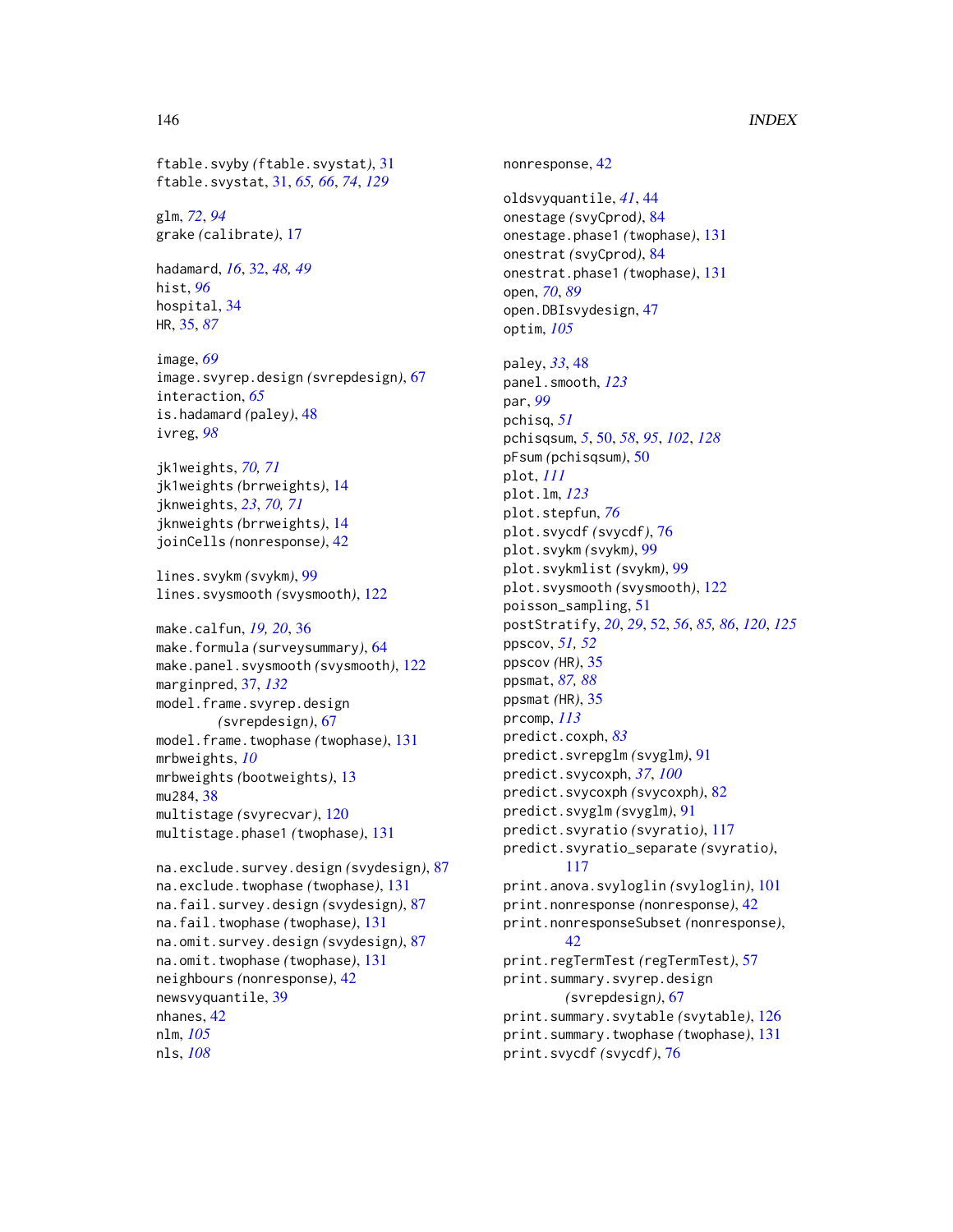ftable.svyby *(ftable.svystat)*, 31
ftable.svystat, 31, *65, 66*, *74*, *129*

glm, *72*, *94*
grake *(calibrate)*, 17

hadamard, *16*, 32, *48, 49*
hist, *96*
hospital, 34
HR, 35, *87*

image, *69*
image.svyrep.design *(svrepdesign)*, 67
interaction, *65*
is.hadamard *(paley)*, 48
ivreg, *98*

jk1weights, *70, 71*
jk1weights *(brrweights)*, 14
jknweights, *23*, *70, 71*
jknweights *(brrweights)*, 14
joinCells *(nonresponse)*, 42

lines.svykm *(svykm)*, 99
lines.svysmooth *(svysmooth)*, 122

make.calfun, *19, 20*, 36
make.formula *(surveysummary)*, 64
make.panel.svysmooth *(svysmooth)*, 122
marginpred, 37, *132*
model.frame.svyrep.design *(svrepdesign)*, 67
model.frame.twophase *(twophase)*, 131
mrbweights, *10*
mrbweights *(bootweights)*, 13
mu284, 38
multistage *(svyrecvar)*, 120
multistage.phase1 *(twophase)*, 131

na.exclude.survey.design *(svydesign)*, 87
na.exclude.twophase *(twophase)*, 131
na.fail.survey.design *(svydesign)*, 87
na.fail.twophase *(twophase)*, 131
na.omit.survey.design *(svydesign)*, 87
na.omit.twophase *(twophase)*, 131
neighbours *(nonresponse)*, 42
newsvyquantile, 39
nhanes, 42
nlm, *105*
nls, *108*
nonresponse, 42

oldsvyquantile, *41*, 44
onestage *(svyCprod)*, 84
onestage.phase1 *(twophase)*, 131
onestrat *(svyCprod)*, 84
onestrat.phase1 *(twophase)*, 131
open, *70*, *89*
open.DBIsvydesign, 47
optim, *105*

paley, *33*, 48
panel.smooth, *123*
par, *99*
pchisq, *51*
pchisqsum, *5*, 50, *58*, *95*, *102*, *128*
pFsum *(pchisqsum)*, 50
plot, *111*
plot.lm, *123*
plot.stepfun, *76*
plot.svycdf *(svycdf)*, 76
plot.svykm *(svykm)*, 99
plot.svykmlist *(svykm)*, 99
plot.svysmooth *(svysmooth)*, 122
poisson_sampling, 51
postStratify, *20*, *29*, 52, *56*, *85, 86*, *120*, *125*
ppscov, *51, 52*
ppscov *(HR)*, 35
ppsmat, *87, 88*
ppsmat *(HR)*, 35
prcomp, *113*
predict.coxph, *83*
predict.svrepglm *(svyglm)*, 91
predict.svycoxph, *37*, *100*
predict.svycoxph *(svycoxph)*, 82
predict.svyglm *(svyglm)*, 91
predict.svyratio *(svyratio)*, 117
predict.svyratio_separate *(svyratio)*, 117
print.anova.svyloglin *(svyloglin)*, 101
print.nonresponse *(nonresponse)*, 42
print.nonresponseSubset *(nonresponse)*, 42
print.regTermTest *(regTermTest)*, 57
print.summary.svyrep.design *(svrepdesign)*, 67
print.summary.svytable *(svytable)*, 126
print.summary.twophase *(twophase)*, 131
print.svycdf *(svycdf)*, 76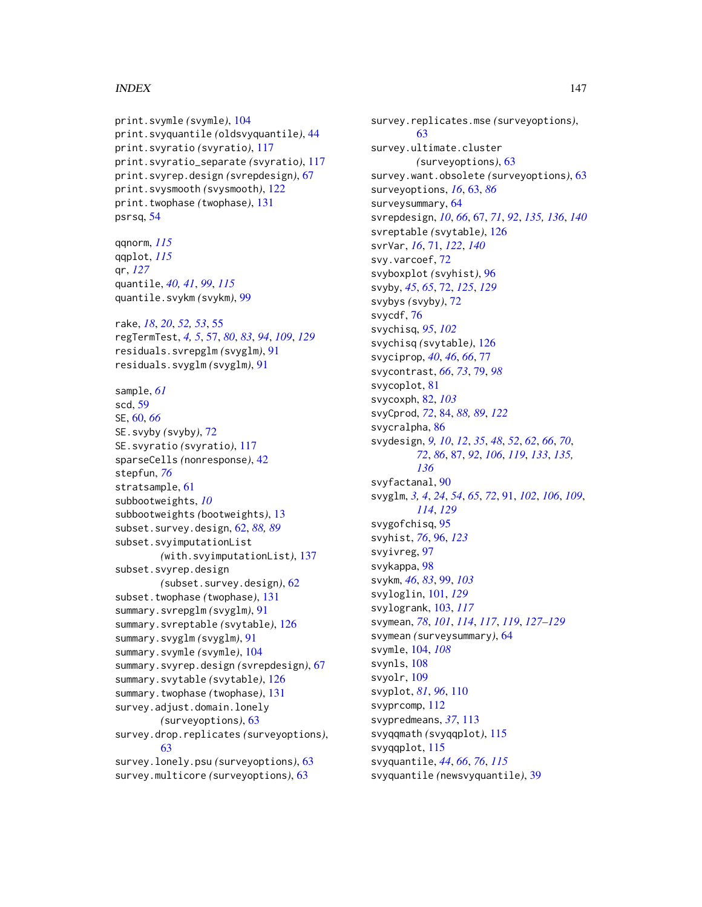print.svymle (svymle), 104
print.svyquantile (oldsvyquantile), 44
print.svyratio (svyratio), 117
print.svyratio_separate (svyratio), 117
print.svyrep.design (svrepdesign), 67
print.svysmooth (svysmooth), 122
print.twophase (twophase), 131
psrsq, 54

qqnorm, *115*
qqplot, *115*
qr, *127*
quantile, *40, 41*, *99*, *115*
quantile.svykm (svykm), 99

rake, *18*, *20*, *52, 53*, 55
regTermTest, *4, 5*, 57, *80*, *83*, *94*, *109*, *129*
residuals.svrepglm (svyglm), 91
residuals.svyglm (svyglm), 91

sample, *61*
scd, 59
SE, 60, *66*
SE.svyby (svyby), 72
SE.svyratio (svyratio), 117
sparseCells (nonresponse), 42
stepfun, *76*
stratsample, 61
subbootweights, *10*
subbootweights (bootweights), 13
subset.survey.design, 62, *88, 89*
subset.svyimputationList (with.svyimputationList), 137
subset.svyrep.design (subset.survey.design), 62
subset.twophase (twophase), 131
summary.svrepglm (svyglm), 91
summary.svreptable (svytable), 126
summary.svyglm (svyglm), 91
summary.svymle (svymle), 104
summary.svyrep.design (svrepdesign), 67
summary.svytable (svytable), 126
summary.twophase (twophase), 131
survey.adjust.domain.lonely (surveyoptions), 63
survey.drop.replicates (surveyoptions), 63
survey.lonely.psu (surveyoptions), 63
survey.multicore (surveyoptions), 63
survey.replicates.mse (surveyoptions), 63
survey.ultimate.cluster (surveyoptions), 63
survey.want.obsolete (surveyoptions), 63
surveyoptions, *16*, 63, *86*
surveysummary, 64
svrepdesign, *10*, *66*, 67, *71*, *92*, *135, 136*, *140*
svreptable (svytable), 126
svrVar, *16*, 71, *122*, *140*
svy.varcoef, 72
svyboxplot (svyhist), 96
svyby, *45*, *65*, 72, *125*, *129*
svybys (svyby), 72
svycdf, 76
svychisq, *95*, *102*
svychisq (svytable), 126
svyciprop, *40*, *46*, *66*, 77
svycontrast, *66*, *73*, 79, *98*
svycoplot, 81
svycoxph, 82, *103*
svyCprod, *72*, 84, *88, 89*, *122*
svycralpha, 86
svydesign, *9, 10*, *12*, *35*, *48*, *52*, *62*, *66*, *70*, *72*, *86*, 87, *92*, *106*, *119*, *133*, *135, 136*
svyfactanal, 90
svyglm, *3, 4*, *24*, *54*, *65*, *72*, 91, *102*, *106*, *109*, *114*, *129*
svygofchisq, 95
svyhist, *76*, 96, *123*
svyivreg, 97
svykappa, 98
svykm, *46*, *83*, 99, *103*
svyloglin, 101, *129*
svylogrank, 103, *117*
svymean, *78*, *101*, *114*, *117*, *119*, *127–129*
svymean (surveysummary), 64
svymle, 104, *108*
svynls, 108
svyolr, 109
svyplot, *81*, *96*, 110
svyprcomp, 112
svypredmeans, *37*, 113
svyqqmath (svyqqplot), 115
svyqqplot, 115
svyquantile, *44*, *66*, *76*, *115*
svyquantile (newsvyquantile), 39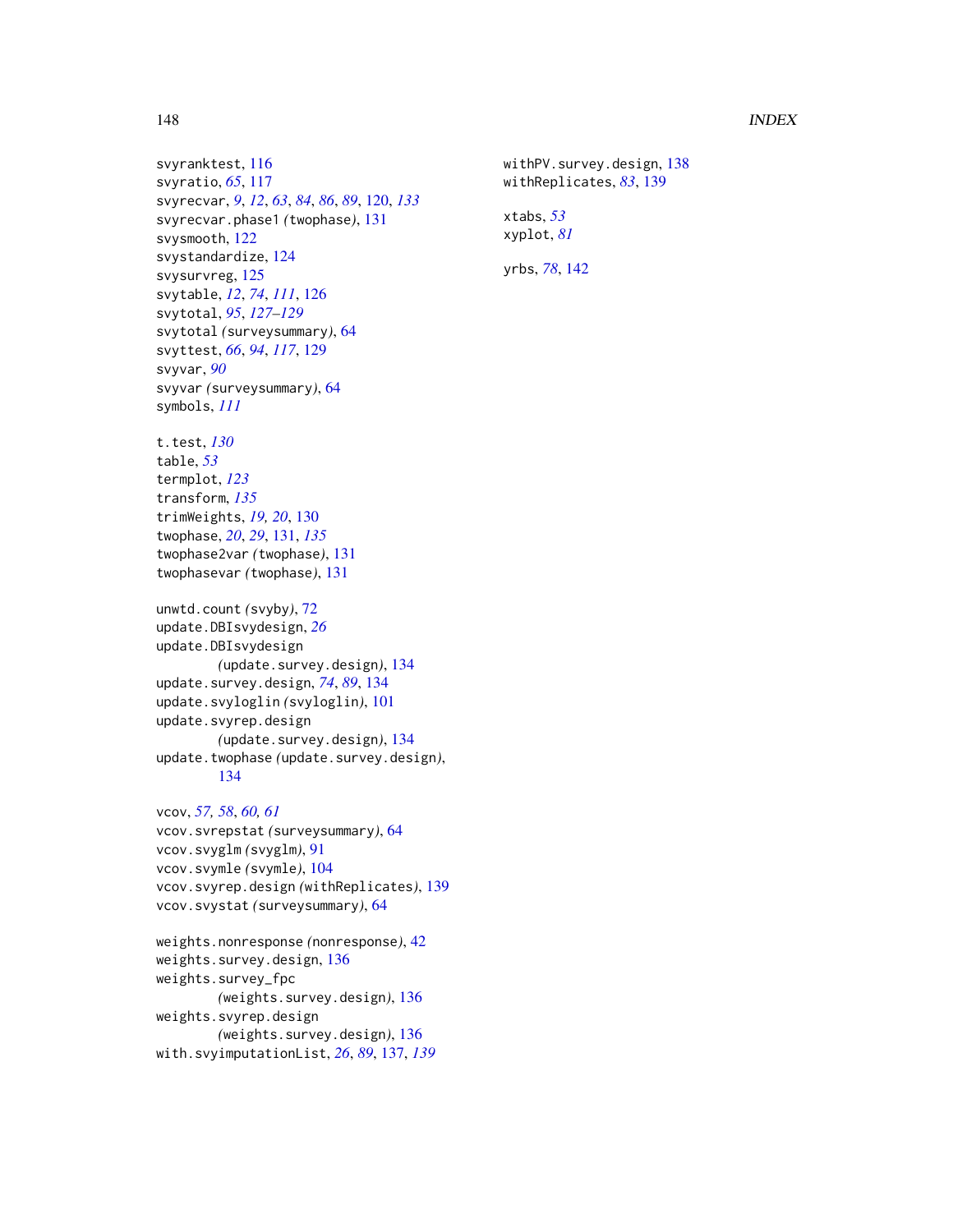svyranktest, 116
svyratio, *65*, 117
svyrecvar, *9*, *12*, *63*, *84*, *86*, *89*, 120, *133*
svyrecvar.phase1 *(*twophase*)*, 131
svysmooth, 122
svystandardize, 124
svysurvreg, 125
svytable, *12*, *74*, *111*, 126
svytotal, *95*, *127–129*
svytotal *(*surveysummary*)*, 64
svyttest, *66*, *94*, *117*, 129
svyvar, *90*
svyvar *(*surveysummary*)*, 64
symbols, *111*

t.test, *130*
table, *53*
termplot, *123*
transform, *135*
trimWeights, *19, 20*, 130
twophase, *20*, *29*, 131, *135*
twophase2var *(*twophase*)*, 131
twophasevar *(*twophase*)*, 131

unwtd.count *(*svyby*)*, 72
update.DBIsvydesign, *26*
update.DBIsvydesign *(*update.survey.design*)*, 134
update.survey.design, *74*, *89*, 134
update.svyloglin *(*svyloglin*)*, 101
update.svyrep.design *(*update.survey.design*)*, 134
update.twophase *(*update.survey.design*)*, 134

vcov, *57, 58*, *60, 61*
vcov.svrepstat *(*surveysummary*)*, 64
vcov.svyglm *(*svyglm*)*, 91
vcov.svymle *(*svymle*)*, 104
vcov.svyrep.design *(*withReplicates*)*, 139
vcov.svystat *(*surveysummary*)*, 64

weights.nonresponse *(*nonresponse*)*, 42
weights.survey.design, 136
weights.survey_fpc *(*weights.survey.design*)*, 136
weights.svyrep.design *(*weights.survey.design*)*, 136
with.svyimputationList, *26*, *89*, 137, *139*
withPV.survey.design, 138
withReplicates, *83*, 139

xtabs, *53*
xyplot, *81*

yrbs, *78*, 142